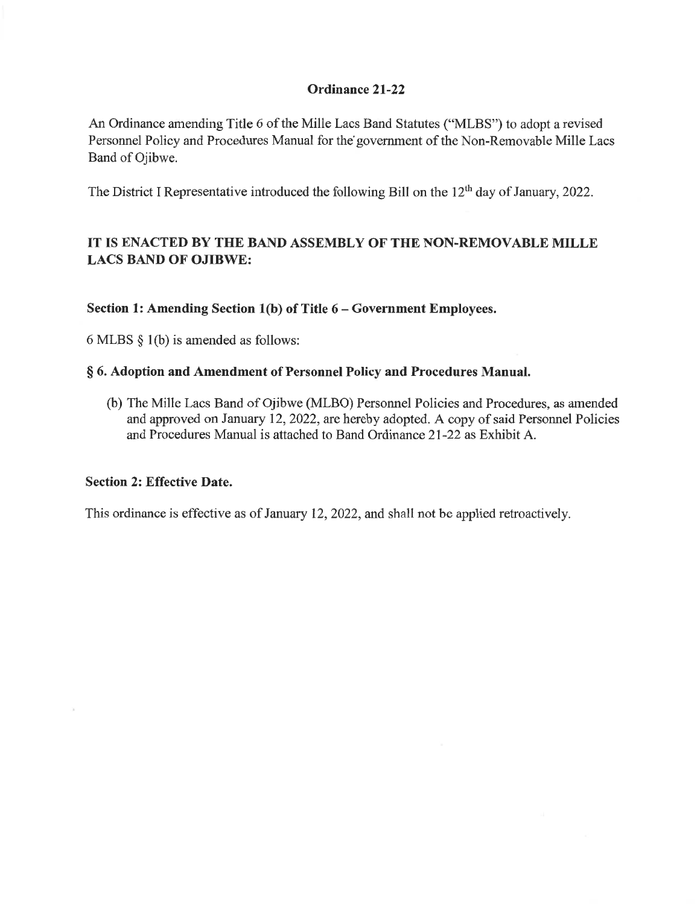# Ordinance 21-22

An Ordinance amending Title 6 of the Mille Lacs Band Statutes ("MLBS") to adopt a revised Personnel Policy and Procedures Manual for the government of the Non-Removable Mille Lacs Band of Ojibwe.

The District I Representative introduced the following Bill on the 12th day of January, 2022.

## IT IS ENACTED BY THE BAND ASSEMBLY OF THE NON-REMOVABLE MILLE LACS BAND OF OJIBWE:

### Section 1: Amending Section 1(b) of Title 6 – Government Employees.

6 MLBS § 1(b) is amended as follows:

### § 6. Adoption and Amendment of Personnel Policy and Procedures Manual.

(b) The Mille Lacs Band of Ojibwe (MLBO) Personnel Policies and Procedures, as amended and approved on January 12, 2022, are hereby adopted. A copy of said Personnel Policies and Procedures Manual is attached to Band Ordinance 21-22 as Exhibit A.

### Section 2: Effective Date.

This ordinance is effective as of January 12, 2022, and shall not be applied retroactively.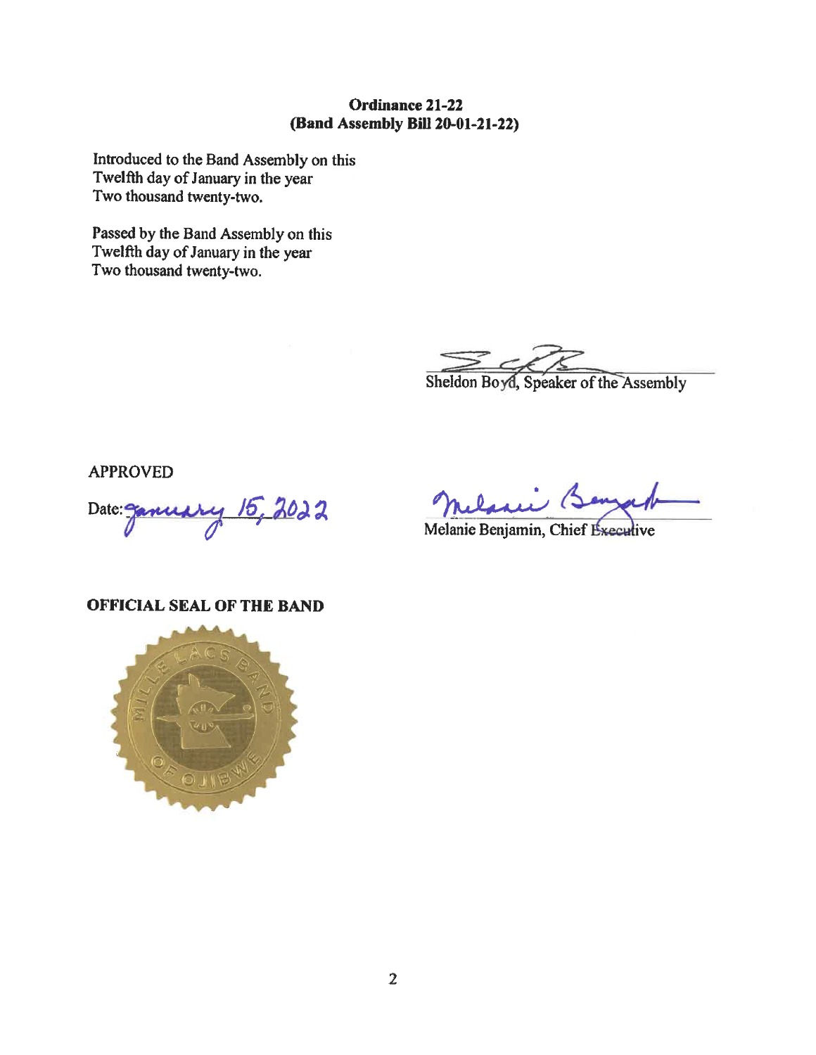**Ordinance 21-22**
**(Band Assembly Bill 20-01-21-22)**

Introduced to the Band Assembly on this
Twelfth day of January in the year
Two thousand twenty-two.

Passed by the Band Assembly on this
Twelfth day of January in the year
Two thousand twenty-two.

Sheldon Boyd, Speaker of the Assembly

APPROVED

Date: January 15, 2022

Melanie Benjamin, Chief Executive

**OFFICIAL SEAL OF THE BAND**

MILLE LACS BAND OF OJIBWE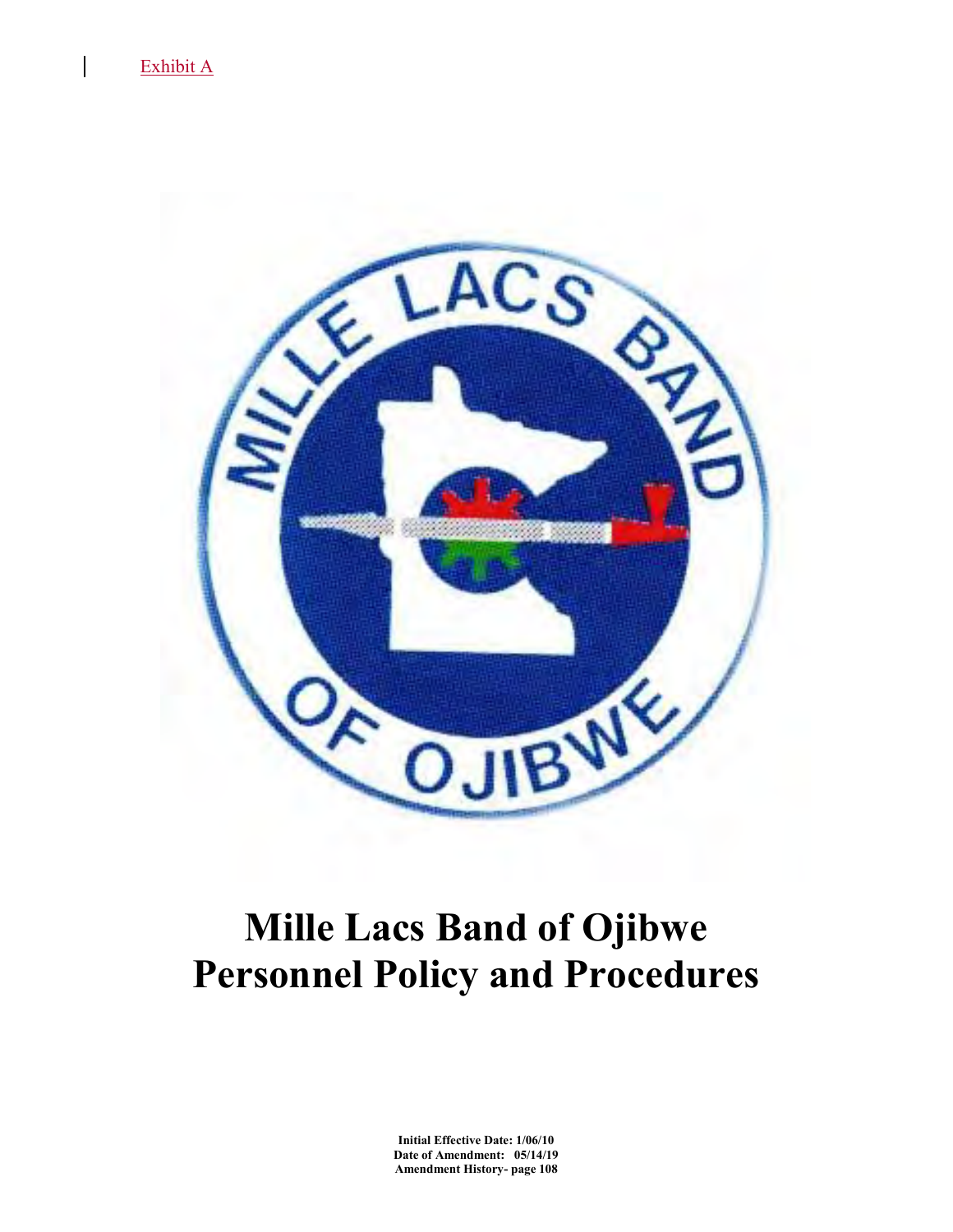Exhibit A

# Mille Lacs Band of Ojibwe Personnel Policy and Procedures

**Initial Effective Date: 1/06/10**
**Date of Amendment: 05/14/19**
**Amendment History- page 108**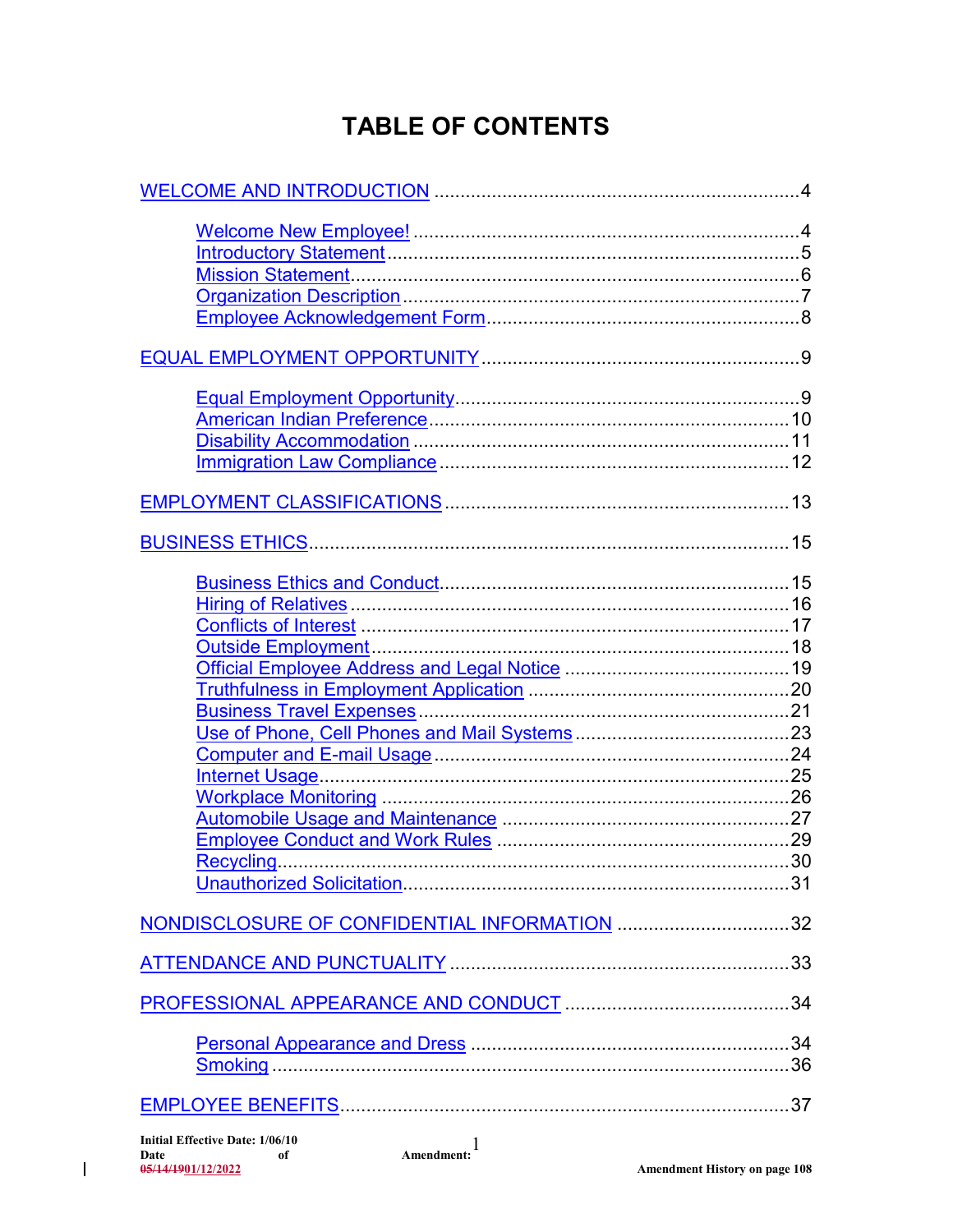# TABLE OF CONTENTS

WELCOME AND INTRODUCTION ........................................................................ 4

- Welcome New Employee! ........................................................................ 4
- Introductory Statement ........................................................................ 5
- Mission Statement ........................................................................ 6
- Organization Description ........................................................................ 7
- Employee Acknowledgement Form ........................................................................ 8

EQUAL EMPLOYMENT OPPORTUNITY ........................................................................ 9

- Equal Employment Opportunity ........................................................................ 9
- American Indian Preference ........................................................................ 10
- Disability Accommodation ........................................................................ 11
- Immigration Law Compliance ........................................................................ 12

EMPLOYMENT CLASSIFICATIONS ........................................................................ 13

BUSINESS ETHICS ........................................................................ 15

- Business Ethics and Conduct ........................................................................ 15
- Hiring of Relatives ........................................................................ 16
- Conflicts of Interest ........................................................................ 17
- Outside Employment ........................................................................ 18
- Official Employee Address and Legal Notice ........................................................................ 19
- Truthfulness in Employment Application ........................................................................ 20
- Business Travel Expenses ........................................................................ 21
- Use of Phone, Cell Phones and Mail Systems ........................................................................ 23
- Computer and E-mail Usage ........................................................................ 24
- Internet Usage ........................................................................ 25
- Workplace Monitoring ........................................................................ 26
- Automobile Usage and Maintenance ........................................................................ 27
- Employee Conduct and Work Rules ........................................................................ 29
- Recycling ........................................................................ 30
- Unauthorized Solicitation ........................................................................ 31

NONDISCLOSURE OF CONFIDENTIAL INFORMATION ........................................................................ 32

ATTENDANCE AND PUNCTUALITY ........................................................................ 33

PROFESSIONAL APPEARANCE AND CONDUCT ........................................................................ 34

- Personal Appearance and Dress ........................................................................ 34
- Smoking ........................................................................ 36

EMPLOYEE BENEFITS ........................................................................ 37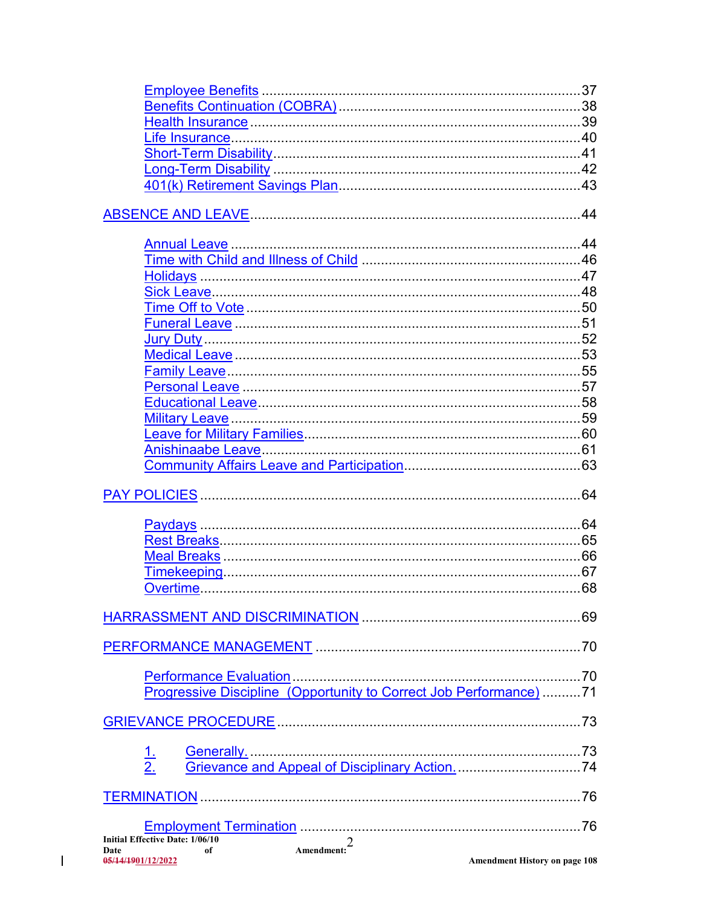Employee Benefits .......................................................................................37
Benefits Continuation (COBRA)....................................................................38
Health Insurance ...........................................................................................39
Life Insurance...............................................................................................40
Short-Term Disability....................................................................................41
Long-Term Disability ....................................................................................42
401(k) Retirement Savings Plan....................................................................43

ABSENCE AND LEAVE.....................................................................................44

Annual Leave ................................................................................................44
Time with Child and Illness of Child ............................................................46
Holidays ........................................................................................................47
Sick Leave.....................................................................................................48
Time Off to Vote ...........................................................................................50
Funeral Leave ...............................................................................................51
Jury Duty.......................................................................................................52
Medical Leave ...............................................................................................53
Family Leave.................................................................................................55
Personal Leave .............................................................................................57
Educational Leave.........................................................................................58
Military Leave ...............................................................................................59
Leave for Military Families............................................................................60
Anishinaabe Leave........................................................................................61
Community Affairs Leave and Participation..................................................63

PAY POLICIES ...................................................................................................64

Paydays ........................................................................................................64
Rest Breaks...................................................................................................65
Meal Breaks ..................................................................................................66
Timekeeping..................................................................................................67
Overtime........................................................................................................68

HARRASSMENT AND DISCRIMINATION .........................................................69

PERFORMANCE MANAGEMENT .....................................................................70

Performance Evaluation ...............................................................................70
Progressive Discipline (Opportunity to Correct Job Performance) ..........71

GRIEVANCE PROCEDURE...............................................................................73

1. Generally. ...................................................................................................73
2. Grievance and Appeal of Disciplinary Action.............................................74

TERMINATION ..................................................................................................76

Employment Termination ..............................................................................76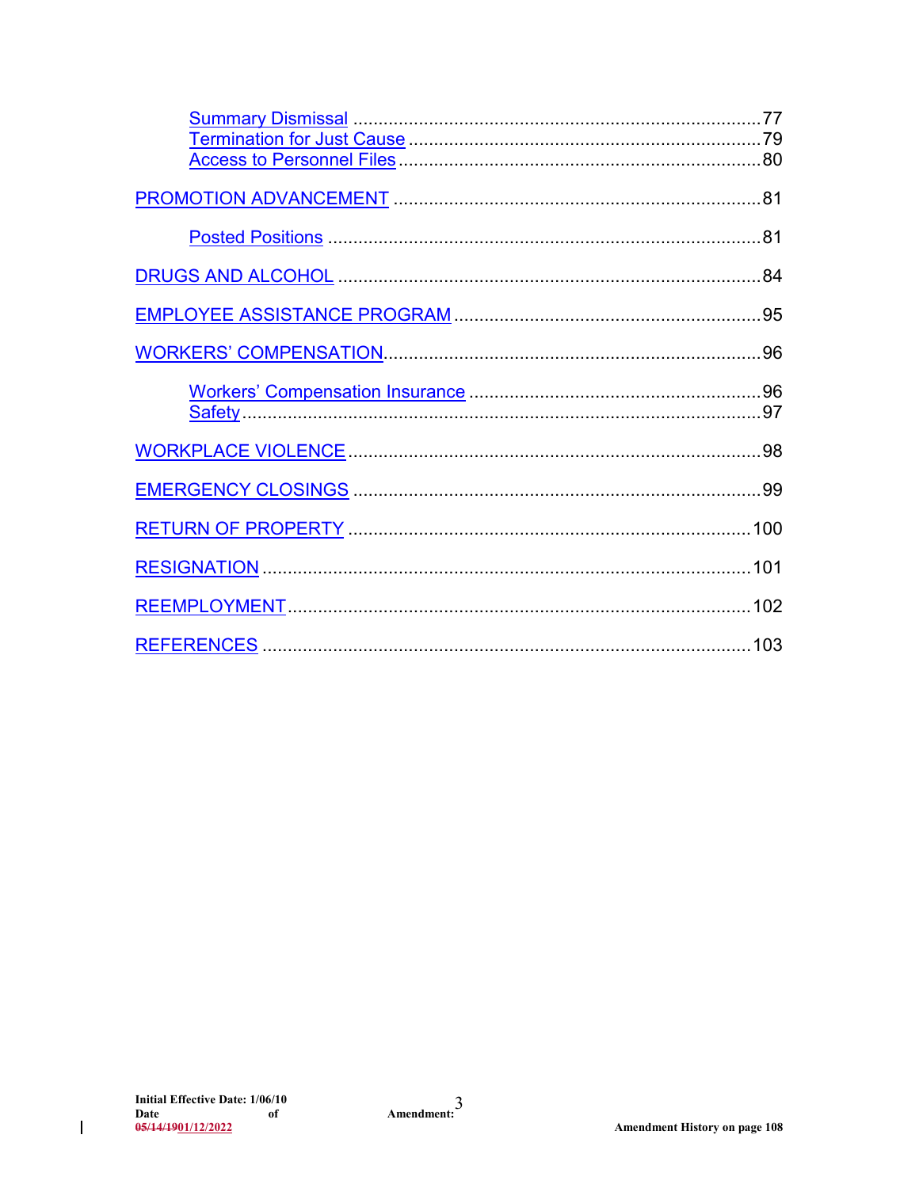- Summary Dismissal ........ 77
- Termination for Just Cause ........ 79
- Access to Personnel Files ........ 80

PROMOTION ADVANCEMENT ........ 81

- Posted Positions ........ 81

DRUGS AND ALCOHOL ........ 84

EMPLOYEE ASSISTANCE PROGRAM ........ 95

WORKERS' COMPENSATION ........ 96

- Workers' Compensation Insurance ........ 96
- Safety ........ 97

WORKPLACE VIOLENCE ........ 98

EMERGENCY CLOSINGS ........ 99

RETURN OF PROPERTY ........ 100

RESIGNATION ........ 101

REEMPLOYMENT ........ 102

REFERENCES ........ 103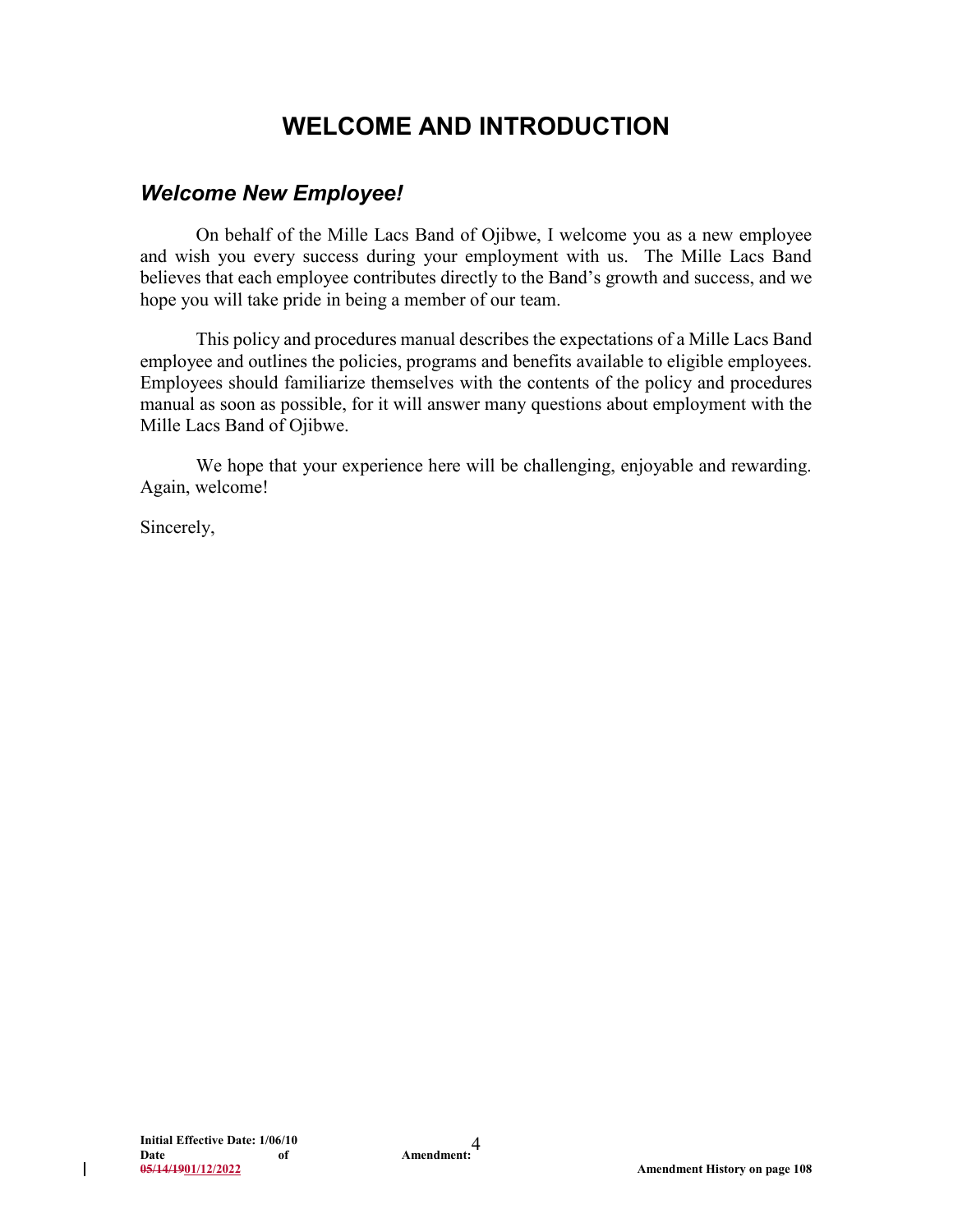# WELCOME AND INTRODUCTION

## *Welcome New Employee!*

On behalf of the Mille Lacs Band of Ojibwe, I welcome you as a new employee and wish you every success during your employment with us. The Mille Lacs Band believes that each employee contributes directly to the Band's growth and success, and we hope you will take pride in being a member of our team.

This policy and procedures manual describes the expectations of a Mille Lacs Band employee and outlines the policies, programs and benefits available to eligible employees. Employees should familiarize themselves with the contents of the policy and procedures manual as soon as possible, for it will answer many questions about employment with the Mille Lacs Band of Ojibwe.

We hope that your experience here will be challenging, enjoyable and rewarding. Again, welcome!

Sincerely,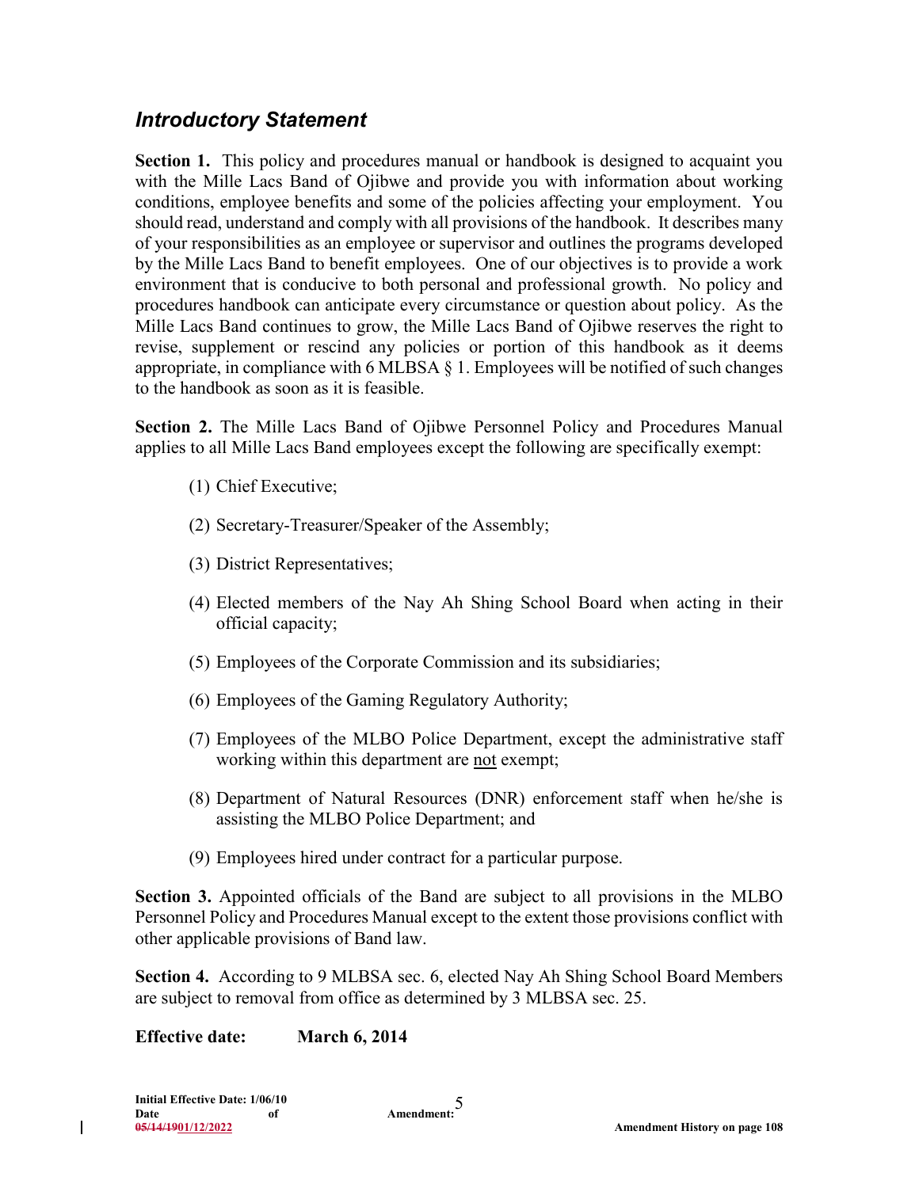## *Introductory Statement*

**Section 1.** This policy and procedures manual or handbook is designed to acquaint you with the Mille Lacs Band of Ojibwe and provide you with information about working conditions, employee benefits and some of the policies affecting your employment. You should read, understand and comply with all provisions of the handbook. It describes many of your responsibilities as an employee or supervisor and outlines the programs developed by the Mille Lacs Band to benefit employees. One of our objectives is to provide a work environment that is conducive to both personal and professional growth. No policy and procedures handbook can anticipate every circumstance or question about policy. As the Mille Lacs Band continues to grow, the Mille Lacs Band of Ojibwe reserves the right to revise, supplement or rescind any policies or portion of this handbook as it deems appropriate, in compliance with 6 MLBSA § 1. Employees will be notified of such changes to the handbook as soon as it is feasible.

**Section 2.** The Mille Lacs Band of Ojibwe Personnel Policy and Procedures Manual applies to all Mille Lacs Band employees except the following are specifically exempt:

(1) Chief Executive;

(2) Secretary-Treasurer/Speaker of the Assembly;

(3) District Representatives;

(4) Elected members of the Nay Ah Shing School Board when acting in their official capacity;

(5) Employees of the Corporate Commission and its subsidiaries;

(6) Employees of the Gaming Regulatory Authority;

(7) Employees of the MLBO Police Department, except the administrative staff working within this department are <u>not</u> exempt;

(8) Department of Natural Resources (DNR) enforcement staff when he/she is assisting the MLBO Police Department; and

(9) Employees hired under contract for a particular purpose.

**Section 3.** Appointed officials of the Band are subject to all provisions in the MLBO Personnel Policy and Procedures Manual except to the extent those provisions conflict with other applicable provisions of Band law.

**Section 4.** According to 9 MLBSA sec. 6, elected Nay Ah Shing School Board Members are subject to removal from office as determined by 3 MLBSA sec. 25.

**Effective date: March 6, 2014**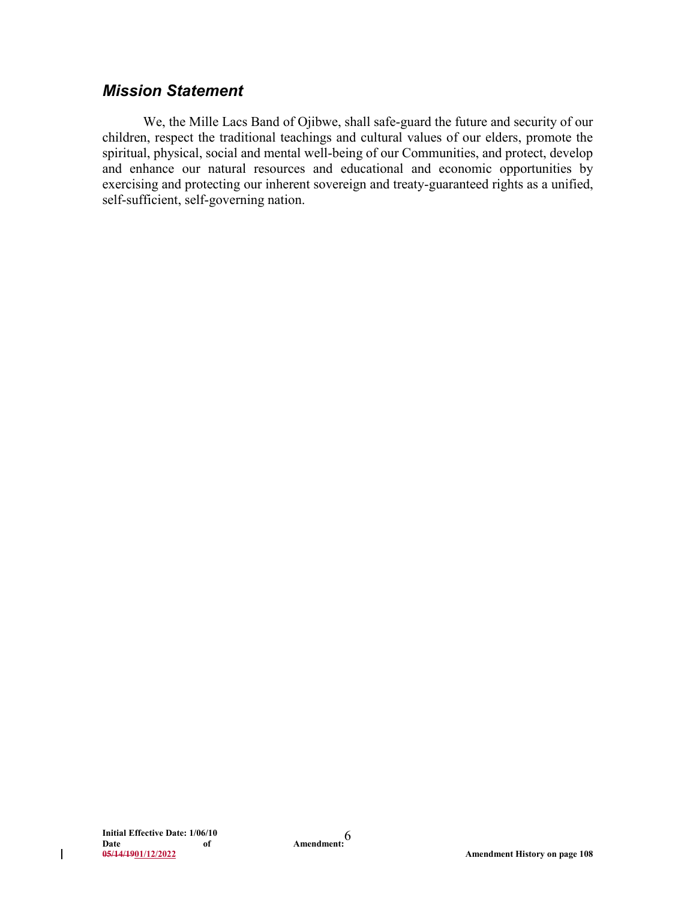## *Mission Statement*

We, the Mille Lacs Band of Ojibwe, shall safe-guard the future and security of our children, respect the traditional teachings and cultural values of our elders, promote the spiritual, physical, social and mental well-being of our Communities, and protect, develop and enhance our natural resources and educational and economic opportunities by exercising and protecting our inherent sovereign and treaty-guaranteed rights as a unified, self-sufficient, self-governing nation.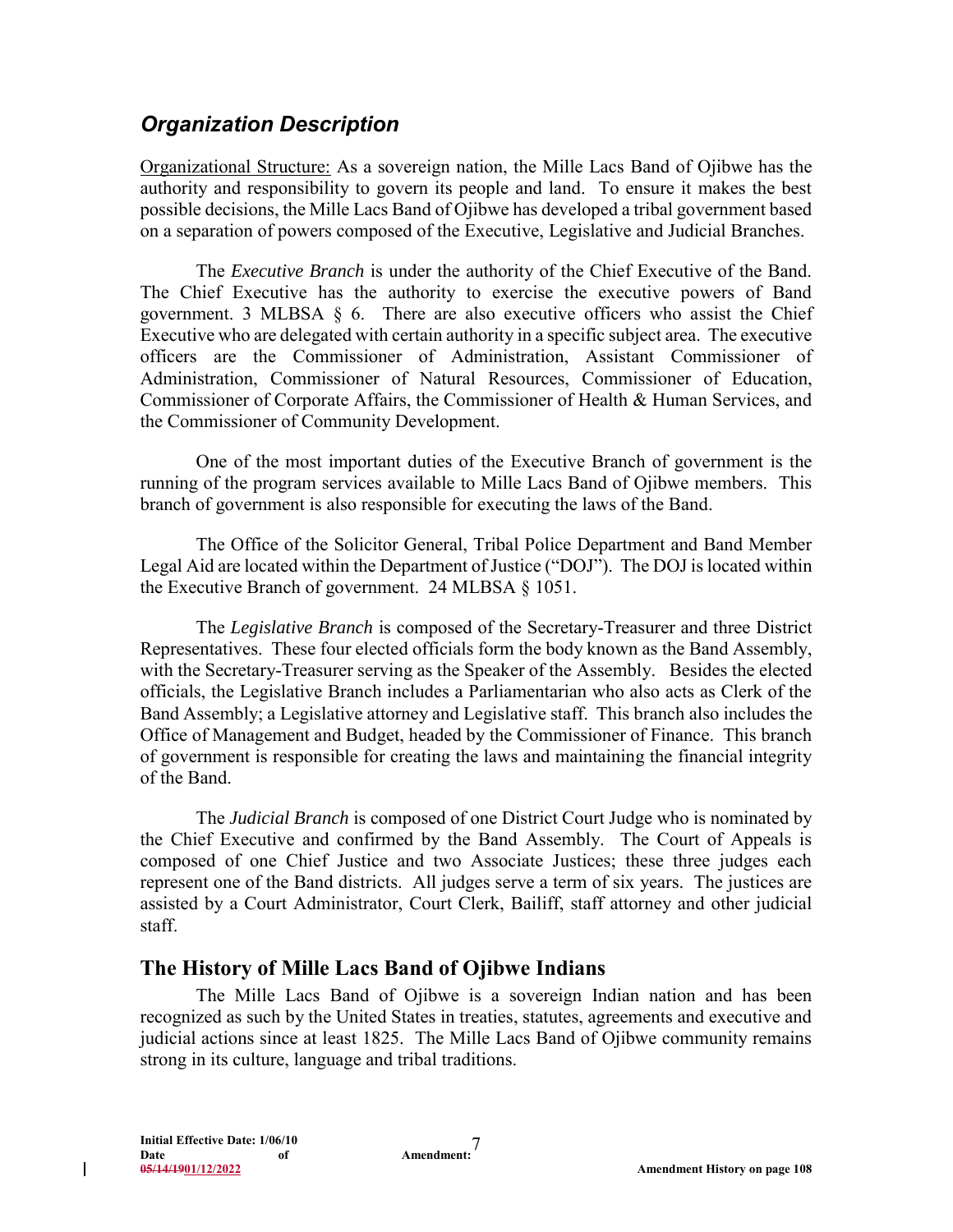## *Organization Description*

Organizational Structure: As a sovereign nation, the Mille Lacs Band of Ojibwe has the authority and responsibility to govern its people and land. To ensure it makes the best possible decisions, the Mille Lacs Band of Ojibwe has developed a tribal government based on a separation of powers composed of the Executive, Legislative and Judicial Branches.

The *Executive Branch* is under the authority of the Chief Executive of the Band. The Chief Executive has the authority to exercise the executive powers of Band government. 3 MLBSA § 6. There are also executive officers who assist the Chief Executive who are delegated with certain authority in a specific subject area. The executive officers are the Commissioner of Administration, Assistant Commissioner of Administration, Commissioner of Natural Resources, Commissioner of Education, Commissioner of Corporate Affairs, the Commissioner of Health & Human Services, and the Commissioner of Community Development.

One of the most important duties of the Executive Branch of government is the running of the program services available to Mille Lacs Band of Ojibwe members. This branch of government is also responsible for executing the laws of the Band.

The Office of the Solicitor General, Tribal Police Department and Band Member Legal Aid are located within the Department of Justice ("DOJ"). The DOJ is located within the Executive Branch of government. 24 MLBSA § 1051.

The *Legislative Branch* is composed of the Secretary-Treasurer and three District Representatives. These four elected officials form the body known as the Band Assembly, with the Secretary-Treasurer serving as the Speaker of the Assembly. Besides the elected officials, the Legislative Branch includes a Parliamentarian who also acts as Clerk of the Band Assembly; a Legislative attorney and Legislative staff. This branch also includes the Office of Management and Budget, headed by the Commissioner of Finance. This branch of government is responsible for creating the laws and maintaining the financial integrity of the Band.

The *Judicial Branch* is composed of one District Court Judge who is nominated by the Chief Executive and confirmed by the Band Assembly. The Court of Appeals is composed of one Chief Justice and two Associate Justices; these three judges each represent one of the Band districts. All judges serve a term of six years. The justices are assisted by a Court Administrator, Court Clerk, Bailiff, staff attorney and other judicial staff.

## The History of Mille Lacs Band of Ojibwe Indians

The Mille Lacs Band of Ojibwe is a sovereign Indian nation and has been recognized as such by the United States in treaties, statutes, agreements and executive and judicial actions since at least 1825. The Mille Lacs Band of Ojibwe community remains strong in its culture, language and tribal traditions.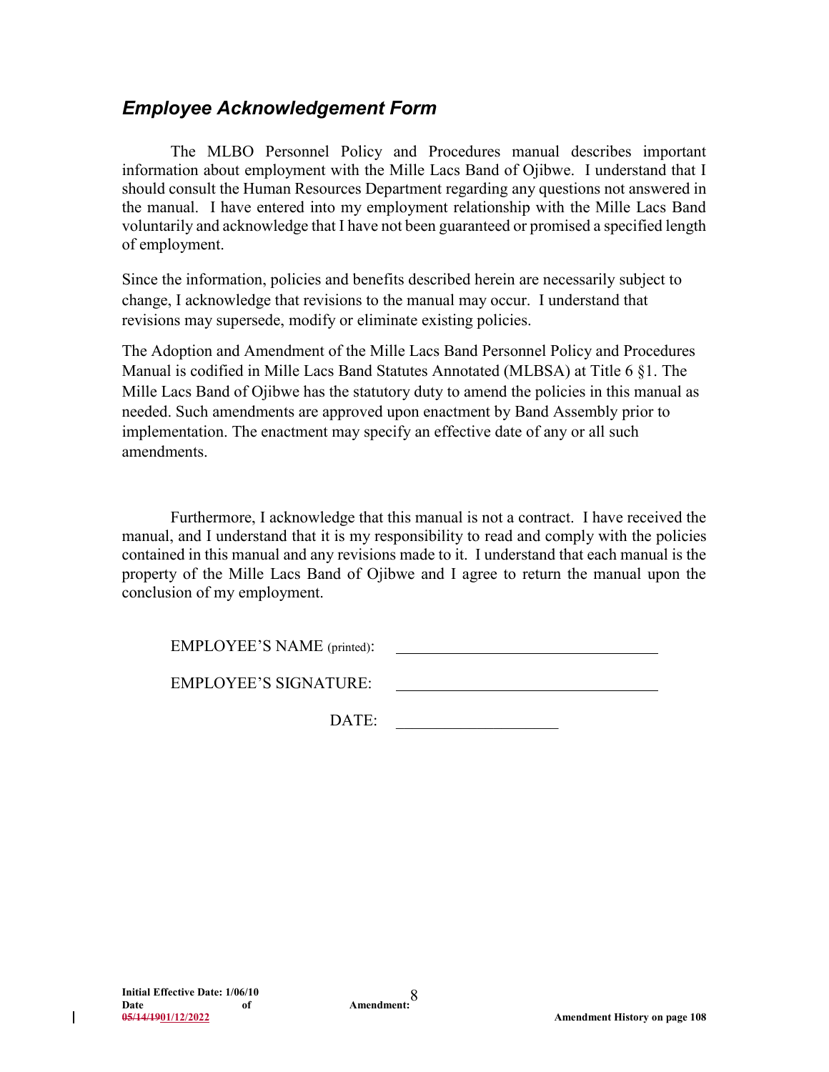## *Employee Acknowledgement Form*

The MLBO Personnel Policy and Procedures manual describes important information about employment with the Mille Lacs Band of Ojibwe. I understand that I should consult the Human Resources Department regarding any questions not answered in the manual. I have entered into my employment relationship with the Mille Lacs Band voluntarily and acknowledge that I have not been guaranteed or promised a specified length of employment.

Since the information, policies and benefits described herein are necessarily subject to change, I acknowledge that revisions to the manual may occur. I understand that revisions may supersede, modify or eliminate existing policies.

The Adoption and Amendment of the Mille Lacs Band Personnel Policy and Procedures Manual is codified in Mille Lacs Band Statutes Annotated (MLBSA) at Title 6 §1. The Mille Lacs Band of Ojibwe has the statutory duty to amend the policies in this manual as needed. Such amendments are approved upon enactment by Band Assembly prior to implementation. The enactment may specify an effective date of any or all such amendments.

Furthermore, I acknowledge that this manual is not a contract. I have received the manual, and I understand that it is my responsibility to read and comply with the policies contained in this manual and any revisions made to it. I understand that each manual is the property of the Mille Lacs Band of Ojibwe and I agree to return the manual upon the conclusion of my employment.

EMPLOYEE'S NAME (printed): ______________________________

EMPLOYEE'S SIGNATURE: ______________________________

DATE: ____________________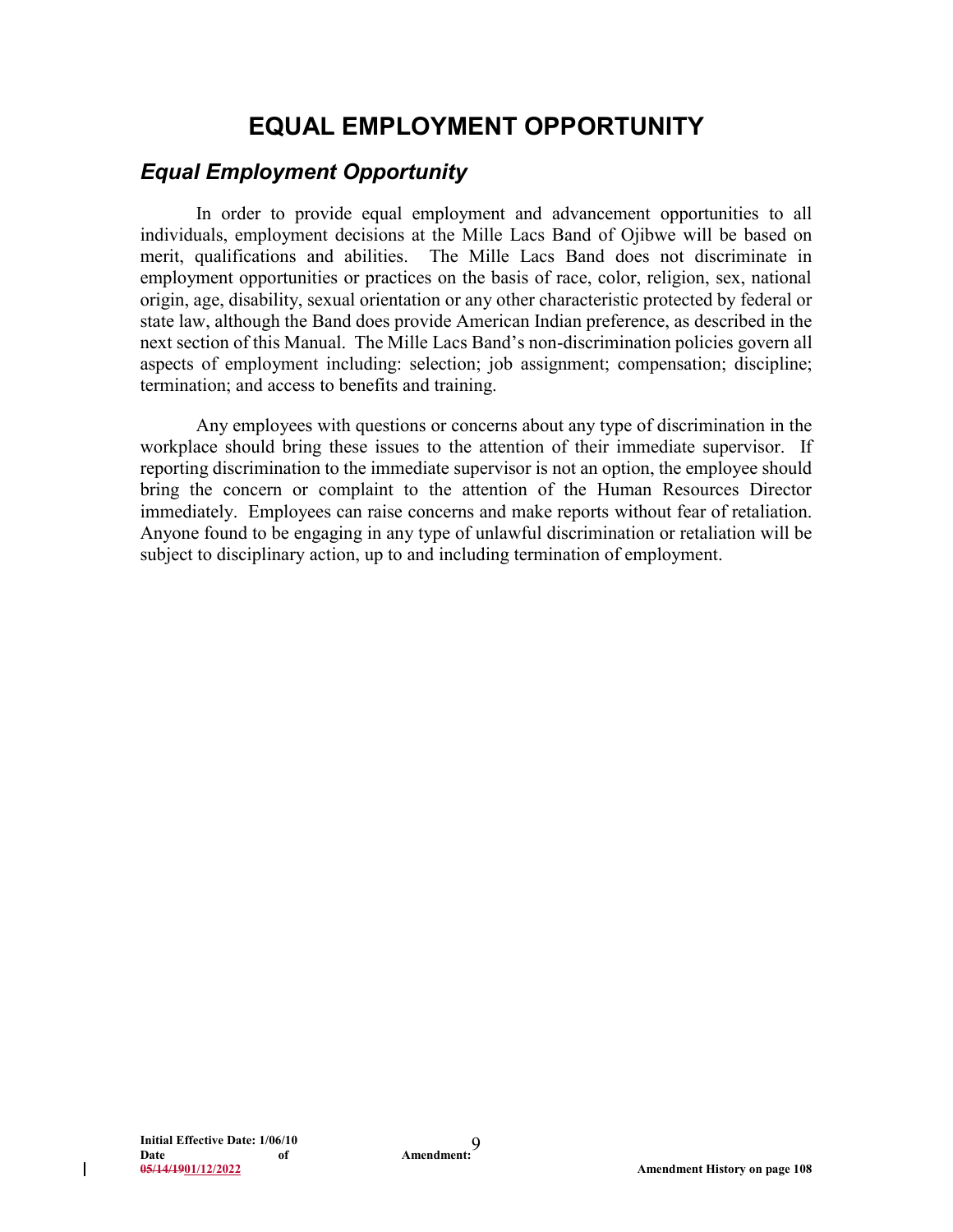# EQUAL EMPLOYMENT OPPORTUNITY

## *Equal Employment Opportunity*

In order to provide equal employment and advancement opportunities to all individuals, employment decisions at the Mille Lacs Band of Ojibwe will be based on merit, qualifications and abilities. The Mille Lacs Band does not discriminate in employment opportunities or practices on the basis of race, color, religion, sex, national origin, age, disability, sexual orientation or any other characteristic protected by federal or state law, although the Band does provide American Indian preference, as described in the next section of this Manual. The Mille Lacs Band's non-discrimination policies govern all aspects of employment including: selection; job assignment; compensation; discipline; termination; and access to benefits and training.

Any employees with questions or concerns about any type of discrimination in the workplace should bring these issues to the attention of their immediate supervisor. If reporting discrimination to the immediate supervisor is not an option, the employee should bring the concern or complaint to the attention of the Human Resources Director immediately. Employees can raise concerns and make reports without fear of retaliation. Anyone found to be engaging in any type of unlawful discrimination or retaliation will be subject to disciplinary action, up to and including termination of employment.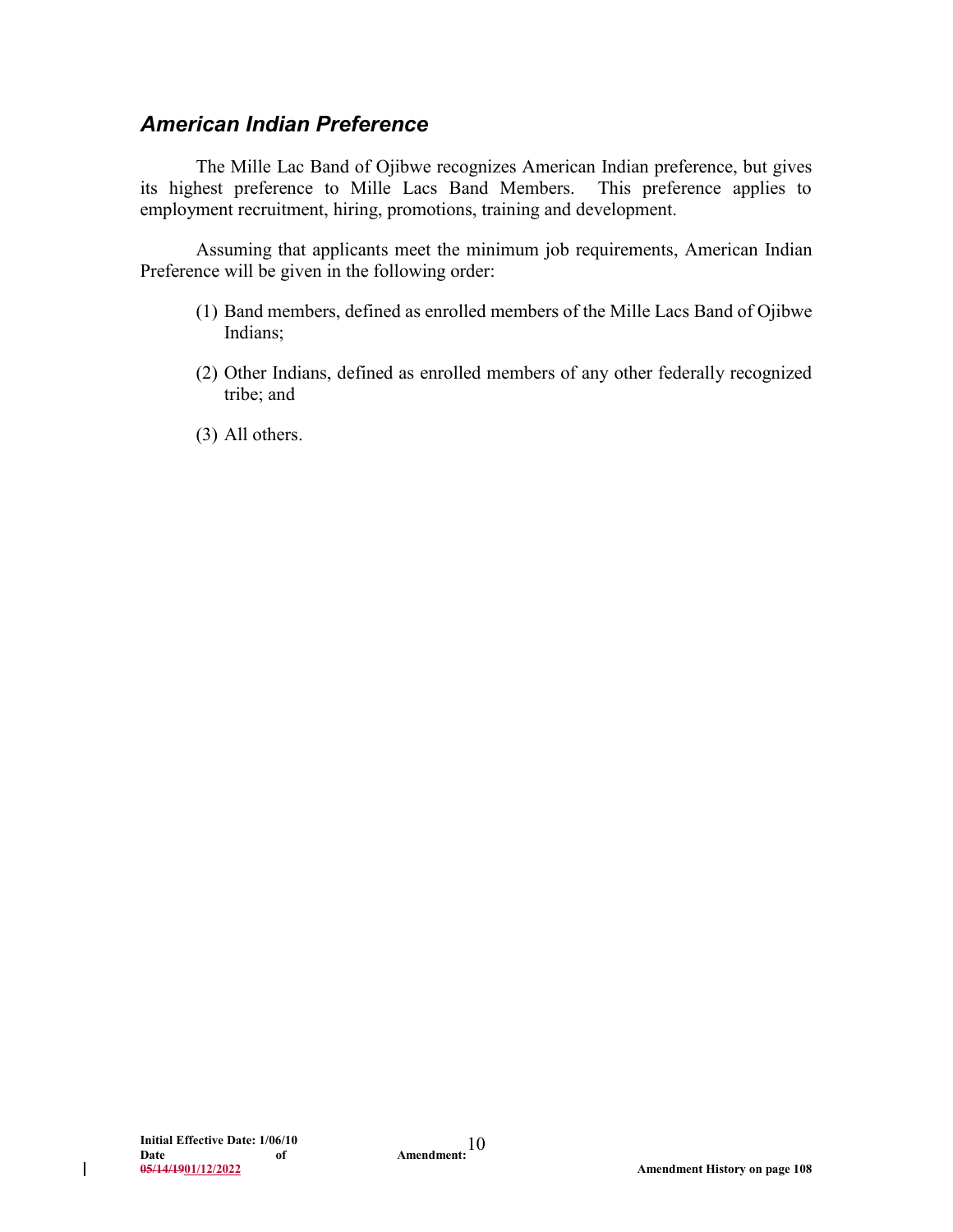## *American Indian Preference*

The Mille Lac Band of Ojibwe recognizes American Indian preference, but gives its highest preference to Mille Lacs Band Members. This preference applies to employment recruitment, hiring, promotions, training and development.

Assuming that applicants meet the minimum job requirements, American Indian Preference will be given in the following order:

(1) Band members, defined as enrolled members of the Mille Lacs Band of Ojibwe Indians;

(2) Other Indians, defined as enrolled members of any other federally recognized tribe; and

(3) All others.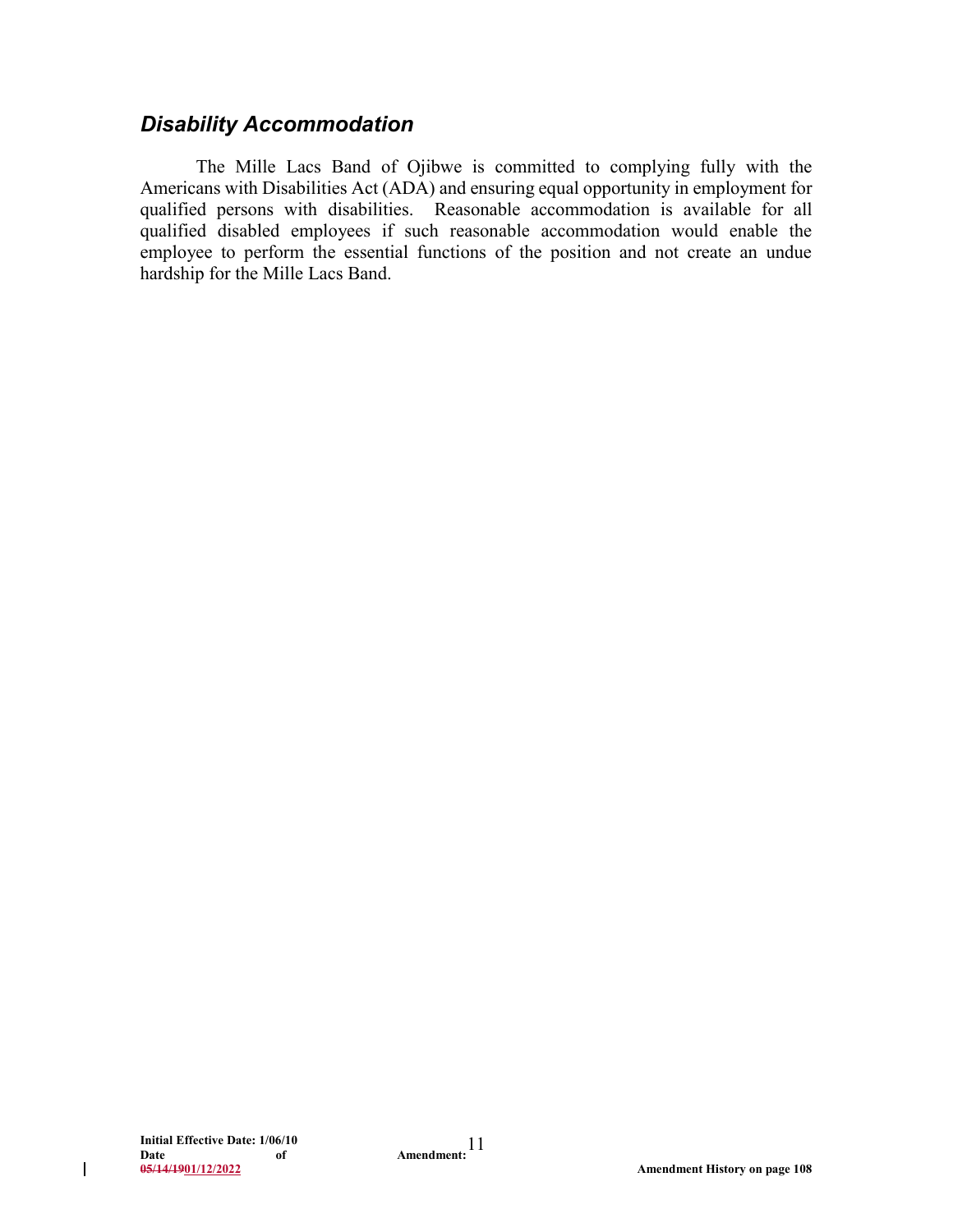## *Disability Accommodation*

The Mille Lacs Band of Ojibwe is committed to complying fully with the Americans with Disabilities Act (ADA) and ensuring equal opportunity in employment for qualified persons with disabilities. Reasonable accommodation is available for all qualified disabled employees if such reasonable accommodation would enable the employee to perform the essential functions of the position and not create an undue hardship for the Mille Lacs Band.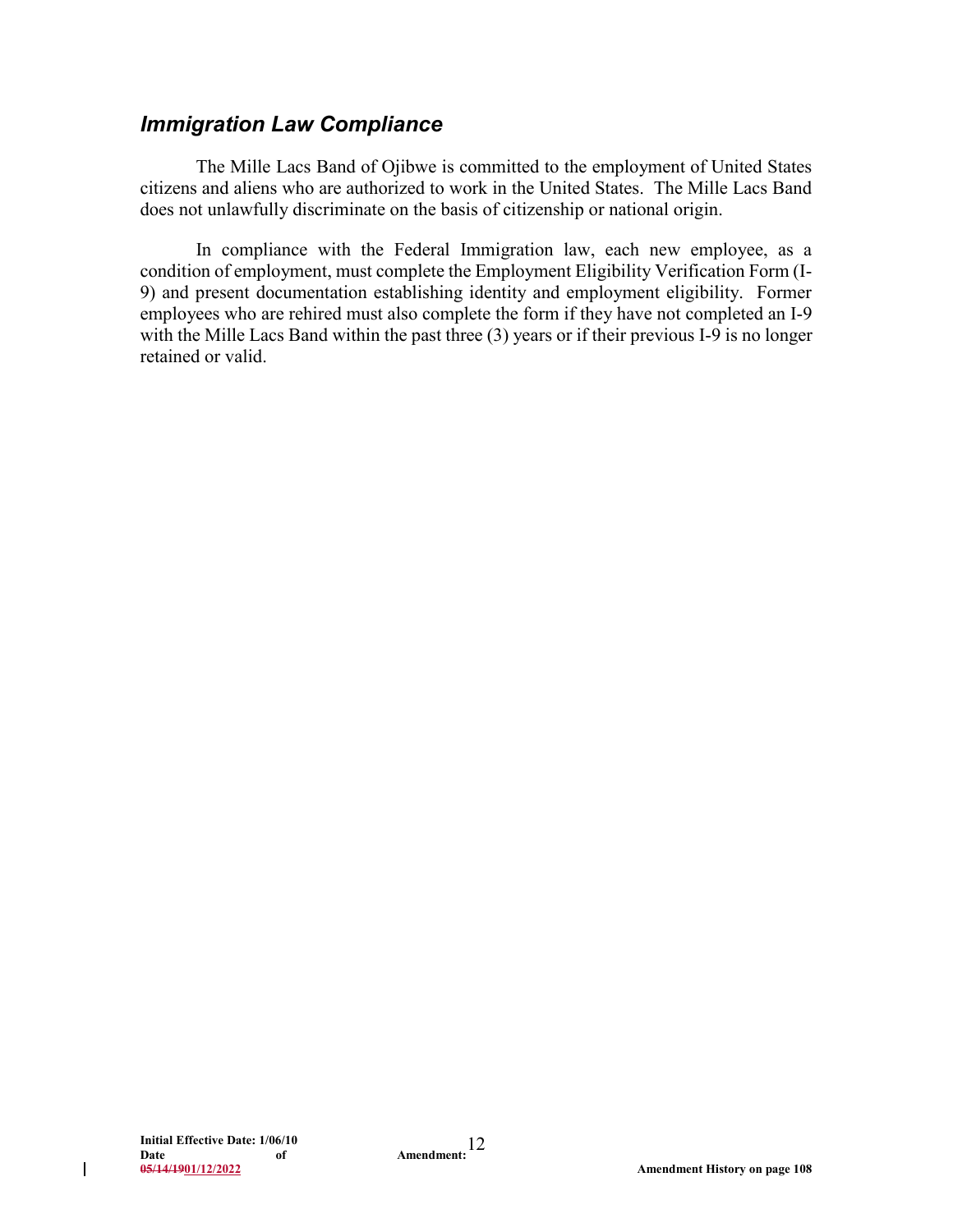## *Immigration Law Compliance*

The Mille Lacs Band of Ojibwe is committed to the employment of United States citizens and aliens who are authorized to work in the United States. The Mille Lacs Band does not unlawfully discriminate on the basis of citizenship or national origin.

In compliance with the Federal Immigration law, each new employee, as a condition of employment, must complete the Employment Eligibility Verification Form (I-9) and present documentation establishing identity and employment eligibility. Former employees who are rehired must also complete the form if they have not completed an I-9 with the Mille Lacs Band within the past three (3) years or if their previous I-9 is no longer retained or valid.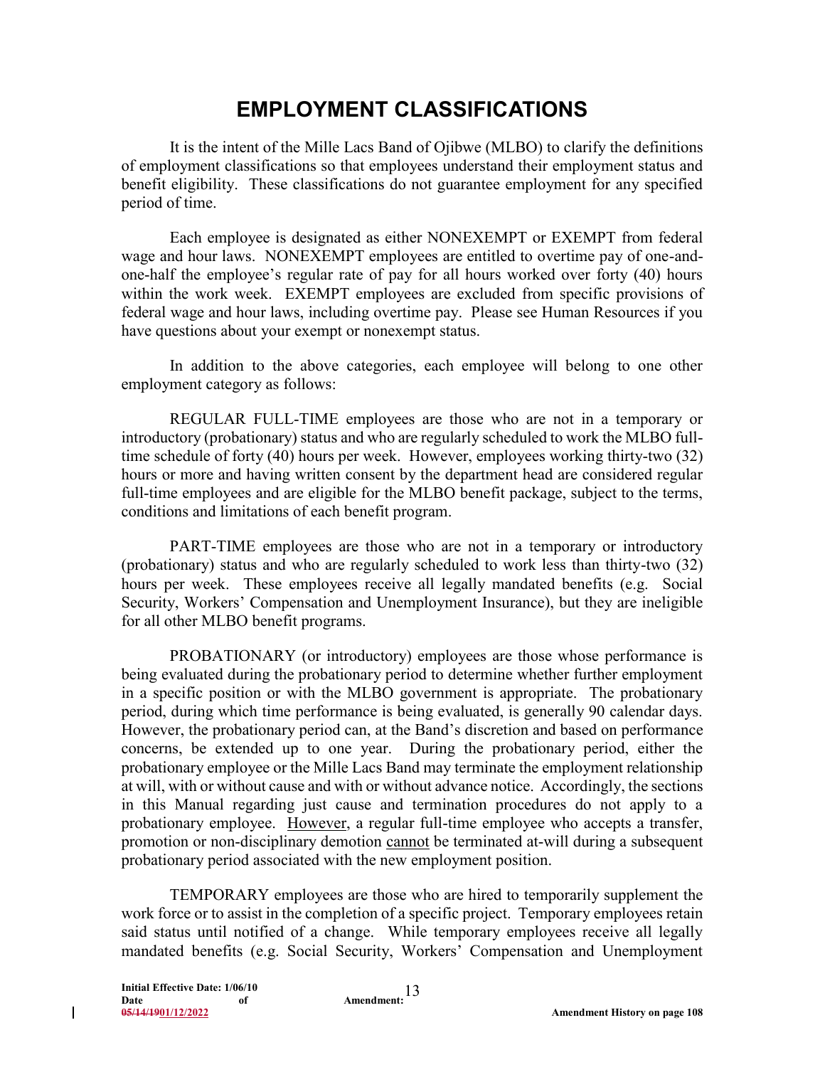# EMPLOYMENT CLASSIFICATIONS

It is the intent of the Mille Lacs Band of Ojibwe (MLBO) to clarify the definitions of employment classifications so that employees understand their employment status and benefit eligibility. These classifications do not guarantee employment for any specified period of time.

Each employee is designated as either NONEXEMPT or EXEMPT from federal wage and hour laws. NONEXEMPT employees are entitled to overtime pay of one-and-one-half the employee's regular rate of pay for all hours worked over forty (40) hours within the work week. EXEMPT employees are excluded from specific provisions of federal wage and hour laws, including overtime pay. Please see Human Resources if you have questions about your exempt or nonexempt status.

In addition to the above categories, each employee will belong to one other employment category as follows:

REGULAR FULL-TIME employees are those who are not in a temporary or introductory (probationary) status and who are regularly scheduled to work the MLBO full-time schedule of forty (40) hours per week. However, employees working thirty-two (32) hours or more and having written consent by the department head are considered regular full-time employees and are eligible for the MLBO benefit package, subject to the terms, conditions and limitations of each benefit program.

PART-TIME employees are those who are not in a temporary or introductory (probationary) status and who are regularly scheduled to work less than thirty-two (32) hours per week. These employees receive all legally mandated benefits (e.g. Social Security, Workers' Compensation and Unemployment Insurance), but they are ineligible for all other MLBO benefit programs.

PROBATIONARY (or introductory) employees are those whose performance is being evaluated during the probationary period to determine whether further employment in a specific position or with the MLBO government is appropriate. The probationary period, during which time performance is being evaluated, is generally 90 calendar days. However, the probationary period can, at the Band's discretion and based on performance concerns, be extended up to one year. During the probationary period, either the probationary employee or the Mille Lacs Band may terminate the employment relationship at will, with or without cause and with or without advance notice. Accordingly, the sections in this Manual regarding just cause and termination procedures do not apply to a probationary employee. <u>However</u>, a regular full-time employee who accepts a transfer, promotion or non-disciplinary demotion <u>cannot</u> be terminated at-will during a subsequent probationary period associated with the new employment position.

TEMPORARY employees are those who are hired to temporarily supplement the work force or to assist in the completion of a specific project. Temporary employees retain said status until notified of a change. While temporary employees receive all legally mandated benefits (e.g. Social Security, Workers' Compensation and Unemployment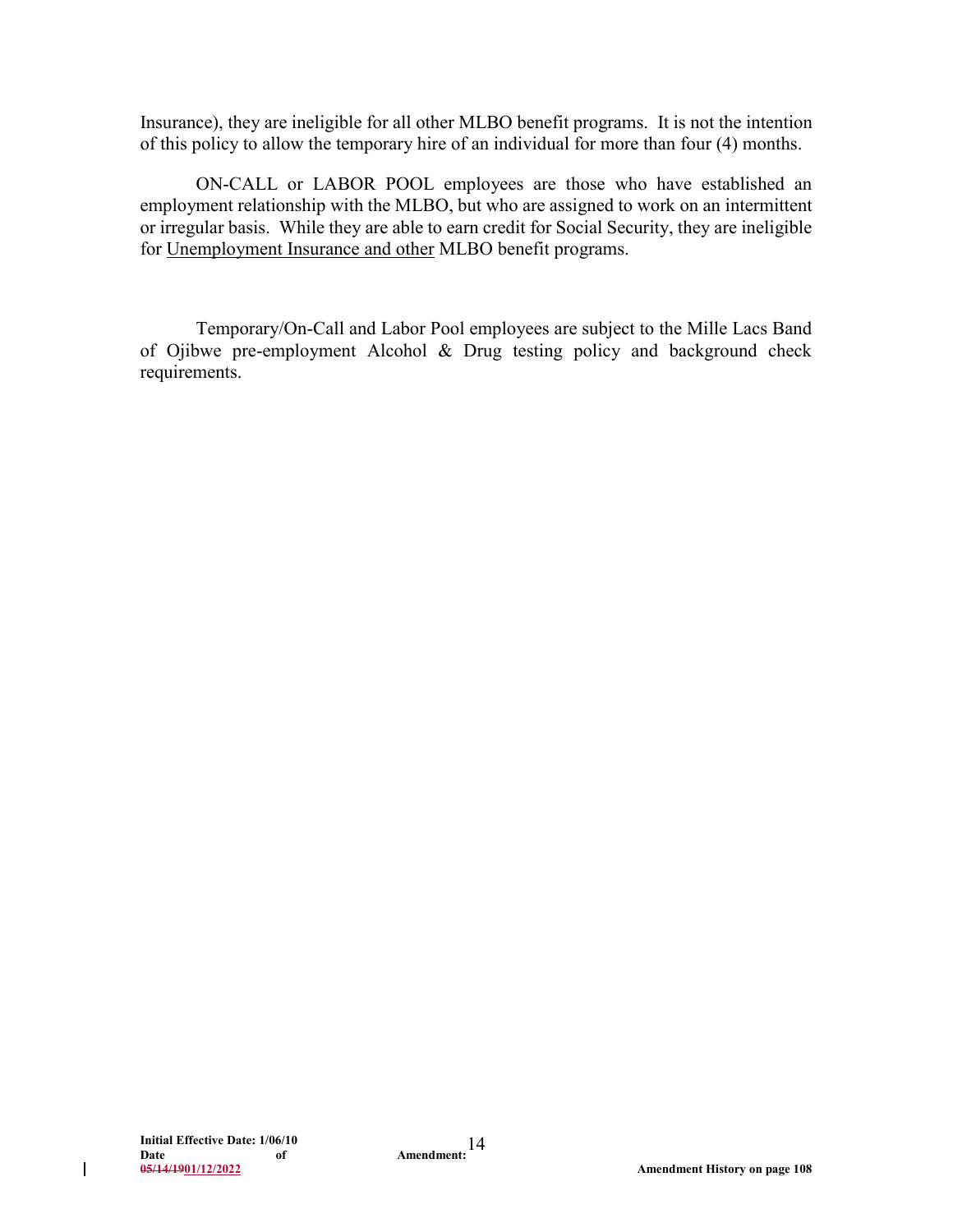Insurance), they are ineligible for all other MLBO benefit programs. It is not the intention of this policy to allow the temporary hire of an individual for more than four (4) months.

ON-CALL or LABOR POOL employees are those who have established an employment relationship with the MLBO, but who are assigned to work on an intermittent or irregular basis. While they are able to earn credit for Social Security, they are ineligible for Unemployment Insurance and other MLBO benefit programs.

Temporary/On-Call and Labor Pool employees are subject to the Mille Lacs Band of Ojibwe pre-employment Alcohol & Drug testing policy and background check requirements.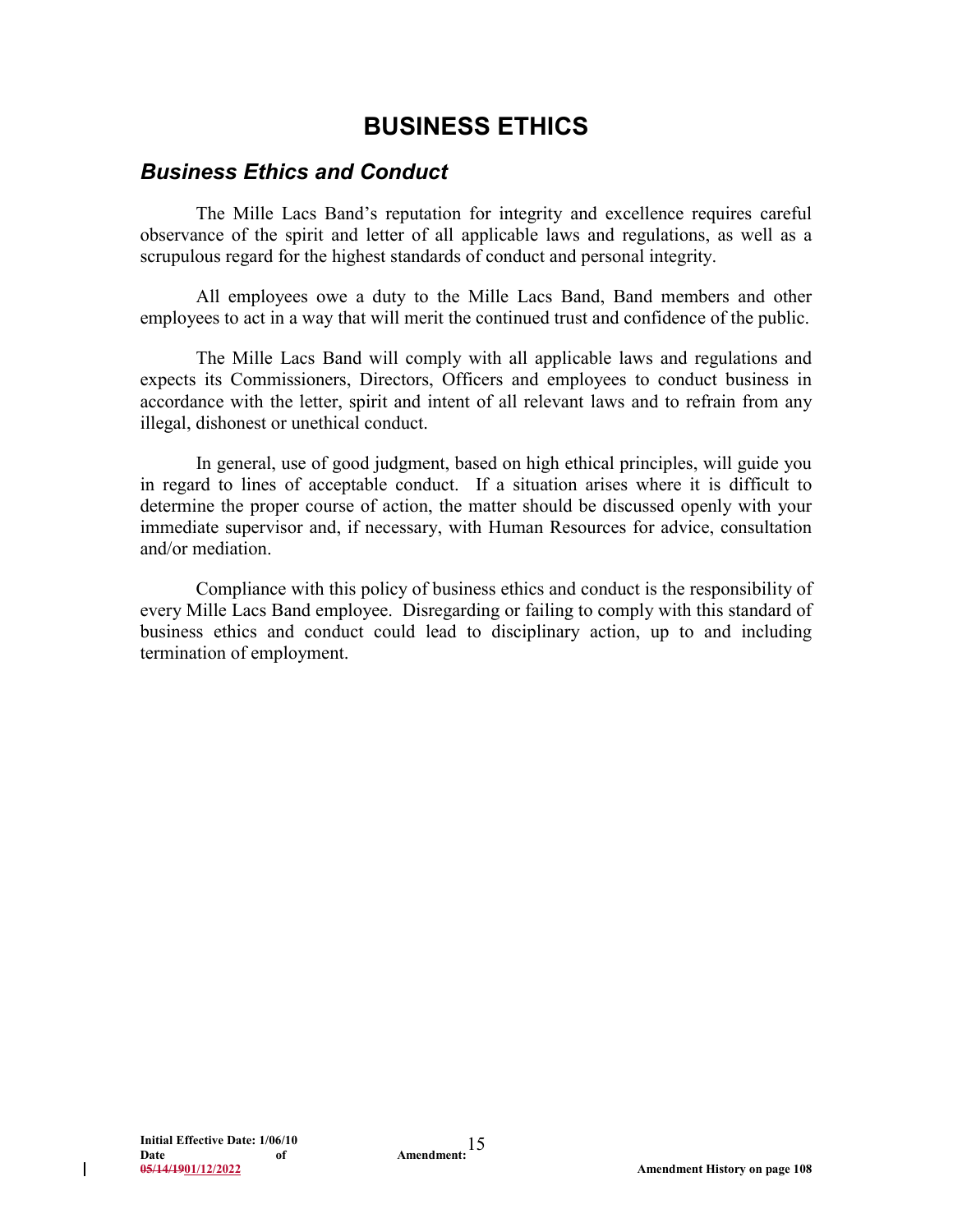# BUSINESS ETHICS

## *Business Ethics and Conduct*

The Mille Lacs Band's reputation for integrity and excellence requires careful observance of the spirit and letter of all applicable laws and regulations, as well as a scrupulous regard for the highest standards of conduct and personal integrity.

All employees owe a duty to the Mille Lacs Band, Band members and other employees to act in a way that will merit the continued trust and confidence of the public.

The Mille Lacs Band will comply with all applicable laws and regulations and expects its Commissioners, Directors, Officers and employees to conduct business in accordance with the letter, spirit and intent of all relevant laws and to refrain from any illegal, dishonest or unethical conduct.

In general, use of good judgment, based on high ethical principles, will guide you in regard to lines of acceptable conduct. If a situation arises where it is difficult to determine the proper course of action, the matter should be discussed openly with your immediate supervisor and, if necessary, with Human Resources for advice, consultation and/or mediation.

Compliance with this policy of business ethics and conduct is the responsibility of every Mille Lacs Band employee. Disregarding or failing to comply with this standard of business ethics and conduct could lead to disciplinary action, up to and including termination of employment.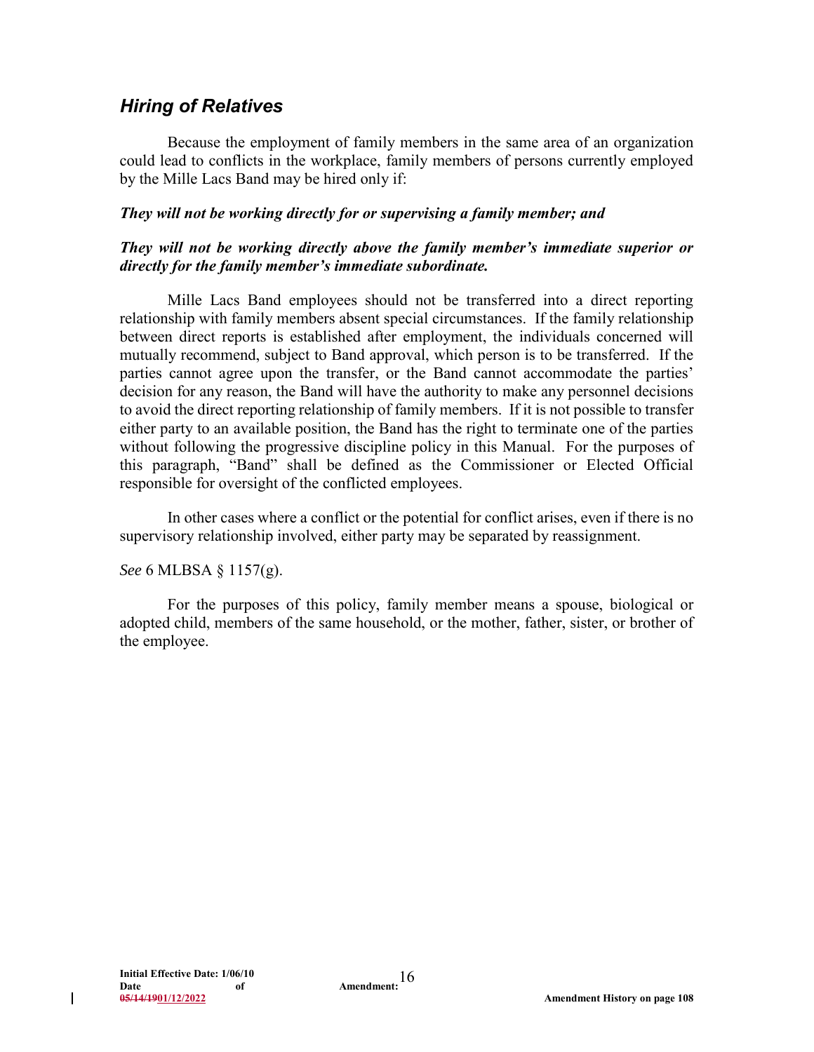## *Hiring of Relatives*

Because the employment of family members in the same area of an organization could lead to conflicts in the workplace, family members of persons currently employed by the Mille Lacs Band may be hired only if:

***They will not be working directly for or supervising a family member; and***

***They will not be working directly above the family member's immediate superior or directly for the family member's immediate subordinate.***

Mille Lacs Band employees should not be transferred into a direct reporting relationship with family members absent special circumstances. If the family relationship between direct reports is established after employment, the individuals concerned will mutually recommend, subject to Band approval, which person is to be transferred. If the parties cannot agree upon the transfer, or the Band cannot accommodate the parties' decision for any reason, the Band will have the authority to make any personnel decisions to avoid the direct reporting relationship of family members. If it is not possible to transfer either party to an available position, the Band has the right to terminate one of the parties without following the progressive discipline policy in this Manual. For the purposes of this paragraph, "Band" shall be defined as the Commissioner or Elected Official responsible for oversight of the conflicted employees.

In other cases where a conflict or the potential for conflict arises, even if there is no supervisory relationship involved, either party may be separated by reassignment.

*See* 6 MLBSA § 1157(g).

For the purposes of this policy, family member means a spouse, biological or adopted child, members of the same household, or the mother, father, sister, or brother of the employee.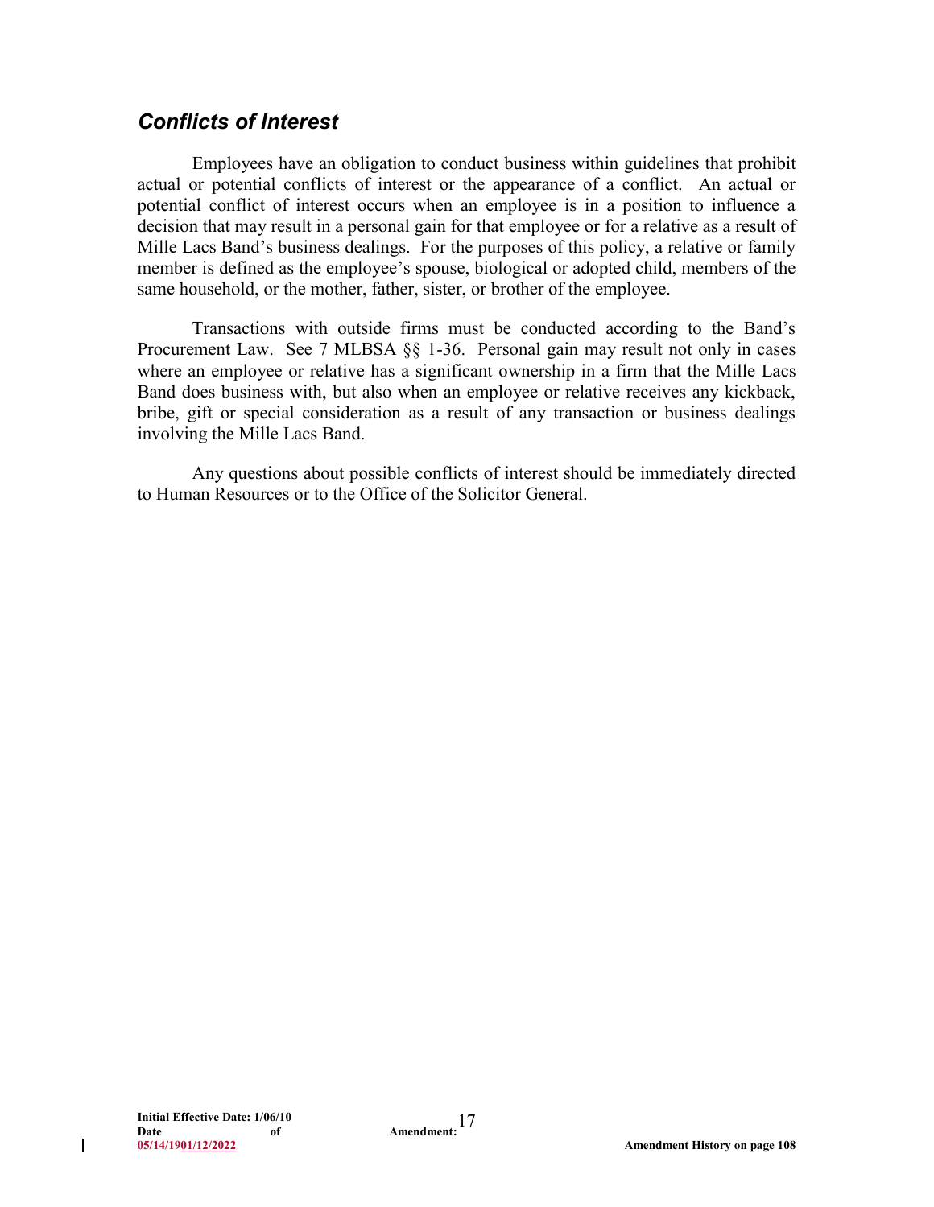## *Conflicts of Interest*

Employees have an obligation to conduct business within guidelines that prohibit actual or potential conflicts of interest or the appearance of a conflict. An actual or potential conflict of interest occurs when an employee is in a position to influence a decision that may result in a personal gain for that employee or for a relative as a result of Mille Lacs Band's business dealings. For the purposes of this policy, a relative or family member is defined as the employee's spouse, biological or adopted child, members of the same household, or the mother, father, sister, or brother of the employee.

Transactions with outside firms must be conducted according to the Band's Procurement Law. See 7 MLBSA §§ 1-36. Personal gain may result not only in cases where an employee or relative has a significant ownership in a firm that the Mille Lacs Band does business with, but also when an employee or relative receives any kickback, bribe, gift or special consideration as a result of any transaction or business dealings involving the Mille Lacs Band.

Any questions about possible conflicts of interest should be immediately directed to Human Resources or to the Office of the Solicitor General.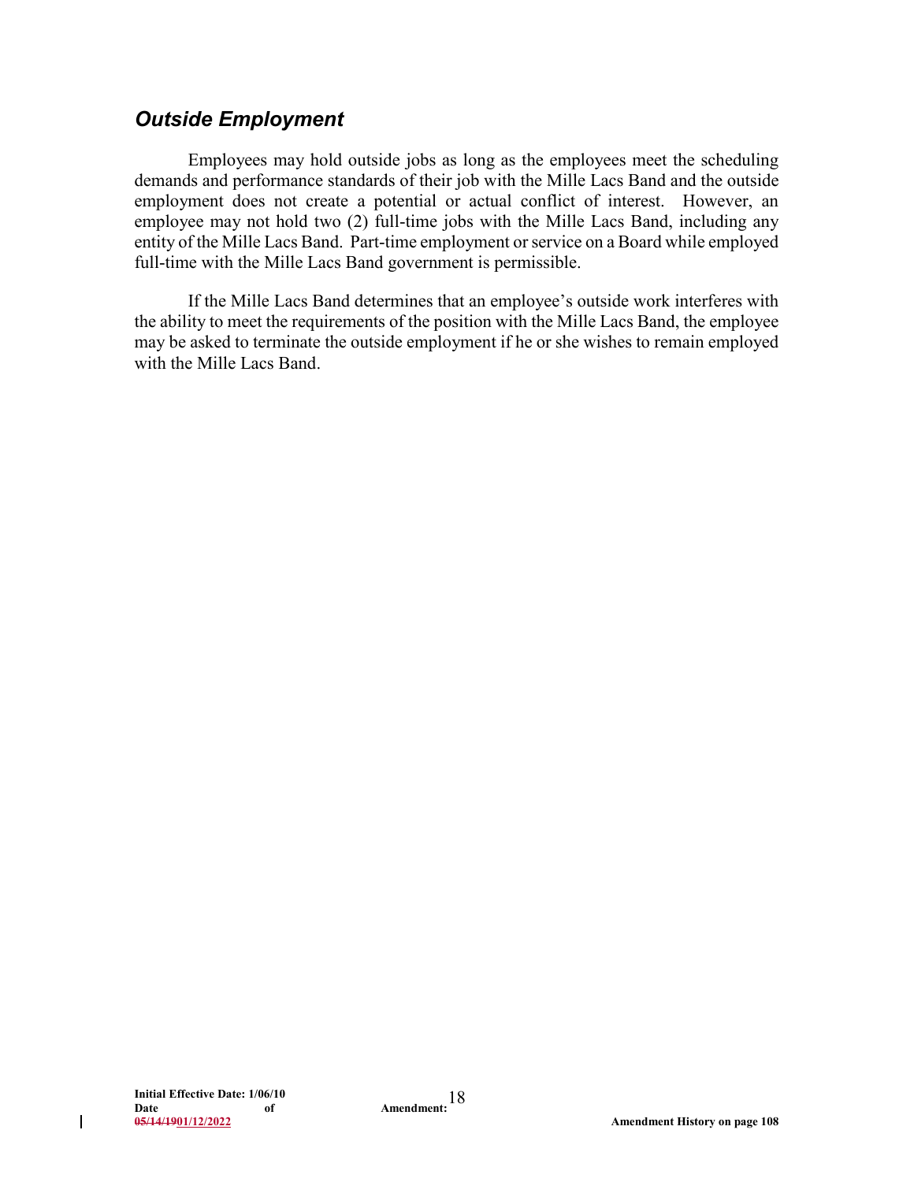## *Outside Employment*

Employees may hold outside jobs as long as the employees meet the scheduling demands and performance standards of their job with the Mille Lacs Band and the outside employment does not create a potential or actual conflict of interest. However, an employee may not hold two (2) full-time jobs with the Mille Lacs Band, including any entity of the Mille Lacs Band. Part-time employment or service on a Board while employed full-time with the Mille Lacs Band government is permissible.

If the Mille Lacs Band determines that an employee's outside work interferes with the ability to meet the requirements of the position with the Mille Lacs Band, the employee may be asked to terminate the outside employment if he or she wishes to remain employed with the Mille Lacs Band.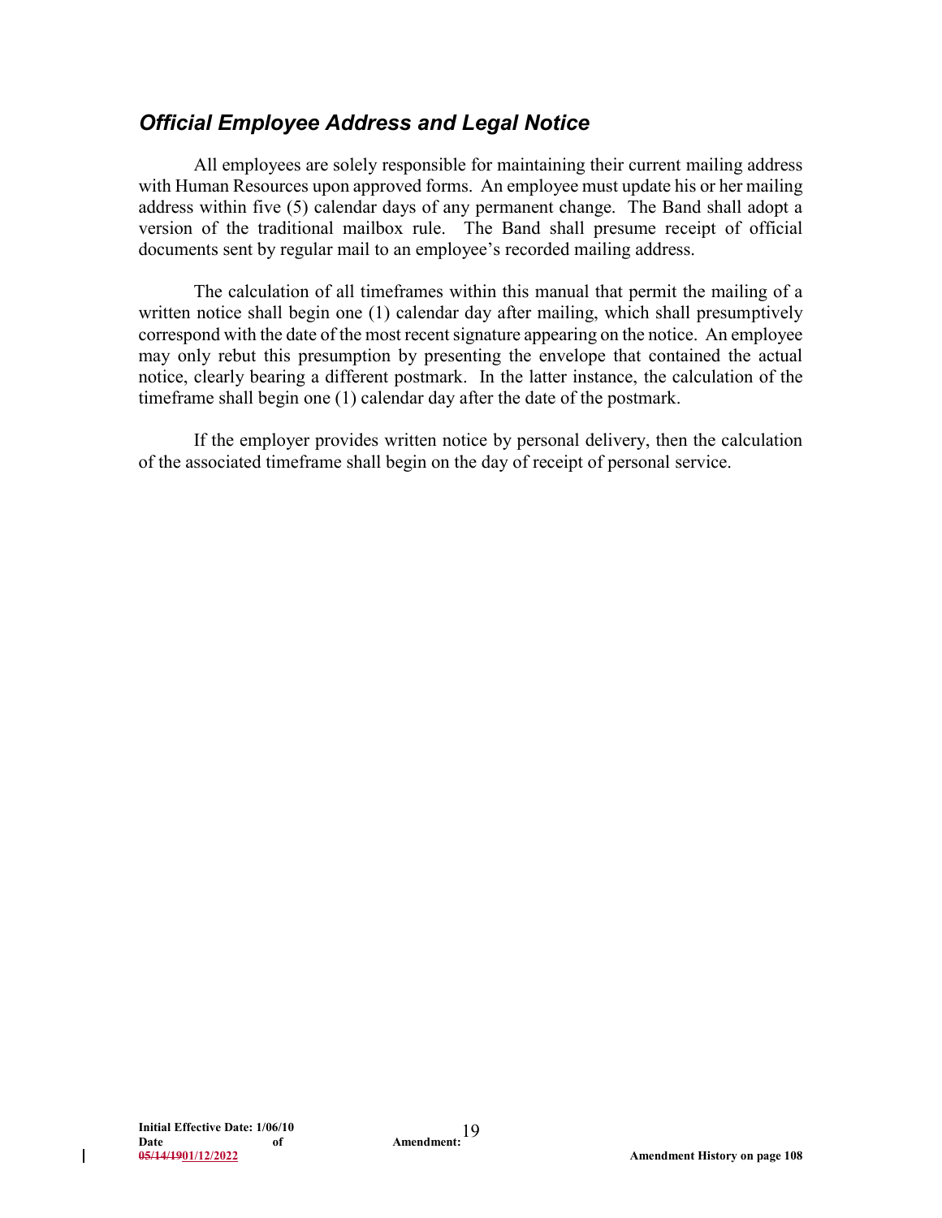### *Official Employee Address and Legal Notice*

All employees are solely responsible for maintaining their current mailing address with Human Resources upon approved forms. An employee must update his or her mailing address within five (5) calendar days of any permanent change. The Band shall adopt a version of the traditional mailbox rule. The Band shall presume receipt of official documents sent by regular mail to an employee's recorded mailing address.

The calculation of all timeframes within this manual that permit the mailing of a written notice shall begin one (1) calendar day after mailing, which shall presumptively correspond with the date of the most recent signature appearing on the notice. An employee may only rebut this presumption by presenting the envelope that contained the actual notice, clearly bearing a different postmark. In the latter instance, the calculation of the timeframe shall begin one (1) calendar day after the date of the postmark.

If the employer provides written notice by personal delivery, then the calculation of the associated timeframe shall begin on the day of receipt of personal service.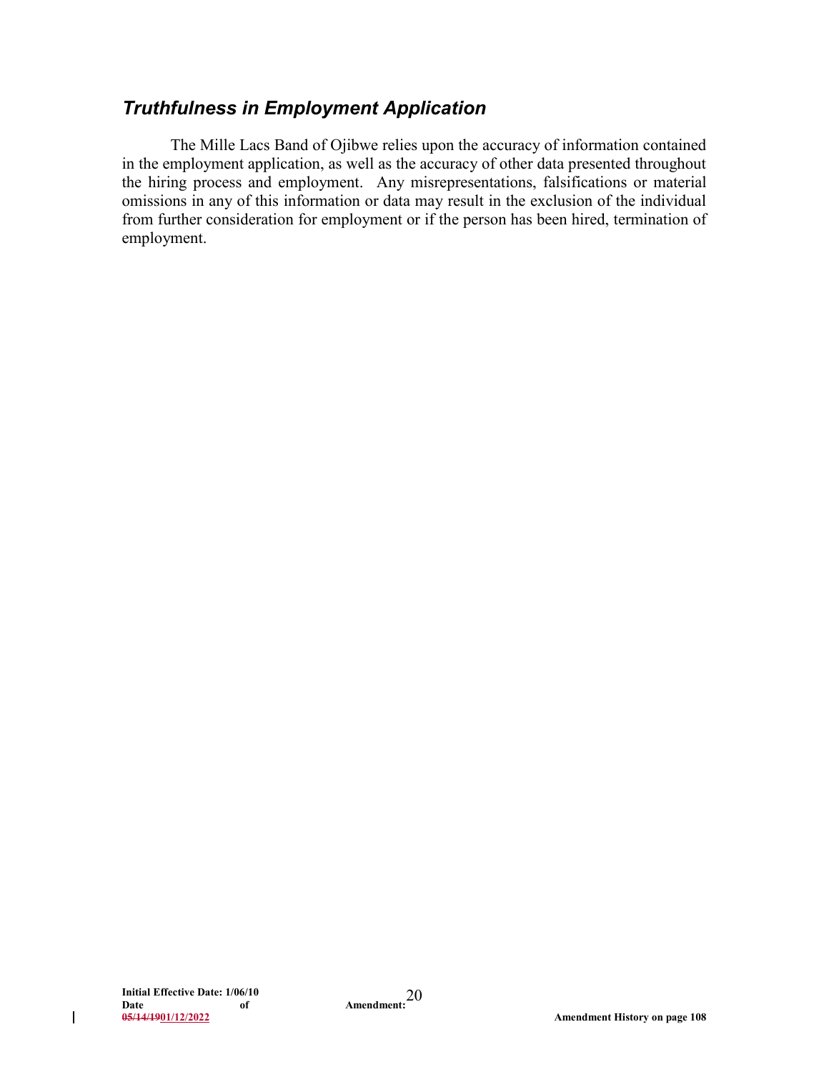## *Truthfulness in Employment Application*

The Mille Lacs Band of Ojibwe relies upon the accuracy of information contained in the employment application, as well as the accuracy of other data presented throughout the hiring process and employment. Any misrepresentations, falsifications or material omissions in any of this information or data may result in the exclusion of the individual from further consideration for employment or if the person has been hired, termination of employment.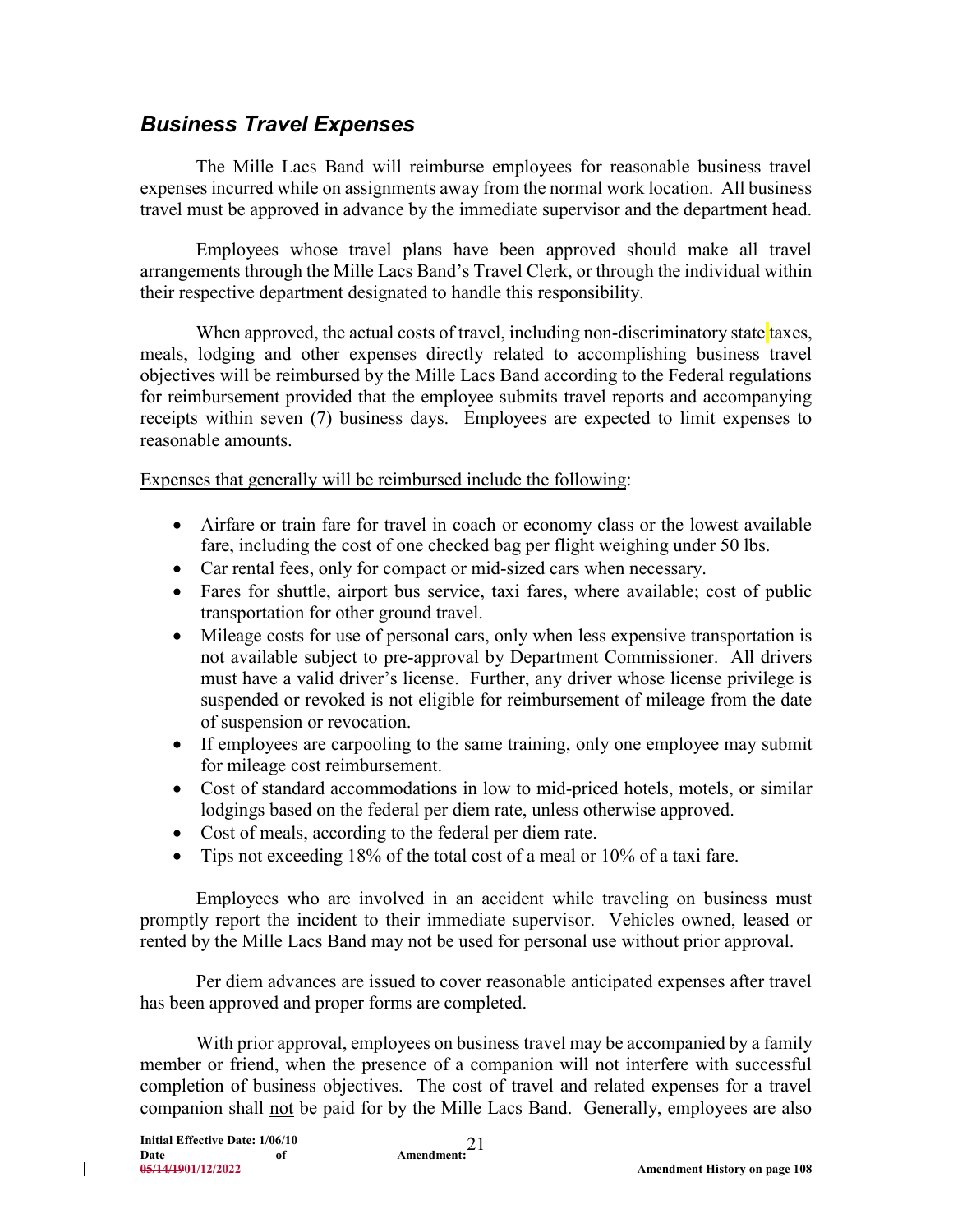## *Business Travel Expenses*

The Mille Lacs Band will reimburse employees for reasonable business travel expenses incurred while on assignments away from the normal work location. All business travel must be approved in advance by the immediate supervisor and the department head.

Employees whose travel plans have been approved should make all travel arrangements through the Mille Lacs Band's Travel Clerk, or through the individual within their respective department designated to handle this responsibility.

When approved, the actual costs of travel, including non-discriminatory state taxes, meals, lodging and other expenses directly related to accomplishing business travel objectives will be reimbursed by the Mille Lacs Band according to the Federal regulations for reimbursement provided that the employee submits travel reports and accompanying receipts within seven (7) business days. Employees are expected to limit expenses to reasonable amounts.

Expenses that generally will be reimbursed include the following:

- Airfare or train fare for travel in coach or economy class or the lowest available fare, including the cost of one checked bag per flight weighing under 50 lbs.
- Car rental fees, only for compact or mid-sized cars when necessary.
- Fares for shuttle, airport bus service, taxi fares, where available; cost of public transportation for other ground travel.
- Mileage costs for use of personal cars, only when less expensive transportation is not available subject to pre-approval by Department Commissioner. All drivers must have a valid driver's license. Further, any driver whose license privilege is suspended or revoked is not eligible for reimbursement of mileage from the date of suspension or revocation.
- If employees are carpooling to the same training, only one employee may submit for mileage cost reimbursement.
- Cost of standard accommodations in low to mid-priced hotels, motels, or similar lodgings based on the federal per diem rate, unless otherwise approved.
- Cost of meals, according to the federal per diem rate.
- Tips not exceeding 18% of the total cost of a meal or 10% of a taxi fare.

Employees who are involved in an accident while traveling on business must promptly report the incident to their immediate supervisor. Vehicles owned, leased or rented by the Mille Lacs Band may not be used for personal use without prior approval.

Per diem advances are issued to cover reasonable anticipated expenses after travel has been approved and proper forms are completed.

With prior approval, employees on business travel may be accompanied by a family member or friend, when the presence of a companion will not interfere with successful completion of business objectives. The cost of travel and related expenses for a travel companion shall not be paid for by the Mille Lacs Band. Generally, employees are also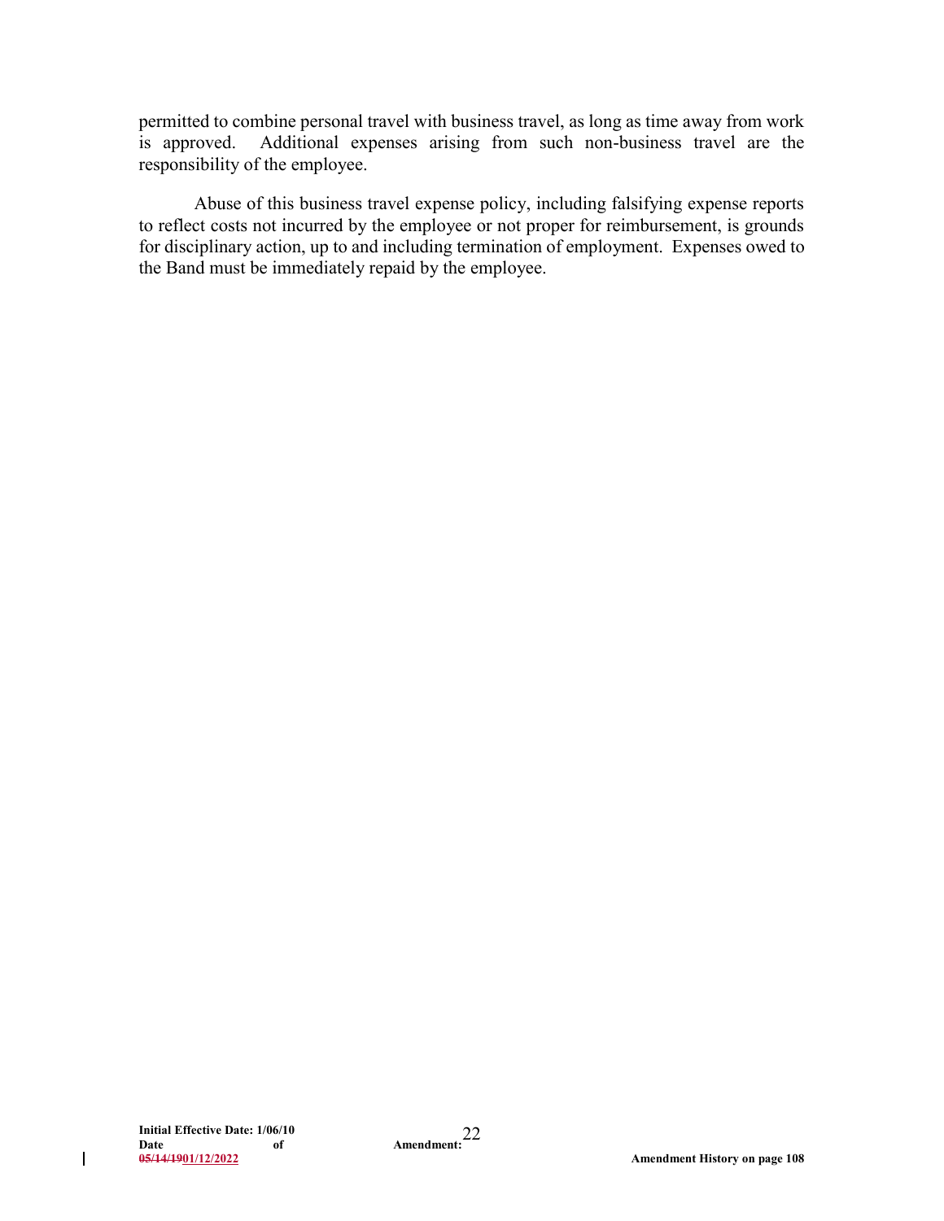permitted to combine personal travel with business travel, as long as time away from work is approved. Additional expenses arising from such non-business travel are the responsibility of the employee.

Abuse of this business travel expense policy, including falsifying expense reports to reflect costs not incurred by the employee or not proper for reimbursement, is grounds for disciplinary action, up to and including termination of employment. Expenses owed to the Band must be immediately repaid by the employee.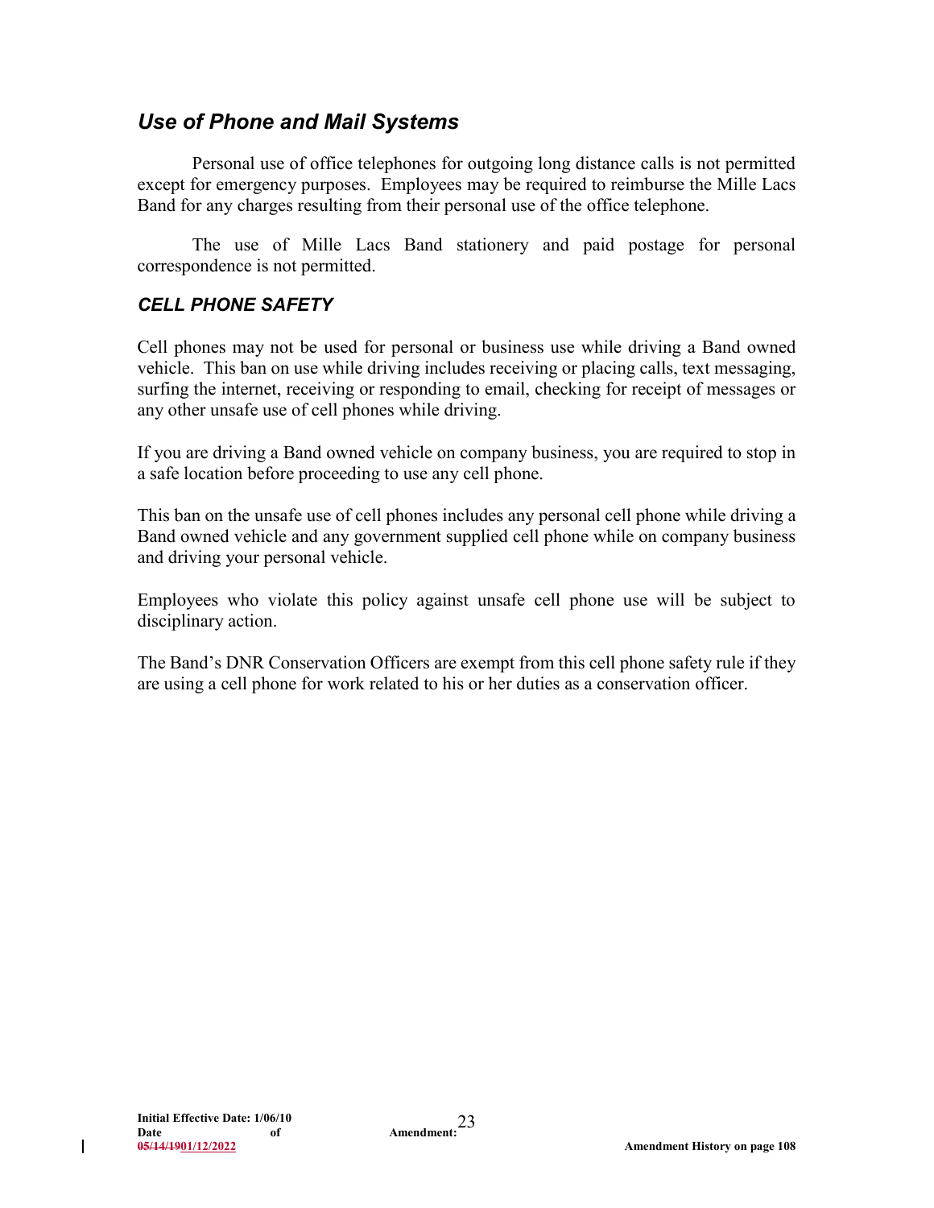### *Use of Phone and Mail Systems*

Personal use of office telephones for outgoing long distance calls is not permitted except for emergency purposes. Employees may be required to reimburse the Mille Lacs Band for any charges resulting from their personal use of the office telephone.

The use of Mille Lacs Band stationery and paid postage for personal correspondence is not permitted.

### *CELL PHONE SAFETY*

Cell phones may not be used for personal or business use while driving a Band owned vehicle. This ban on use while driving includes receiving or placing calls, text messaging, surfing the internet, receiving or responding to email, checking for receipt of messages or any other unsafe use of cell phones while driving.

If you are driving a Band owned vehicle on company business, you are required to stop in a safe location before proceeding to use any cell phone.

This ban on the unsafe use of cell phones includes any personal cell phone while driving a Band owned vehicle and any government supplied cell phone while on company business and driving your personal vehicle.

Employees who violate this policy against unsafe cell phone use will be subject to disciplinary action.

The Band's DNR Conservation Officers are exempt from this cell phone safety rule if they are using a cell phone for work related to his or her duties as a conservation officer.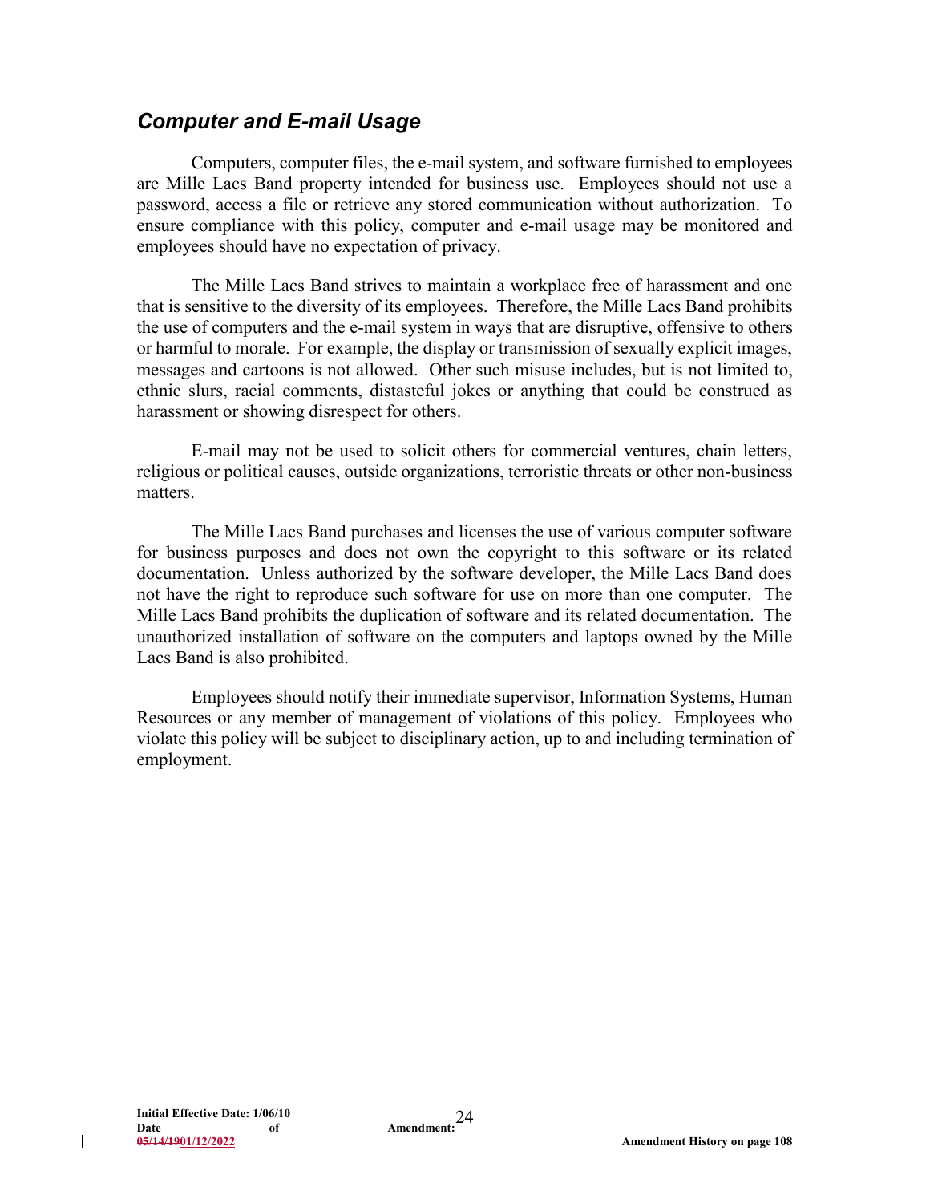### *Computer and E-mail Usage*

Computers, computer files, the e-mail system, and software furnished to employees are Mille Lacs Band property intended for business use. Employees should not use a password, access a file or retrieve any stored communication without authorization. To ensure compliance with this policy, computer and e-mail usage may be monitored and employees should have no expectation of privacy.

The Mille Lacs Band strives to maintain a workplace free of harassment and one that is sensitive to the diversity of its employees. Therefore, the Mille Lacs Band prohibits the use of computers and the e-mail system in ways that are disruptive, offensive to others or harmful to morale. For example, the display or transmission of sexually explicit images, messages and cartoons is not allowed. Other such misuse includes, but is not limited to, ethnic slurs, racial comments, distasteful jokes or anything that could be construed as harassment or showing disrespect for others.

E-mail may not be used to solicit others for commercial ventures, chain letters, religious or political causes, outside organizations, terroristic threats or other non-business matters.

The Mille Lacs Band purchases and licenses the use of various computer software for business purposes and does not own the copyright to this software or its related documentation. Unless authorized by the software developer, the Mille Lacs Band does not have the right to reproduce such software for use on more than one computer. The Mille Lacs Band prohibits the duplication of software and its related documentation. The unauthorized installation of software on the computers and laptops owned by the Mille Lacs Band is also prohibited.

Employees should notify their immediate supervisor, Information Systems, Human Resources or any member of management of violations of this policy. Employees who violate this policy will be subject to disciplinary action, up to and including termination of employment.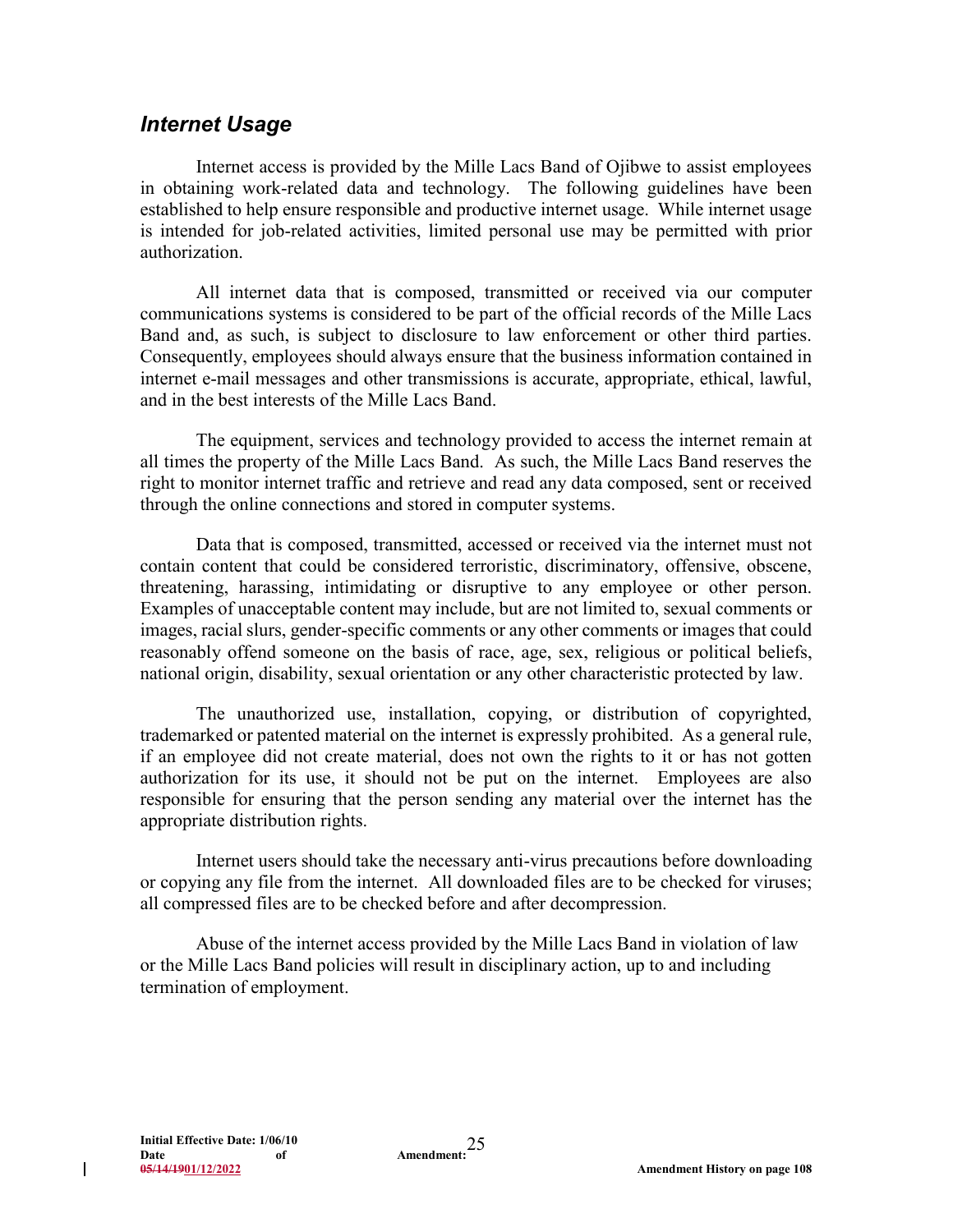## *Internet Usage*

Internet access is provided by the Mille Lacs Band of Ojibwe to assist employees in obtaining work-related data and technology. The following guidelines have been established to help ensure responsible and productive internet usage. While internet usage is intended for job-related activities, limited personal use may be permitted with prior authorization.

All internet data that is composed, transmitted or received via our computer communications systems is considered to be part of the official records of the Mille Lacs Band and, as such, is subject to disclosure to law enforcement or other third parties. Consequently, employees should always ensure that the business information contained in internet e-mail messages and other transmissions is accurate, appropriate, ethical, lawful, and in the best interests of the Mille Lacs Band.

The equipment, services and technology provided to access the internet remain at all times the property of the Mille Lacs Band. As such, the Mille Lacs Band reserves the right to monitor internet traffic and retrieve and read any data composed, sent or received through the online connections and stored in computer systems.

Data that is composed, transmitted, accessed or received via the internet must not contain content that could be considered terroristic, discriminatory, offensive, obscene, threatening, harassing, intimidating or disruptive to any employee or other person. Examples of unacceptable content may include, but are not limited to, sexual comments or images, racial slurs, gender-specific comments or any other comments or images that could reasonably offend someone on the basis of race, age, sex, religious or political beliefs, national origin, disability, sexual orientation or any other characteristic protected by law.

The unauthorized use, installation, copying, or distribution of copyrighted, trademarked or patented material on the internet is expressly prohibited. As a general rule, if an employee did not create material, does not own the rights to it or has not gotten authorization for its use, it should not be put on the internet. Employees are also responsible for ensuring that the person sending any material over the internet has the appropriate distribution rights.

Internet users should take the necessary anti-virus precautions before downloading or copying any file from the internet. All downloaded files are to be checked for viruses; all compressed files are to be checked before and after decompression.

Abuse of the internet access provided by the Mille Lacs Band in violation of law or the Mille Lacs Band policies will result in disciplinary action, up to and including termination of employment.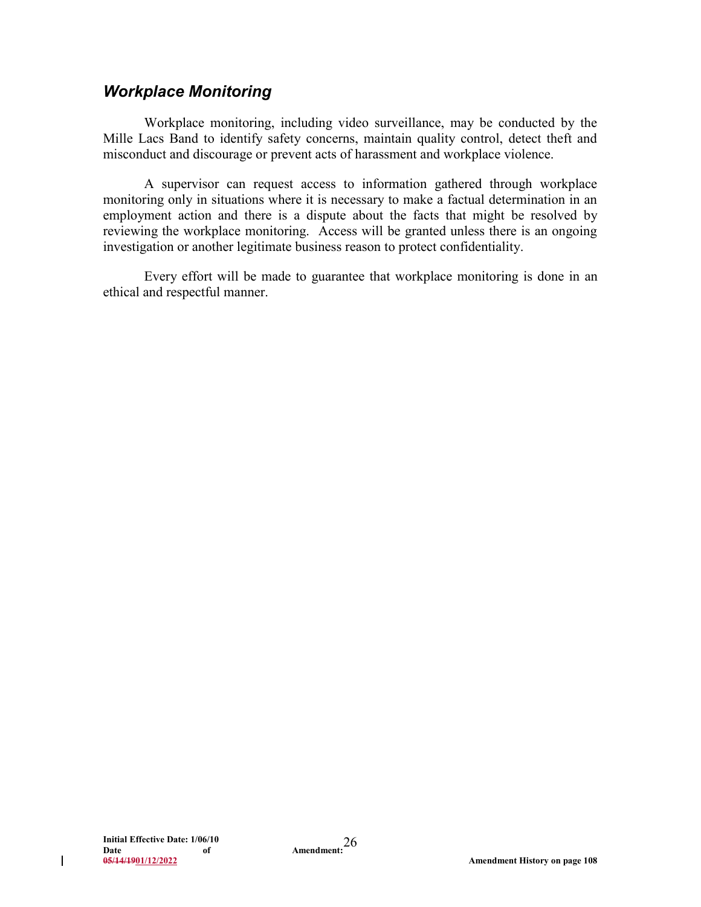## *Workplace Monitoring*

Workplace monitoring, including video surveillance, may be conducted by the Mille Lacs Band to identify safety concerns, maintain quality control, detect theft and misconduct and discourage or prevent acts of harassment and workplace violence.

A supervisor can request access to information gathered through workplace monitoring only in situations where it is necessary to make a factual determination in an employment action and there is a dispute about the facts that might be resolved by reviewing the workplace monitoring. Access will be granted unless there is an ongoing investigation or another legitimate business reason to protect confidentiality.

Every effort will be made to guarantee that workplace monitoring is done in an ethical and respectful manner.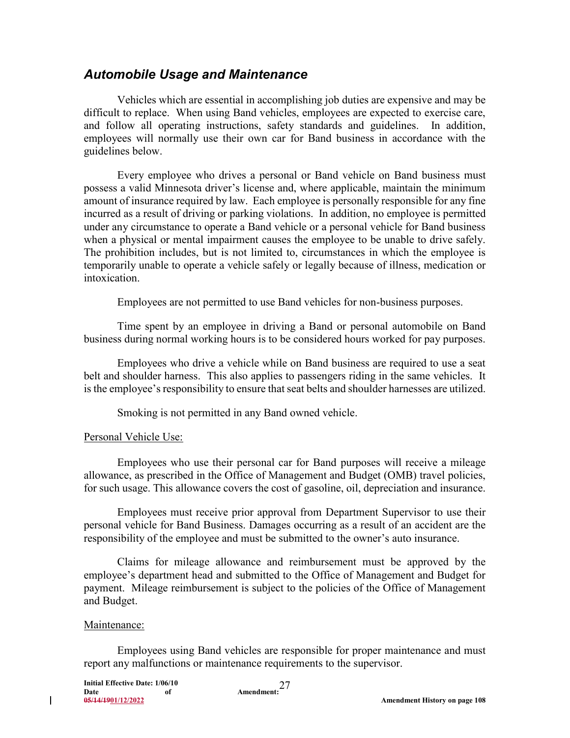## *Automobile Usage and Maintenance*

Vehicles which are essential in accomplishing job duties are expensive and may be difficult to replace. When using Band vehicles, employees are expected to exercise care, and follow all operating instructions, safety standards and guidelines. In addition, employees will normally use their own car for Band business in accordance with the guidelines below.

Every employee who drives a personal or Band vehicle on Band business must possess a valid Minnesota driver's license and, where applicable, maintain the minimum amount of insurance required by law. Each employee is personally responsible for any fine incurred as a result of driving or parking violations. In addition, no employee is permitted under any circumstance to operate a Band vehicle or a personal vehicle for Band business when a physical or mental impairment causes the employee to be unable to drive safely. The prohibition includes, but is not limited to, circumstances in which the employee is temporarily unable to operate a vehicle safely or legally because of illness, medication or intoxication.

Employees are not permitted to use Band vehicles for non-business purposes.

Time spent by an employee in driving a Band or personal automobile on Band business during normal working hours is to be considered hours worked for pay purposes.

Employees who drive a vehicle while on Band business are required to use a seat belt and shoulder harness. This also applies to passengers riding in the same vehicles. It is the employee's responsibility to ensure that seat belts and shoulder harnesses are utilized.

Smoking is not permitted in any Band owned vehicle.

Personal Vehicle Use:

Employees who use their personal car for Band purposes will receive a mileage allowance, as prescribed in the Office of Management and Budget (OMB) travel policies, for such usage. This allowance covers the cost of gasoline, oil, depreciation and insurance.

Employees must receive prior approval from Department Supervisor to use their personal vehicle for Band Business. Damages occurring as a result of an accident are the responsibility of the employee and must be submitted to the owner's auto insurance.

Claims for mileage allowance and reimbursement must be approved by the employee's department head and submitted to the Office of Management and Budget for payment. Mileage reimbursement is subject to the policies of the Office of Management and Budget.

Maintenance:

Employees using Band vehicles are responsible for proper maintenance and must report any malfunctions or maintenance requirements to the supervisor.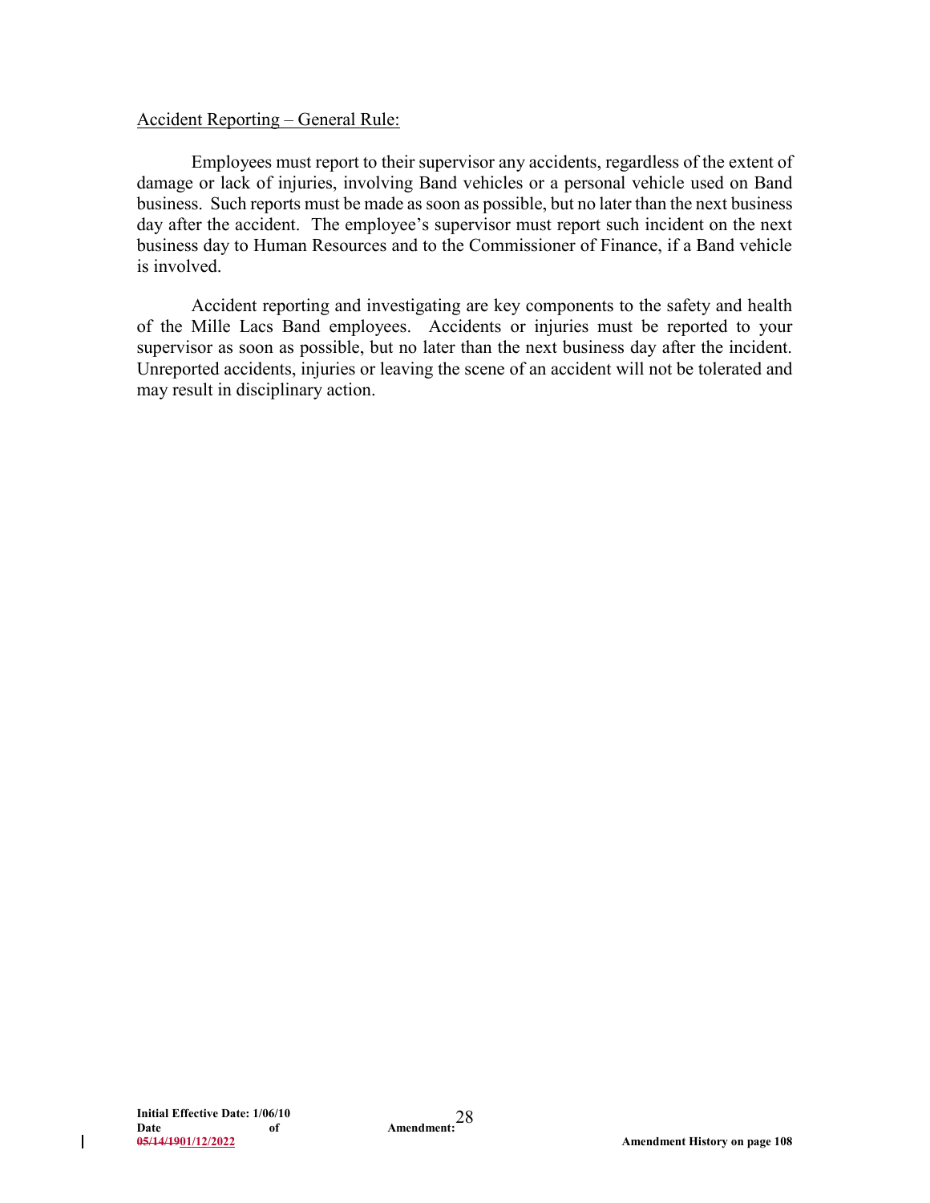Accident Reporting – General Rule:

Employees must report to their supervisor any accidents, regardless of the extent of damage or lack of injuries, involving Band vehicles or a personal vehicle used on Band business. Such reports must be made as soon as possible, but no later than the next business day after the accident. The employee's supervisor must report such incident on the next business day to Human Resources and to the Commissioner of Finance, if a Band vehicle is involved.

Accident reporting and investigating are key components to the safety and health of the Mille Lacs Band employees. Accidents or injuries must be reported to your supervisor as soon as possible, but no later than the next business day after the incident. Unreported accidents, injuries or leaving the scene of an accident will not be tolerated and may result in disciplinary action.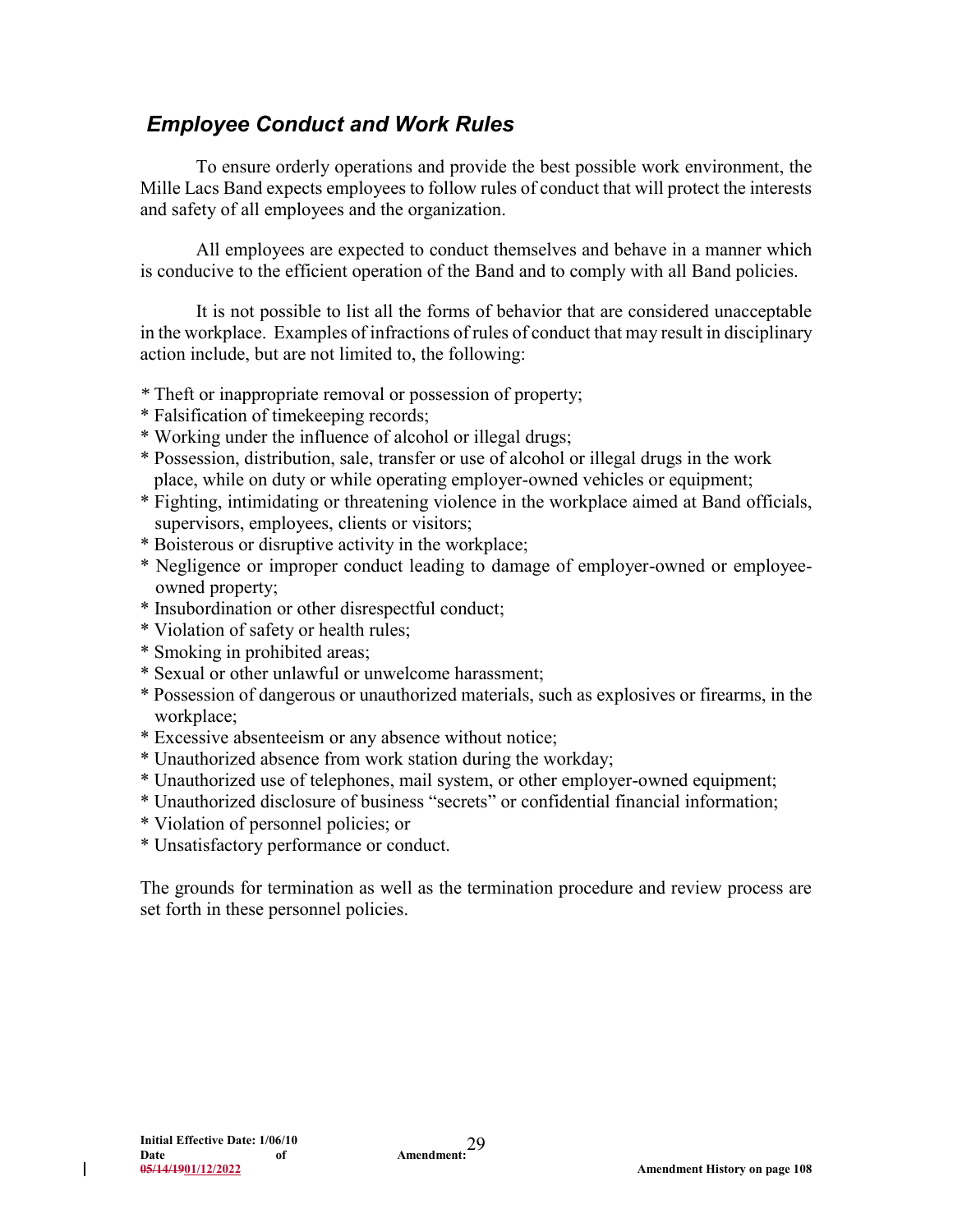## *Employee Conduct and Work Rules*

To ensure orderly operations and provide the best possible work environment, the Mille Lacs Band expects employees to follow rules of conduct that will protect the interests and safety of all employees and the organization.

All employees are expected to conduct themselves and behave in a manner which is conducive to the efficient operation of the Band and to comply with all Band policies.

It is not possible to list all the forms of behavior that are considered unacceptable in the workplace. Examples of infractions of rules of conduct that may result in disciplinary action include, but are not limited to, the following:

* Theft or inappropriate removal or possession of property;
* Falsification of timekeeping records;
* Working under the influence of alcohol or illegal drugs;
* Possession, distribution, sale, transfer or use of alcohol or illegal drugs in the work place, while on duty or while operating employer-owned vehicles or equipment;
* Fighting, intimidating or threatening violence in the workplace aimed at Band officials, supervisors, employees, clients or visitors;
* Boisterous or disruptive activity in the workplace;
* Negligence or improper conduct leading to damage of employer-owned or employee-owned property;
* Insubordination or other disrespectful conduct;
* Violation of safety or health rules;
* Smoking in prohibited areas;
* Sexual or other unlawful or unwelcome harassment;
* Possession of dangerous or unauthorized materials, such as explosives or firearms, in the workplace;
* Excessive absenteeism or any absence without notice;
* Unauthorized absence from work station during the workday;
* Unauthorized use of telephones, mail system, or other employer-owned equipment;
* Unauthorized disclosure of business “secrets” or confidential financial information;
* Violation of personnel policies; or
* Unsatisfactory performance or conduct.

The grounds for termination as well as the termination procedure and review process are set forth in these personnel policies.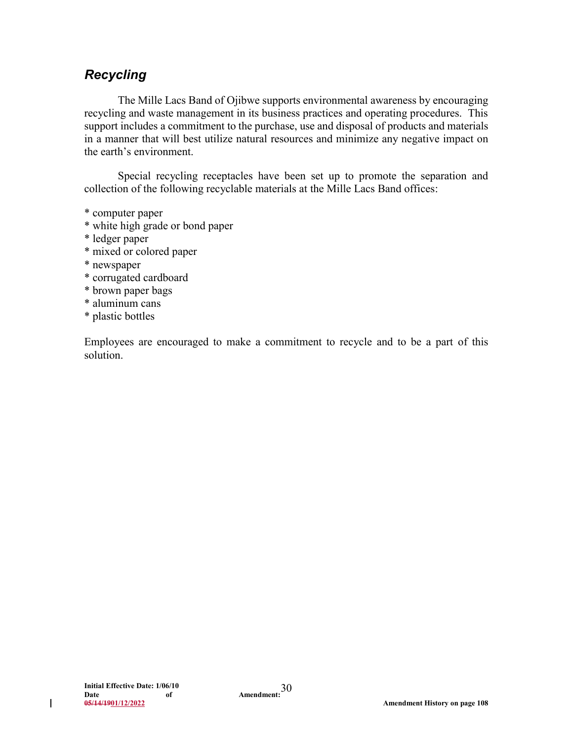## *Recycling*

The Mille Lacs Band of Ojibwe supports environmental awareness by encouraging recycling and waste management in its business practices and operating procedures. This support includes a commitment to the purchase, use and disposal of products and materials in a manner that will best utilize natural resources and minimize any negative impact on the earth's environment.

Special recycling receptacles have been set up to promote the separation and collection of the following recyclable materials at the Mille Lacs Band offices:

* computer paper
* white high grade or bond paper
* ledger paper
* mixed or colored paper
* newspaper
* corrugated cardboard
* brown paper bags
* aluminum cans
* plastic bottles

Employees are encouraged to make a commitment to recycle and to be a part of this solution.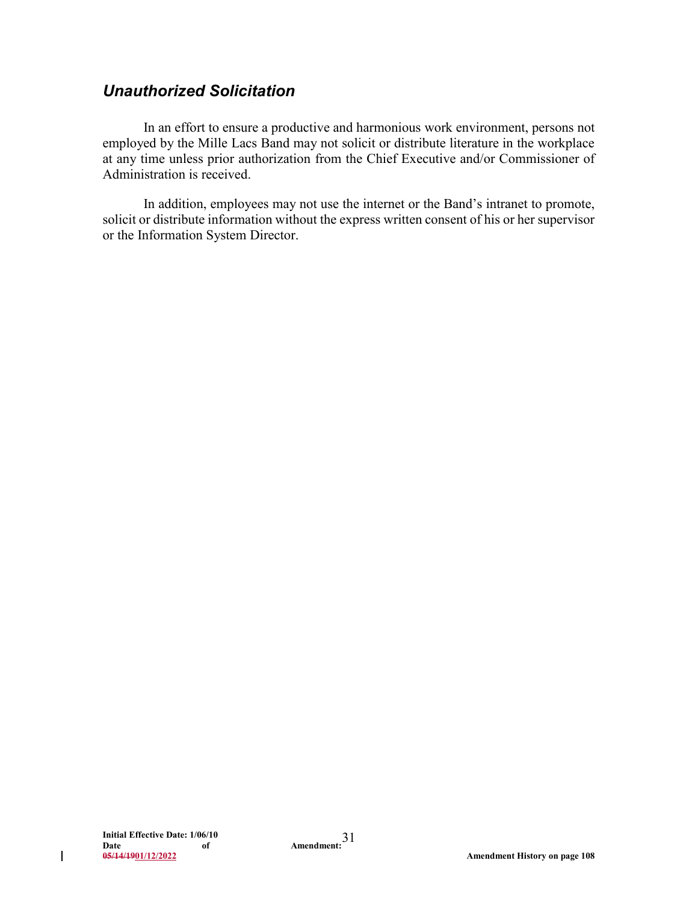## *Unauthorized Solicitation*

In an effort to ensure a productive and harmonious work environment, persons not employed by the Mille Lacs Band may not solicit or distribute literature in the workplace at any time unless prior authorization from the Chief Executive and/or Commissioner of Administration is received.

In addition, employees may not use the internet or the Band's intranet to promote, solicit or distribute information without the express written consent of his or her supervisor or the Information System Director.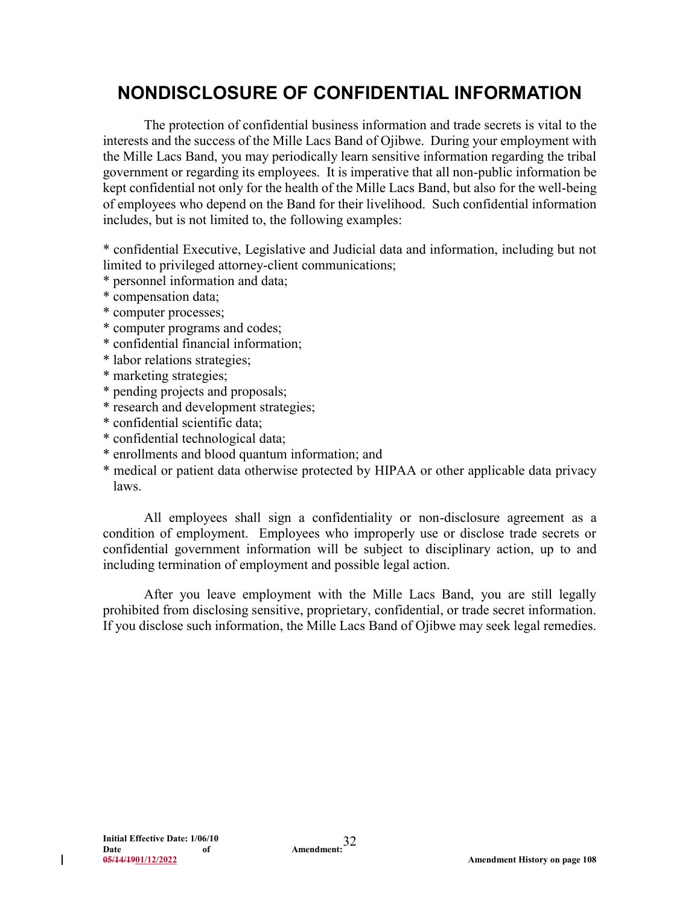# NONDISCLOSURE OF CONFIDENTIAL INFORMATION

The protection of confidential business information and trade secrets is vital to the interests and the success of the Mille Lacs Band of Ojibwe. During your employment with the Mille Lacs Band, you may periodically learn sensitive information regarding the tribal government or regarding its employees. It is imperative that all non-public information be kept confidential not only for the health of the Mille Lacs Band, but also for the well-being of employees who depend on the Band for their livelihood. Such confidential information includes, but is not limited to, the following examples:

* confidential Executive, Legislative and Judicial data and information, including but not limited to privileged attorney-client communications;
* personnel information and data;
* compensation data;
* computer processes;
* computer programs and codes;
* confidential financial information;
* labor relations strategies;
* marketing strategies;
* pending projects and proposals;
* research and development strategies;
* confidential scientific data;
* confidential technological data;
* enrollments and blood quantum information; and
* medical or patient data otherwise protected by HIPAA or other applicable data privacy laws.

All employees shall sign a confidentiality or non-disclosure agreement as a condition of employment. Employees who improperly use or disclose trade secrets or confidential government information will be subject to disciplinary action, up to and including termination of employment and possible legal action.

After you leave employment with the Mille Lacs Band, you are still legally prohibited from disclosing sensitive, proprietary, confidential, or trade secret information. If you disclose such information, the Mille Lacs Band of Ojibwe may seek legal remedies.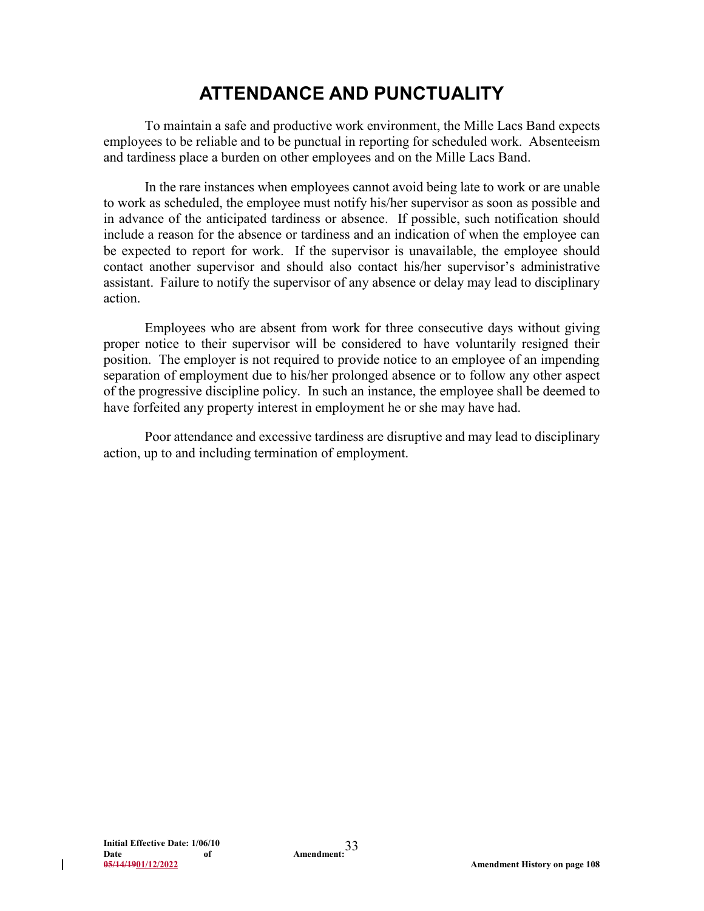# ATTENDANCE AND PUNCTUALITY

To maintain a safe and productive work environment, the Mille Lacs Band expects employees to be reliable and to be punctual in reporting for scheduled work. Absenteeism and tardiness place a burden on other employees and on the Mille Lacs Band.

In the rare instances when employees cannot avoid being late to work or are unable to work as scheduled, the employee must notify his/her supervisor as soon as possible and in advance of the anticipated tardiness or absence. If possible, such notification should include a reason for the absence or tardiness and an indication of when the employee can be expected to report for work. If the supervisor is unavailable, the employee should contact another supervisor and should also contact his/her supervisor's administrative assistant. Failure to notify the supervisor of any absence or delay may lead to disciplinary action.

Employees who are absent from work for three consecutive days without giving proper notice to their supervisor will be considered to have voluntarily resigned their position. The employer is not required to provide notice to an employee of an impending separation of employment due to his/her prolonged absence or to follow any other aspect of the progressive discipline policy. In such an instance, the employee shall be deemed to have forfeited any property interest in employment he or she may have had.

Poor attendance and excessive tardiness are disruptive and may lead to disciplinary action, up to and including termination of employment.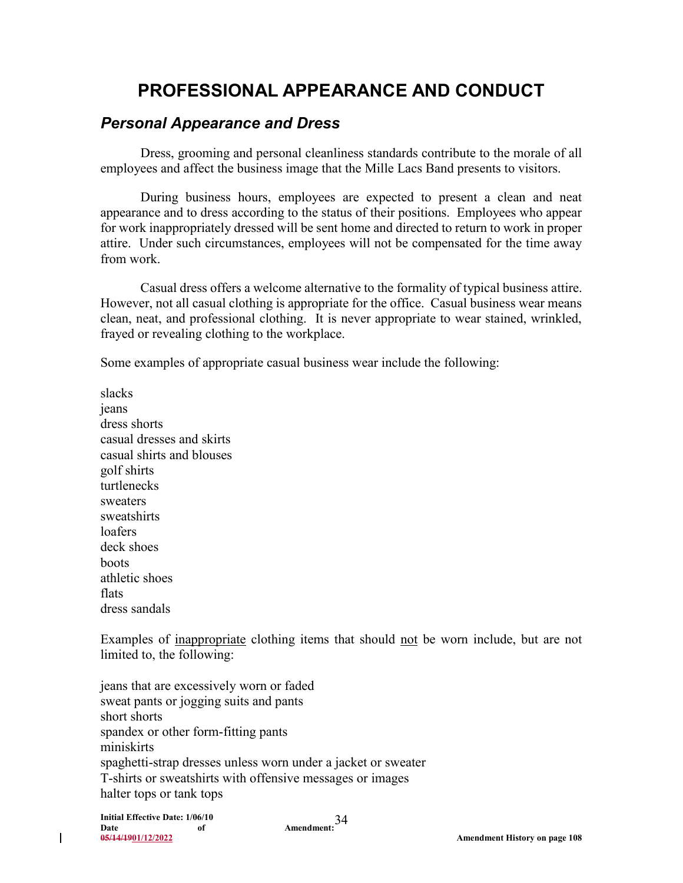# PROFESSIONAL APPEARANCE AND CONDUCT

## *Personal Appearance and Dress*

Dress, grooming and personal cleanliness standards contribute to the morale of all employees and affect the business image that the Mille Lacs Band presents to visitors.

During business hours, employees are expected to present a clean and neat appearance and to dress according to the status of their positions. Employees who appear for work inappropriately dressed will be sent home and directed to return to work in proper attire. Under such circumstances, employees will not be compensated for the time away from work.

Casual dress offers a welcome alternative to the formality of typical business attire. However, not all casual clothing is appropriate for the office. Casual business wear means clean, neat, and professional clothing. It is never appropriate to wear stained, wrinkled, frayed or revealing clothing to the workplace.

Some examples of appropriate casual business wear include the following:

slacks
jeans
dress shorts
casual dresses and skirts
casual shirts and blouses
golf shirts
turtlenecks
sweaters
sweatshirts
loafers
deck shoes
boots
athletic shoes
flats
dress sandals

Examples of <u>inappropriate</u> clothing items that should <u>not</u> be worn include, but are not limited to, the following:

jeans that are excessively worn or faded
sweat pants or jogging suits and pants
short shorts
spandex or other form-fitting pants
miniskirts
spaghetti-strap dresses unless worn under a jacket or sweater
T-shirts or sweatshirts with offensive messages or images
halter tops or tank tops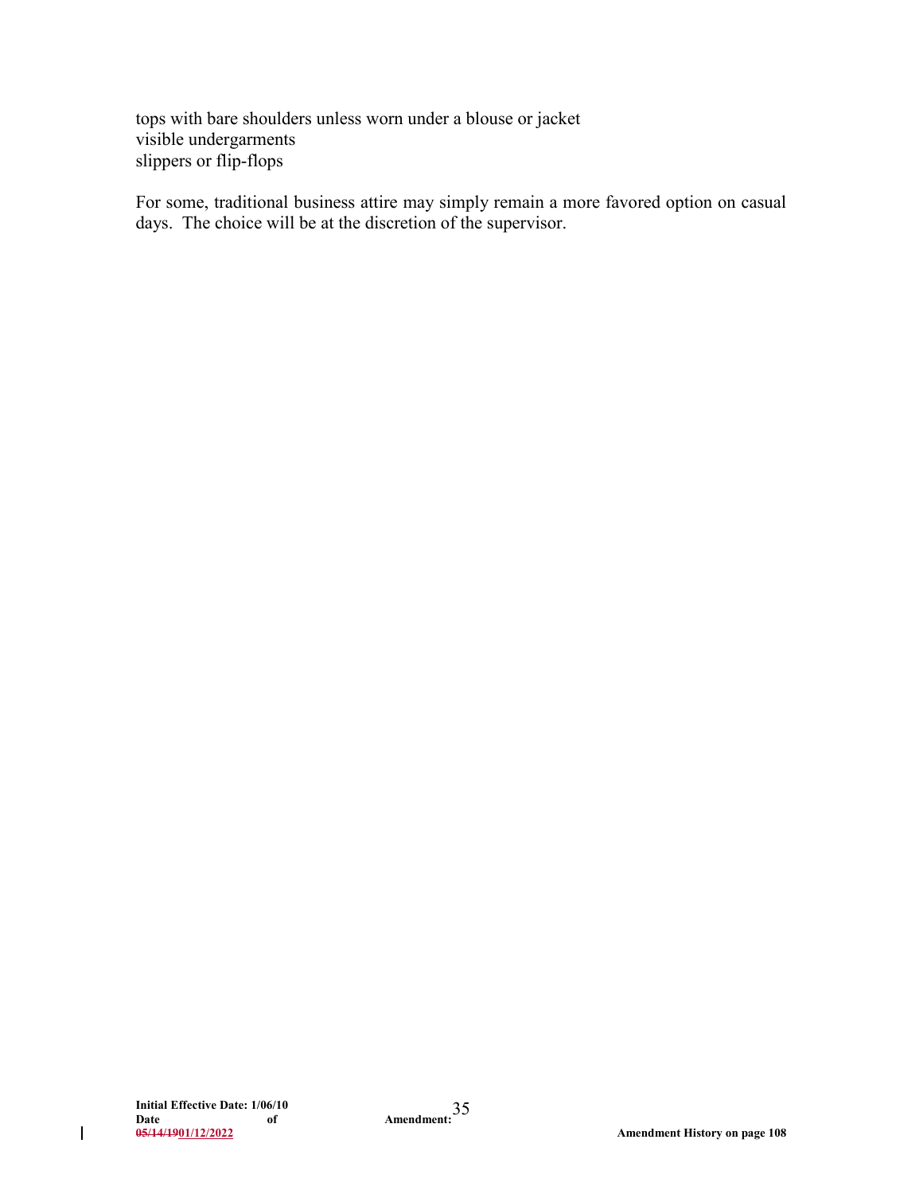tops with bare shoulders unless worn under a blouse or jacket
visible undergarments
slippers or flip-flops

For some, traditional business attire may simply remain a more favored option on casual days. The choice will be at the discretion of the supervisor.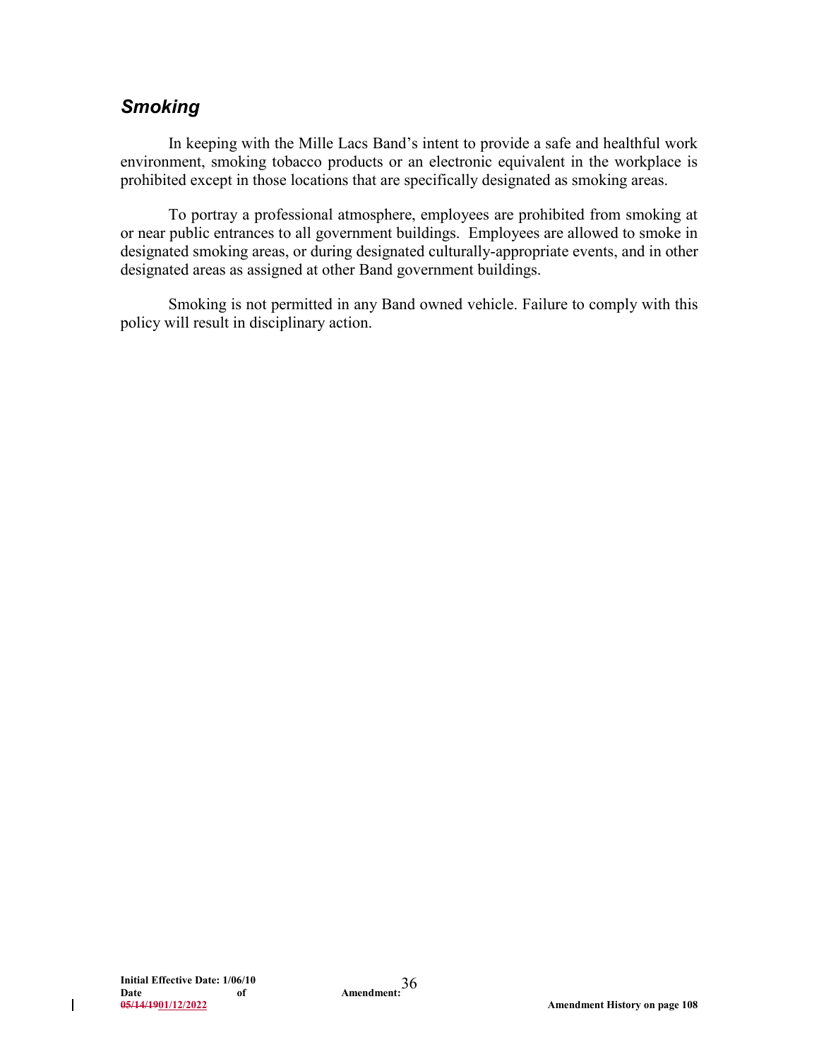## *Smoking*

In keeping with the Mille Lacs Band's intent to provide a safe and healthful work environment, smoking tobacco products or an electronic equivalent in the workplace is prohibited except in those locations that are specifically designated as smoking areas.

To portray a professional atmosphere, employees are prohibited from smoking at or near public entrances to all government buildings. Employees are allowed to smoke in designated smoking areas, or during designated culturally-appropriate events, and in other designated areas as assigned at other Band government buildings.

Smoking is not permitted in any Band owned vehicle. Failure to comply with this policy will result in disciplinary action.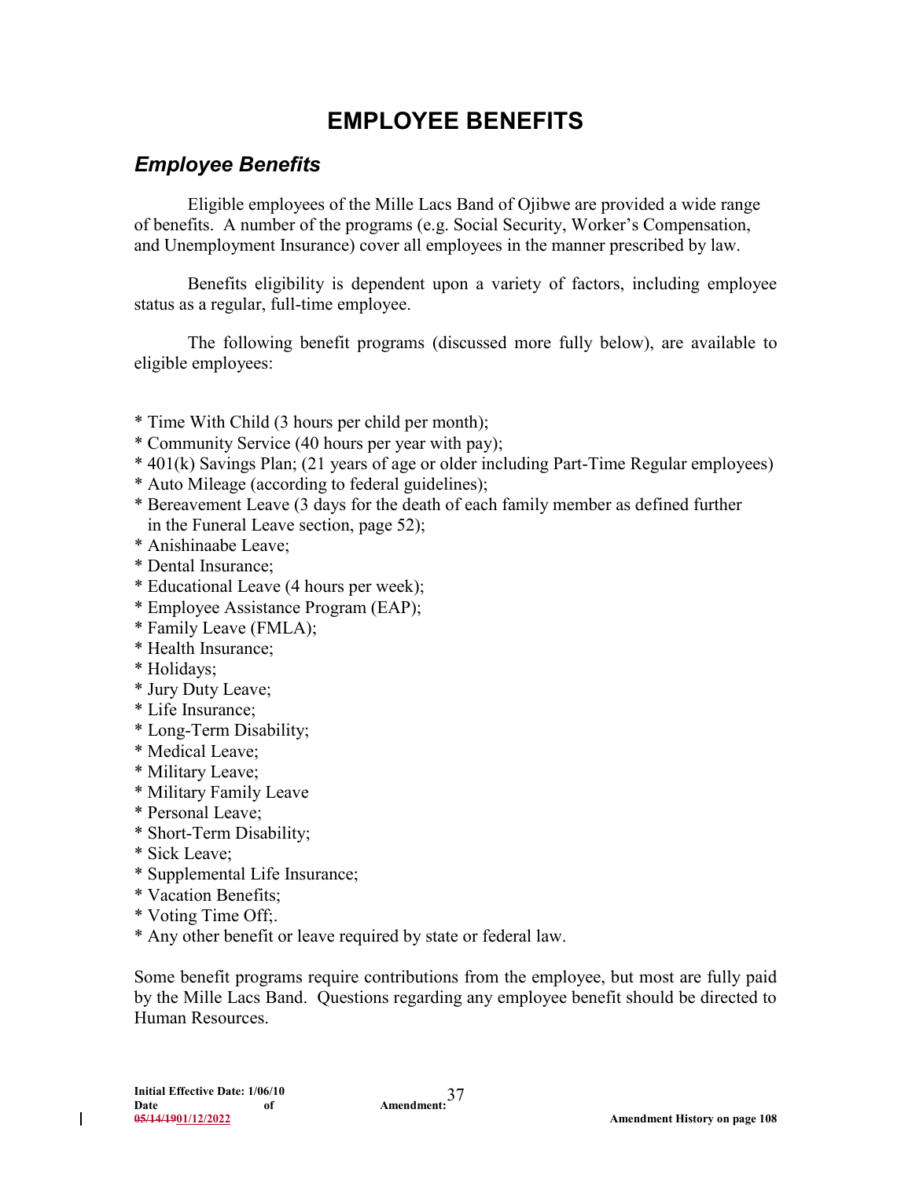# EMPLOYEE BENEFITS

## *Employee Benefits*

Eligible employees of the Mille Lacs Band of Ojibwe are provided a wide range of benefits. A number of the programs (e.g. Social Security, Worker's Compensation, and Unemployment Insurance) cover all employees in the manner prescribed by law.

Benefits eligibility is dependent upon a variety of factors, including employee status as a regular, full-time employee.

The following benefit programs (discussed more fully below), are available to eligible employees:

* Time With Child (3 hours per child per month);
* Community Service (40 hours per year with pay);
* 401(k) Savings Plan; (21 years of age or older including Part-Time Regular employees)
* Auto Mileage (according to federal guidelines);
* Bereavement Leave (3 days for the death of each family member as defined further in the Funeral Leave section, page 52);
* Anishinaabe Leave;
* Dental Insurance;
* Educational Leave (4 hours per week);
* Employee Assistance Program (EAP);
* Family Leave (FMLA);
* Health Insurance;
* Holidays;
* Jury Duty Leave;
* Life Insurance;
* Long-Term Disability;
* Medical Leave;
* Military Leave;
* Military Family Leave
* Personal Leave;
* Short-Term Disability;
* Sick Leave;
* Supplemental Life Insurance;
* Vacation Benefits;
* Voting Time Off;.
* Any other benefit or leave required by state or federal law.

Some benefit programs require contributions from the employee, but most are fully paid by the Mille Lacs Band. Questions regarding any employee benefit should be directed to Human Resources.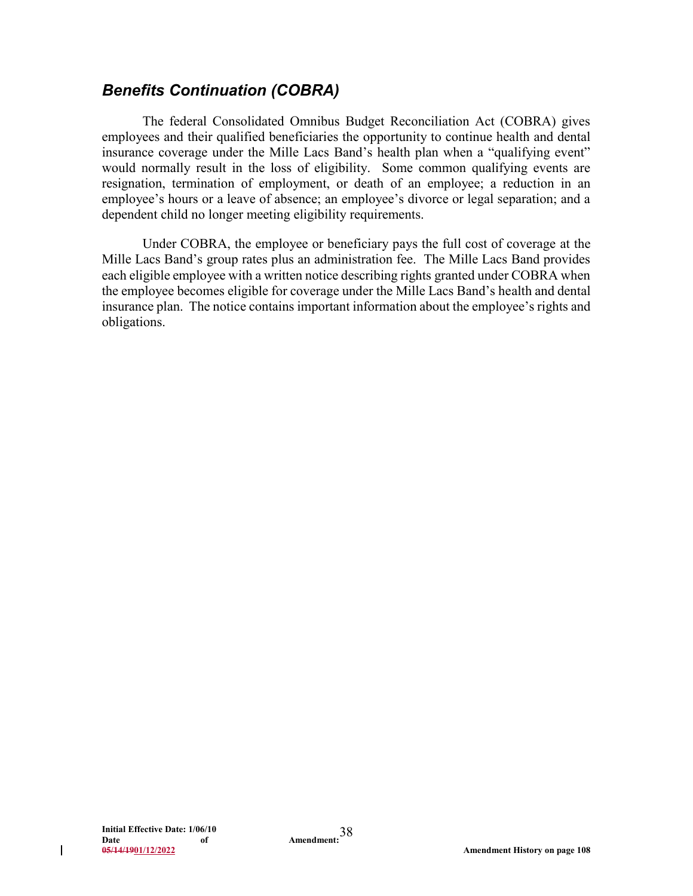## *Benefits Continuation (COBRA)*

The federal Consolidated Omnibus Budget Reconciliation Act (COBRA) gives employees and their qualified beneficiaries the opportunity to continue health and dental insurance coverage under the Mille Lacs Band's health plan when a "qualifying event" would normally result in the loss of eligibility. Some common qualifying events are resignation, termination of employment, or death of an employee; a reduction in an employee's hours or a leave of absence; an employee's divorce or legal separation; and a dependent child no longer meeting eligibility requirements.

Under COBRA, the employee or beneficiary pays the full cost of coverage at the Mille Lacs Band's group rates plus an administration fee. The Mille Lacs Band provides each eligible employee with a written notice describing rights granted under COBRA when the employee becomes eligible for coverage under the Mille Lacs Band's health and dental insurance plan. The notice contains important information about the employee's rights and obligations.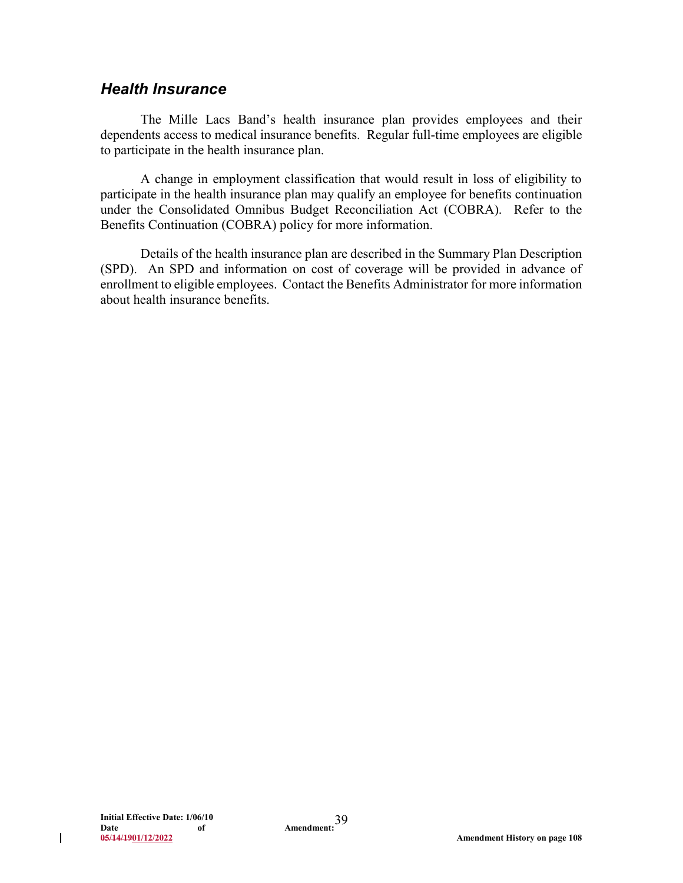## *Health Insurance*

The Mille Lacs Band's health insurance plan provides employees and their dependents access to medical insurance benefits. Regular full-time employees are eligible to participate in the health insurance plan.

A change in employment classification that would result in loss of eligibility to participate in the health insurance plan may qualify an employee for benefits continuation under the Consolidated Omnibus Budget Reconciliation Act (COBRA). Refer to the Benefits Continuation (COBRA) policy for more information.

Details of the health insurance plan are described in the Summary Plan Description (SPD). An SPD and information on cost of coverage will be provided in advance of enrollment to eligible employees. Contact the Benefits Administrator for more information about health insurance benefits.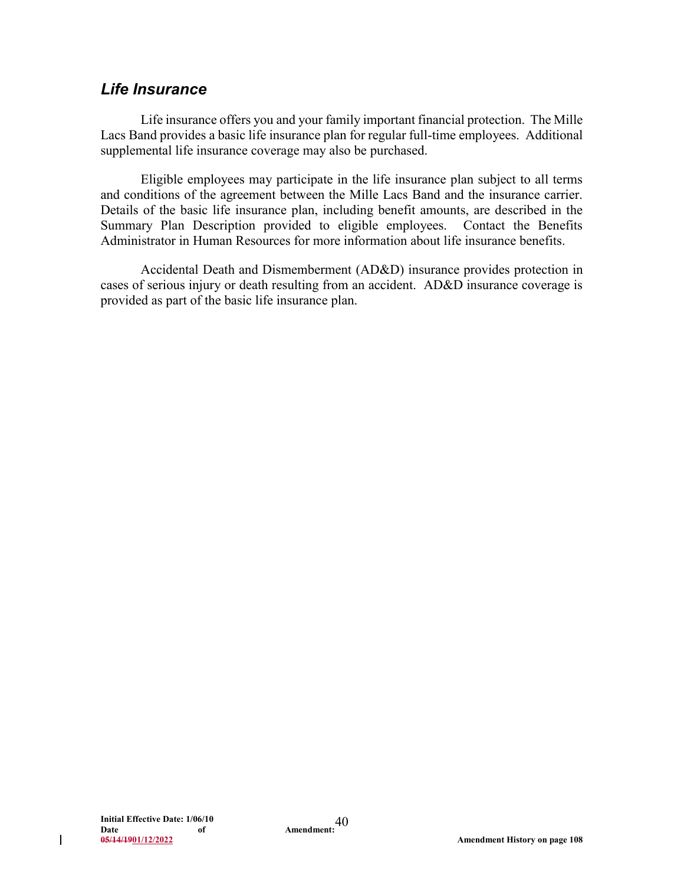## *Life Insurance*

Life insurance offers you and your family important financial protection. The Mille Lacs Band provides a basic life insurance plan for regular full-time employees. Additional supplemental life insurance coverage may also be purchased.

Eligible employees may participate in the life insurance plan subject to all terms and conditions of the agreement between the Mille Lacs Band and the insurance carrier. Details of the basic life insurance plan, including benefit amounts, are described in the Summary Plan Description provided to eligible employees. Contact the Benefits Administrator in Human Resources for more information about life insurance benefits.

Accidental Death and Dismemberment (AD&D) insurance provides protection in cases of serious injury or death resulting from an accident. AD&D insurance coverage is provided as part of the basic life insurance plan.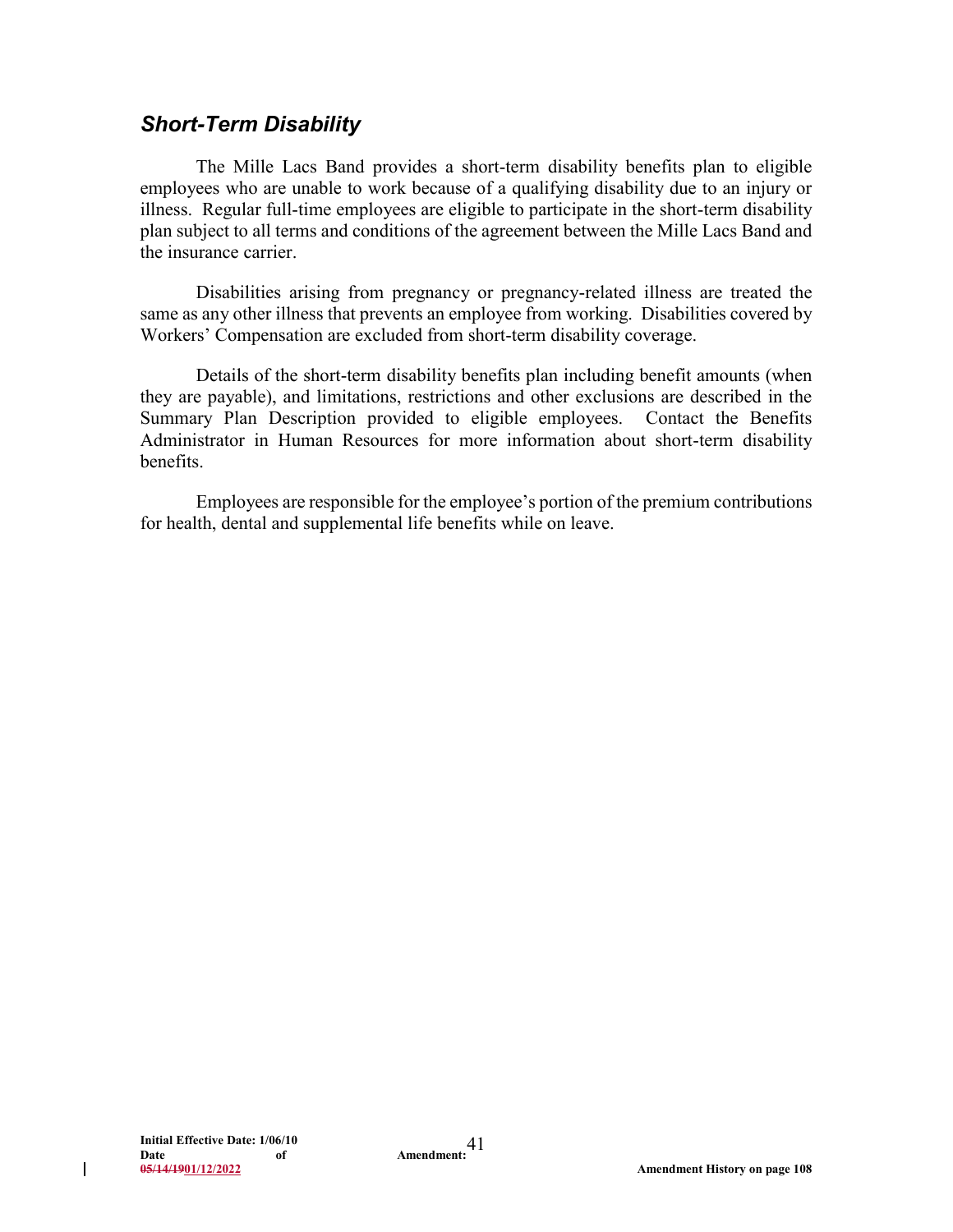## *Short-Term Disability*

The Mille Lacs Band provides a short-term disability benefits plan to eligible employees who are unable to work because of a qualifying disability due to an injury or illness. Regular full-time employees are eligible to participate in the short-term disability plan subject to all terms and conditions of the agreement between the Mille Lacs Band and the insurance carrier.

Disabilities arising from pregnancy or pregnancy-related illness are treated the same as any other illness that prevents an employee from working. Disabilities covered by Workers' Compensation are excluded from short-term disability coverage.

Details of the short-term disability benefits plan including benefit amounts (when they are payable), and limitations, restrictions and other exclusions are described in the Summary Plan Description provided to eligible employees. Contact the Benefits Administrator in Human Resources for more information about short-term disability benefits.

Employees are responsible for the employee's portion of the premium contributions for health, dental and supplemental life benefits while on leave.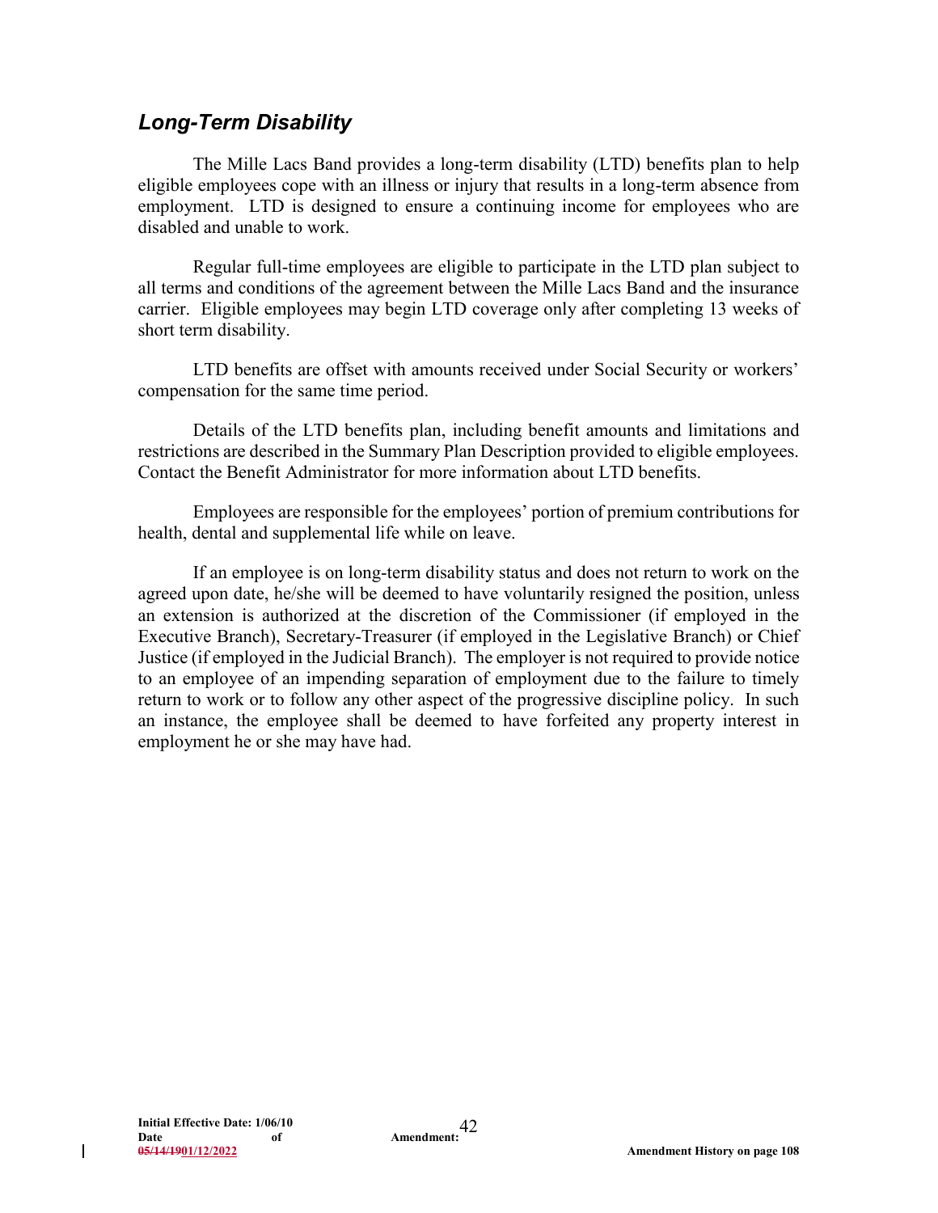## *Long-Term Disability*

The Mille Lacs Band provides a long-term disability (LTD) benefits plan to help eligible employees cope with an illness or injury that results in a long-term absence from employment. LTD is designed to ensure a continuing income for employees who are disabled and unable to work.

Regular full-time employees are eligible to participate in the LTD plan subject to all terms and conditions of the agreement between the Mille Lacs Band and the insurance carrier. Eligible employees may begin LTD coverage only after completing 13 weeks of short term disability.

LTD benefits are offset with amounts received under Social Security or workers' compensation for the same time period.

Details of the LTD benefits plan, including benefit amounts and limitations and restrictions are described in the Summary Plan Description provided to eligible employees. Contact the Benefit Administrator for more information about LTD benefits.

Employees are responsible for the employees' portion of premium contributions for health, dental and supplemental life while on leave.

If an employee is on long-term disability status and does not return to work on the agreed upon date, he/she will be deemed to have voluntarily resigned the position, unless an extension is authorized at the discretion of the Commissioner (if employed in the Executive Branch), Secretary-Treasurer (if employed in the Legislative Branch) or Chief Justice (if employed in the Judicial Branch). The employer is not required to provide notice to an employee of an impending separation of employment due to the failure to timely return to work or to follow any other aspect of the progressive discipline policy. In such an instance, the employee shall be deemed to have forfeited any property interest in employment he or she may have had.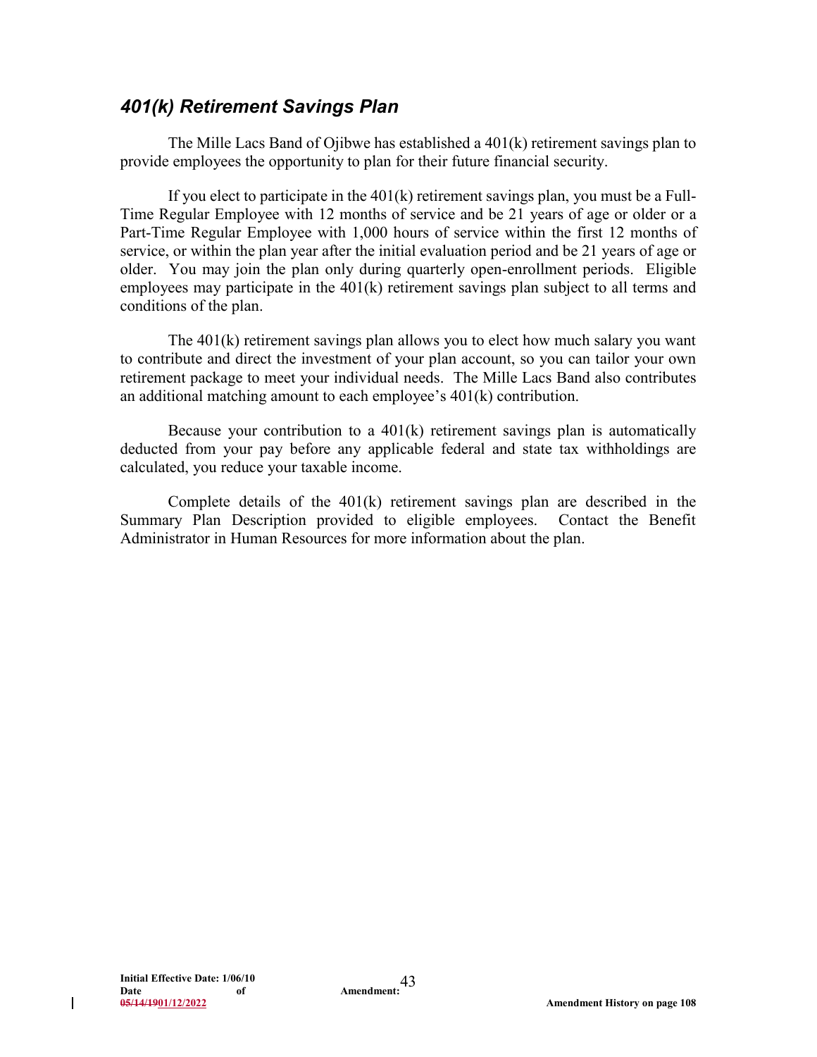## *401(k) Retirement Savings Plan*

The Mille Lacs Band of Ojibwe has established a 401(k) retirement savings plan to provide employees the opportunity to plan for their future financial security.

If you elect to participate in the 401(k) retirement savings plan, you must be a Full-Time Regular Employee with 12 months of service and be 21 years of age or older or a Part-Time Regular Employee with 1,000 hours of service within the first 12 months of service, or within the plan year after the initial evaluation period and be 21 years of age or older. You may join the plan only during quarterly open-enrollment periods. Eligible employees may participate in the 401(k) retirement savings plan subject to all terms and conditions of the plan.

The 401(k) retirement savings plan allows you to elect how much salary you want to contribute and direct the investment of your plan account, so you can tailor your own retirement package to meet your individual needs. The Mille Lacs Band also contributes an additional matching amount to each employee's 401(k) contribution.

Because your contribution to a 401(k) retirement savings plan is automatically deducted from your pay before any applicable federal and state tax withholdings are calculated, you reduce your taxable income.

Complete details of the 401(k) retirement savings plan are described in the Summary Plan Description provided to eligible employees. Contact the Benefit Administrator in Human Resources for more information about the plan.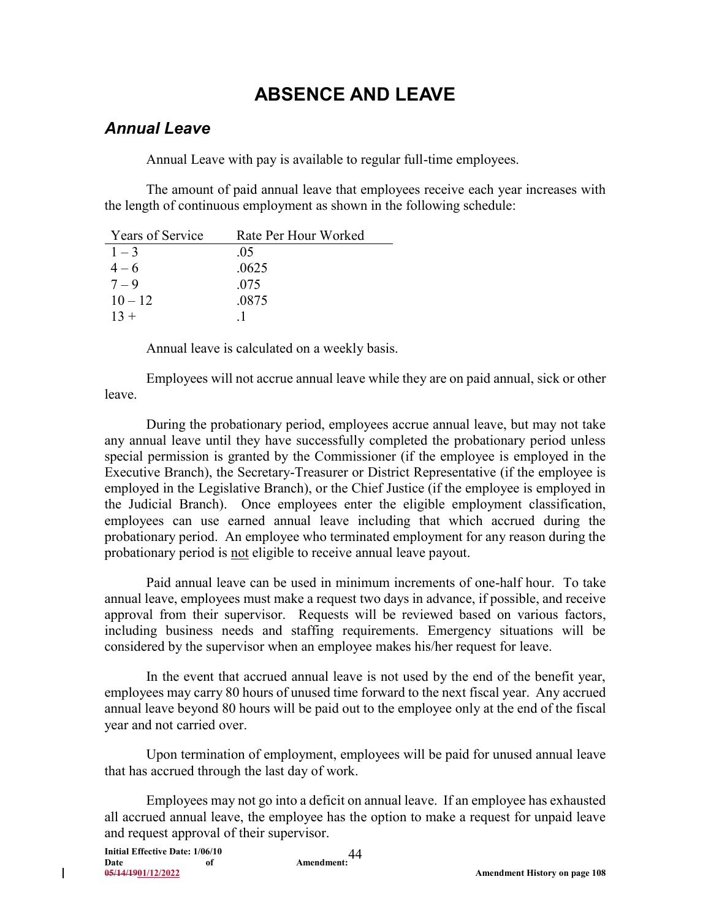# ABSENCE AND LEAVE

## *Annual Leave*

Annual Leave with pay is available to regular full-time employees.

The amount of paid annual leave that employees receive each year increases with the length of continuous employment as shown in the following schedule:

| Years of Service | Rate Per Hour Worked |
|---|---|
| 1 – 3 | .05 |
| 4 – 6 | .0625 |
| 7 – 9 | .075 |
| 10 – 12 | .0875 |
| 13 + | .1 |

Annual leave is calculated on a weekly basis.

Employees will not accrue annual leave while they are on paid annual, sick or other leave.

During the probationary period, employees accrue annual leave, but may not take any annual leave until they have successfully completed the probationary period unless special permission is granted by the Commissioner (if the employee is employed in the Executive Branch), the Secretary-Treasurer or District Representative (if the employee is employed in the Legislative Branch), or the Chief Justice (if the employee is employed in the Judicial Branch). Once employees enter the eligible employment classification, employees can use earned annual leave including that which accrued during the probationary period. An employee who terminated employment for any reason during the probationary period is <u>not</u> eligible to receive annual leave payout.

Paid annual leave can be used in minimum increments of one-half hour. To take annual leave, employees must make a request two days in advance, if possible, and receive approval from their supervisor. Requests will be reviewed based on various factors, including business needs and staffing requirements. Emergency situations will be considered by the supervisor when an employee makes his/her request for leave.

In the event that accrued annual leave is not used by the end of the benefit year, employees may carry 80 hours of unused time forward to the next fiscal year. Any accrued annual leave beyond 80 hours will be paid out to the employee only at the end of the fiscal year and not carried over.

Upon termination of employment, employees will be paid for unused annual leave that has accrued through the last day of work.

Employees may not go into a deficit on annual leave. If an employee has exhausted all accrued annual leave, the employee has the option to make a request for unpaid leave and request approval of their supervisor.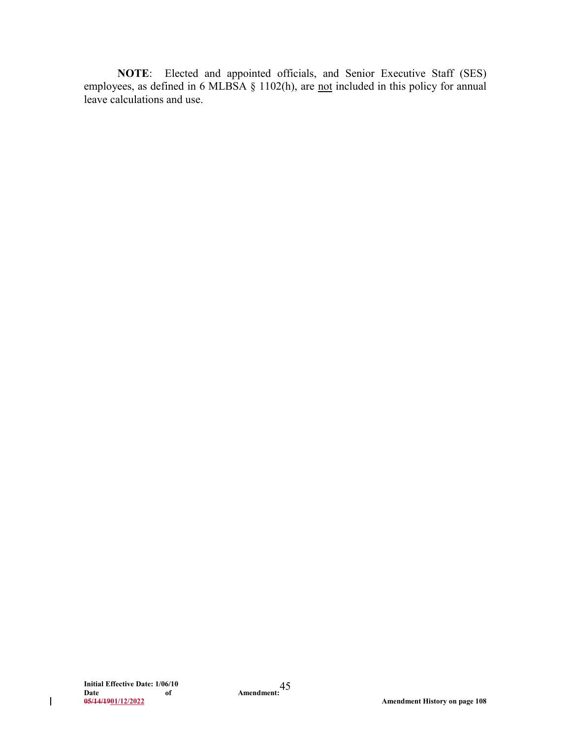**NOTE**: Elected and appointed officials, and Senior Executive Staff (SES) employees, as defined in 6 MLBSA § 1102(h), are <u>not</u> included in this policy for annual leave calculations and use.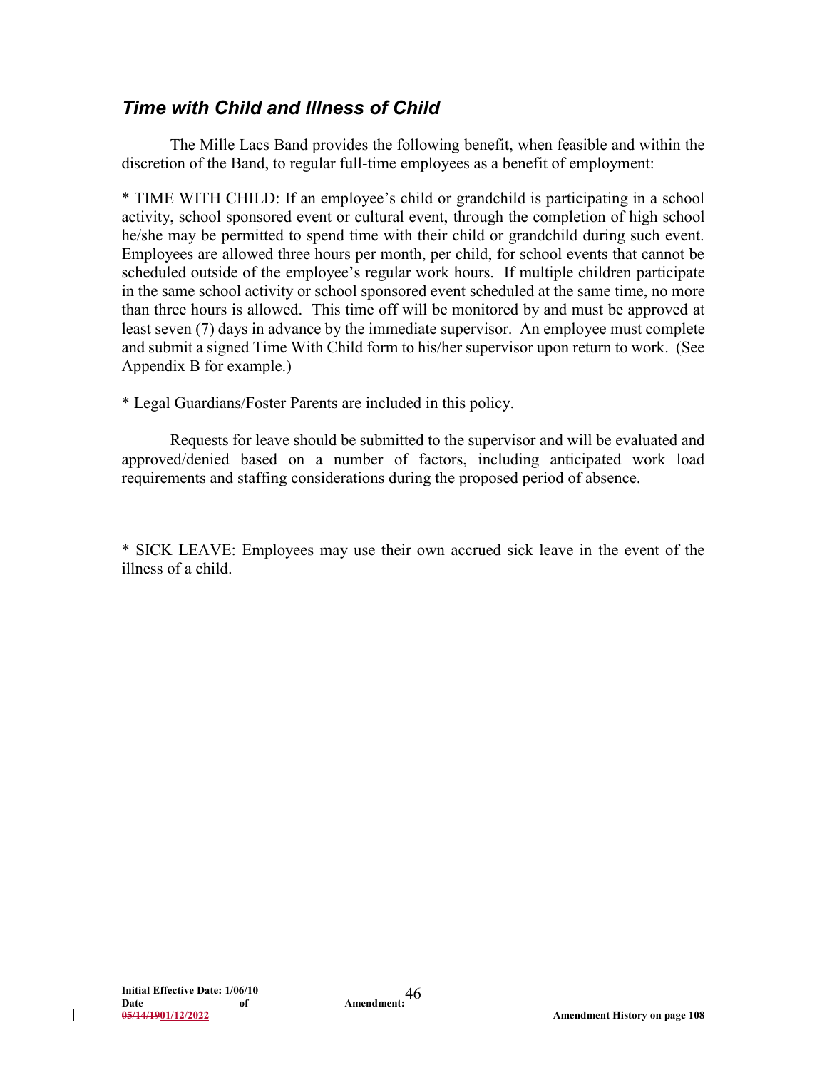## *Time with Child and Illness of Child*

The Mille Lacs Band provides the following benefit, when feasible and within the discretion of the Band, to regular full-time employees as a benefit of employment:

* TIME WITH CHILD: If an employee's child or grandchild is participating in a school activity, school sponsored event or cultural event, through the completion of high school he/she may be permitted to spend time with their child or grandchild during such event. Employees are allowed three hours per month, per child, for school events that cannot be scheduled outside of the employee's regular work hours. If multiple children participate in the same school activity or school sponsored event scheduled at the same time, no more than three hours is allowed. This time off will be monitored by and must be approved at least seven (7) days in advance by the immediate supervisor. An employee must complete and submit a signed Time With Child form to his/her supervisor upon return to work. (See Appendix B for example.)

* Legal Guardians/Foster Parents are included in this policy.

Requests for leave should be submitted to the supervisor and will be evaluated and approved/denied based on a number of factors, including anticipated work load requirements and staffing considerations during the proposed period of absence.

* SICK LEAVE: Employees may use their own accrued sick leave in the event of the illness of a child.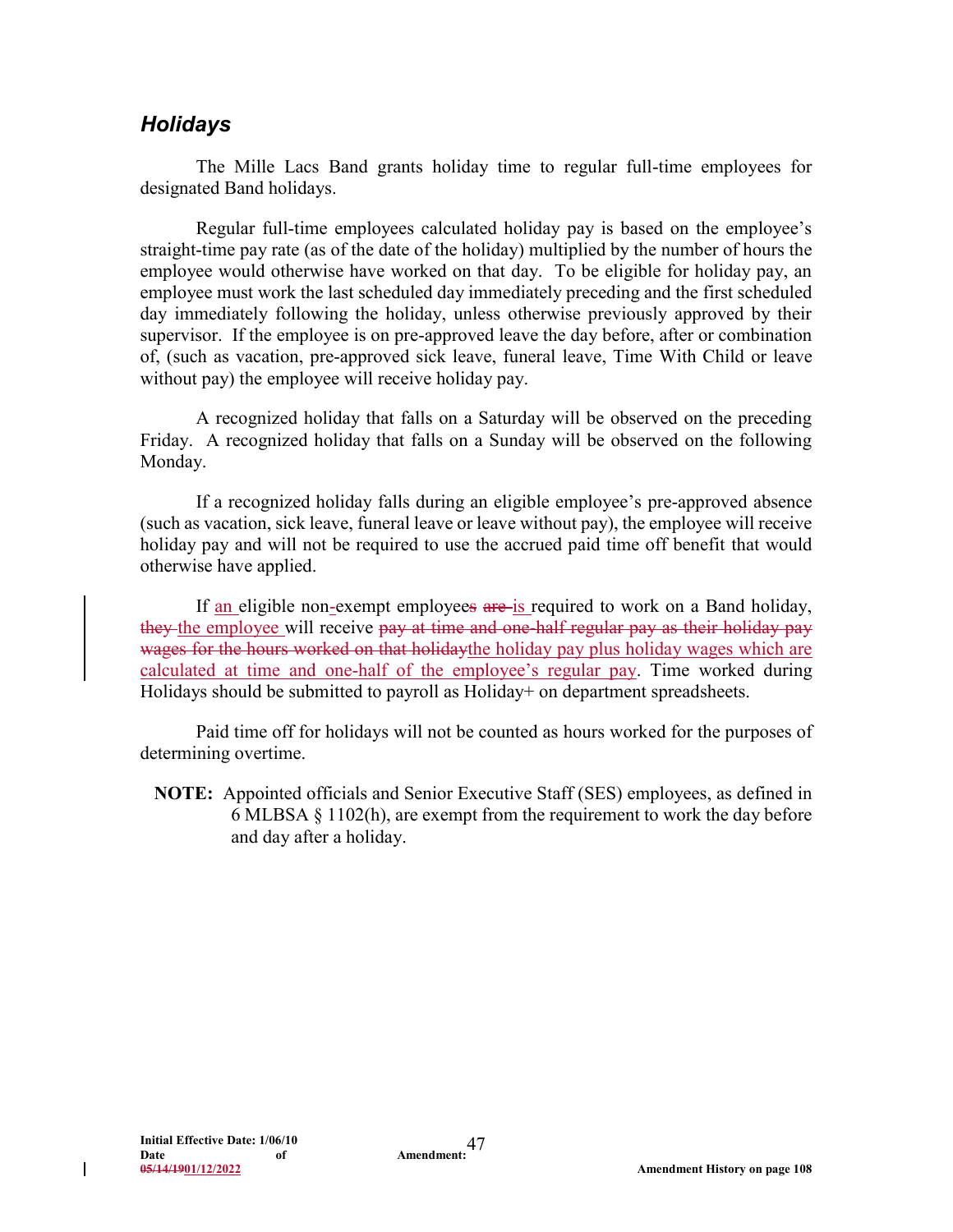## *Holidays*

The Mille Lacs Band grants holiday time to regular full-time employees for designated Band holidays.

Regular full-time employees calculated holiday pay is based on the employee's straight-time pay rate (as of the date of the holiday) multiplied by the number of hours the employee would otherwise have worked on that day. To be eligible for holiday pay, an employee must work the last scheduled day immediately preceding and the first scheduled day immediately following the holiday, unless otherwise previously approved by their supervisor. If the employee is on pre-approved leave the day before, after or combination of, (such as vacation, pre-approved sick leave, funeral leave, Time With Child or leave without pay) the employee will receive holiday pay.

A recognized holiday that falls on a Saturday will be observed on the preceding Friday. A recognized holiday that falls on a Sunday will be observed on the following Monday.

If a recognized holiday falls during an eligible employee's pre-approved absence (such as vacation, sick leave, funeral leave or leave without pay), the employee will receive holiday pay and will not be required to use the accrued paid time off benefit that would otherwise have applied.

If an eligible non-exempt employee~~s~~ ~~are~~ is required to work on a Band holiday, ~~they~~ the employee will receive ~~pay at time and one-half regular pay as their holiday pay wages for the hours worked on that holiday~~the holiday pay plus holiday wages which are calculated at time and one-half of the employee's regular pay. Time worked during Holidays should be submitted to payroll as Holiday+ on department spreadsheets.

Paid time off for holidays will not be counted as hours worked for the purposes of determining overtime.

**NOTE:** Appointed officials and Senior Executive Staff (SES) employees, as defined in 6 MLBSA § 1102(h), are exempt from the requirement to work the day before and day after a holiday.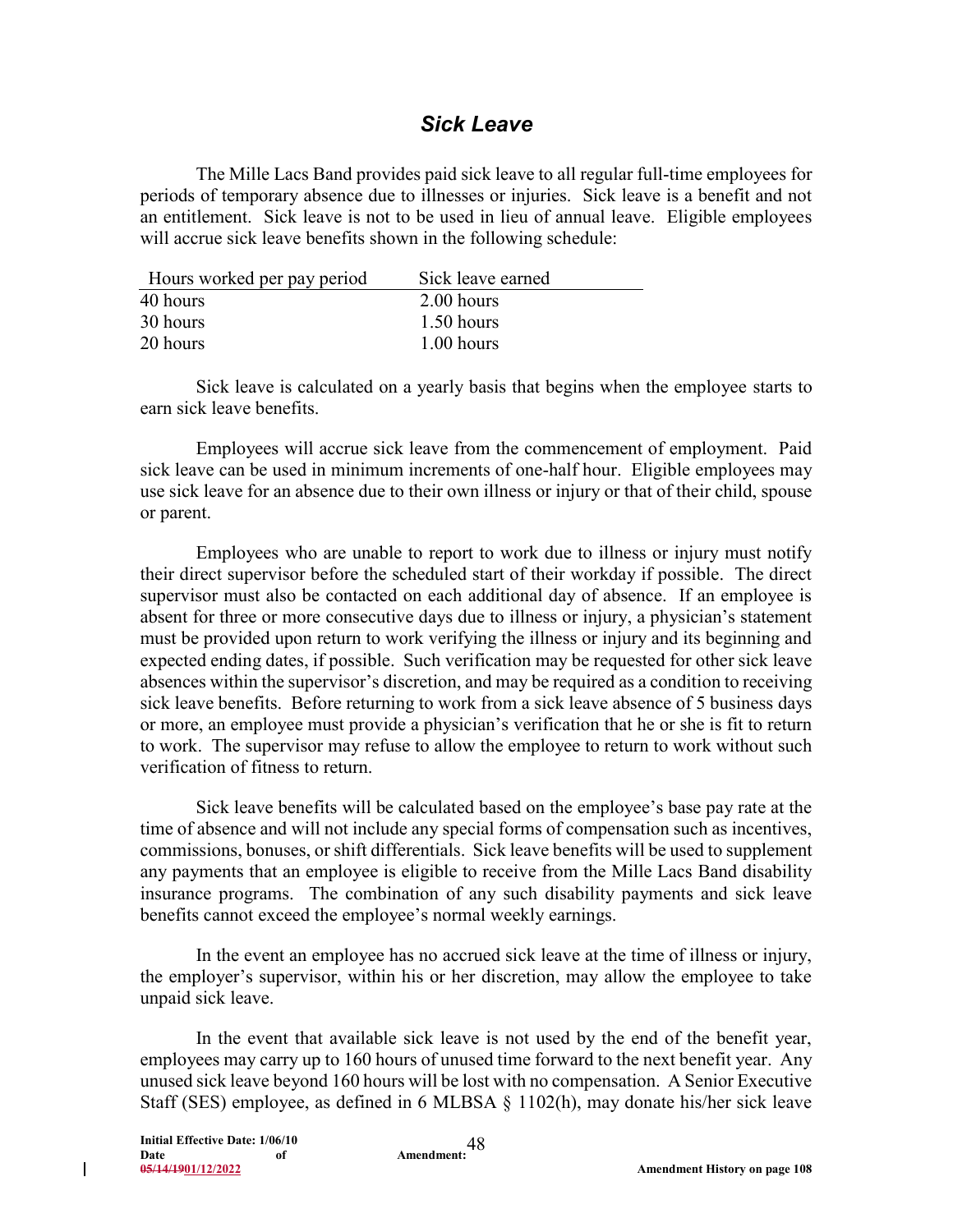## *Sick Leave*

The Mille Lacs Band provides paid sick leave to all regular full-time employees for periods of temporary absence due to illnesses or injuries. Sick leave is a benefit and not an entitlement. Sick leave is not to be used in lieu of annual leave. Eligible employees will accrue sick leave benefits shown in the following schedule:

| Hours worked per pay period | Sick leave earned |
|---|---|
| 40 hours | 2.00 hours |
| 30 hours | 1.50 hours |
| 20 hours | 1.00 hours |

Sick leave is calculated on a yearly basis that begins when the employee starts to earn sick leave benefits.

Employees will accrue sick leave from the commencement of employment. Paid sick leave can be used in minimum increments of one-half hour. Eligible employees may use sick leave for an absence due to their own illness or injury or that of their child, spouse or parent.

Employees who are unable to report to work due to illness or injury must notify their direct supervisor before the scheduled start of their workday if possible. The direct supervisor must also be contacted on each additional day of absence. If an employee is absent for three or more consecutive days due to illness or injury, a physician's statement must be provided upon return to work verifying the illness or injury and its beginning and expected ending dates, if possible. Such verification may be requested for other sick leave absences within the supervisor's discretion, and may be required as a condition to receiving sick leave benefits. Before returning to work from a sick leave absence of 5 business days or more, an employee must provide a physician's verification that he or she is fit to return to work. The supervisor may refuse to allow the employee to return to work without such verification of fitness to return.

Sick leave benefits will be calculated based on the employee's base pay rate at the time of absence and will not include any special forms of compensation such as incentives, commissions, bonuses, or shift differentials. Sick leave benefits will be used to supplement any payments that an employee is eligible to receive from the Mille Lacs Band disability insurance programs. The combination of any such disability payments and sick leave benefits cannot exceed the employee's normal weekly earnings.

In the event an employee has no accrued sick leave at the time of illness or injury, the employer's supervisor, within his or her discretion, may allow the employee to take unpaid sick leave.

In the event that available sick leave is not used by the end of the benefit year, employees may carry up to 160 hours of unused time forward to the next benefit year. Any unused sick leave beyond 160 hours will be lost with no compensation. A Senior Executive Staff (SES) employee, as defined in 6 MLBSA § 1102(h), may donate his/her sick leave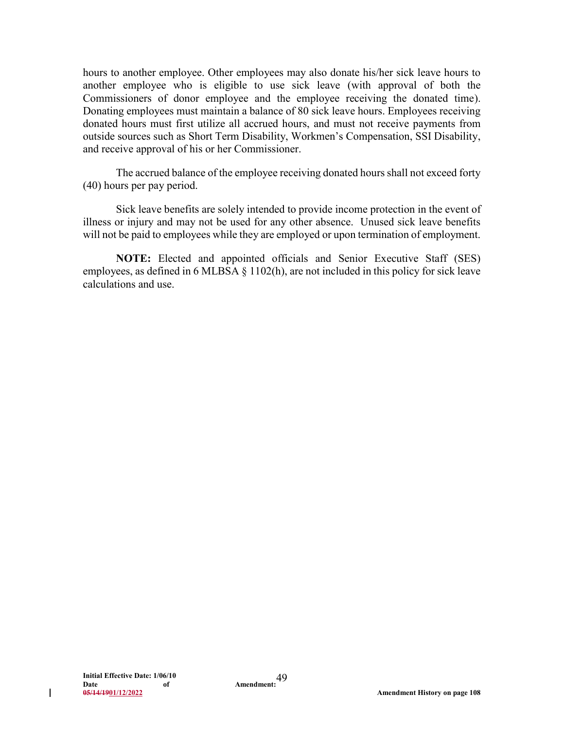hours to another employee. Other employees may also donate his/her sick leave hours to another employee who is eligible to use sick leave (with approval of both the Commissioners of donor employee and the employee receiving the donated time). Donating employees must maintain a balance of 80 sick leave hours. Employees receiving donated hours must first utilize all accrued hours, and must not receive payments from outside sources such as Short Term Disability, Workmen's Compensation, SSI Disability, and receive approval of his or her Commissioner.

The accrued balance of the employee receiving donated hours shall not exceed forty (40) hours per pay period.

Sick leave benefits are solely intended to provide income protection in the event of illness or injury and may not be used for any other absence. Unused sick leave benefits will not be paid to employees while they are employed or upon termination of employment.

**NOTE:** Elected and appointed officials and Senior Executive Staff (SES) employees, as defined in 6 MLBSA § 1102(h), are not included in this policy for sick leave calculations and use.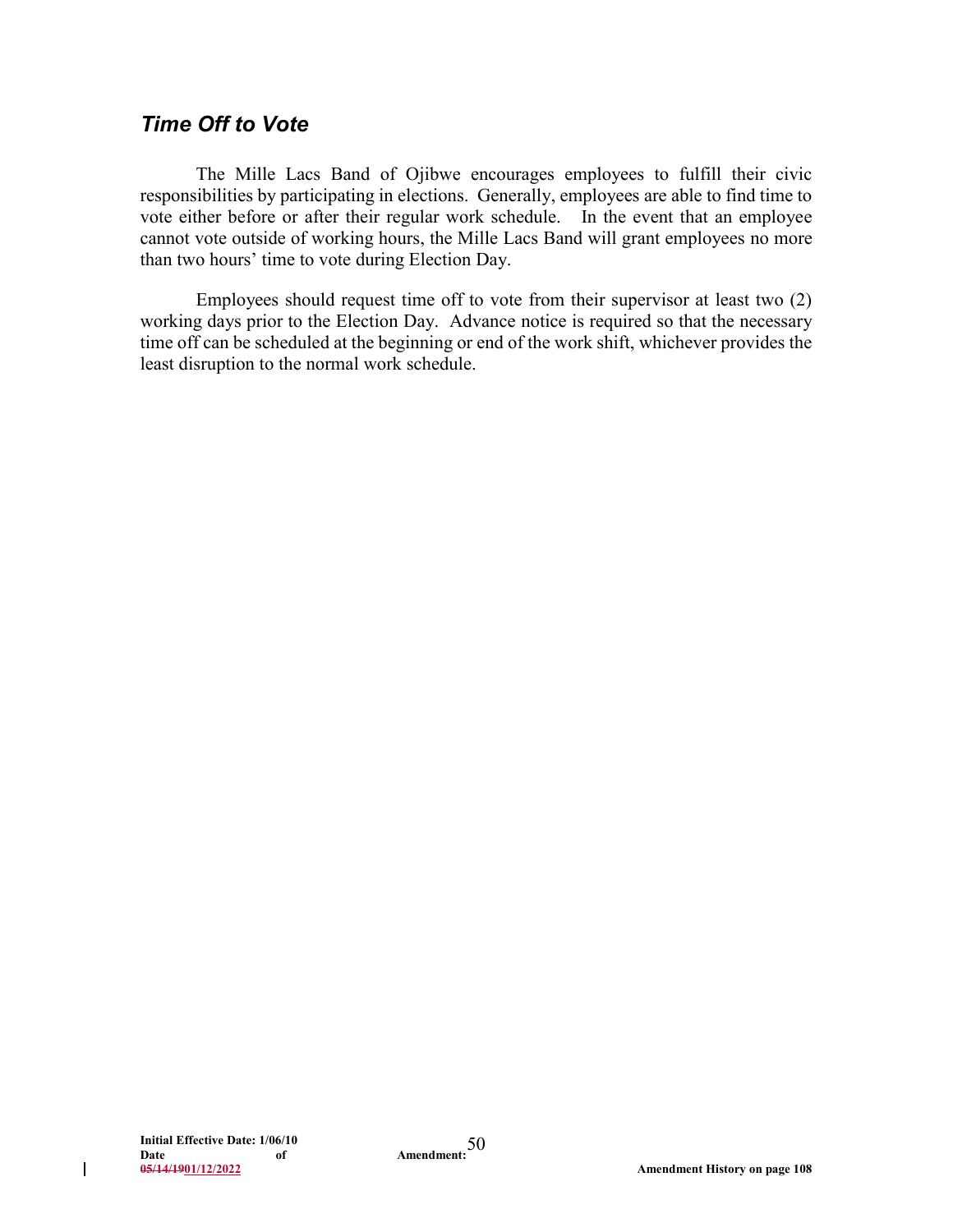## *Time Off to Vote*

The Mille Lacs Band of Ojibwe encourages employees to fulfill their civic responsibilities by participating in elections. Generally, employees are able to find time to vote either before or after their regular work schedule. In the event that an employee cannot vote outside of working hours, the Mille Lacs Band will grant employees no more than two hours' time to vote during Election Day.

Employees should request time off to vote from their supervisor at least two (2) working days prior to the Election Day. Advance notice is required so that the necessary time off can be scheduled at the beginning or end of the work shift, whichever provides the least disruption to the normal work schedule.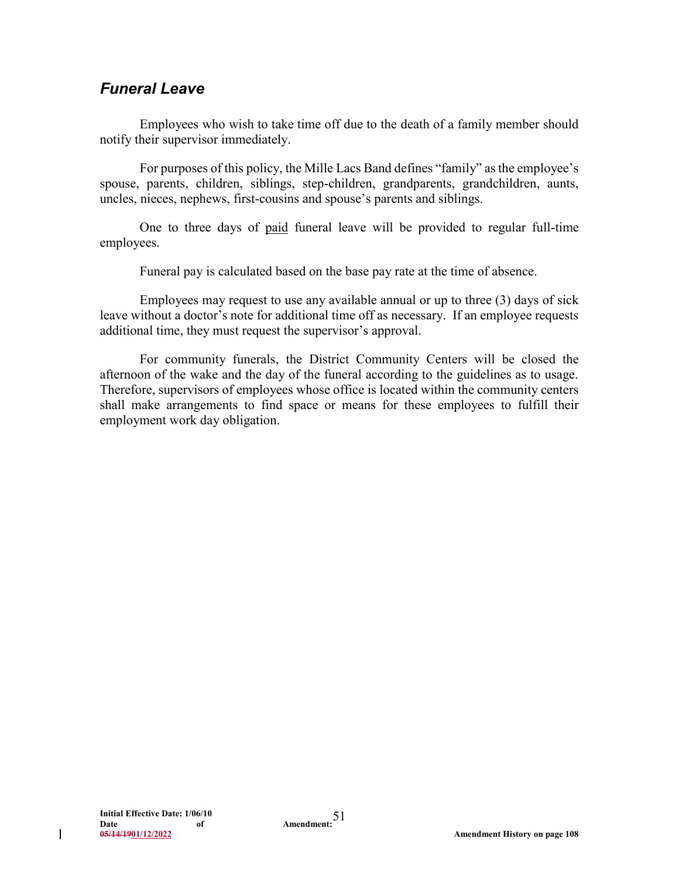## *Funeral Leave*

Employees who wish to take time off due to the death of a family member should notify their supervisor immediately.

For purposes of this policy, the Mille Lacs Band defines "family" as the employee's spouse, parents, children, siblings, step-children, grandparents, grandchildren, aunts, uncles, nieces, nephews, first-cousins and spouse's parents and siblings.

One to three days of <u>paid</u> funeral leave will be provided to regular full-time employees.

Funeral pay is calculated based on the base pay rate at the time of absence.

Employees may request to use any available annual or up to three (3) days of sick leave without a doctor's note for additional time off as necessary. If an employee requests additional time, they must request the supervisor's approval.

For community funerals, the District Community Centers will be closed the afternoon of the wake and the day of the funeral according to the guidelines as to usage. Therefore, supervisors of employees whose office is located within the community centers shall make arrangements to find space or means for these employees to fulfill their employment work day obligation.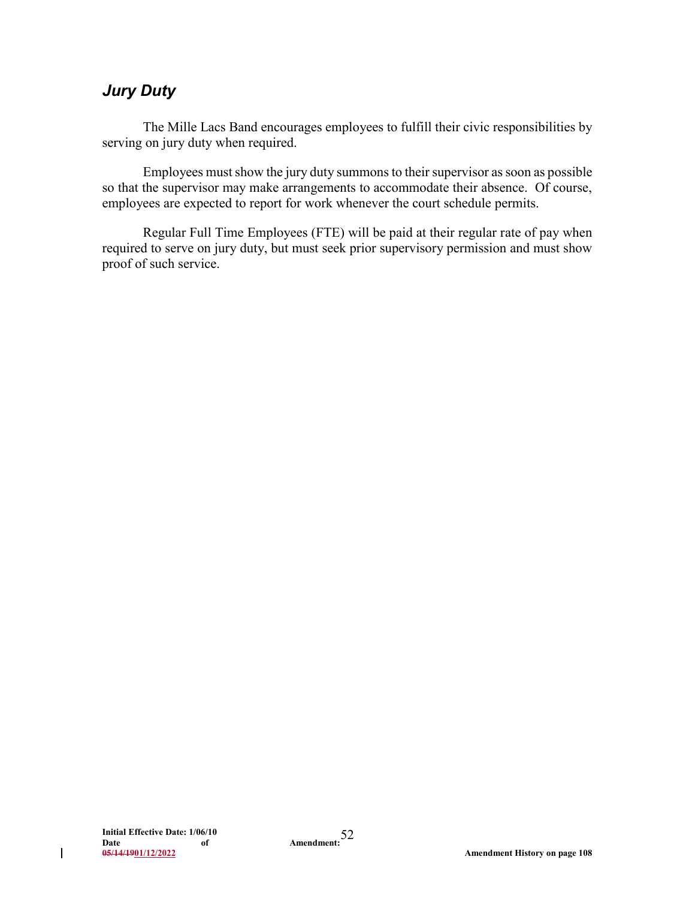## *Jury Duty*

The Mille Lacs Band encourages employees to fulfill their civic responsibilities by serving on jury duty when required.

Employees must show the jury duty summons to their supervisor as soon as possible so that the supervisor may make arrangements to accommodate their absence. Of course, employees are expected to report for work whenever the court schedule permits.

Regular Full Time Employees (FTE) will be paid at their regular rate of pay when required to serve on jury duty, but must seek prior supervisory permission and must show proof of such service.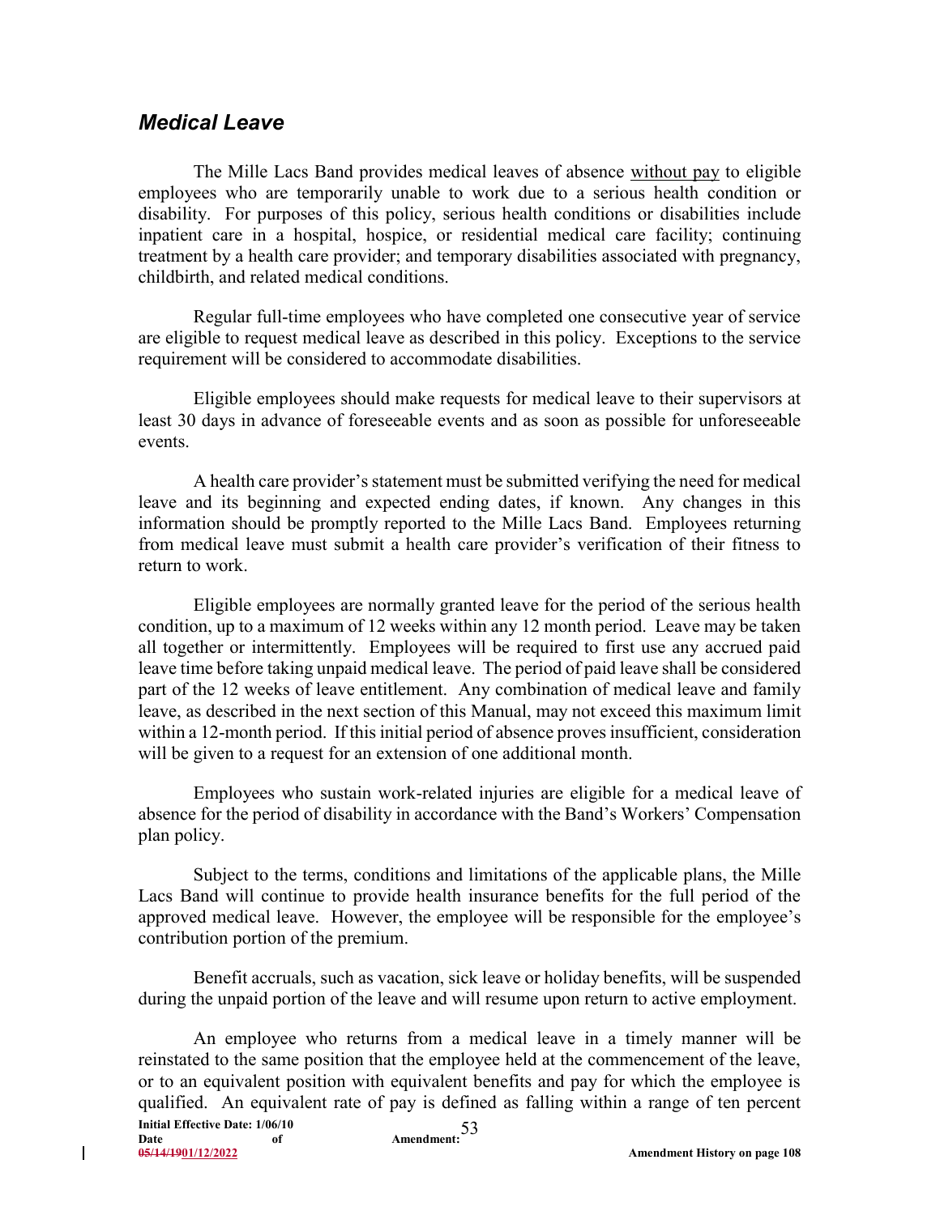## *Medical Leave*

The Mille Lacs Band provides medical leaves of absence <u>without pay</u> to eligible employees who are temporarily unable to work due to a serious health condition or disability. For purposes of this policy, serious health conditions or disabilities include inpatient care in a hospital, hospice, or residential medical care facility; continuing treatment by a health care provider; and temporary disabilities associated with pregnancy, childbirth, and related medical conditions.

Regular full-time employees who have completed one consecutive year of service are eligible to request medical leave as described in this policy. Exceptions to the service requirement will be considered to accommodate disabilities.

Eligible employees should make requests for medical leave to their supervisors at least 30 days in advance of foreseeable events and as soon as possible for unforeseeable events.

A health care provider's statement must be submitted verifying the need for medical leave and its beginning and expected ending dates, if known. Any changes in this information should be promptly reported to the Mille Lacs Band. Employees returning from medical leave must submit a health care provider's verification of their fitness to return to work.

Eligible employees are normally granted leave for the period of the serious health condition, up to a maximum of 12 weeks within any 12 month period. Leave may be taken all together or intermittently. Employees will be required to first use any accrued paid leave time before taking unpaid medical leave. The period of paid leave shall be considered part of the 12 weeks of leave entitlement. Any combination of medical leave and family leave, as described in the next section of this Manual, may not exceed this maximum limit within a 12-month period. If this initial period of absence proves insufficient, consideration will be given to a request for an extension of one additional month.

Employees who sustain work-related injuries are eligible for a medical leave of absence for the period of disability in accordance with the Band's Workers' Compensation plan policy.

Subject to the terms, conditions and limitations of the applicable plans, the Mille Lacs Band will continue to provide health insurance benefits for the full period of the approved medical leave. However, the employee will be responsible for the employee's contribution portion of the premium.

Benefit accruals, such as vacation, sick leave or holiday benefits, will be suspended during the unpaid portion of the leave and will resume upon return to active employment.

An employee who returns from a medical leave in a timely manner will be reinstated to the same position that the employee held at the commencement of the leave, or to an equivalent position with equivalent benefits and pay for which the employee is qualified. An equivalent rate of pay is defined as falling within a range of ten percent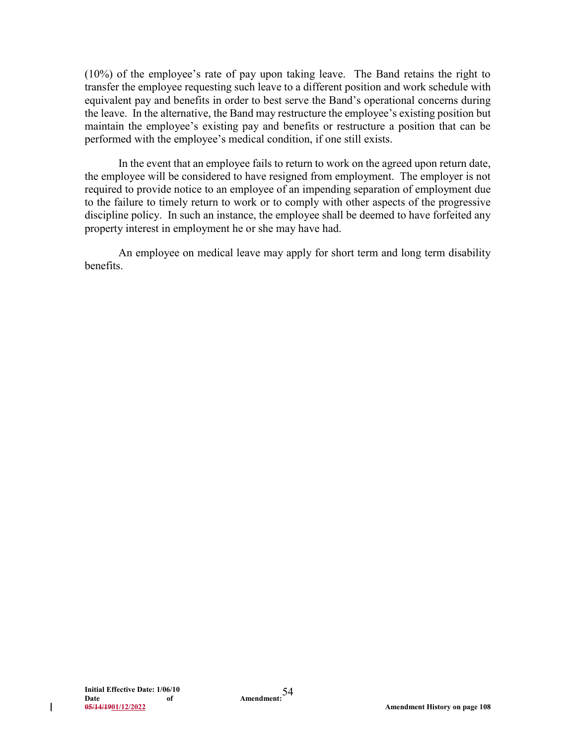(10%) of the employee's rate of pay upon taking leave. The Band retains the right to transfer the employee requesting such leave to a different position and work schedule with equivalent pay and benefits in order to best serve the Band's operational concerns during the leave. In the alternative, the Band may restructure the employee's existing position but maintain the employee's existing pay and benefits or restructure a position that can be performed with the employee's medical condition, if one still exists.

In the event that an employee fails to return to work on the agreed upon return date, the employee will be considered to have resigned from employment. The employer is not required to provide notice to an employee of an impending separation of employment due to the failure to timely return to work or to comply with other aspects of the progressive discipline policy. In such an instance, the employee shall be deemed to have forfeited any property interest in employment he or she may have had.

An employee on medical leave may apply for short term and long term disability benefits.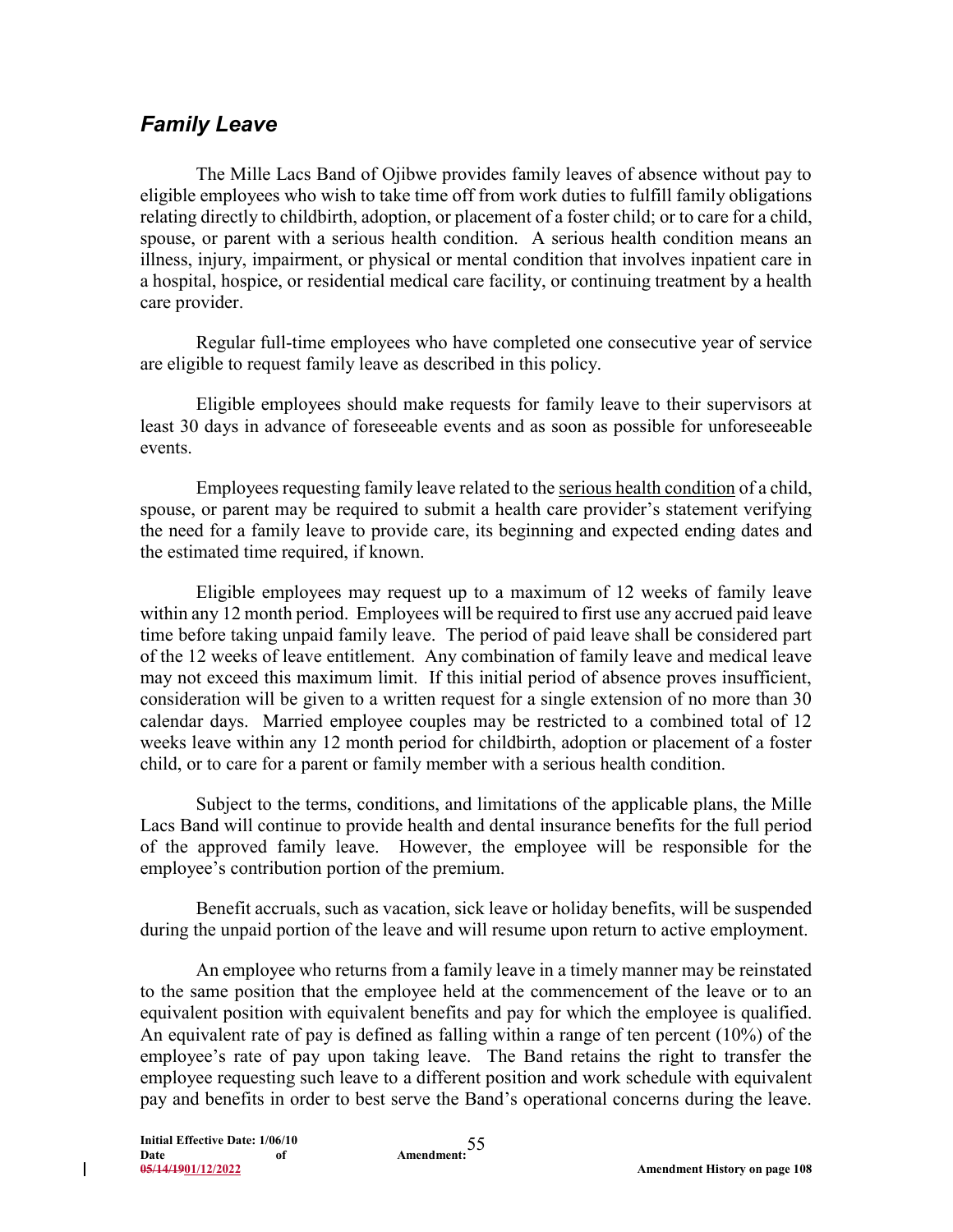## *Family Leave*

The Mille Lacs Band of Ojibwe provides family leaves of absence without pay to eligible employees who wish to take time off from work duties to fulfill family obligations relating directly to childbirth, adoption, or placement of a foster child; or to care for a child, spouse, or parent with a serious health condition. A serious health condition means an illness, injury, impairment, or physical or mental condition that involves inpatient care in a hospital, hospice, or residential medical care facility, or continuing treatment by a health care provider.

Regular full-time employees who have completed one consecutive year of service are eligible to request family leave as described in this policy.

Eligible employees should make requests for family leave to their supervisors at least 30 days in advance of foreseeable events and as soon as possible for unforeseeable events.

Employees requesting family leave related to the serious health condition of a child, spouse, or parent may be required to submit a health care provider's statement verifying the need for a family leave to provide care, its beginning and expected ending dates and the estimated time required, if known.

Eligible employees may request up to a maximum of 12 weeks of family leave within any 12 month period. Employees will be required to first use any accrued paid leave time before taking unpaid family leave. The period of paid leave shall be considered part of the 12 weeks of leave entitlement. Any combination of family leave and medical leave may not exceed this maximum limit. If this initial period of absence proves insufficient, consideration will be given to a written request for a single extension of no more than 30 calendar days. Married employee couples may be restricted to a combined total of 12 weeks leave within any 12 month period for childbirth, adoption or placement of a foster child, or to care for a parent or family member with a serious health condition.

Subject to the terms, conditions, and limitations of the applicable plans, the Mille Lacs Band will continue to provide health and dental insurance benefits for the full period of the approved family leave. However, the employee will be responsible for the employee's contribution portion of the premium.

Benefit accruals, such as vacation, sick leave or holiday benefits, will be suspended during the unpaid portion of the leave and will resume upon return to active employment.

An employee who returns from a family leave in a timely manner may be reinstated to the same position that the employee held at the commencement of the leave or to an equivalent position with equivalent benefits and pay for which the employee is qualified. An equivalent rate of pay is defined as falling within a range of ten percent (10%) of the employee's rate of pay upon taking leave. The Band retains the right to transfer the employee requesting such leave to a different position and work schedule with equivalent pay and benefits in order to best serve the Band's operational concerns during the leave.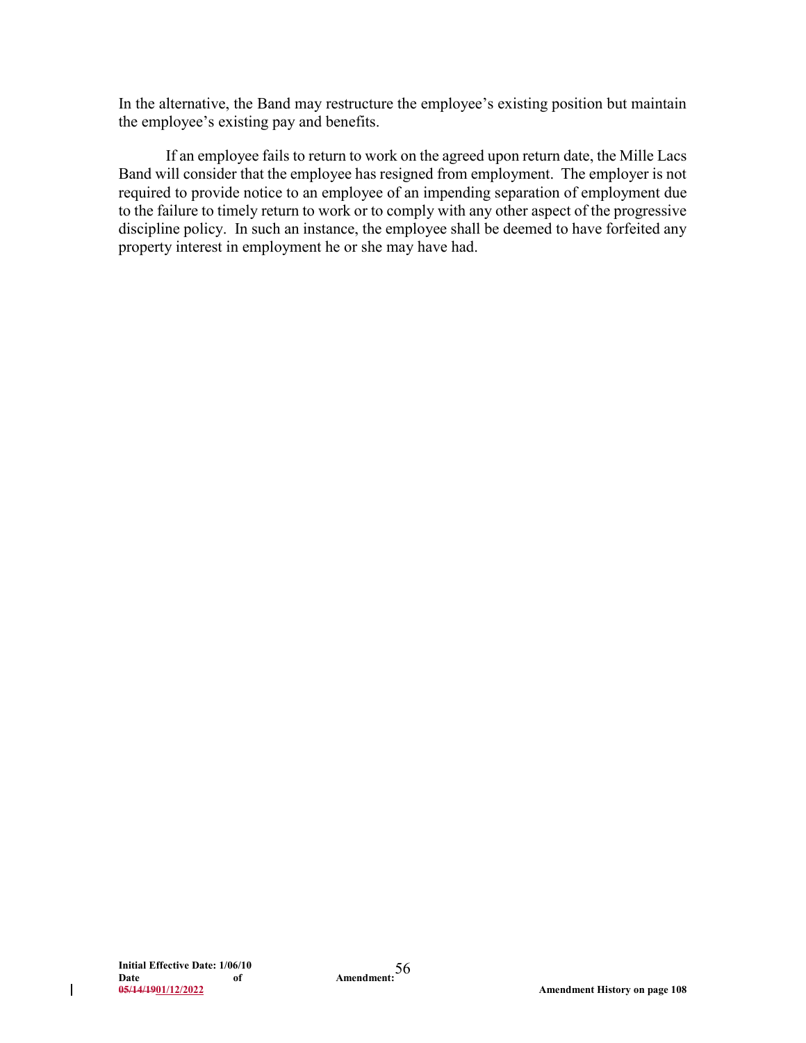In the alternative, the Band may restructure the employee's existing position but maintain the employee's existing pay and benefits.

If an employee fails to return to work on the agreed upon return date, the Mille Lacs Band will consider that the employee has resigned from employment. The employer is not required to provide notice to an employee of an impending separation of employment due to the failure to timely return to work or to comply with any other aspect of the progressive discipline policy. In such an instance, the employee shall be deemed to have forfeited any property interest in employment he or she may have had.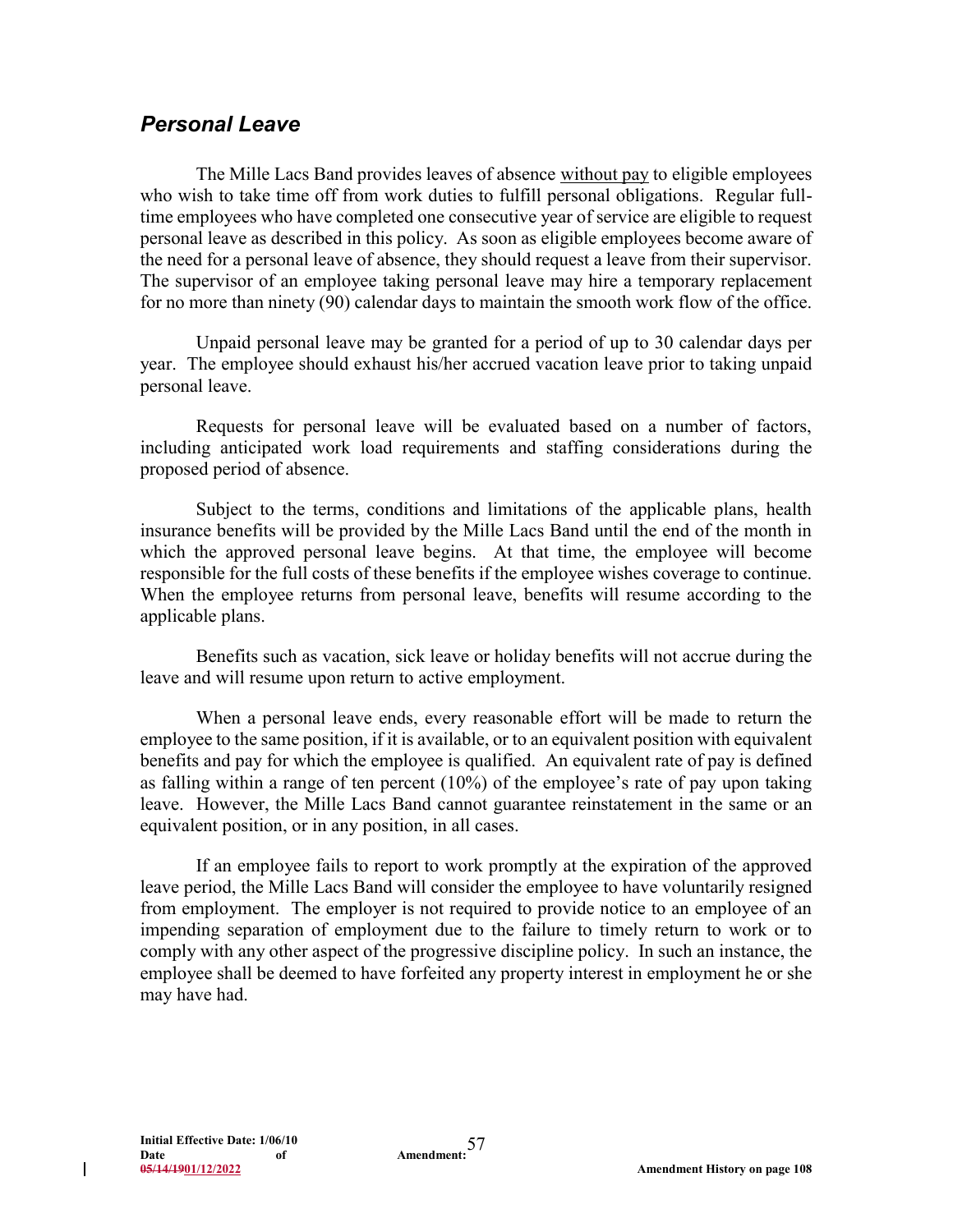## *Personal Leave*

The Mille Lacs Band provides leaves of absence without pay to eligible employees who wish to take time off from work duties to fulfill personal obligations. Regular full-time employees who have completed one consecutive year of service are eligible to request personal leave as described in this policy. As soon as eligible employees become aware of the need for a personal leave of absence, they should request a leave from their supervisor. The supervisor of an employee taking personal leave may hire a temporary replacement for no more than ninety (90) calendar days to maintain the smooth work flow of the office.

Unpaid personal leave may be granted for a period of up to 30 calendar days per year. The employee should exhaust his/her accrued vacation leave prior to taking unpaid personal leave.

Requests for personal leave will be evaluated based on a number of factors, including anticipated work load requirements and staffing considerations during the proposed period of absence.

Subject to the terms, conditions and limitations of the applicable plans, health insurance benefits will be provided by the Mille Lacs Band until the end of the month in which the approved personal leave begins. At that time, the employee will become responsible for the full costs of these benefits if the employee wishes coverage to continue. When the employee returns from personal leave, benefits will resume according to the applicable plans.

Benefits such as vacation, sick leave or holiday benefits will not accrue during the leave and will resume upon return to active employment.

When a personal leave ends, every reasonable effort will be made to return the employee to the same position, if it is available, or to an equivalent position with equivalent benefits and pay for which the employee is qualified. An equivalent rate of pay is defined as falling within a range of ten percent (10%) of the employee's rate of pay upon taking leave. However, the Mille Lacs Band cannot guarantee reinstatement in the same or an equivalent position, or in any position, in all cases.

If an employee fails to report to work promptly at the expiration of the approved leave period, the Mille Lacs Band will consider the employee to have voluntarily resigned from employment. The employer is not required to provide notice to an employee of an impending separation of employment due to the failure to timely return to work or to comply with any other aspect of the progressive discipline policy. In such an instance, the employee shall be deemed to have forfeited any property interest in employment he or she may have had.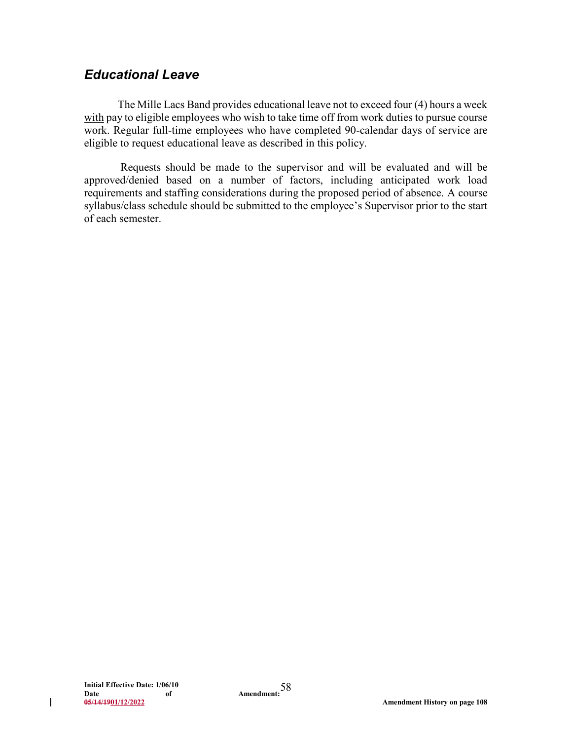## *Educational Leave*

The Mille Lacs Band provides educational leave not to exceed four (4) hours a week with pay to eligible employees who wish to take time off from work duties to pursue course work. Regular full-time employees who have completed 90-calendar days of service are eligible to request educational leave as described in this policy.

Requests should be made to the supervisor and will be evaluated and will be approved/denied based on a number of factors, including anticipated work load requirements and staffing considerations during the proposed period of absence. A course syllabus/class schedule should be submitted to the employee's Supervisor prior to the start of each semester.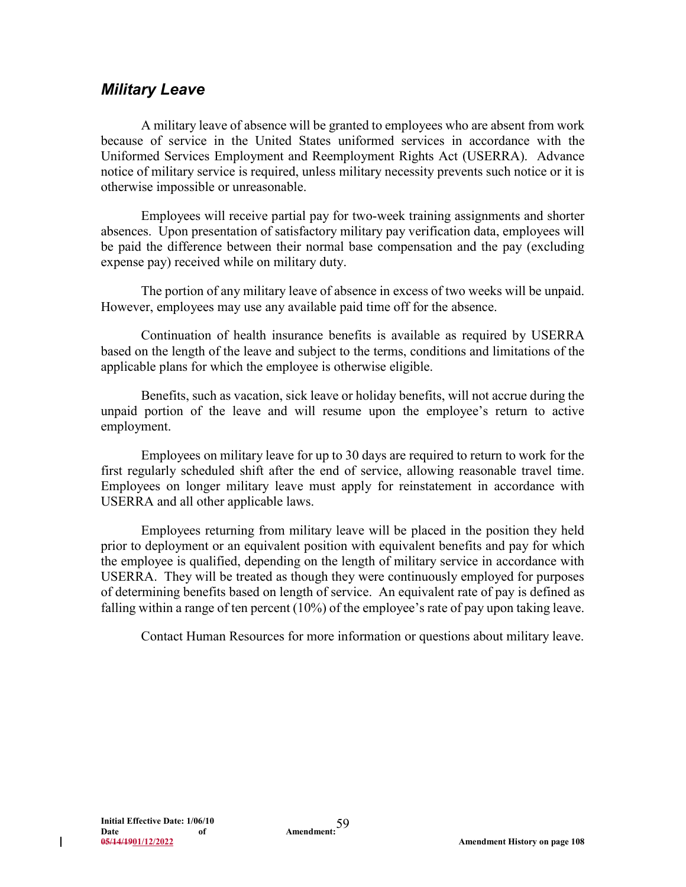## *Military Leave*

A military leave of absence will be granted to employees who are absent from work because of service in the United States uniformed services in accordance with the Uniformed Services Employment and Reemployment Rights Act (USERRA). Advance notice of military service is required, unless military necessity prevents such notice or it is otherwise impossible or unreasonable.

Employees will receive partial pay for two-week training assignments and shorter absences. Upon presentation of satisfactory military pay verification data, employees will be paid the difference between their normal base compensation and the pay (excluding expense pay) received while on military duty.

The portion of any military leave of absence in excess of two weeks will be unpaid. However, employees may use any available paid time off for the absence.

Continuation of health insurance benefits is available as required by USERRA based on the length of the leave and subject to the terms, conditions and limitations of the applicable plans for which the employee is otherwise eligible.

Benefits, such as vacation, sick leave or holiday benefits, will not accrue during the unpaid portion of the leave and will resume upon the employee's return to active employment.

Employees on military leave for up to 30 days are required to return to work for the first regularly scheduled shift after the end of service, allowing reasonable travel time. Employees on longer military leave must apply for reinstatement in accordance with USERRA and all other applicable laws.

Employees returning from military leave will be placed in the position they held prior to deployment or an equivalent position with equivalent benefits and pay for which the employee is qualified, depending on the length of military service in accordance with USERRA. They will be treated as though they were continuously employed for purposes of determining benefits based on length of service. An equivalent rate of pay is defined as falling within a range of ten percent (10%) of the employee's rate of pay upon taking leave.

Contact Human Resources for more information or questions about military leave.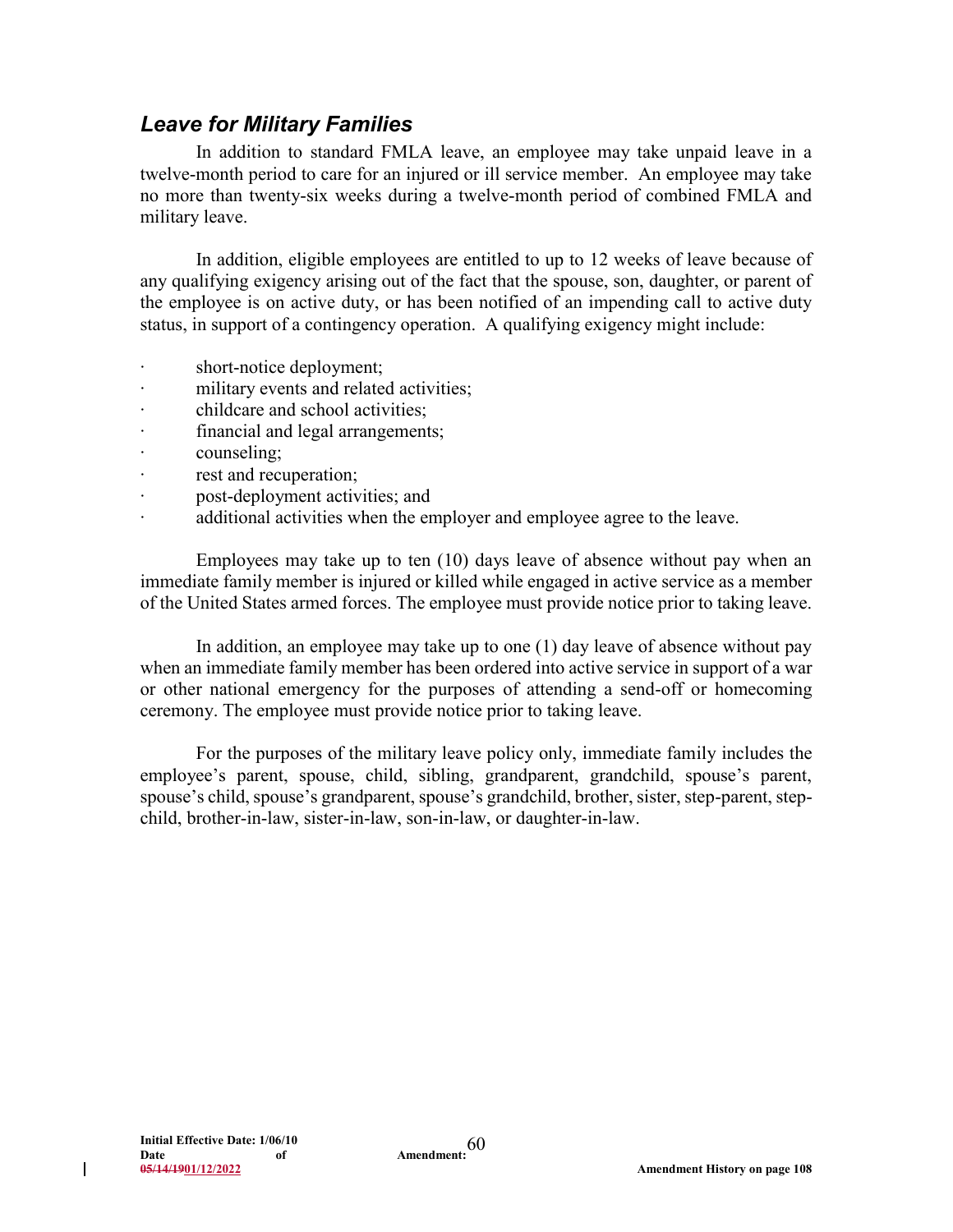## *Leave for Military Families*

In addition to standard FMLA leave, an employee may take unpaid leave in a twelve-month period to care for an injured or ill service member. An employee may take no more than twenty-six weeks during a twelve-month period of combined FMLA and military leave.

In addition, eligible employees are entitled to up to 12 weeks of leave because of any qualifying exigency arising out of the fact that the spouse, son, daughter, or parent of the employee is on active duty, or has been notified of an impending call to active duty status, in support of a contingency operation. A qualifying exigency might include:

- short-notice deployment;
- military events and related activities;
- childcare and school activities;
- financial and legal arrangements;
- counseling;
- rest and recuperation;
- post-deployment activities; and
- additional activities when the employer and employee agree to the leave.

Employees may take up to ten (10) days leave of absence without pay when an immediate family member is injured or killed while engaged in active service as a member of the United States armed forces. The employee must provide notice prior to taking leave.

In addition, an employee may take up to one (1) day leave of absence without pay when an immediate family member has been ordered into active service in support of a war or other national emergency for the purposes of attending a send-off or homecoming ceremony. The employee must provide notice prior to taking leave.

For the purposes of the military leave policy only, immediate family includes the employee's parent, spouse, child, sibling, grandparent, grandchild, spouse's parent, spouse's child, spouse's grandparent, spouse's grandchild, brother, sister, step-parent, step-child, brother-in-law, sister-in-law, son-in-law, or daughter-in-law.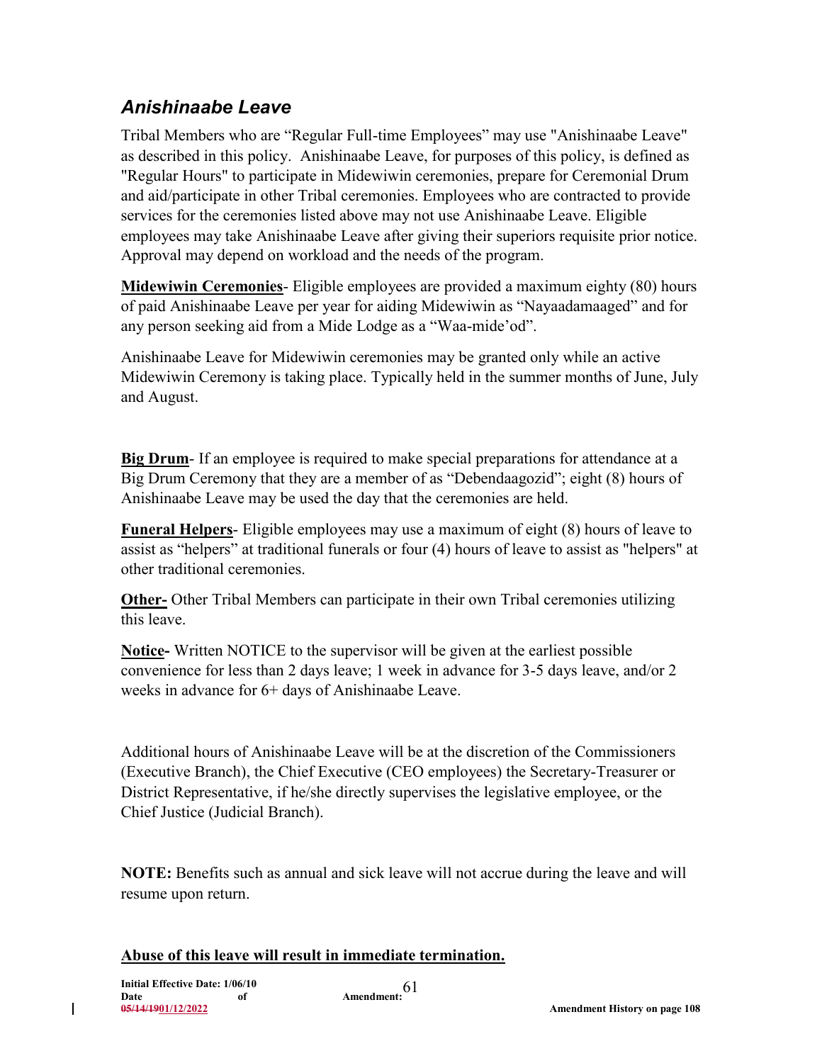## *Anishinaabe Leave*

Tribal Members who are "Regular Full-time Employees" may use "Anishinaabe Leave" as described in this policy. Anishinaabe Leave, for purposes of this policy, is defined as "Regular Hours" to participate in Midewiwin ceremonies, prepare for Ceremonial Drum and aid/participate in other Tribal ceremonies. Employees who are contracted to provide services for the ceremonies listed above may not use Anishinaabe Leave. Eligible employees may take Anishinaabe Leave after giving their superiors requisite prior notice. Approval may depend on workload and the needs of the program.

**Midewiwin Ceremonies**- Eligible employees are provided a maximum eighty (80) hours of paid Anishinaabe Leave per year for aiding Midewiwin as "Nayaadamaaged" and for any person seeking aid from a Mide Lodge as a "Waa-mide'od".

Anishinaabe Leave for Midewiwin ceremonies may be granted only while an active Midewiwin Ceremony is taking place. Typically held in the summer months of June, July and August.

**Big Drum**- If an employee is required to make special preparations for attendance at a Big Drum Ceremony that they are a member of as "Debendaagozid"; eight (8) hours of Anishinaabe Leave may be used the day that the ceremonies are held.

**Funeral Helpers**- Eligible employees may use a maximum of eight (8) hours of leave to assist as "helpers" at traditional funerals or four (4) hours of leave to assist as "helpers" at other traditional ceremonies.

**Other-** Other Tribal Members can participate in their own Tribal ceremonies utilizing this leave.

**Notice-** Written NOTICE to the supervisor will be given at the earliest possible convenience for less than 2 days leave; 1 week in advance for 3-5 days leave, and/or 2 weeks in advance for 6+ days of Anishinaabe Leave.

Additional hours of Anishinaabe Leave will be at the discretion of the Commissioners (Executive Branch), the Chief Executive (CEO employees) the Secretary-Treasurer or District Representative, if he/she directly supervises the legislative employee, or the Chief Justice (Judicial Branch).

**NOTE:** Benefits such as annual and sick leave will not accrue during the leave and will resume upon return.

**Abuse of this leave will result in immediate termination.**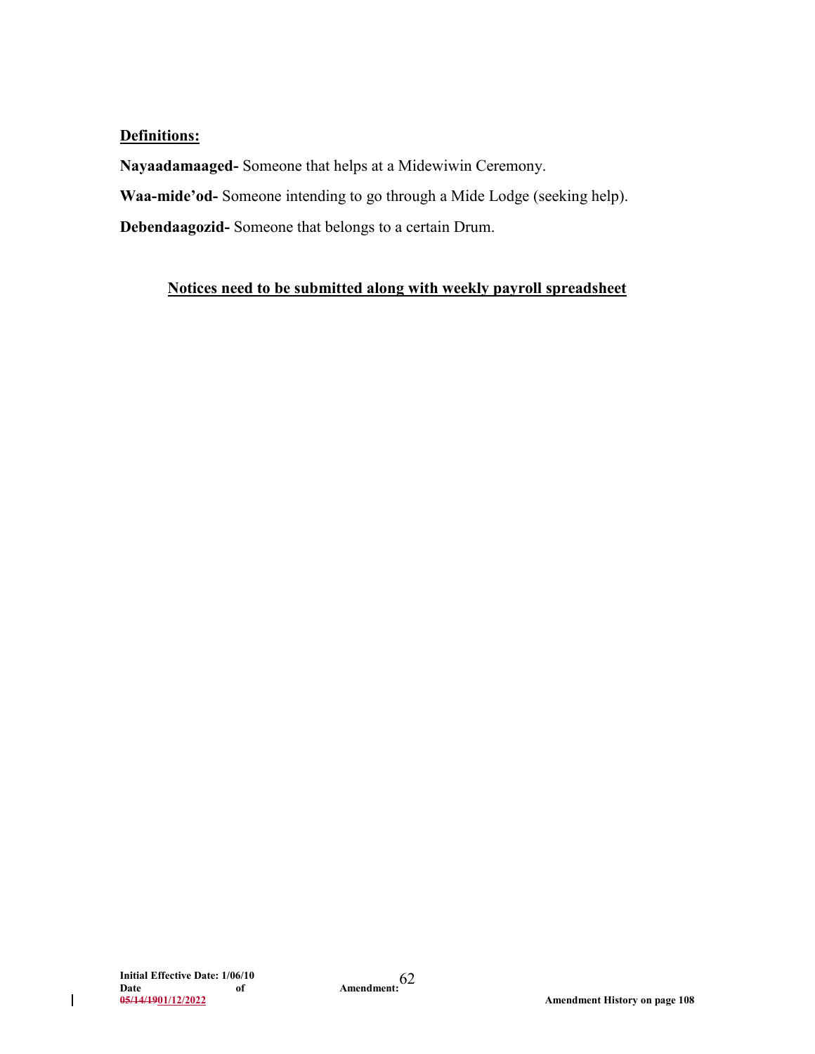**Definitions:**

**Nayaadamaaged-** Someone that helps at a Midewiwin Ceremony.

**Waa-mide'od-** Someone intending to go through a Mide Lodge (seeking help).

**Debendaagozid-** Someone that belongs to a certain Drum.

**Notices need to be submitted along with weekly payroll spreadsheet**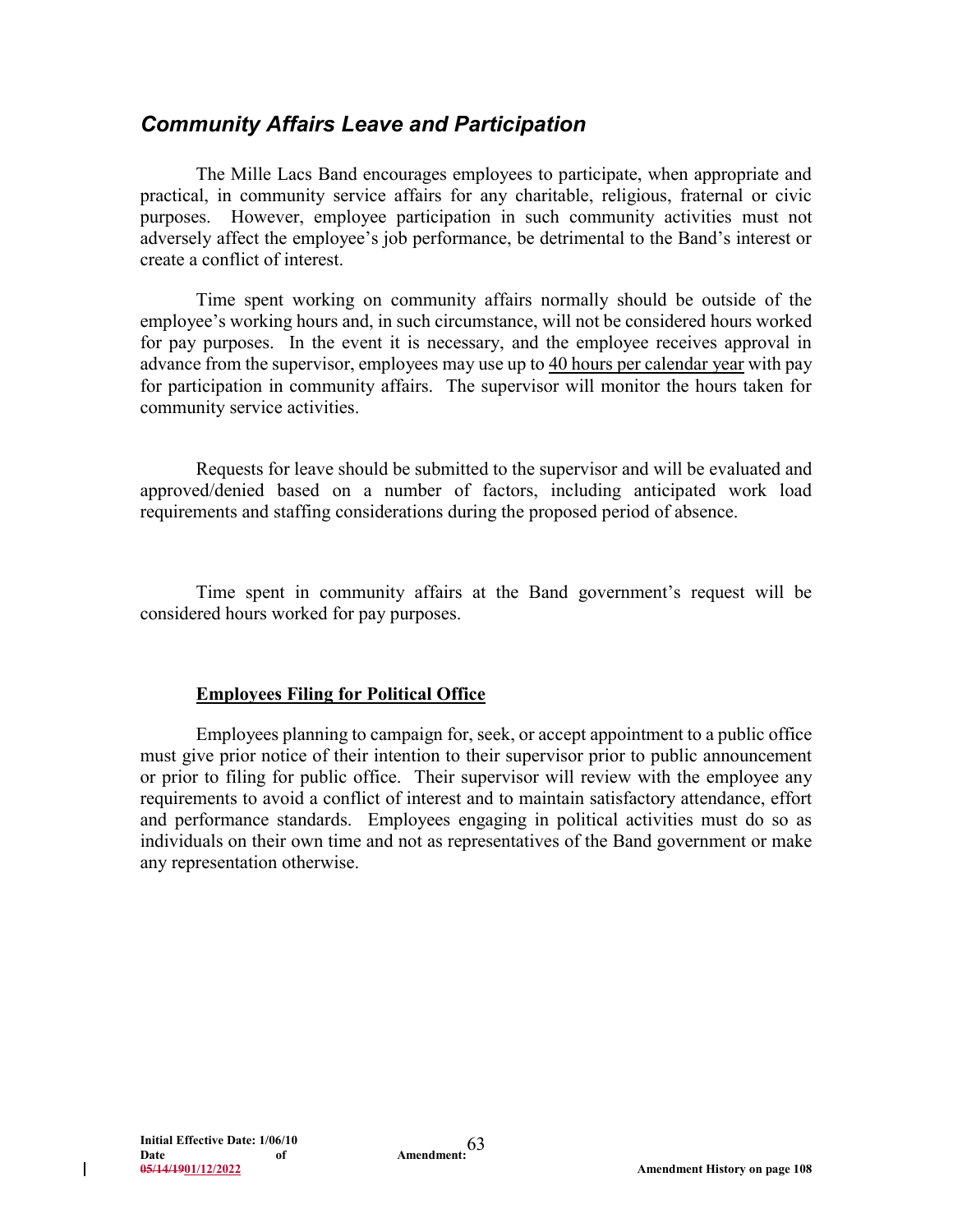## *Community Affairs Leave and Participation*

The Mille Lacs Band encourages employees to participate, when appropriate and practical, in community service affairs for any charitable, religious, fraternal or civic purposes. However, employee participation in such community activities must not adversely affect the employee's job performance, be detrimental to the Band's interest or create a conflict of interest.

Time spent working on community affairs normally should be outside of the employee's working hours and, in such circumstance, will not be considered hours worked for pay purposes. In the event it is necessary, and the employee receives approval in advance from the supervisor, employees may use up to <u>40 hours per calendar year</u> with pay for participation in community affairs. The supervisor will monitor the hours taken for community service activities.

Requests for leave should be submitted to the supervisor and will be evaluated and approved/denied based on a number of factors, including anticipated work load requirements and staffing considerations during the proposed period of absence.

Time spent in community affairs at the Band government's request will be considered hours worked for pay purposes.

### <u>Employees Filing for Political Office</u>

Employees planning to campaign for, seek, or accept appointment to a public office must give prior notice of their intention to their supervisor prior to public announcement or prior to filing for public office. Their supervisor will review with the employee any requirements to avoid a conflict of interest and to maintain satisfactory attendance, effort and performance standards. Employees engaging in political activities must do so as individuals on their own time and not as representatives of the Band government or make any representation otherwise.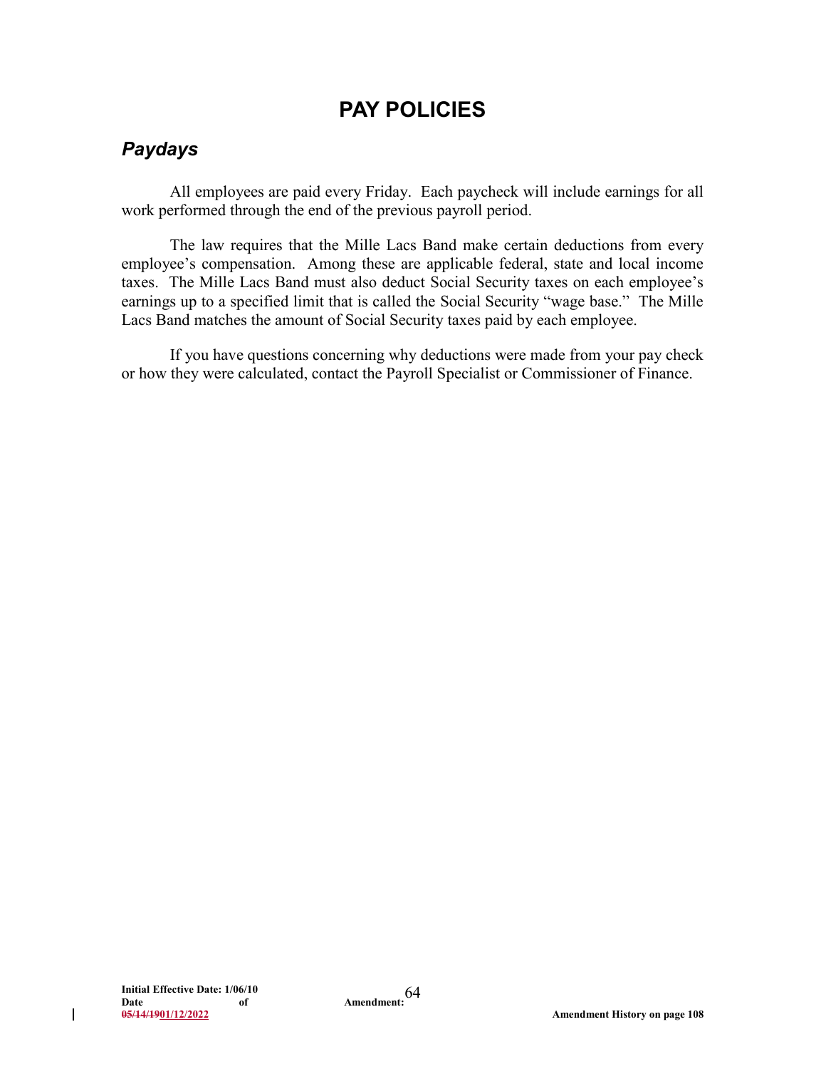# PAY POLICIES

## *Paydays*

All employees are paid every Friday. Each paycheck will include earnings for all work performed through the end of the previous payroll period.

The law requires that the Mille Lacs Band make certain deductions from every employee's compensation. Among these are applicable federal, state and local income taxes. The Mille Lacs Band must also deduct Social Security taxes on each employee's earnings up to a specified limit that is called the Social Security "wage base." The Mille Lacs Band matches the amount of Social Security taxes paid by each employee.

If you have questions concerning why deductions were made from your pay check or how they were calculated, contact the Payroll Specialist or Commissioner of Finance.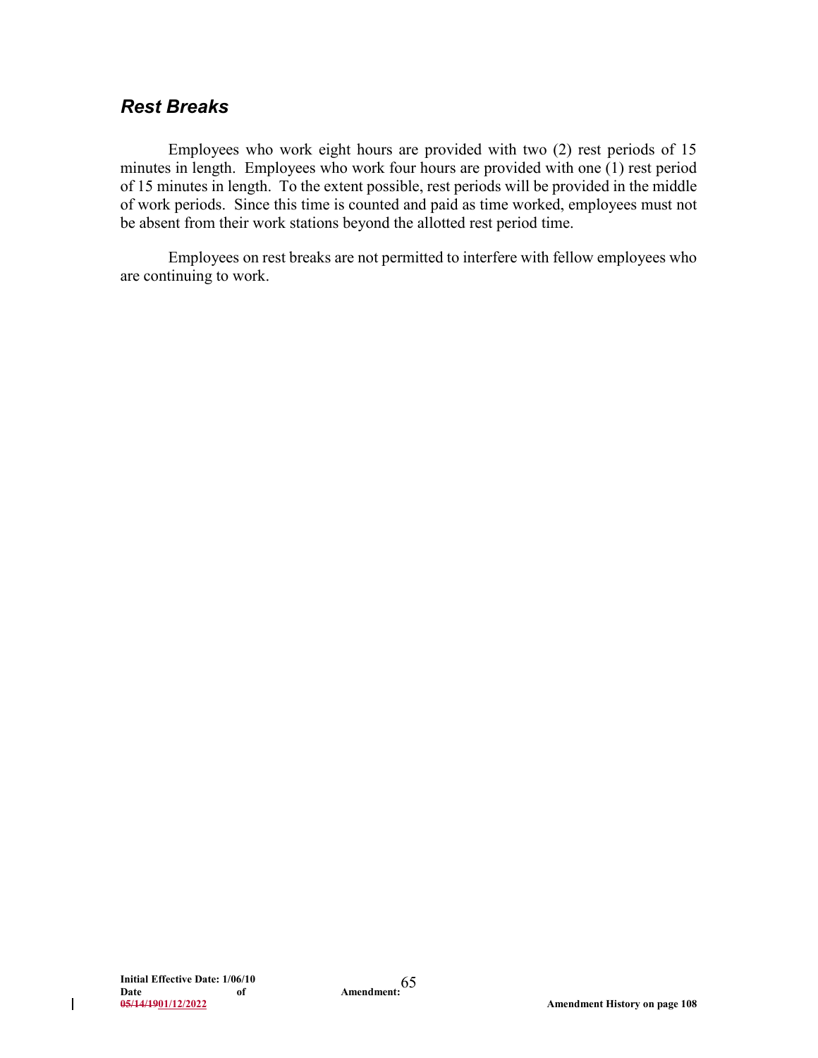### *Rest Breaks*

Employees who work eight hours are provided with two (2) rest periods of 15 minutes in length. Employees who work four hours are provided with one (1) rest period of 15 minutes in length. To the extent possible, rest periods will be provided in the middle of work periods. Since this time is counted and paid as time worked, employees must not be absent from their work stations beyond the allotted rest period time.

Employees on rest breaks are not permitted to interfere with fellow employees who are continuing to work.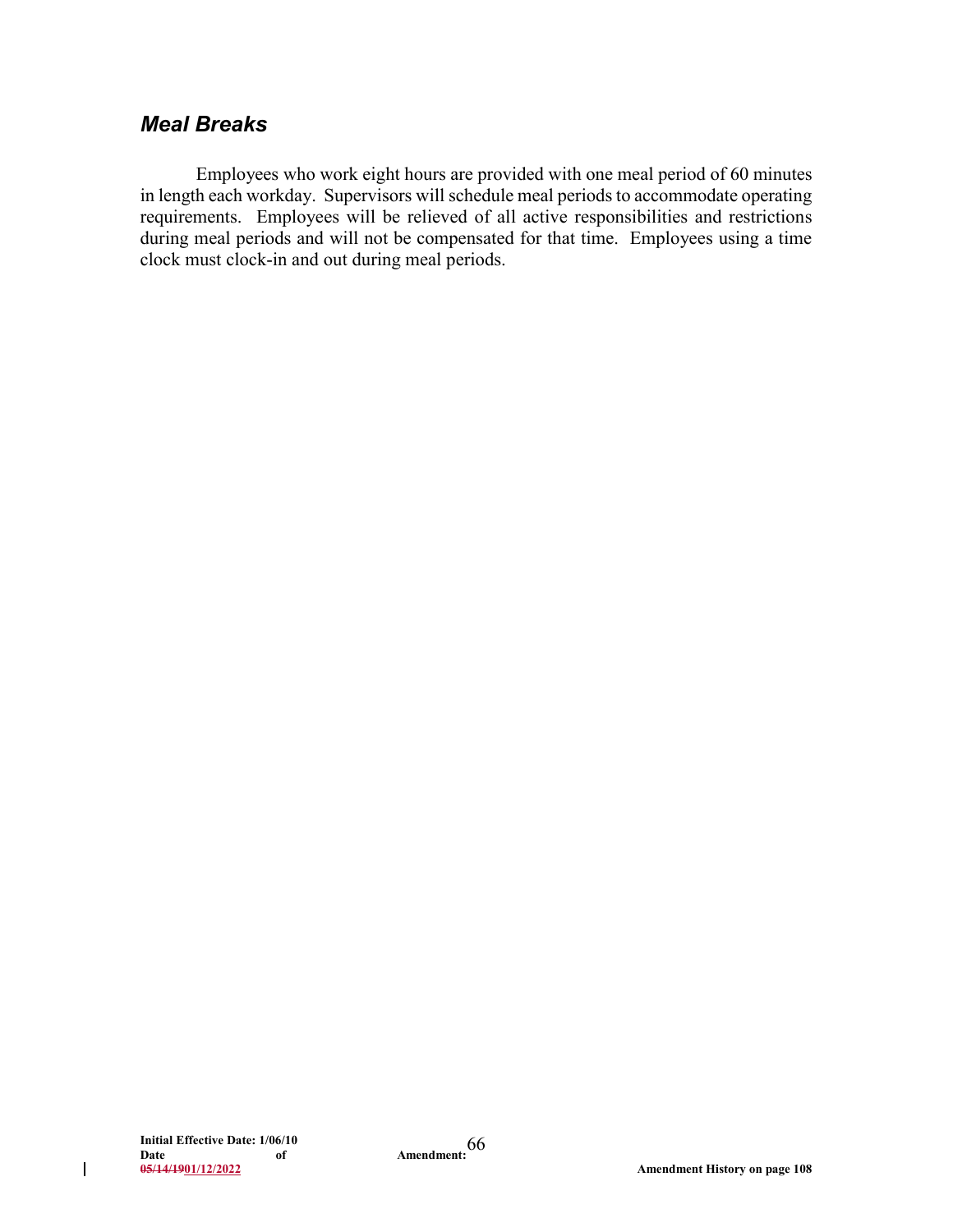## *Meal Breaks*

Employees who work eight hours are provided with one meal period of 60 minutes in length each workday. Supervisors will schedule meal periods to accommodate operating requirements. Employees will be relieved of all active responsibilities and restrictions during meal periods and will not be compensated for that time. Employees using a time clock must clock-in and out during meal periods.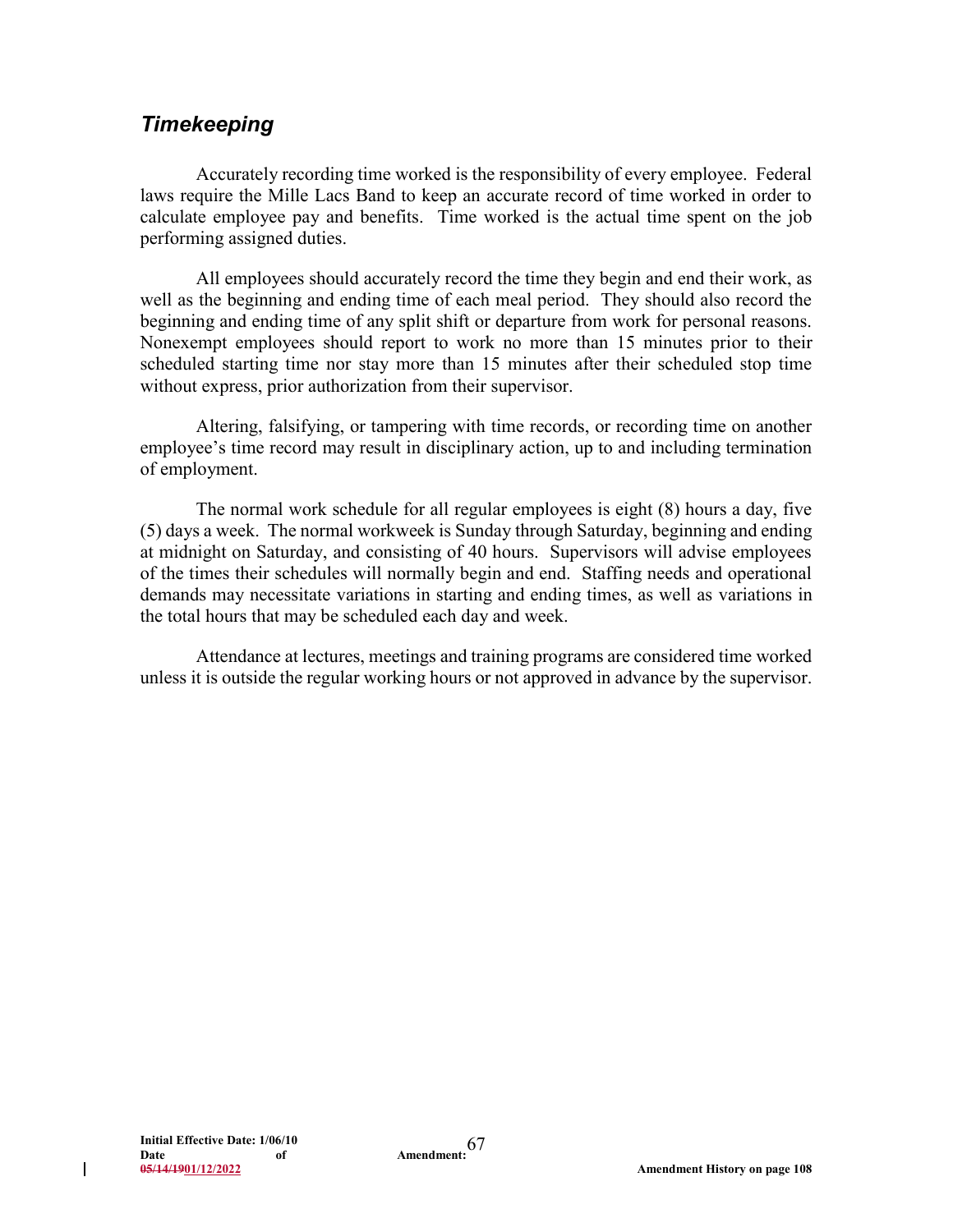## *Timekeeping*

Accurately recording time worked is the responsibility of every employee. Federal laws require the Mille Lacs Band to keep an accurate record of time worked in order to calculate employee pay and benefits. Time worked is the actual time spent on the job performing assigned duties.

All employees should accurately record the time they begin and end their work, as well as the beginning and ending time of each meal period. They should also record the beginning and ending time of any split shift or departure from work for personal reasons. Nonexempt employees should report to work no more than 15 minutes prior to their scheduled starting time nor stay more than 15 minutes after their scheduled stop time without express, prior authorization from their supervisor.

Altering, falsifying, or tampering with time records, or recording time on another employee's time record may result in disciplinary action, up to and including termination of employment.

The normal work schedule for all regular employees is eight (8) hours a day, five (5) days a week. The normal workweek is Sunday through Saturday, beginning and ending at midnight on Saturday, and consisting of 40 hours. Supervisors will advise employees of the times their schedules will normally begin and end. Staffing needs and operational demands may necessitate variations in starting and ending times, as well as variations in the total hours that may be scheduled each day and week.

Attendance at lectures, meetings and training programs are considered time worked unless it is outside the regular working hours or not approved in advance by the supervisor.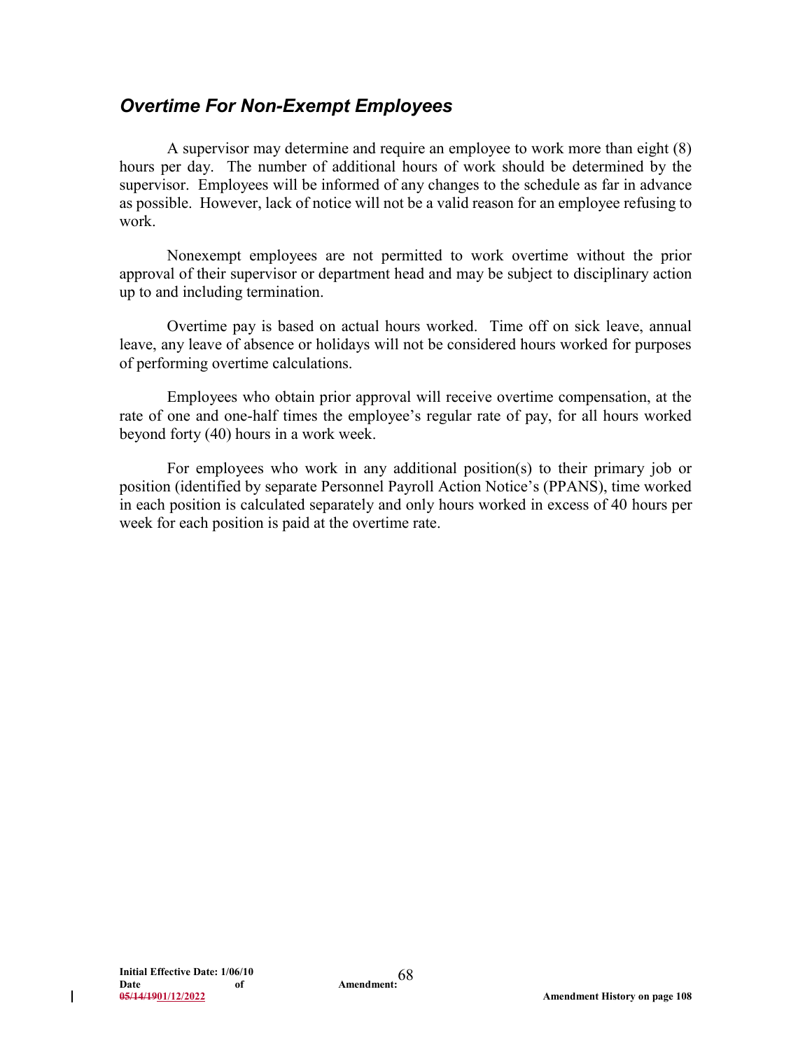## *Overtime For Non-Exempt Employees*

A supervisor may determine and require an employee to work more than eight (8) hours per day. The number of additional hours of work should be determined by the supervisor. Employees will be informed of any changes to the schedule as far in advance as possible. However, lack of notice will not be a valid reason for an employee refusing to work.

Nonexempt employees are not permitted to work overtime without the prior approval of their supervisor or department head and may be subject to disciplinary action up to and including termination.

Overtime pay is based on actual hours worked. Time off on sick leave, annual leave, any leave of absence or holidays will not be considered hours worked for purposes of performing overtime calculations.

Employees who obtain prior approval will receive overtime compensation, at the rate of one and one-half times the employee's regular rate of pay, for all hours worked beyond forty (40) hours in a work week.

For employees who work in any additional position(s) to their primary job or position (identified by separate Personnel Payroll Action Notice's (PPANS), time worked in each position is calculated separately and only hours worked in excess of 40 hours per week for each position is paid at the overtime rate.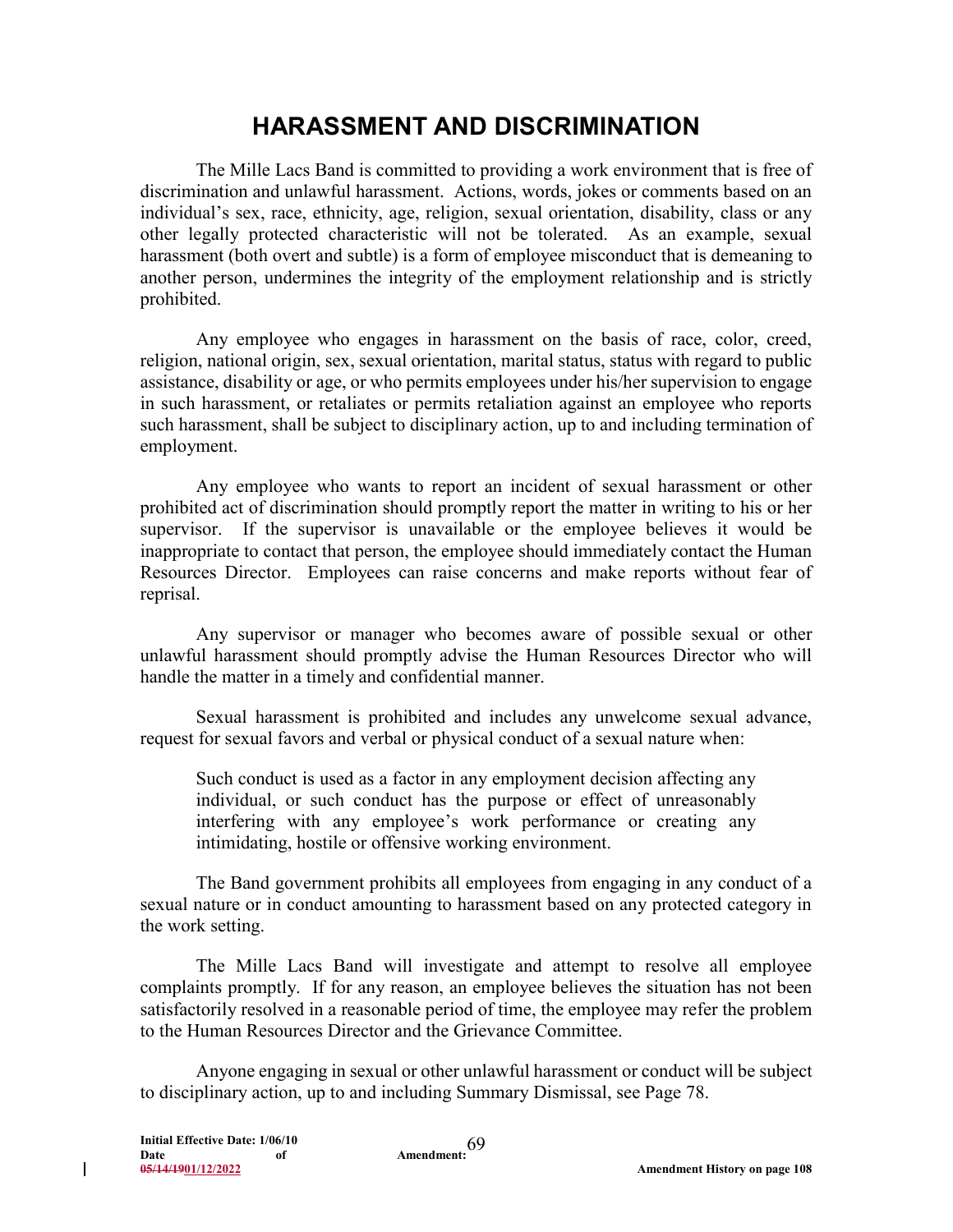# HARASSMENT AND DISCRIMINATION

The Mille Lacs Band is committed to providing a work environment that is free of discrimination and unlawful harassment. Actions, words, jokes or comments based on an individual's sex, race, ethnicity, age, religion, sexual orientation, disability, class or any other legally protected characteristic will not be tolerated. As an example, sexual harassment (both overt and subtle) is a form of employee misconduct that is demeaning to another person, undermines the integrity of the employment relationship and is strictly prohibited.

Any employee who engages in harassment on the basis of race, color, creed, religion, national origin, sex, sexual orientation, marital status, status with regard to public assistance, disability or age, or who permits employees under his/her supervision to engage in such harassment, or retaliates or permits retaliation against an employee who reports such harassment, shall be subject to disciplinary action, up to and including termination of employment.

Any employee who wants to report an incident of sexual harassment or other prohibited act of discrimination should promptly report the matter in writing to his or her supervisor. If the supervisor is unavailable or the employee believes it would be inappropriate to contact that person, the employee should immediately contact the Human Resources Director. Employees can raise concerns and make reports without fear of reprisal.

Any supervisor or manager who becomes aware of possible sexual or other unlawful harassment should promptly advise the Human Resources Director who will handle the matter in a timely and confidential manner.

Sexual harassment is prohibited and includes any unwelcome sexual advance, request for sexual favors and verbal or physical conduct of a sexual nature when:

> Such conduct is used as a factor in any employment decision affecting any individual, or such conduct has the purpose or effect of unreasonably interfering with any employee's work performance or creating any intimidating, hostile or offensive working environment.

The Band government prohibits all employees from engaging in any conduct of a sexual nature or in conduct amounting to harassment based on any protected category in the work setting.

The Mille Lacs Band will investigate and attempt to resolve all employee complaints promptly. If for any reason, an employee believes the situation has not been satisfactorily resolved in a reasonable period of time, the employee may refer the problem to the Human Resources Director and the Grievance Committee.

Anyone engaging in sexual or other unlawful harassment or conduct will be subject to disciplinary action, up to and including Summary Dismissal, see Page 78.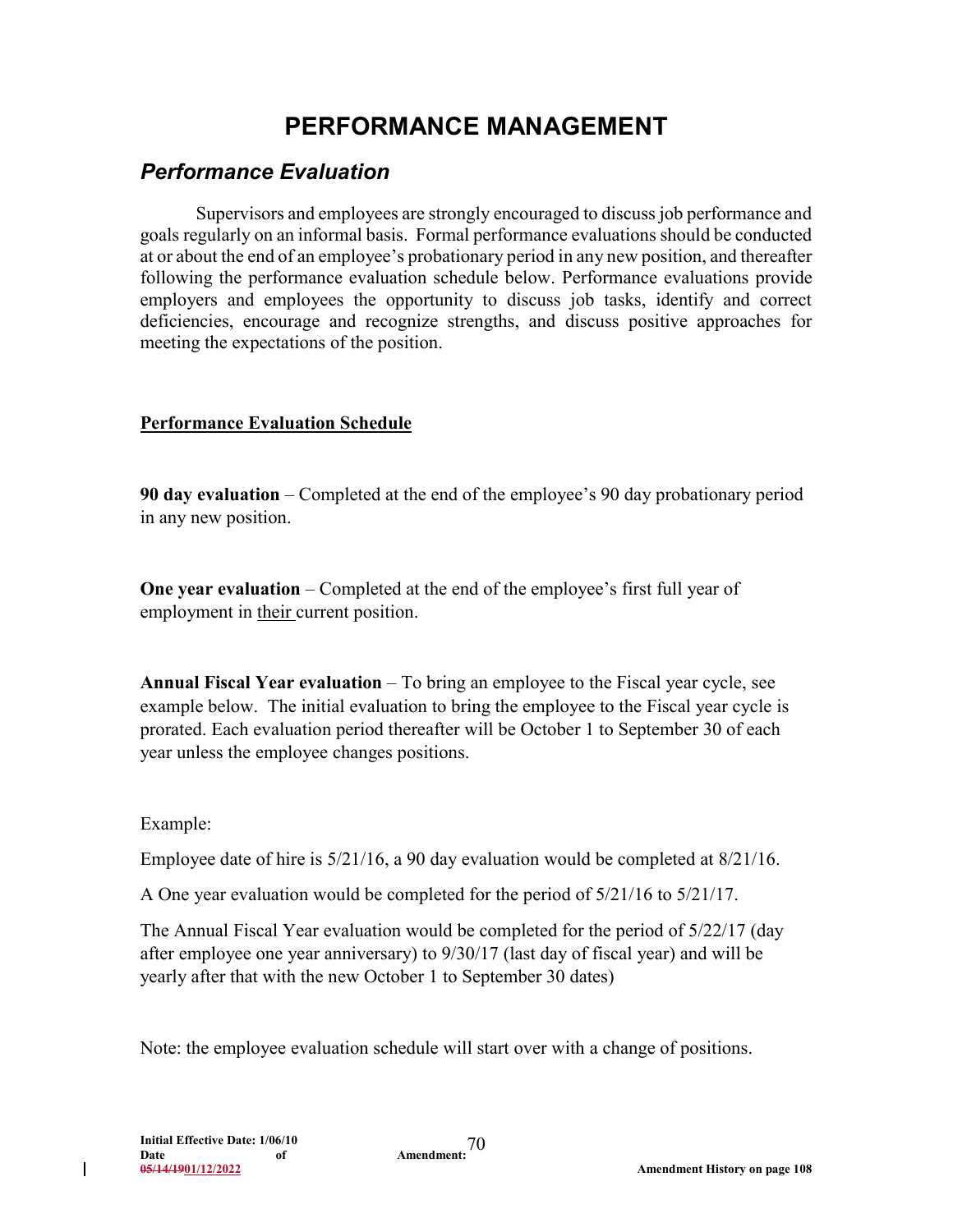# PERFORMANCE MANAGEMENT

## *Performance Evaluation*

Supervisors and employees are strongly encouraged to discuss job performance and goals regularly on an informal basis. Formal performance evaluations should be conducted at or about the end of an employee's probationary period in any new position, and thereafter following the performance evaluation schedule below. Performance evaluations provide employers and employees the opportunity to discuss job tasks, identify and correct deficiencies, encourage and recognize strengths, and discuss positive approaches for meeting the expectations of the position.

**Performance Evaluation Schedule**

**90 day evaluation** – Completed at the end of the employee's 90 day probationary period in any new position.

**One year evaluation** – Completed at the end of the employee's first full year of employment in their current position.

**Annual Fiscal Year evaluation** – To bring an employee to the Fiscal year cycle, see example below. The initial evaluation to bring the employee to the Fiscal year cycle is prorated. Each evaluation period thereafter will be October 1 to September 30 of each year unless the employee changes positions.

Example:

Employee date of hire is 5/21/16, a 90 day evaluation would be completed at 8/21/16.

A One year evaluation would be completed for the period of 5/21/16 to 5/21/17.

The Annual Fiscal Year evaluation would be completed for the period of 5/22/17 (day after employee one year anniversary) to 9/30/17 (last day of fiscal year) and will be yearly after that with the new October 1 to September 30 dates)

Note: the employee evaluation schedule will start over with a change of positions.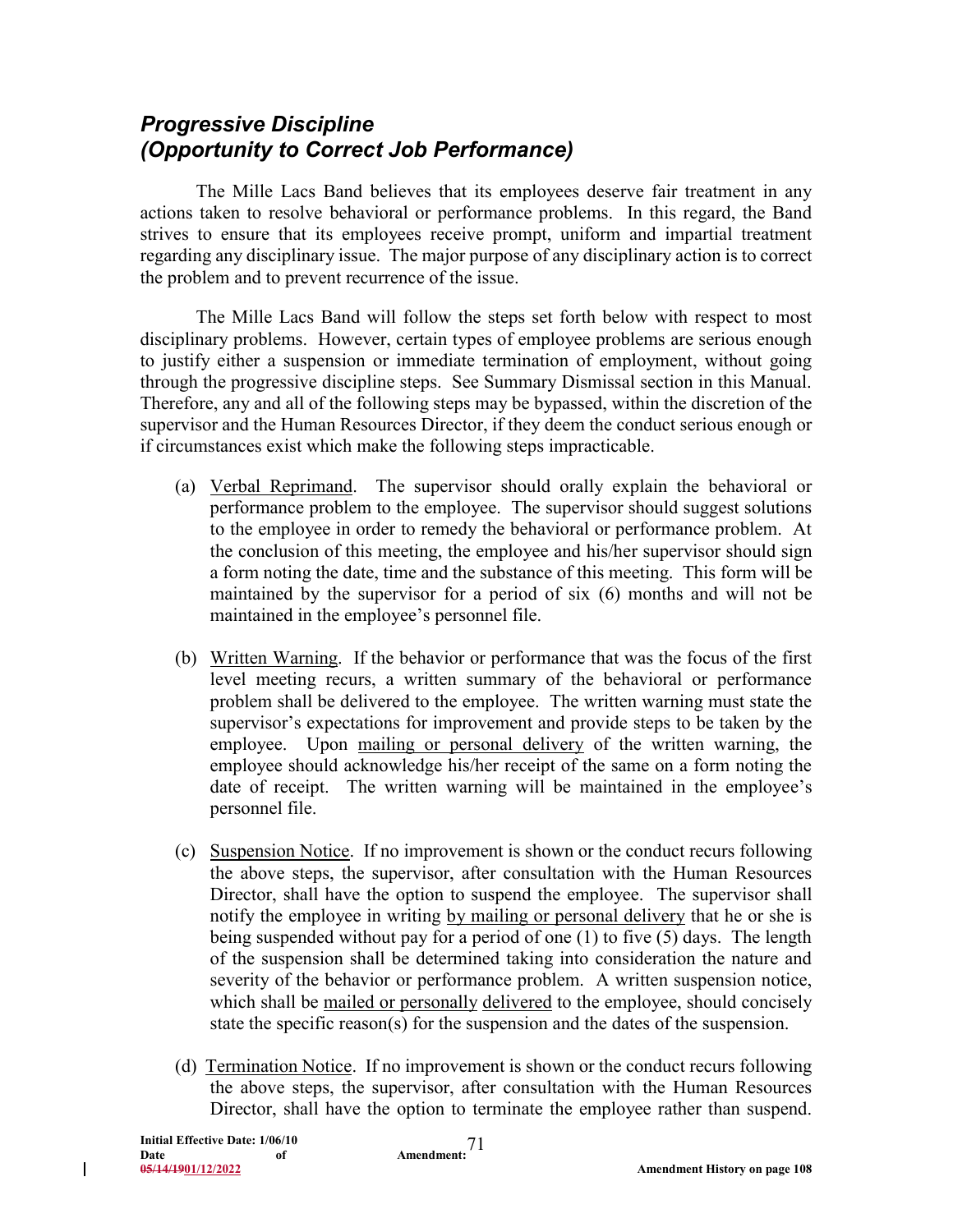## *Progressive Discipline (Opportunity to Correct Job Performance)*

The Mille Lacs Band believes that its employees deserve fair treatment in any actions taken to resolve behavioral or performance problems. In this regard, the Band strives to ensure that its employees receive prompt, uniform and impartial treatment regarding any disciplinary issue. The major purpose of any disciplinary action is to correct the problem and to prevent recurrence of the issue.

The Mille Lacs Band will follow the steps set forth below with respect to most disciplinary problems. However, certain types of employee problems are serious enough to justify either a suspension or immediate termination of employment, without going through the progressive discipline steps. See Summary Dismissal section in this Manual. Therefore, any and all of the following steps may be bypassed, within the discretion of the supervisor and the Human Resources Director, if they deem the conduct serious enough or if circumstances exist which make the following steps impracticable.

(a) Verbal Reprimand. The supervisor should orally explain the behavioral or performance problem to the employee. The supervisor should suggest solutions to the employee in order to remedy the behavioral or performance problem. At the conclusion of this meeting, the employee and his/her supervisor should sign a form noting the date, time and the substance of this meeting. This form will be maintained by the supervisor for a period of six (6) months and will not be maintained in the employee's personnel file.

(b) Written Warning. If the behavior or performance that was the focus of the first level meeting recurs, a written summary of the behavioral or performance problem shall be delivered to the employee. The written warning must state the supervisor's expectations for improvement and provide steps to be taken by the employee. Upon mailing or personal delivery of the written warning, the employee should acknowledge his/her receipt of the same on a form noting the date of receipt. The written warning will be maintained in the employee's personnel file.

(c) Suspension Notice. If no improvement is shown or the conduct recurs following the above steps, the supervisor, after consultation with the Human Resources Director, shall have the option to suspend the employee. The supervisor shall notify the employee in writing by mailing or personal delivery that he or she is being suspended without pay for a period of one (1) to five (5) days. The length of the suspension shall be determined taking into consideration the nature and severity of the behavior or performance problem. A written suspension notice, which shall be mailed or personally delivered to the employee, should concisely state the specific reason(s) for the suspension and the dates of the suspension.

(d) Termination Notice. If no improvement is shown or the conduct recurs following the above steps, the supervisor, after consultation with the Human Resources Director, shall have the option to terminate the employee rather than suspend.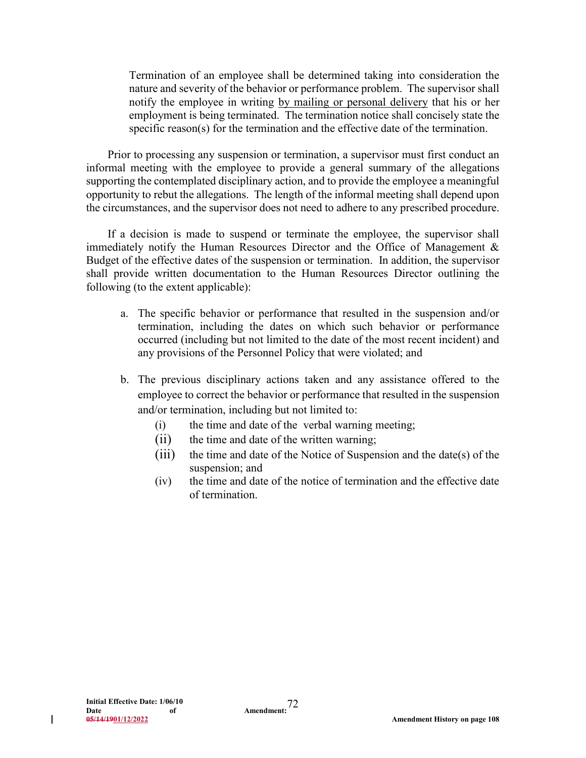Termination of an employee shall be determined taking into consideration the nature and severity of the behavior or performance problem. The supervisor shall notify the employee in writing by mailing or personal delivery that his or her employment is being terminated. The termination notice shall concisely state the specific reason(s) for the termination and the effective date of the termination.

Prior to processing any suspension or termination, a supervisor must first conduct an informal meeting with the employee to provide a general summary of the allegations supporting the contemplated disciplinary action, and to provide the employee a meaningful opportunity to rebut the allegations. The length of the informal meeting shall depend upon the circumstances, and the supervisor does not need to adhere to any prescribed procedure.

If a decision is made to suspend or terminate the employee, the supervisor shall immediately notify the Human Resources Director and the Office of Management & Budget of the effective dates of the suspension or termination. In addition, the supervisor shall provide written documentation to the Human Resources Director outlining the following (to the extent applicable):

a. The specific behavior or performance that resulted in the suspension and/or termination, including the dates on which such behavior or performance occurred (including but not limited to the date of the most recent incident) and any provisions of the Personnel Policy that were violated; and

b. The previous disciplinary actions taken and any assistance offered to the employee to correct the behavior or performance that resulted in the suspension and/or termination, including but not limited to:
   - (i) the time and date of the verbal warning meeting;
   - (ii) the time and date of the written warning;
   - (iii) the time and date of the Notice of Suspension and the date(s) of the suspension; and
   - (iv) the time and date of the notice of termination and the effective date of termination.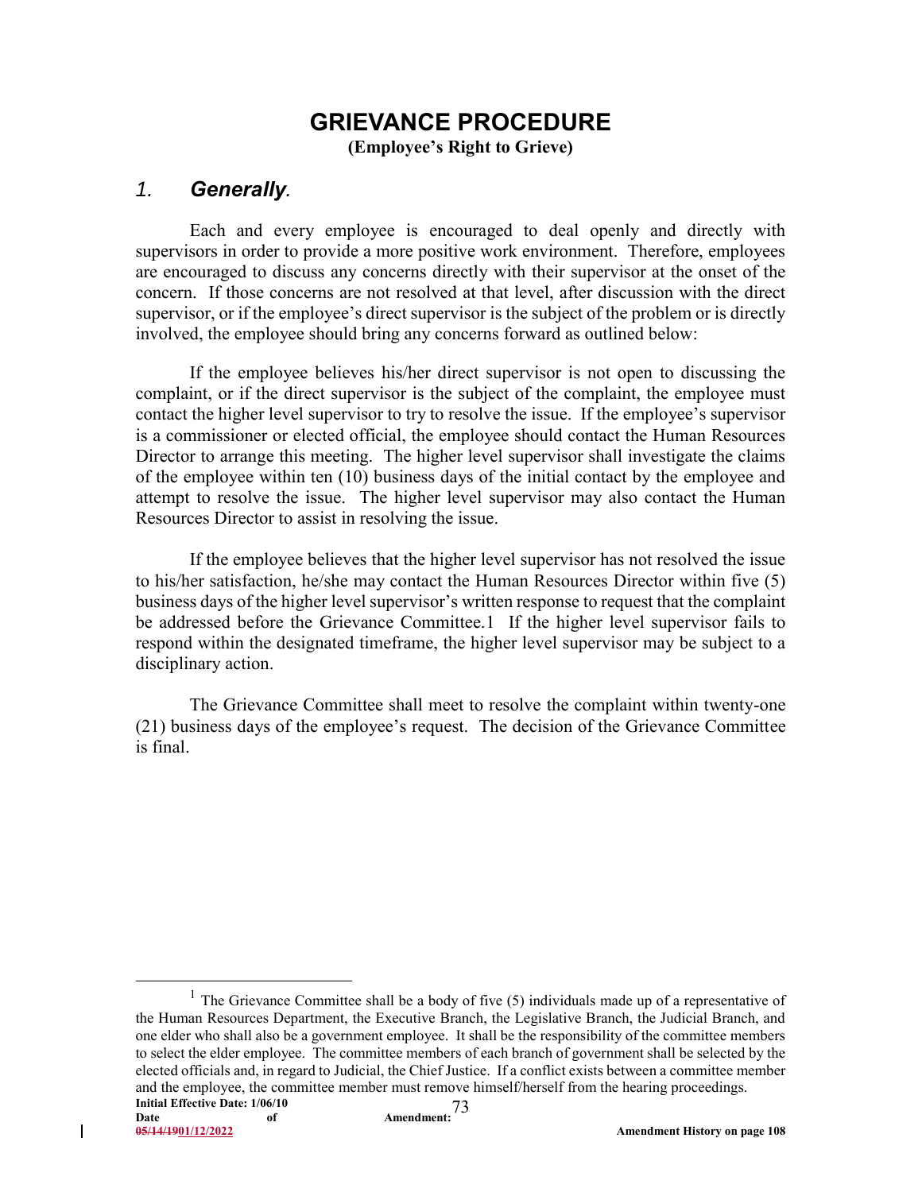# GRIEVANCE PROCEDURE

**(Employee's Right to Grieve)**

## *1. Generally.*

Each and every employee is encouraged to deal openly and directly with supervisors in order to provide a more positive work environment. Therefore, employees are encouraged to discuss any concerns directly with their supervisor at the onset of the concern. If those concerns are not resolved at that level, after discussion with the direct supervisor, or if the employee's direct supervisor is the subject of the problem or is directly involved, the employee should bring any concerns forward as outlined below:

If the employee believes his/her direct supervisor is not open to discussing the complaint, or if the direct supervisor is the subject of the complaint, the employee must contact the higher level supervisor to try to resolve the issue. If the employee's supervisor is a commissioner or elected official, the employee should contact the Human Resources Director to arrange this meeting. The higher level supervisor shall investigate the claims of the employee within ten (10) business days of the initial contact by the employee and attempt to resolve the issue. The higher level supervisor may also contact the Human Resources Director to assist in resolving the issue.

If the employee believes that the higher level supervisor has not resolved the issue to his/her satisfaction, he/she may contact the Human Resources Director within five (5) business days of the higher level supervisor's written response to request that the complaint be addressed before the Grievance Committee.[1] If the higher level supervisor fails to respond within the designated timeframe, the higher level supervisor may be subject to a disciplinary action.

The Grievance Committee shall meet to resolve the complaint within twenty-one (21) business days of the employee's request. The decision of the Grievance Committee is final.

---

[1] The Grievance Committee shall be a body of five (5) individuals made up of a representative of the Human Resources Department, the Executive Branch, the Legislative Branch, the Judicial Branch, and one elder who shall also be a government employee. It shall be the responsibility of the committee members to select the elder employee. The committee members of each branch of government shall be selected by the elected officials and, in regard to Judicial, the Chief Justice. If a conflict exists between a committee member and the employee, the committee member must remove himself/herself from the hearing proceedings.

**Initial Effective Date: 1/06/10**
**Date of Amendment: ~~05/14/19~~01/12/2022**
**Amendment History on page 108**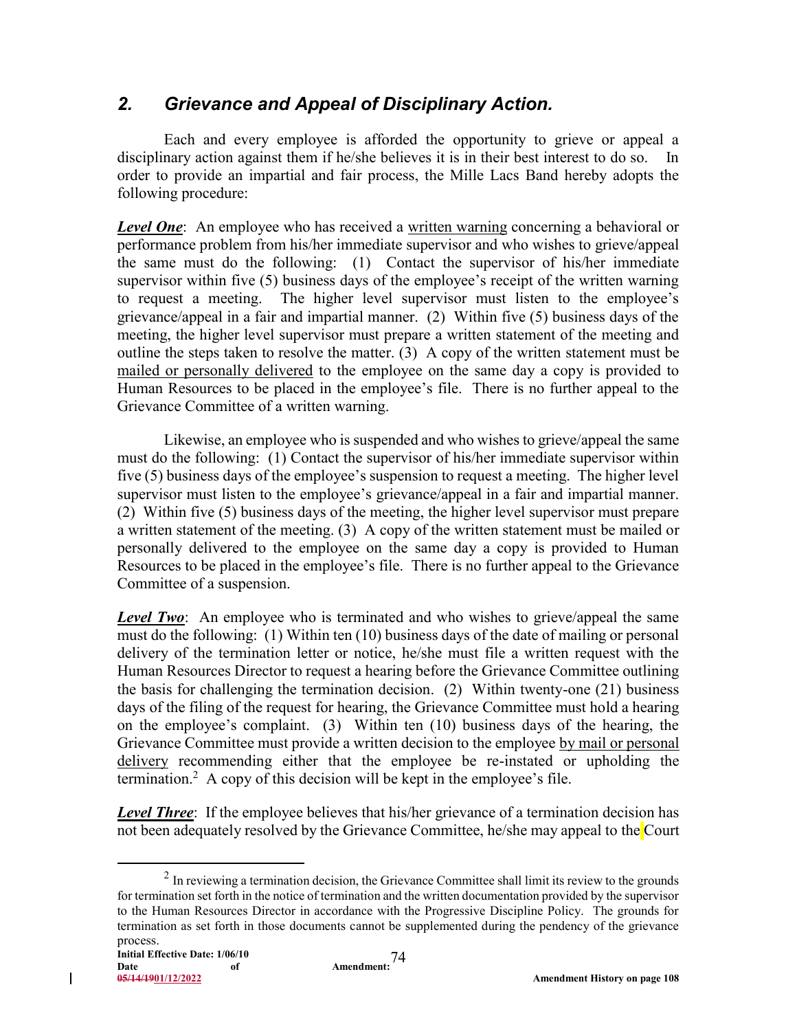## *2. Grievance and Appeal of Disciplinary Action.*

Each and every employee is afforded the opportunity to grieve or appeal a disciplinary action against them if he/she believes it is in their best interest to do so. In order to provide an impartial and fair process, the Mille Lacs Band hereby adopts the following procedure:

***Level One***: An employee who has received a written warning concerning a behavioral or performance problem from his/her immediate supervisor and who wishes to grieve/appeal the same must do the following: (1) Contact the supervisor of his/her immediate supervisor within five (5) business days of the employee's receipt of the written warning to request a meeting. The higher level supervisor must listen to the employee's grievance/appeal in a fair and impartial manner. (2) Within five (5) business days of the meeting, the higher level supervisor must prepare a written statement of the meeting and outline the steps taken to resolve the matter. (3) A copy of the written statement must be mailed or personally delivered to the employee on the same day a copy is provided to Human Resources to be placed in the employee's file. There is no further appeal to the Grievance Committee of a written warning.

Likewise, an employee who is suspended and who wishes to grieve/appeal the same must do the following: (1) Contact the supervisor of his/her immediate supervisor within five (5) business days of the employee's suspension to request a meeting. The higher level supervisor must listen to the employee's grievance/appeal in a fair and impartial manner. (2) Within five (5) business days of the meeting, the higher level supervisor must prepare a written statement of the meeting. (3) A copy of the written statement must be mailed or personally delivered to the employee on the same day a copy is provided to Human Resources to be placed in the employee's file. There is no further appeal to the Grievance Committee of a suspension.

***Level Two***: An employee who is terminated and who wishes to grieve/appeal the same must do the following: (1) Within ten (10) business days of the date of mailing or personal delivery of the termination letter or notice, he/she must file a written request with the Human Resources Director to request a hearing before the Grievance Committee outlining the basis for challenging the termination decision. (2) Within twenty-one (21) business days of the filing of the request for hearing, the Grievance Committee must hold a hearing on the employee's complaint. (3) Within ten (10) business days of the hearing, the Grievance Committee must provide a written decision to the employee by mail or personal delivery recommending either that the employee be re-instated or upholding the termination.[2] A copy of this decision will be kept in the employee's file.

***Level Three***: If the employee believes that his/her grievance of a termination decision has not been adequately resolved by the Grievance Committee, he/she may appeal to the Court

---

[2] In reviewing a termination decision, the Grievance Committee shall limit its review to the grounds for termination set forth in the notice of termination and the written documentation provided by the supervisor to the Human Resources Director in accordance with the Progressive Discipline Policy. The grounds for termination as set forth in those documents cannot be supplemented during the pendency of the grievance process.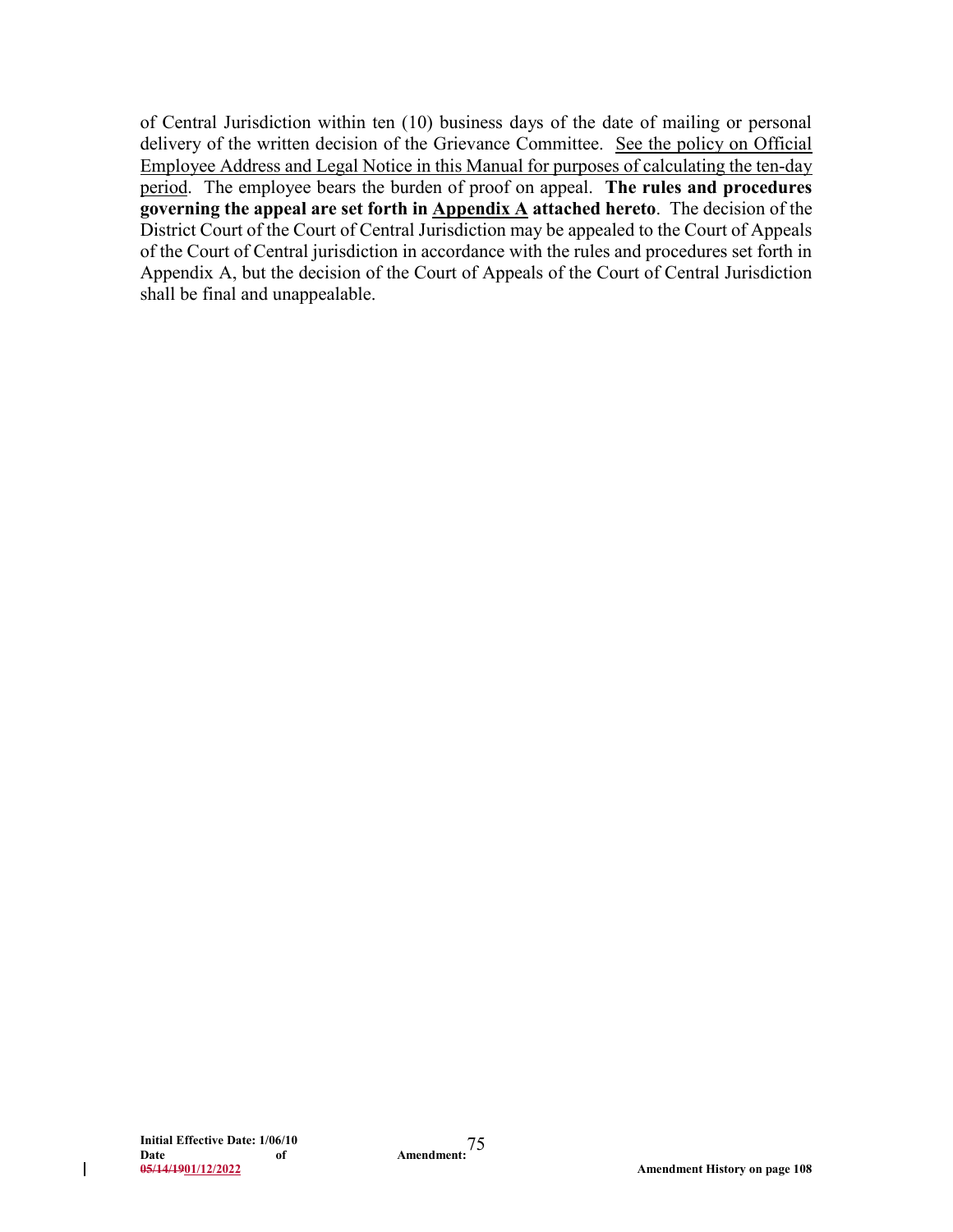of Central Jurisdiction within ten (10) business days of the date of mailing or personal delivery of the written decision of the Grievance Committee. <u>See the policy on Official Employee Address and Legal Notice in this Manual for purposes of calculating the ten-day period</u>. The employee bears the burden of proof on appeal. **The rules and procedures governing the appeal are set forth in <u>Appendix A</u> attached hereto**. The decision of the District Court of the Court of Central Jurisdiction may be appealed to the Court of Appeals of the Court of Central jurisdiction in accordance with the rules and procedures set forth in Appendix A, but the decision of the Court of Appeals of the Court of Central Jurisdiction shall be final and unappealable.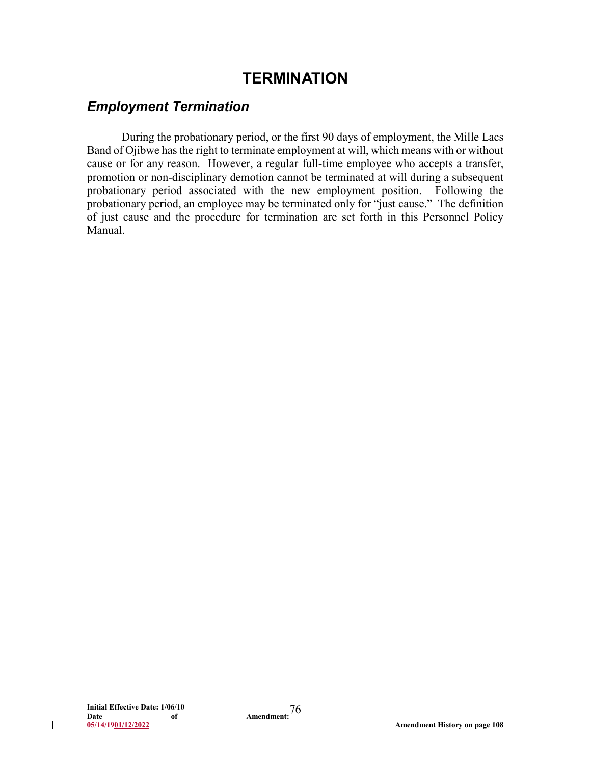# TERMINATION

## *Employment Termination*

During the probationary period, or the first 90 days of employment, the Mille Lacs Band of Ojibwe has the right to terminate employment at will, which means with or without cause or for any reason. However, a regular full-time employee who accepts a transfer, promotion or non-disciplinary demotion cannot be terminated at will during a subsequent probationary period associated with the new employment position. Following the probationary period, an employee may be terminated only for "just cause." The definition of just cause and the procedure for termination are set forth in this Personnel Policy Manual.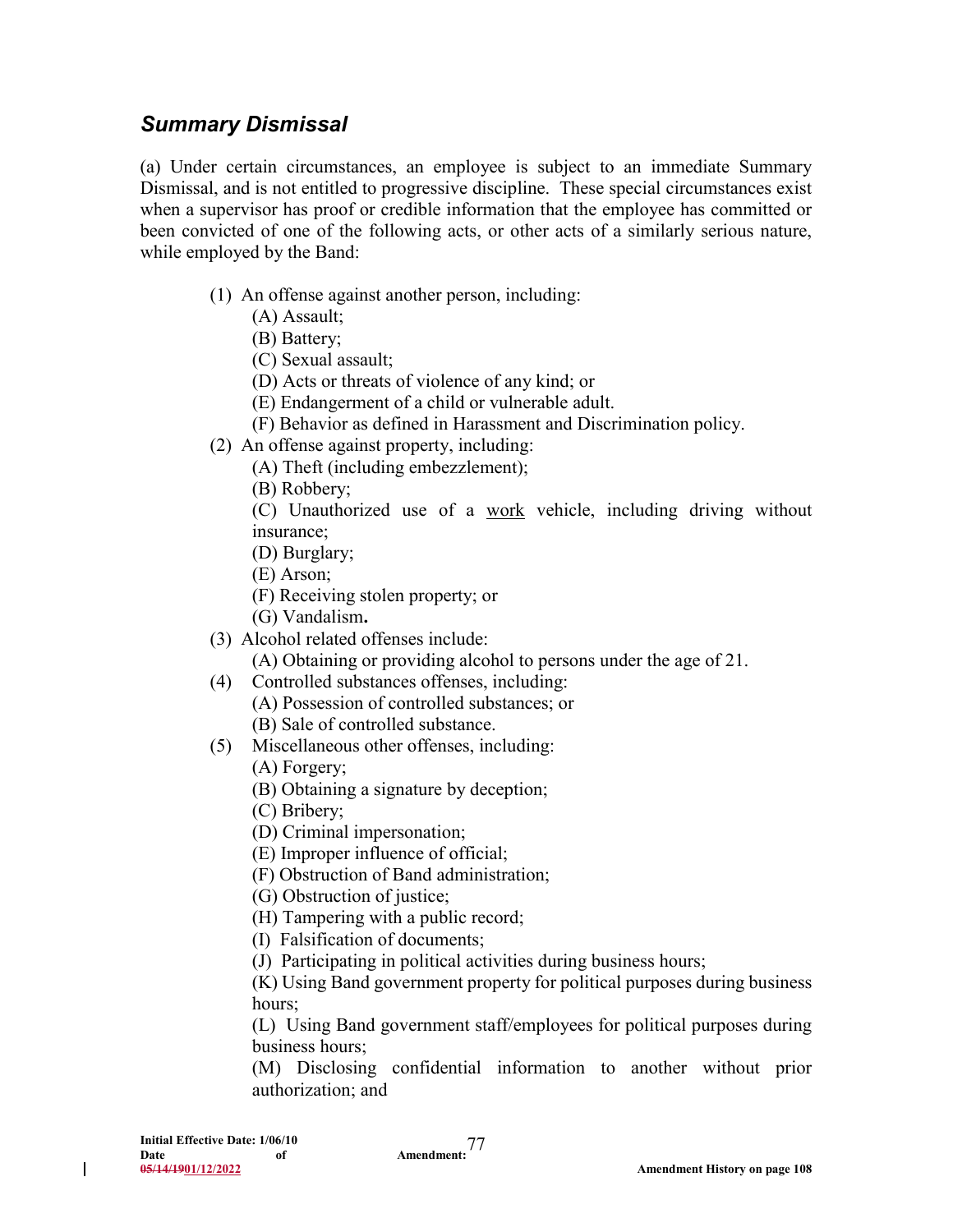## *Summary Dismissal*

(a) Under certain circumstances, an employee is subject to an immediate Summary Dismissal, and is not entitled to progressive discipline. These special circumstances exist when a supervisor has proof or credible information that the employee has committed or been convicted of one of the following acts, or other acts of a similarly serious nature, while employed by the Band:

- (1) An offense against another person, including:
  - (A) Assault;
  - (B) Battery;
  - (C) Sexual assault;
  - (D) Acts or threats of violence of any kind; or
  - (E) Endangerment of a child or vulnerable adult.
  - (F) Behavior as defined in Harassment and Discrimination policy.
- (2) An offense against property, including:
  - (A) Theft (including embezzlement);
  - (B) Robbery;
  - (C) Unauthorized use of a <u>work</u> vehicle, including driving without insurance;
  - (D) Burglary;
  - (E) Arson;
  - (F) Receiving stolen property; or
  - (G) Vandalism**.**
- (3) Alcohol related offenses include:
  - (A) Obtaining or providing alcohol to persons under the age of 21.
- (4) Controlled substances offenses, including:
  - (A) Possession of controlled substances; or
  - (B) Sale of controlled substance.
- (5) Miscellaneous other offenses, including:
  - (A) Forgery;
  - (B) Obtaining a signature by deception;
  - (C) Bribery;
  - (D) Criminal impersonation;
  - (E) Improper influence of official;
  - (F) Obstruction of Band administration;
  - (G) Obstruction of justice;
  - (H) Tampering with a public record;
  - (I) Falsification of documents;
  - (J) Participating in political activities during business hours;
  - (K) Using Band government property for political purposes during business hours;
  - (L) Using Band government staff/employees for political purposes during business hours;
  - (M) Disclosing confidential information to another without prior authorization; and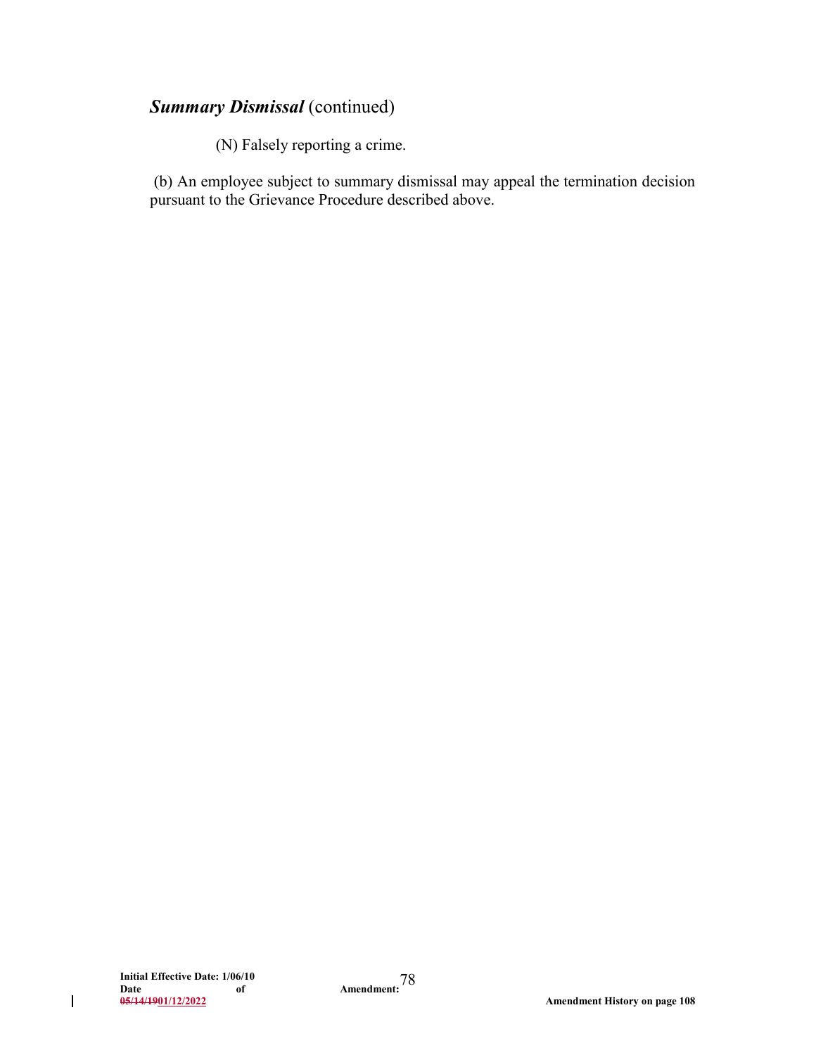## ***Summary Dismissal*** (continued)

(N) Falsely reporting a crime.

(b) An employee subject to summary dismissal may appeal the termination decision pursuant to the Grievance Procedure described above.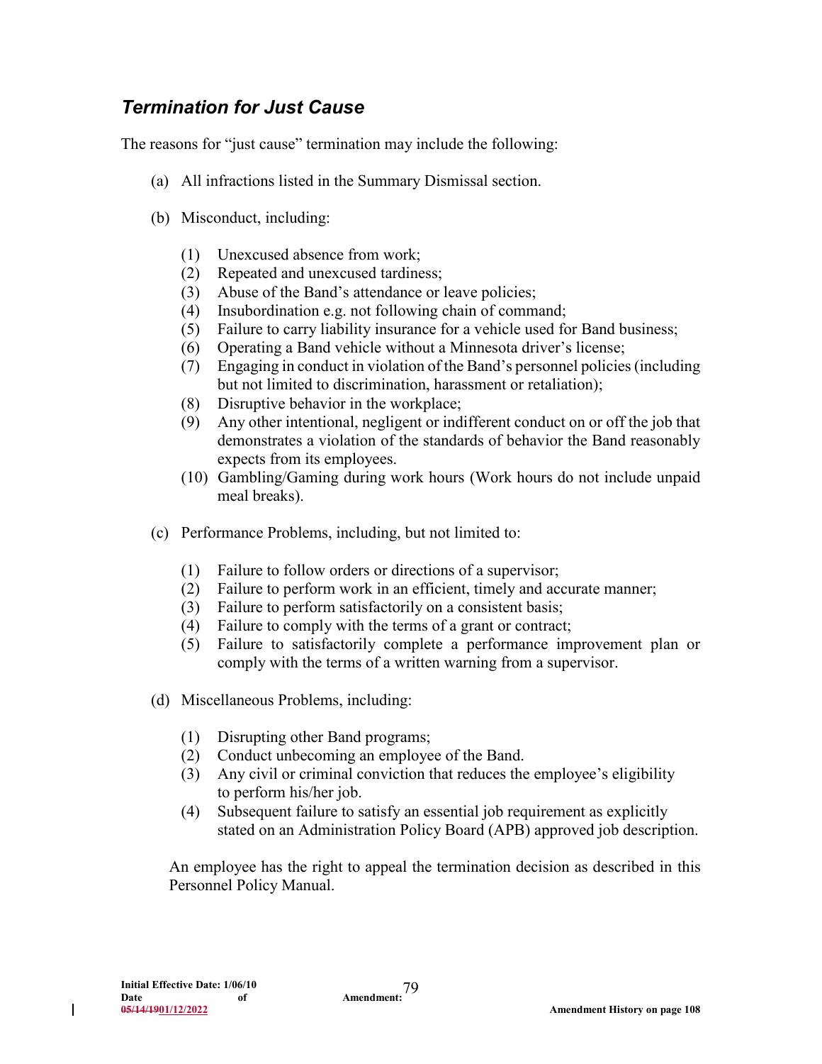## *Termination for Just Cause*

The reasons for "just cause" termination may include the following:

(a) All infractions listed in the Summary Dismissal section.

(b) Misconduct, including:

  (1) Unexcused absence from work;
  (2) Repeated and unexcused tardiness;
  (3) Abuse of the Band's attendance or leave policies;
  (4) Insubordination e.g. not following chain of command;
  (5) Failure to carry liability insurance for a vehicle used for Band business;
  (6) Operating a Band vehicle without a Minnesota driver's license;
  (7) Engaging in conduct in violation of the Band's personnel policies (including but not limited to discrimination, harassment or retaliation);
  (8) Disruptive behavior in the workplace;
  (9) Any other intentional, negligent or indifferent conduct on or off the job that demonstrates a violation of the standards of behavior the Band reasonably expects from its employees.
  (10) Gambling/Gaming during work hours (Work hours do not include unpaid meal breaks).

(c) Performance Problems, including, but not limited to:

  (1) Failure to follow orders or directions of a supervisor;
  (2) Failure to perform work in an efficient, timely and accurate manner;
  (3) Failure to perform satisfactorily on a consistent basis;
  (4) Failure to comply with the terms of a grant or contract;
  (5) Failure to satisfactorily complete a performance improvement plan or comply with the terms of a written warning from a supervisor.

(d) Miscellaneous Problems, including:

  (1) Disrupting other Band programs;
  (2) Conduct unbecoming an employee of the Band.
  (3) Any civil or criminal conviction that reduces the employee's eligibility to perform his/her job.
  (4) Subsequent failure to satisfy an essential job requirement as explicitly stated on an Administration Policy Board (APB) approved job description.

An employee has the right to appeal the termination decision as described in this Personnel Policy Manual.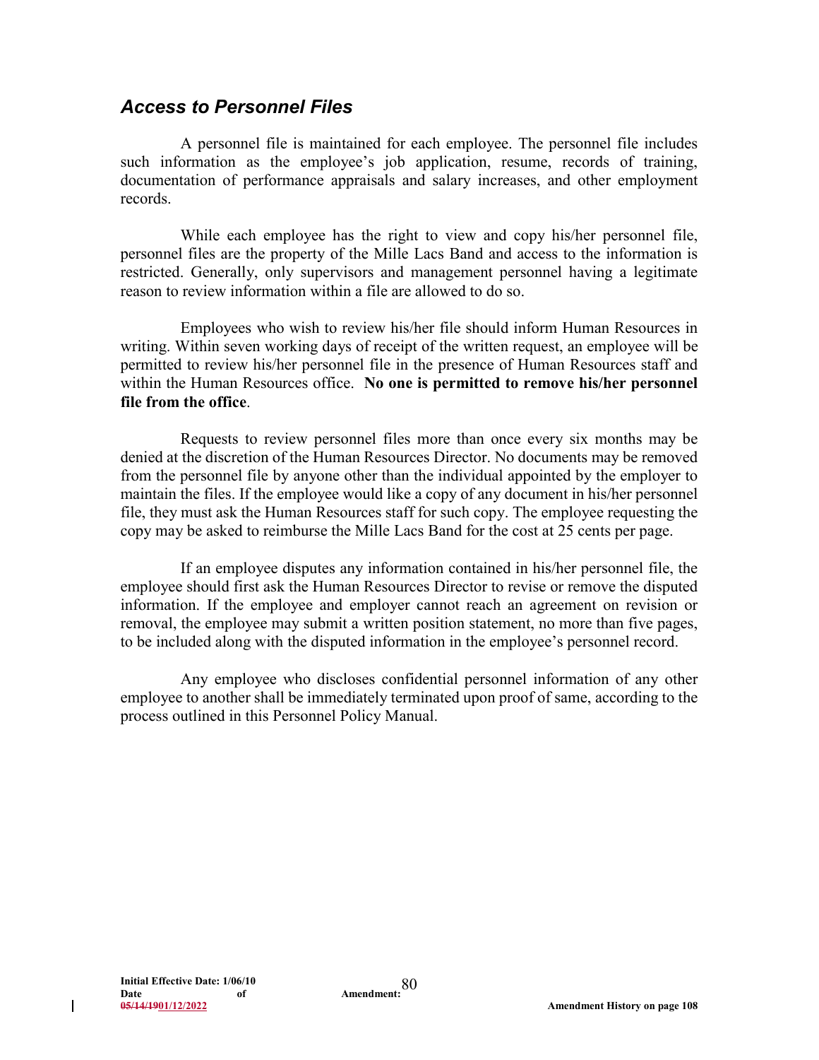## *Access to Personnel Files*

A personnel file is maintained for each employee. The personnel file includes such information as the employee's job application, resume, records of training, documentation of performance appraisals and salary increases, and other employment records.

While each employee has the right to view and copy his/her personnel file, personnel files are the property of the Mille Lacs Band and access to the information is restricted. Generally, only supervisors and management personnel having a legitimate reason to review information within a file are allowed to do so.

Employees who wish to review his/her file should inform Human Resources in writing. Within seven working days of receipt of the written request, an employee will be permitted to review his/her personnel file in the presence of Human Resources staff and within the Human Resources office. **No one is permitted to remove his/her personnel file from the office**.

Requests to review personnel files more than once every six months may be denied at the discretion of the Human Resources Director. No documents may be removed from the personnel file by anyone other than the individual appointed by the employer to maintain the files. If the employee would like a copy of any document in his/her personnel file, they must ask the Human Resources staff for such copy. The employee requesting the copy may be asked to reimburse the Mille Lacs Band for the cost at 25 cents per page.

If an employee disputes any information contained in his/her personnel file, the employee should first ask the Human Resources Director to revise or remove the disputed information. If the employee and employer cannot reach an agreement on revision or removal, the employee may submit a written position statement, no more than five pages, to be included along with the disputed information in the employee's personnel record.

Any employee who discloses confidential personnel information of any other employee to another shall be immediately terminated upon proof of same, according to the process outlined in this Personnel Policy Manual.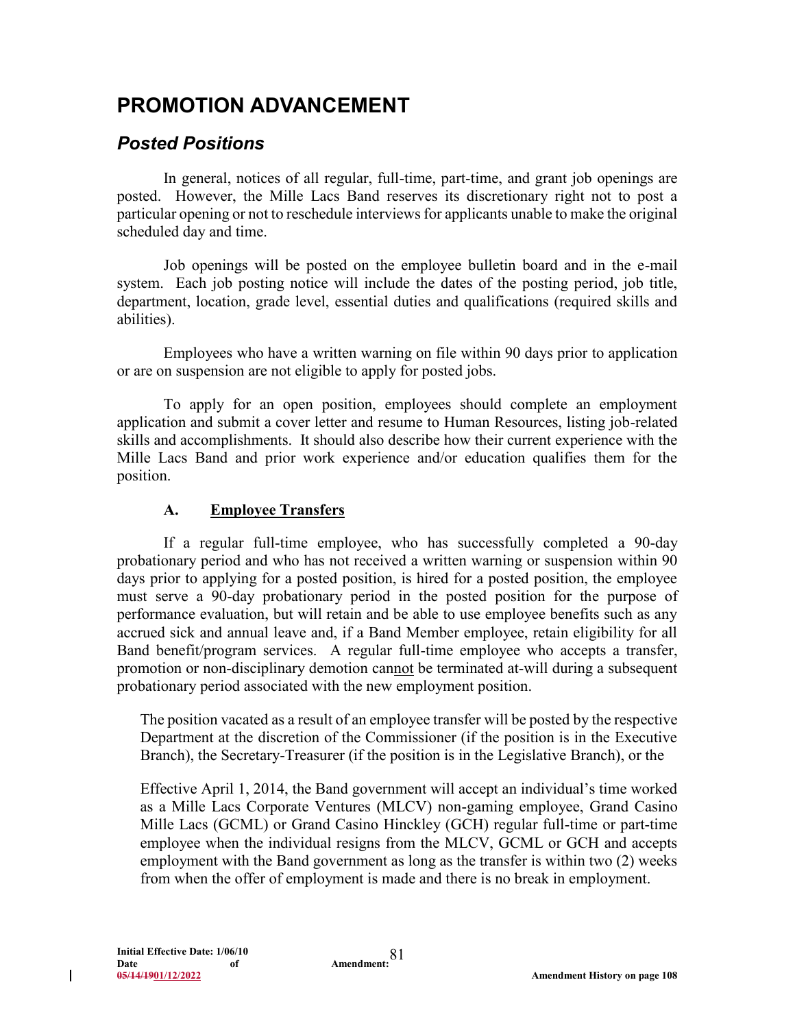# PROMOTION ADVANCEMENT

## *Posted Positions*

In general, notices of all regular, full-time, part-time, and grant job openings are posted. However, the Mille Lacs Band reserves its discretionary right not to post a particular opening or not to reschedule interviews for applicants unable to make the original scheduled day and time.

Job openings will be posted on the employee bulletin board and in the e-mail system. Each job posting notice will include the dates of the posting period, job title, department, location, grade level, essential duties and qualifications (required skills and abilities).

Employees who have a written warning on file within 90 days prior to application or are on suspension are not eligible to apply for posted jobs.

To apply for an open position, employees should complete an employment application and submit a cover letter and resume to Human Resources, listing job-related skills and accomplishments. It should also describe how their current experience with the Mille Lacs Band and prior work experience and/or education qualifies them for the position.

### A. Employee Transfers

If a regular full-time employee, who has successfully completed a 90-day probationary period and who has not received a written warning or suspension within 90 days prior to applying for a posted position, is hired for a posted position, the employee must serve a 90-day probationary period in the posted position for the purpose of performance evaluation, but will retain and be able to use employee benefits such as any accrued sick and annual leave and, if a Band Member employee, retain eligibility for all Band benefit/program services. A regular full-time employee who accepts a transfer, promotion or non-disciplinary demotion can<u>not</u> be terminated at-will during a subsequent probationary period associated with the new employment position.

The position vacated as a result of an employee transfer will be posted by the respective Department at the discretion of the Commissioner (if the position is in the Executive Branch), the Secretary-Treasurer (if the position is in the Legislative Branch), or the

Effective April 1, 2014, the Band government will accept an individual's time worked as a Mille Lacs Corporate Ventures (MLCV) non-gaming employee, Grand Casino Mille Lacs (GCML) or Grand Casino Hinckley (GCH) regular full-time or part-time employee when the individual resigns from the MLCV, GCML or GCH and accepts employment with the Band government as long as the transfer is within two (2) weeks from when the offer of employment is made and there is no break in employment.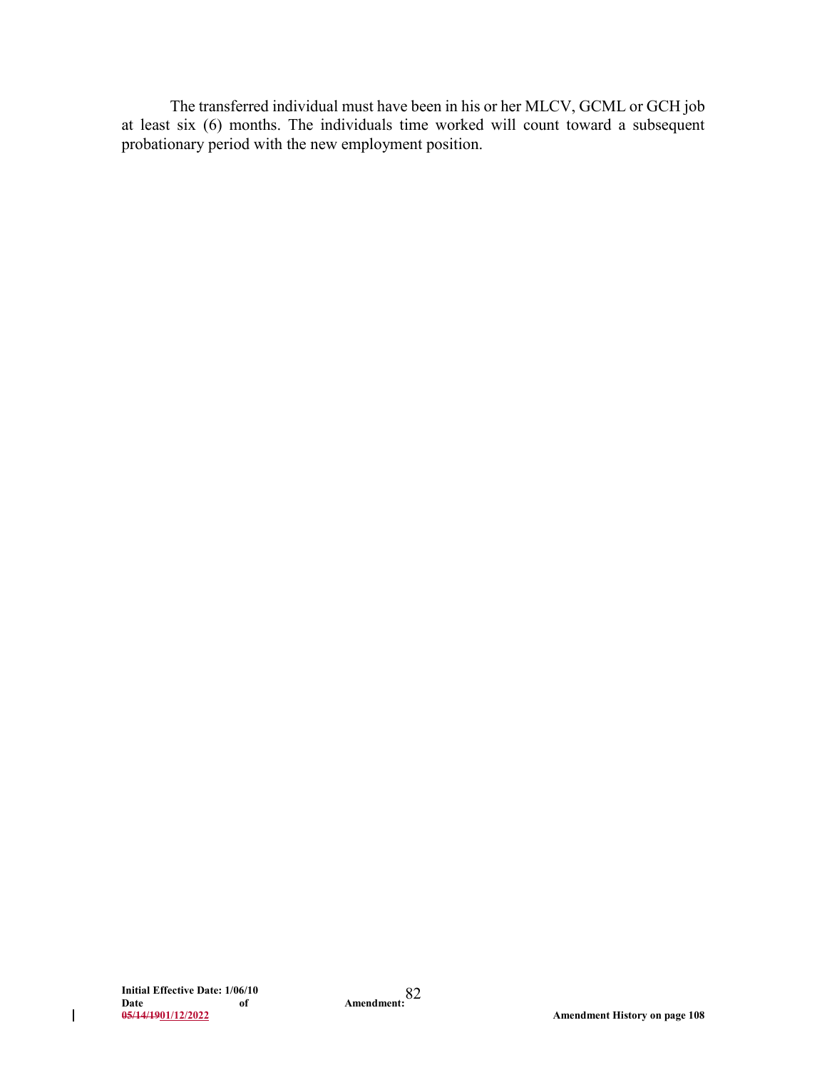The transferred individual must have been in his or her MLCV, GCML or GCH job at least six (6) months. The individuals time worked will count toward a subsequent probationary period with the new employment position.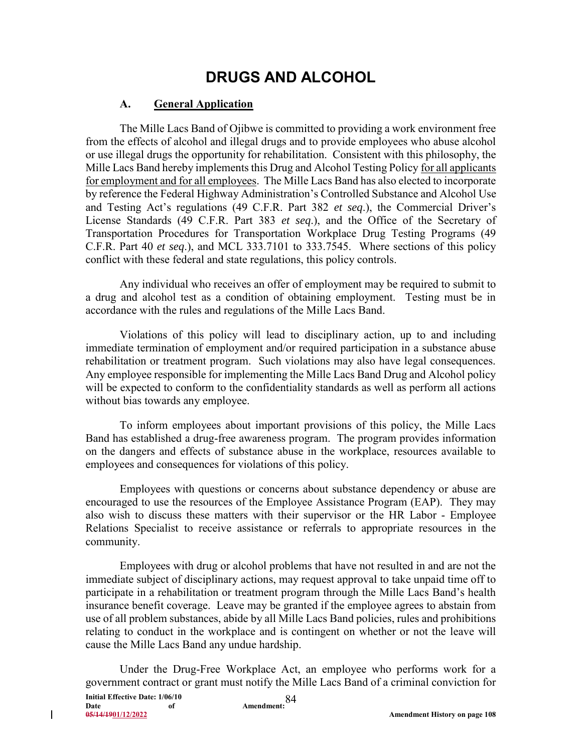# DRUGS AND ALCOHOL

## A. General Application

The Mille Lacs Band of Ojibwe is committed to providing a work environment free from the effects of alcohol and illegal drugs and to provide employees who abuse alcohol or use illegal drugs the opportunity for rehabilitation. Consistent with this philosophy, the Mille Lacs Band hereby implements this Drug and Alcohol Testing Policy for all applicants for employment and for all employees. The Mille Lacs Band has also elected to incorporate by reference the Federal Highway Administration's Controlled Substance and Alcohol Use and Testing Act's regulations (49 C.F.R. Part 382 *et seq*.), the Commercial Driver's License Standards (49 C.F.R. Part 383 *et seq*.), and the Office of the Secretary of Transportation Procedures for Transportation Workplace Drug Testing Programs (49 C.F.R. Part 40 *et seq*.), and MCL 333.7101 to 333.7545. Where sections of this policy conflict with these federal and state regulations, this policy controls.

Any individual who receives an offer of employment may be required to submit to a drug and alcohol test as a condition of obtaining employment. Testing must be in accordance with the rules and regulations of the Mille Lacs Band.

Violations of this policy will lead to disciplinary action, up to and including immediate termination of employment and/or required participation in a substance abuse rehabilitation or treatment program. Such violations may also have legal consequences. Any employee responsible for implementing the Mille Lacs Band Drug and Alcohol policy will be expected to conform to the confidentiality standards as well as perform all actions without bias towards any employee.

To inform employees about important provisions of this policy, the Mille Lacs Band has established a drug-free awareness program. The program provides information on the dangers and effects of substance abuse in the workplace, resources available to employees and consequences for violations of this policy.

Employees with questions or concerns about substance dependency or abuse are encouraged to use the resources of the Employee Assistance Program (EAP). They may also wish to discuss these matters with their supervisor or the HR Labor - Employee Relations Specialist to receive assistance or referrals to appropriate resources in the community.

Employees with drug or alcohol problems that have not resulted in and are not the immediate subject of disciplinary actions, may request approval to take unpaid time off to participate in a rehabilitation or treatment program through the Mille Lacs Band's health insurance benefit coverage. Leave may be granted if the employee agrees to abstain from use of all problem substances, abide by all Mille Lacs Band policies, rules and prohibitions relating to conduct in the workplace and is contingent on whether or not the leave will cause the Mille Lacs Band any undue hardship.

Under the Drug-Free Workplace Act, an employee who performs work for a government contract or grant must notify the Mille Lacs Band of a criminal conviction for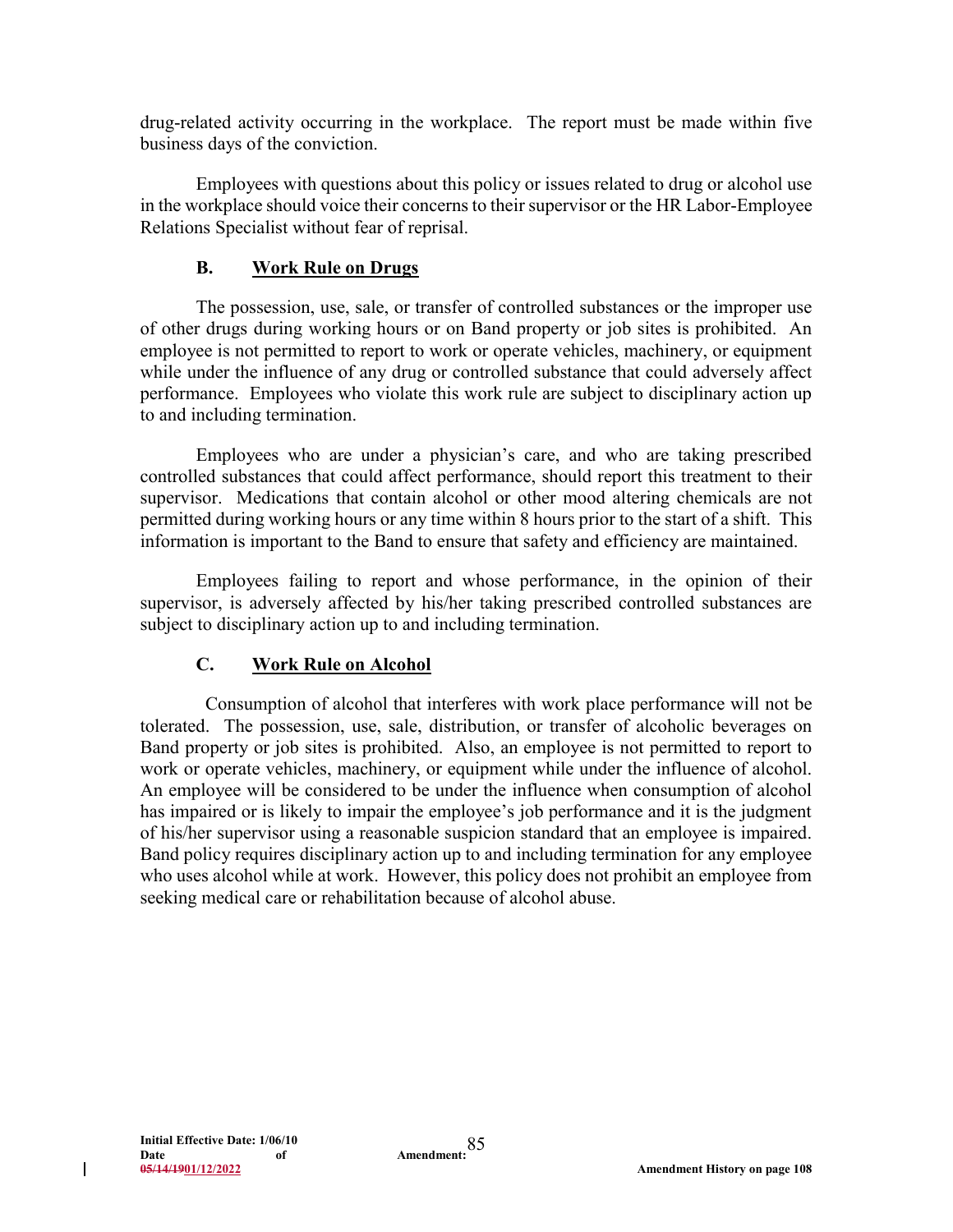drug-related activity occurring in the workplace. The report must be made within five business days of the conviction.

Employees with questions about this policy or issues related to drug or alcohol use in the workplace should voice their concerns to their supervisor or the HR Labor-Employee Relations Specialist without fear of reprisal.

### B. Work Rule on Drugs

The possession, use, sale, or transfer of controlled substances or the improper use of other drugs during working hours or on Band property or job sites is prohibited. An employee is not permitted to report to work or operate vehicles, machinery, or equipment while under the influence of any drug or controlled substance that could adversely affect performance. Employees who violate this work rule are subject to disciplinary action up to and including termination.

Employees who are under a physician's care, and who are taking prescribed controlled substances that could affect performance, should report this treatment to their supervisor. Medications that contain alcohol or other mood altering chemicals are not permitted during working hours or any time within 8 hours prior to the start of a shift. This information is important to the Band to ensure that safety and efficiency are maintained.

Employees failing to report and whose performance, in the opinion of their supervisor, is adversely affected by his/her taking prescribed controlled substances are subject to disciplinary action up to and including termination.

### C. Work Rule on Alcohol

Consumption of alcohol that interferes with work place performance will not be tolerated. The possession, use, sale, distribution, or transfer of alcoholic beverages on Band property or job sites is prohibited. Also, an employee is not permitted to report to work or operate vehicles, machinery, or equipment while under the influence of alcohol. An employee will be considered to be under the influence when consumption of alcohol has impaired or is likely to impair the employee's job performance and it is the judgment of his/her supervisor using a reasonable suspicion standard that an employee is impaired. Band policy requires disciplinary action up to and including termination for any employee who uses alcohol while at work. However, this policy does not prohibit an employee from seeking medical care or rehabilitation because of alcohol abuse.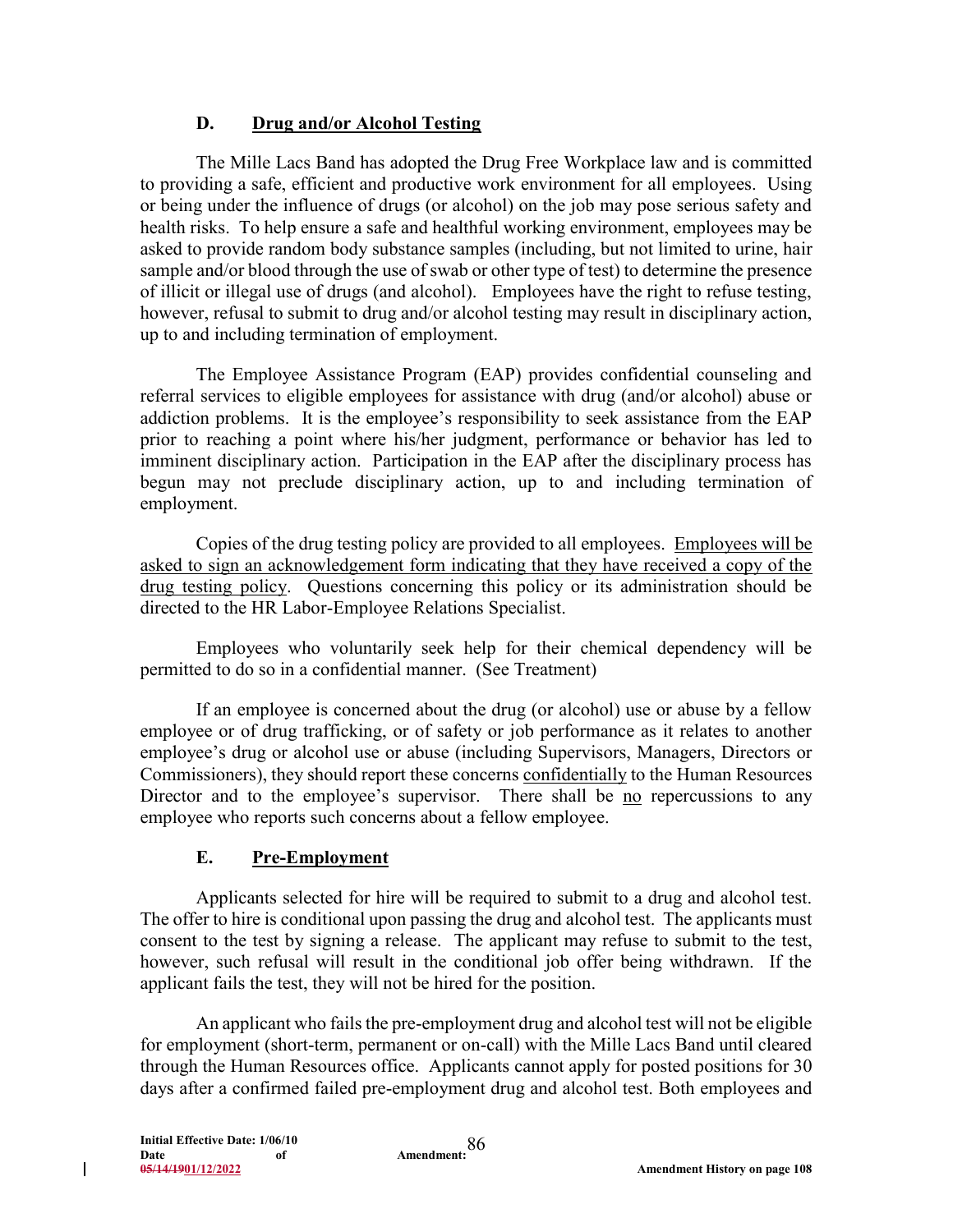### D. Drug and/or Alcohol Testing

The Mille Lacs Band has adopted the Drug Free Workplace law and is committed to providing a safe, efficient and productive work environment for all employees. Using or being under the influence of drugs (or alcohol) on the job may pose serious safety and health risks. To help ensure a safe and healthful working environment, employees may be asked to provide random body substance samples (including, but not limited to urine, hair sample and/or blood through the use of swab or other type of test) to determine the presence of illicit or illegal use of drugs (and alcohol). Employees have the right to refuse testing, however, refusal to submit to drug and/or alcohol testing may result in disciplinary action, up to and including termination of employment.

The Employee Assistance Program (EAP) provides confidential counseling and referral services to eligible employees for assistance with drug (and/or alcohol) abuse or addiction problems. It is the employee's responsibility to seek assistance from the EAP prior to reaching a point where his/her judgment, performance or behavior has led to imminent disciplinary action. Participation in the EAP after the disciplinary process has begun may not preclude disciplinary action, up to and including termination of employment.

Copies of the drug testing policy are provided to all employees. Employees will be asked to sign an acknowledgement form indicating that they have received a copy of the drug testing policy. Questions concerning this policy or its administration should be directed to the HR Labor-Employee Relations Specialist.

Employees who voluntarily seek help for their chemical dependency will be permitted to do so in a confidential manner. (See Treatment)

If an employee is concerned about the drug (or alcohol) use or abuse by a fellow employee or of drug trafficking, or of safety or job performance as it relates to another employee's drug or alcohol use or abuse (including Supervisors, Managers, Directors or Commissioners), they should report these concerns confidentially to the Human Resources Director and to the employee's supervisor. There shall be no repercussions to any employee who reports such concerns about a fellow employee.

### E. Pre-Employment

Applicants selected for hire will be required to submit to a drug and alcohol test. The offer to hire is conditional upon passing the drug and alcohol test. The applicants must consent to the test by signing a release. The applicant may refuse to submit to the test, however, such refusal will result in the conditional job offer being withdrawn. If the applicant fails the test, they will not be hired for the position.

An applicant who fails the pre-employment drug and alcohol test will not be eligible for employment (short-term, permanent or on-call) with the Mille Lacs Band until cleared through the Human Resources office. Applicants cannot apply for posted positions for 30 days after a confirmed failed pre-employment drug and alcohol test. Both employees and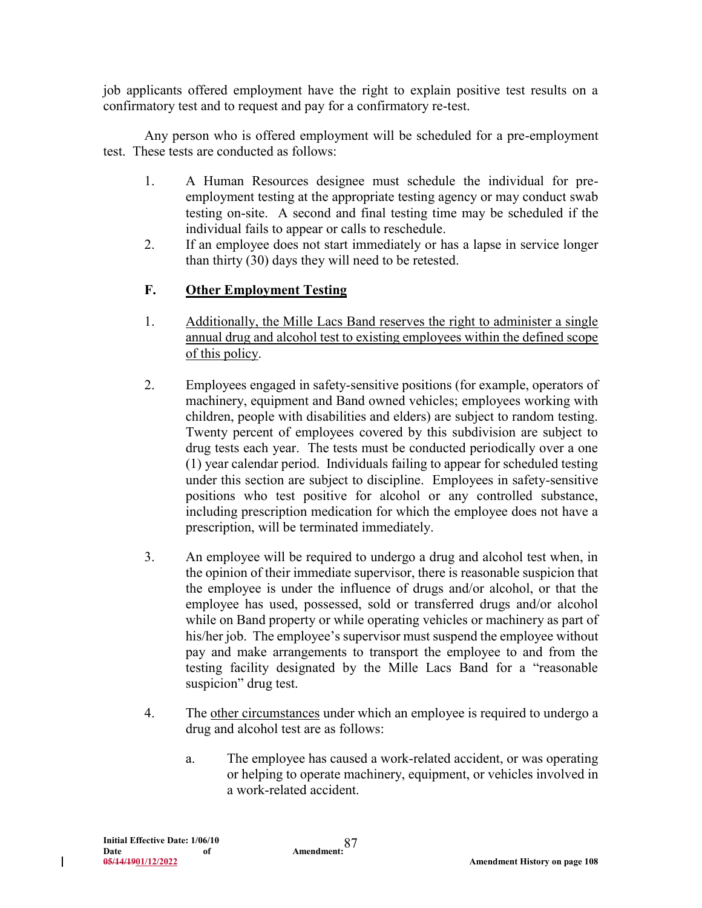job applicants offered employment have the right to explain positive test results on a confirmatory test and to request and pay for a confirmatory re-test.

Any person who is offered employment will be scheduled for a pre-employment test. These tests are conducted as follows:

1. A Human Resources designee must schedule the individual for pre-employment testing at the appropriate testing agency or may conduct swab testing on-site. A second and final testing time may be scheduled if the individual fails to appear or calls to reschedule.
2. If an employee does not start immediately or has a lapse in service longer than thirty (30) days they will need to be retested.

### F. Other Employment Testing

1. Additionally, the Mille Lacs Band reserves the right to administer a single annual drug and alcohol test to existing employees within the defined scope of this policy.

2. Employees engaged in safety-sensitive positions (for example, operators of machinery, equipment and Band owned vehicles; employees working with children, people with disabilities and elders) are subject to random testing. Twenty percent of employees covered by this subdivision are subject to drug tests each year. The tests must be conducted periodically over a one (1) year calendar period. Individuals failing to appear for scheduled testing under this section are subject to discipline. Employees in safety-sensitive positions who test positive for alcohol or any controlled substance, including prescription medication for which the employee does not have a prescription, will be terminated immediately.

3. An employee will be required to undergo a drug and alcohol test when, in the opinion of their immediate supervisor, there is reasonable suspicion that the employee is under the influence of drugs and/or alcohol, or that the employee has used, possessed, sold or transferred drugs and/or alcohol while on Band property or while operating vehicles or machinery as part of his/her job. The employee's supervisor must suspend the employee without pay and make arrangements to transport the employee to and from the testing facility designated by the Mille Lacs Band for a "reasonable suspicion" drug test.

4. The other circumstances under which an employee is required to undergo a drug and alcohol test are as follows:

   a. The employee has caused a work-related accident, or was operating or helping to operate machinery, equipment, or vehicles involved in a work-related accident.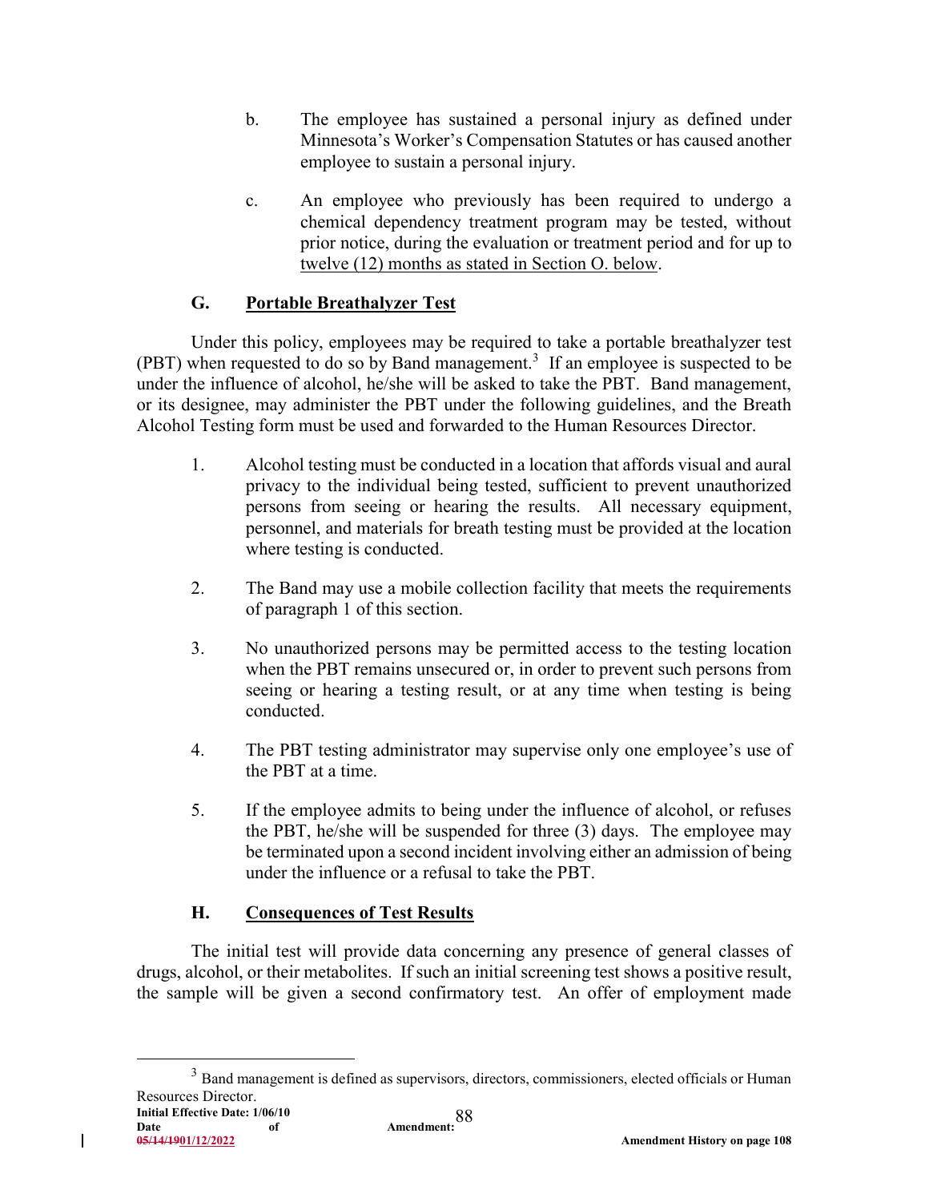b. The employee has sustained a personal injury as defined under Minnesota's Worker's Compensation Statutes or has caused another employee to sustain a personal injury.

c. An employee who previously has been required to undergo a chemical dependency treatment program may be tested, without prior notice, during the evaluation or treatment period and for up to twelve (12) months as stated in Section O. below.

### G. Portable Breathalyzer Test

Under this policy, employees may be required to take a portable breathalyzer test (PBT) when requested to do so by Band management.[3] If an employee is suspected to be under the influence of alcohol, he/she will be asked to take the PBT. Band management, or its designee, may administer the PBT under the following guidelines, and the Breath Alcohol Testing form must be used and forwarded to the Human Resources Director.

1. Alcohol testing must be conducted in a location that affords visual and aural privacy to the individual being tested, sufficient to prevent unauthorized persons from seeing or hearing the results. All necessary equipment, personnel, and materials for breath testing must be provided at the location where testing is conducted.

2. The Band may use a mobile collection facility that meets the requirements of paragraph 1 of this section.

3. No unauthorized persons may be permitted access to the testing location when the PBT remains unsecured or, in order to prevent such persons from seeing or hearing a testing result, or at any time when testing is being conducted.

4. The PBT testing administrator may supervise only one employee's use of the PBT at a time.

5. If the employee admits to being under the influence of alcohol, or refuses the PBT, he/she will be suspended for three (3) days. The employee may be terminated upon a second incident involving either an admission of being under the influence or a refusal to take the PBT.

### H. Consequences of Test Results

The initial test will provide data concerning any presence of general classes of drugs, alcohol, or their metabolites. If such an initial screening test shows a positive result, the sample will be given a second confirmatory test. An offer of employment made

[3] Band management is defined as supervisors, directors, commissioners, elected officials or Human Resources Director.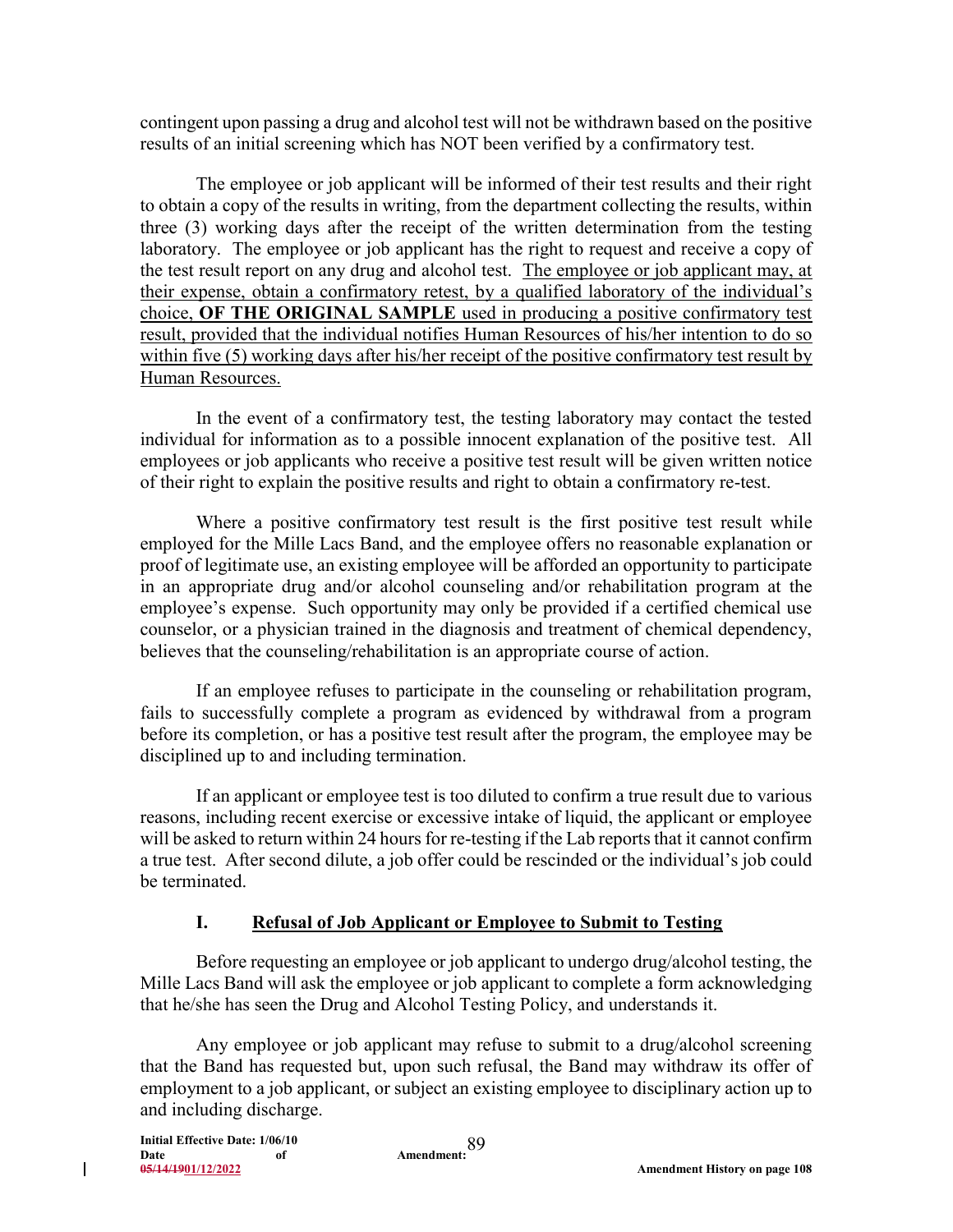contingent upon passing a drug and alcohol test will not be withdrawn based on the positive results of an initial screening which has NOT been verified by a confirmatory test.

The employee or job applicant will be informed of their test results and their right to obtain a copy of the results in writing, from the department collecting the results, within three (3) working days after the receipt of the written determination from the testing laboratory. The employee or job applicant has the right to request and receive a copy of the test result report on any drug and alcohol test. <u>The employee or job applicant may, at their expense, obtain a confirmatory retest, by a qualified laboratory of the individual's choice, **OF THE ORIGINAL SAMPLE** used in producing a positive confirmatory test result, provided that the individual notifies Human Resources of his/her intention to do so within five (5) working days after his/her receipt of the positive confirmatory test result by Human Resources.</u>

In the event of a confirmatory test, the testing laboratory may contact the tested individual for information as to a possible innocent explanation of the positive test. All employees or job applicants who receive a positive test result will be given written notice of their right to explain the positive results and right to obtain a confirmatory re-test.

Where a positive confirmatory test result is the first positive test result while employed for the Mille Lacs Band, and the employee offers no reasonable explanation or proof of legitimate use, an existing employee will be afforded an opportunity to participate in an appropriate drug and/or alcohol counseling and/or rehabilitation program at the employee's expense. Such opportunity may only be provided if a certified chemical use counselor, or a physician trained in the diagnosis and treatment of chemical dependency, believes that the counseling/rehabilitation is an appropriate course of action.

If an employee refuses to participate in the counseling or rehabilitation program, fails to successfully complete a program as evidenced by withdrawal from a program before its completion, or has a positive test result after the program, the employee may be disciplined up to and including termination.

If an applicant or employee test is too diluted to confirm a true result due to various reasons, including recent exercise or excessive intake of liquid, the applicant or employee will be asked to return within 24 hours for re-testing if the Lab reports that it cannot confirm a true test. After second dilute, a job offer could be rescinded or the individual's job could be terminated.

### I. <u>Refusal of Job Applicant or Employee to Submit to Testing</u>

Before requesting an employee or job applicant to undergo drug/alcohol testing, the Mille Lacs Band will ask the employee or job applicant to complete a form acknowledging that he/she has seen the Drug and Alcohol Testing Policy, and understands it.

Any employee or job applicant may refuse to submit to a drug/alcohol screening that the Band has requested but, upon such refusal, the Band may withdraw its offer of employment to a job applicant, or subject an existing employee to disciplinary action up to and including discharge.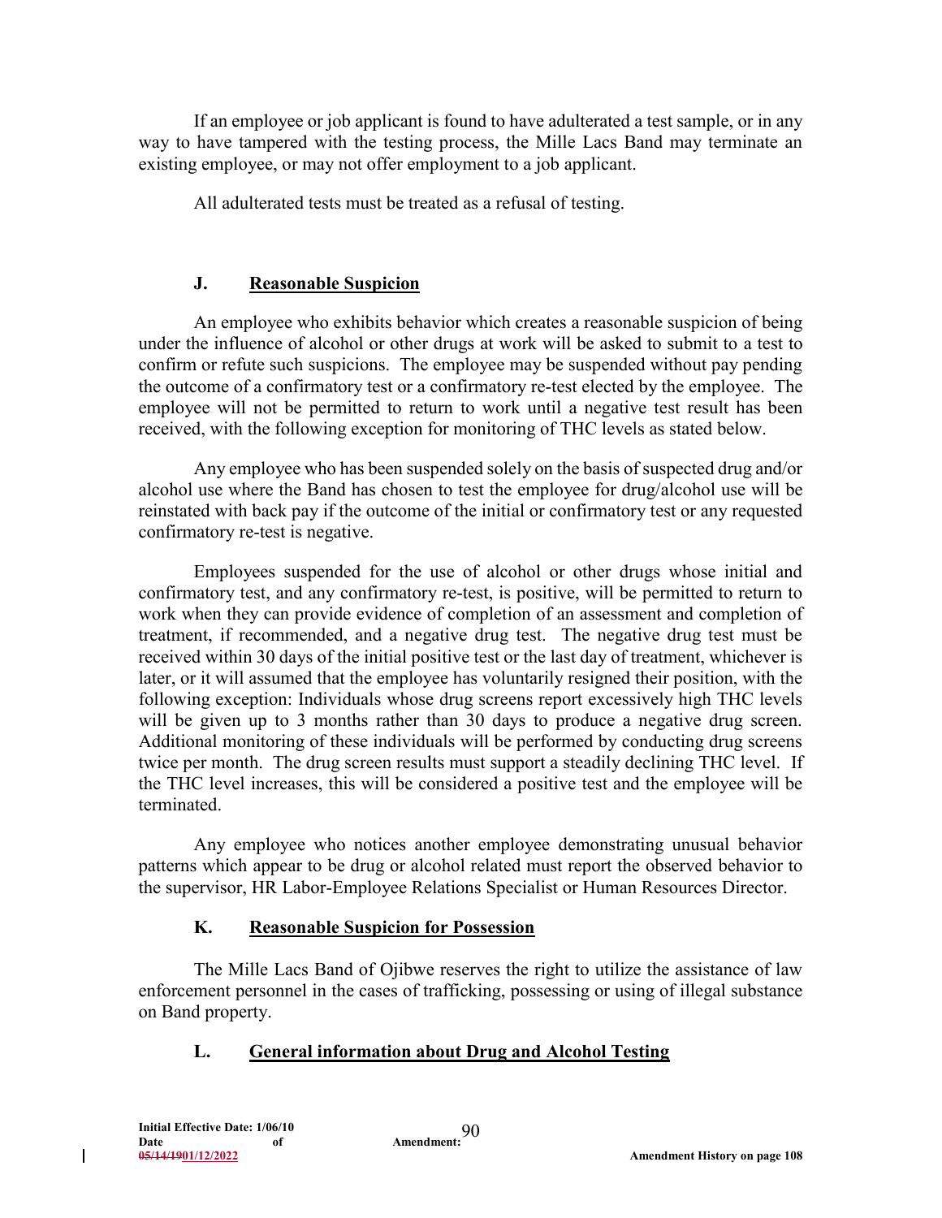If an employee or job applicant is found to have adulterated a test sample, or in any way to have tampered with the testing process, the Mille Lacs Band may terminate an existing employee, or may not offer employment to a job applicant.

All adulterated tests must be treated as a refusal of testing.

### J. Reasonable Suspicion

An employee who exhibits behavior which creates a reasonable suspicion of being under the influence of alcohol or other drugs at work will be asked to submit to a test to confirm or refute such suspicions. The employee may be suspended without pay pending the outcome of a confirmatory test or a confirmatory re-test elected by the employee. The employee will not be permitted to return to work until a negative test result has been received, with the following exception for monitoring of THC levels as stated below.

Any employee who has been suspended solely on the basis of suspected drug and/or alcohol use where the Band has chosen to test the employee for drug/alcohol use will be reinstated with back pay if the outcome of the initial or confirmatory test or any requested confirmatory re-test is negative.

Employees suspended for the use of alcohol or other drugs whose initial and confirmatory test, and any confirmatory re-test, is positive, will be permitted to return to work when they can provide evidence of completion of an assessment and completion of treatment, if recommended, and a negative drug test. The negative drug test must be received within 30 days of the initial positive test or the last day of treatment, whichever is later, or it will assumed that the employee has voluntarily resigned their position, with the following exception: Individuals whose drug screens report excessively high THC levels will be given up to 3 months rather than 30 days to produce a negative drug screen. Additional monitoring of these individuals will be performed by conducting drug screens twice per month. The drug screen results must support a steadily declining THC level. If the THC level increases, this will be considered a positive test and the employee will be terminated.

Any employee who notices another employee demonstrating unusual behavior patterns which appear to be drug or alcohol related must report the observed behavior to the supervisor, HR Labor-Employee Relations Specialist or Human Resources Director.

### K. Reasonable Suspicion for Possession

The Mille Lacs Band of Ojibwe reserves the right to utilize the assistance of law enforcement personnel in the cases of trafficking, possessing or using of illegal substance on Band property.

### L. General information about Drug and Alcohol Testing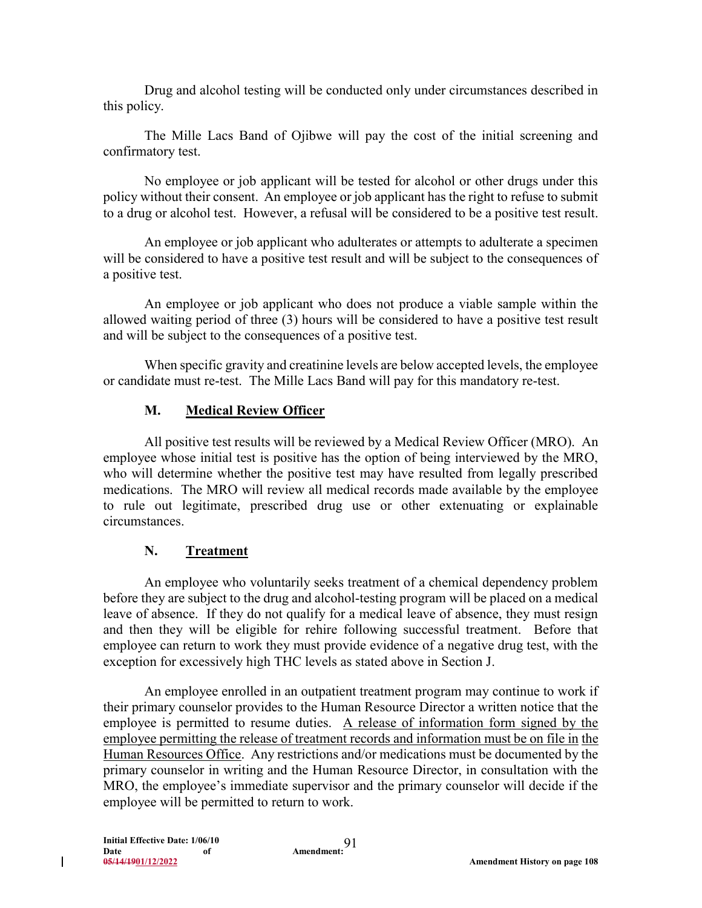Drug and alcohol testing will be conducted only under circumstances described in this policy.

The Mille Lacs Band of Ojibwe will pay the cost of the initial screening and confirmatory test.

No employee or job applicant will be tested for alcohol or other drugs under this policy without their consent. An employee or job applicant has the right to refuse to submit to a drug or alcohol test. However, a refusal will be considered to be a positive test result.

An employee or job applicant who adulterates or attempts to adulterate a specimen will be considered to have a positive test result and will be subject to the consequences of a positive test.

An employee or job applicant who does not produce a viable sample within the allowed waiting period of three (3) hours will be considered to have a positive test result and will be subject to the consequences of a positive test.

When specific gravity and creatinine levels are below accepted levels, the employee or candidate must re-test. The Mille Lacs Band will pay for this mandatory re-test.

## M. Medical Review Officer

All positive test results will be reviewed by a Medical Review Officer (MRO). An employee whose initial test is positive has the option of being interviewed by the MRO, who will determine whether the positive test may have resulted from legally prescribed medications. The MRO will review all medical records made available by the employee to rule out legitimate, prescribed drug use or other extenuating or explainable circumstances.

## N. Treatment

An employee who voluntarily seeks treatment of a chemical dependency problem before they are subject to the drug and alcohol-testing program will be placed on a medical leave of absence. If they do not qualify for a medical leave of absence, they must resign and then they will be eligible for rehire following successful treatment. Before that employee can return to work they must provide evidence of a negative drug test, with the exception for excessively high THC levels as stated above in Section J.

An employee enrolled in an outpatient treatment program may continue to work if their primary counselor provides to the Human Resource Director a written notice that the employee is permitted to resume duties. A release of information form signed by the employee permitting the release of treatment records and information must be on file in the Human Resources Office. Any restrictions and/or medications must be documented by the primary counselor in writing and the Human Resource Director, in consultation with the MRO, the employee's immediate supervisor and the primary counselor will decide if the employee will be permitted to return to work.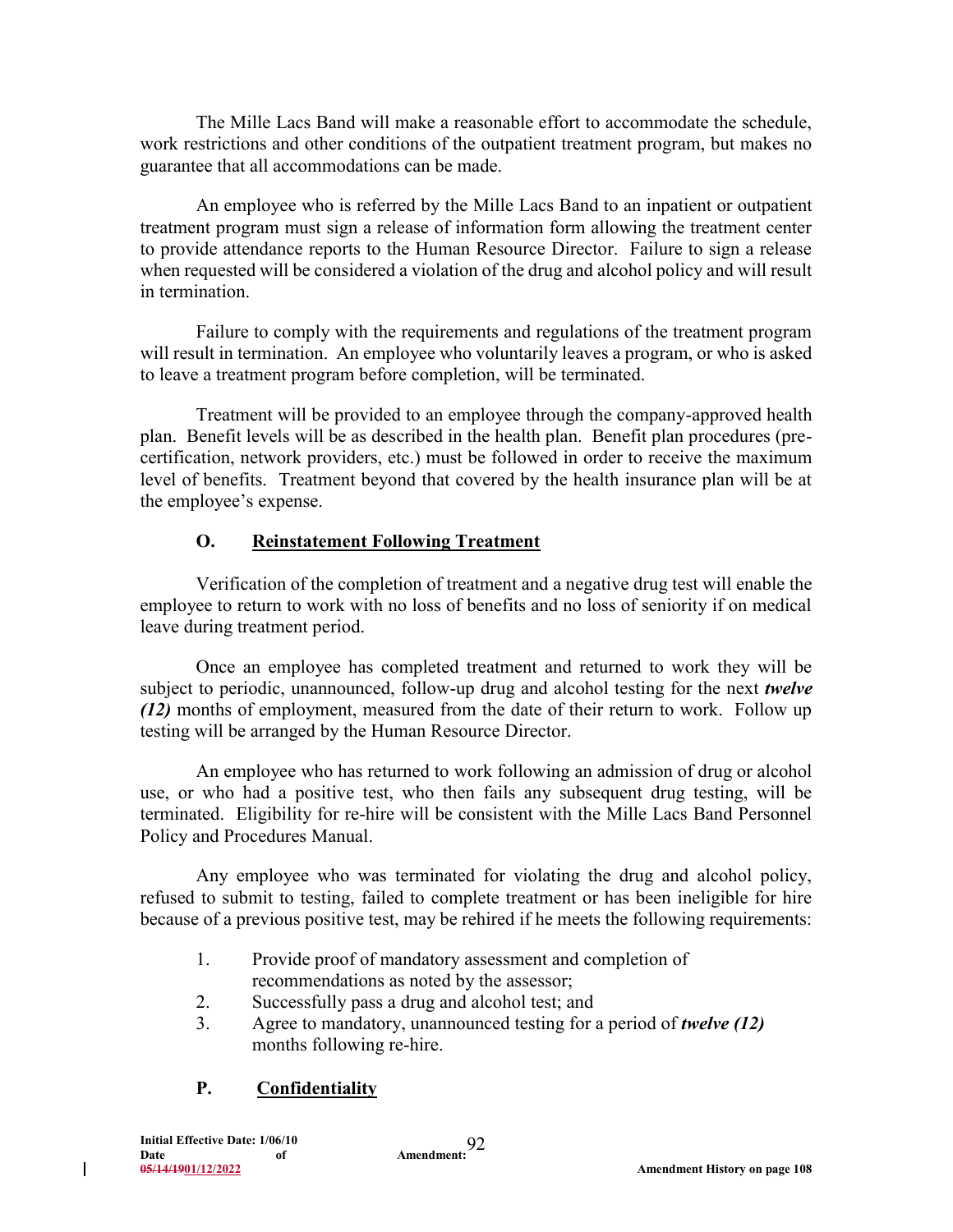The Mille Lacs Band will make a reasonable effort to accommodate the schedule, work restrictions and other conditions of the outpatient treatment program, but makes no guarantee that all accommodations can be made.

An employee who is referred by the Mille Lacs Band to an inpatient or outpatient treatment program must sign a release of information form allowing the treatment center to provide attendance reports to the Human Resource Director. Failure to sign a release when requested will be considered a violation of the drug and alcohol policy and will result in termination.

Failure to comply with the requirements and regulations of the treatment program will result in termination. An employee who voluntarily leaves a program, or who is asked to leave a treatment program before completion, will be terminated.

Treatment will be provided to an employee through the company-approved health plan. Benefit levels will be as described in the health plan. Benefit plan procedures (pre-certification, network providers, etc.) must be followed in order to receive the maximum level of benefits. Treatment beyond that covered by the health insurance plan will be at the employee's expense.

### O. Reinstatement Following Treatment

Verification of the completion of treatment and a negative drug test will enable the employee to return to work with no loss of benefits and no loss of seniority if on medical leave during treatment period.

Once an employee has completed treatment and returned to work they will be subject to periodic, unannounced, follow-up drug and alcohol testing for the next ***twelve (12)*** months of employment, measured from the date of their return to work. Follow up testing will be arranged by the Human Resource Director.

An employee who has returned to work following an admission of drug or alcohol use, or who had a positive test, who then fails any subsequent drug testing, will be terminated. Eligibility for re-hire will be consistent with the Mille Lacs Band Personnel Policy and Procedures Manual.

Any employee who was terminated for violating the drug and alcohol policy, refused to submit to testing, failed to complete treatment or has been ineligible for hire because of a previous positive test, may be rehired if he meets the following requirements:

1. Provide proof of mandatory assessment and completion of recommendations as noted by the assessor;
2. Successfully pass a drug and alcohol test; and
3. Agree to mandatory, unannounced testing for a period of ***twelve (12)*** months following re-hire.

### P. Confidentiality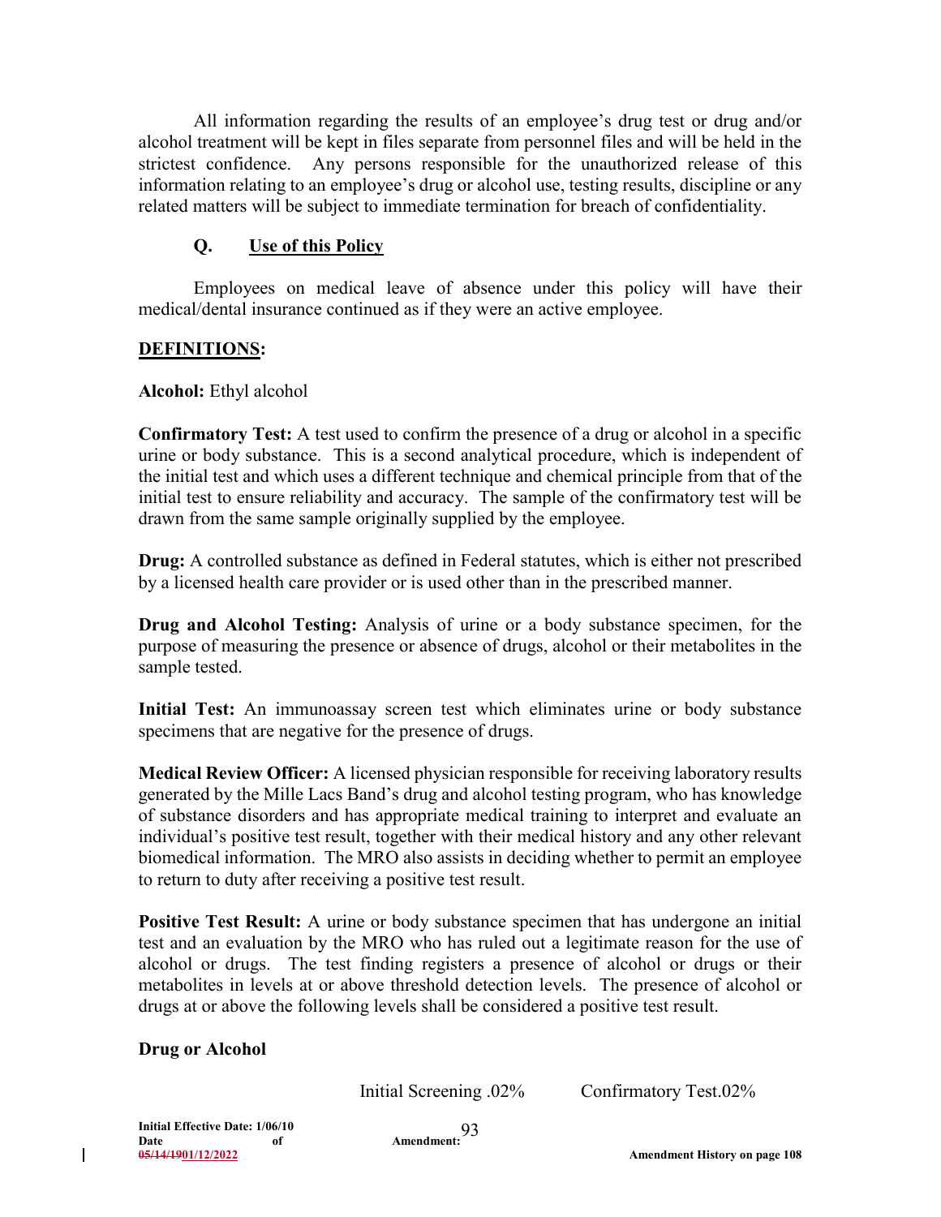All information regarding the results of an employee's drug test or drug and/or alcohol treatment will be kept in files separate from personnel files and will be held in the strictest confidence. Any persons responsible for the unauthorized release of this information relating to an employee's drug or alcohol use, testing results, discipline or any related matters will be subject to immediate termination for breach of confidentiality.

### Q. Use of this Policy

Employees on medical leave of absence under this policy will have their medical/dental insurance continued as if they were an active employee.

## DEFINITIONS:

**Alcohol:** Ethyl alcohol

**Confirmatory Test:** A test used to confirm the presence of a drug or alcohol in a specific urine or body substance. This is a second analytical procedure, which is independent of the initial test and which uses a different technique and chemical principle from that of the initial test to ensure reliability and accuracy. The sample of the confirmatory test will be drawn from the same sample originally supplied by the employee.

**Drug:** A controlled substance as defined in Federal statutes, which is either not prescribed by a licensed health care provider or is used other than in the prescribed manner.

**Drug and Alcohol Testing:** Analysis of urine or a body substance specimen, for the purpose of measuring the presence or absence of drugs, alcohol or their metabolites in the sample tested.

**Initial Test:** An immunoassay screen test which eliminates urine or body substance specimens that are negative for the presence of drugs.

**Medical Review Officer:** A licensed physician responsible for receiving laboratory results generated by the Mille Lacs Band's drug and alcohol testing program, who has knowledge of substance disorders and has appropriate medical training to interpret and evaluate an individual's positive test result, together with their medical history and any other relevant biomedical information. The MRO also assists in deciding whether to permit an employee to return to duty after receiving a positive test result.

**Positive Test Result:** A urine or body substance specimen that has undergone an initial test and an evaluation by the MRO who has ruled out a legitimate reason for the use of alcohol or drugs. The test finding registers a presence of alcohol or drugs or their metabolites in levels at or above threshold detection levels. The presence of alcohol or drugs at or above the following levels shall be considered a positive test result.

| Drug or Alcohol | | |
|---|---|---|
| | Initial Screening .02% | Confirmatory Test.02% |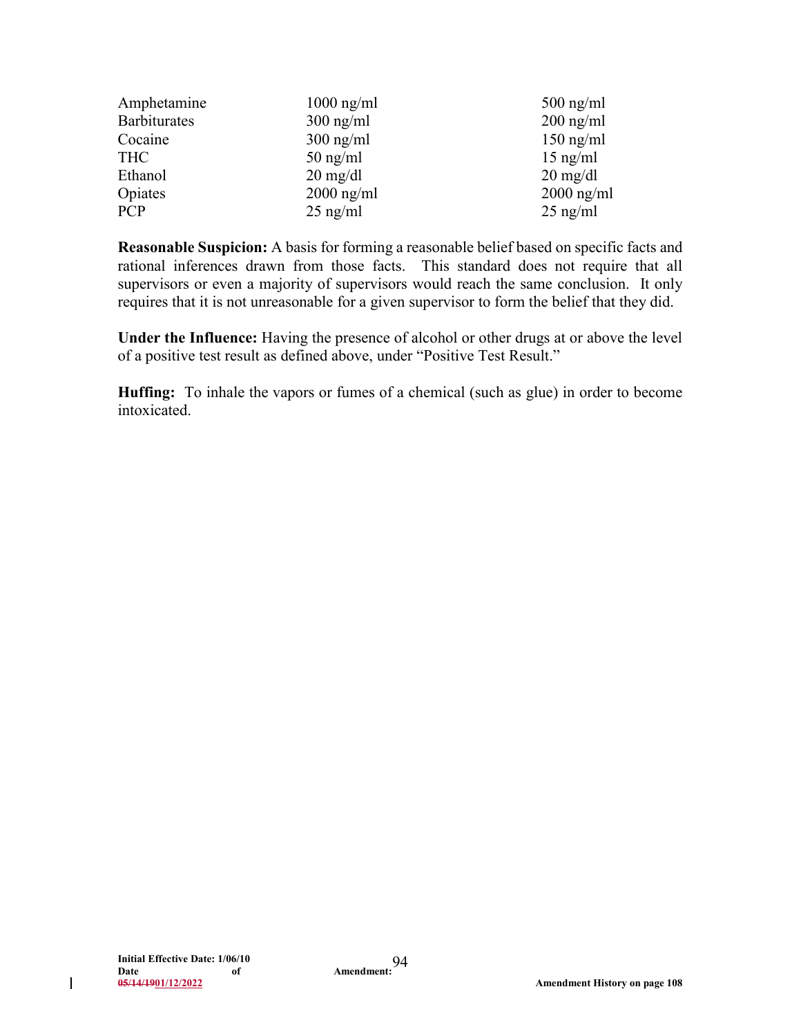| | | |
|---|---|---|
| Amphetamine | 1000 ng/ml | 500 ng/ml |
| Barbiturates | 300 ng/ml | 200 ng/ml |
| Cocaine | 300 ng/ml | 150 ng/ml |
| THC | 50 ng/ml | 15 ng/ml |
| Ethanol | 20 mg/dl | 20 mg/dl |
| Opiates | 2000 ng/ml | 2000 ng/ml |
| PCP | 25 ng/ml | 25 ng/ml |

**Reasonable Suspicion:** A basis for forming a reasonable belief based on specific facts and rational inferences drawn from those facts. This standard does not require that all supervisors or even a majority of supervisors would reach the same conclusion. It only requires that it is not unreasonable for a given supervisor to form the belief that they did.

**Under the Influence:** Having the presence of alcohol or other drugs at or above the level of a positive test result as defined above, under "Positive Test Result."

**Huffing:** To inhale the vapors or fumes of a chemical (such as glue) in order to become intoxicated.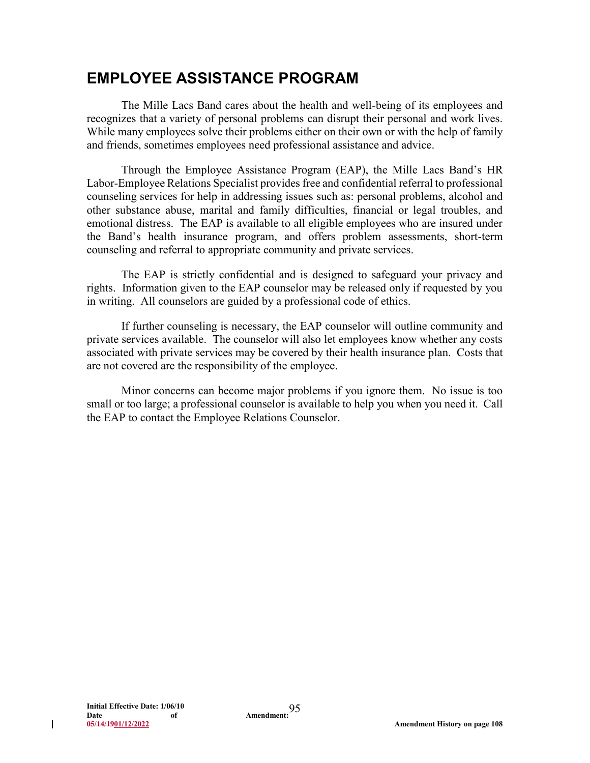## EMPLOYEE ASSISTANCE PROGRAM

The Mille Lacs Band cares about the health and well-being of its employees and recognizes that a variety of personal problems can disrupt their personal and work lives. While many employees solve their problems either on their own or with the help of family and friends, sometimes employees need professional assistance and advice.

Through the Employee Assistance Program (EAP), the Mille Lacs Band's HR Labor-Employee Relations Specialist provides free and confidential referral to professional counseling services for help in addressing issues such as: personal problems, alcohol and other substance abuse, marital and family difficulties, financial or legal troubles, and emotional distress. The EAP is available to all eligible employees who are insured under the Band's health insurance program, and offers problem assessments, short-term counseling and referral to appropriate community and private services.

The EAP is strictly confidential and is designed to safeguard your privacy and rights. Information given to the EAP counselor may be released only if requested by you in writing. All counselors are guided by a professional code of ethics.

If further counseling is necessary, the EAP counselor will outline community and private services available. The counselor will also let employees know whether any costs associated with private services may be covered by their health insurance plan. Costs that are not covered are the responsibility of the employee.

Minor concerns can become major problems if you ignore them. No issue is too small or too large; a professional counselor is available to help you when you need it. Call the EAP to contact the Employee Relations Counselor.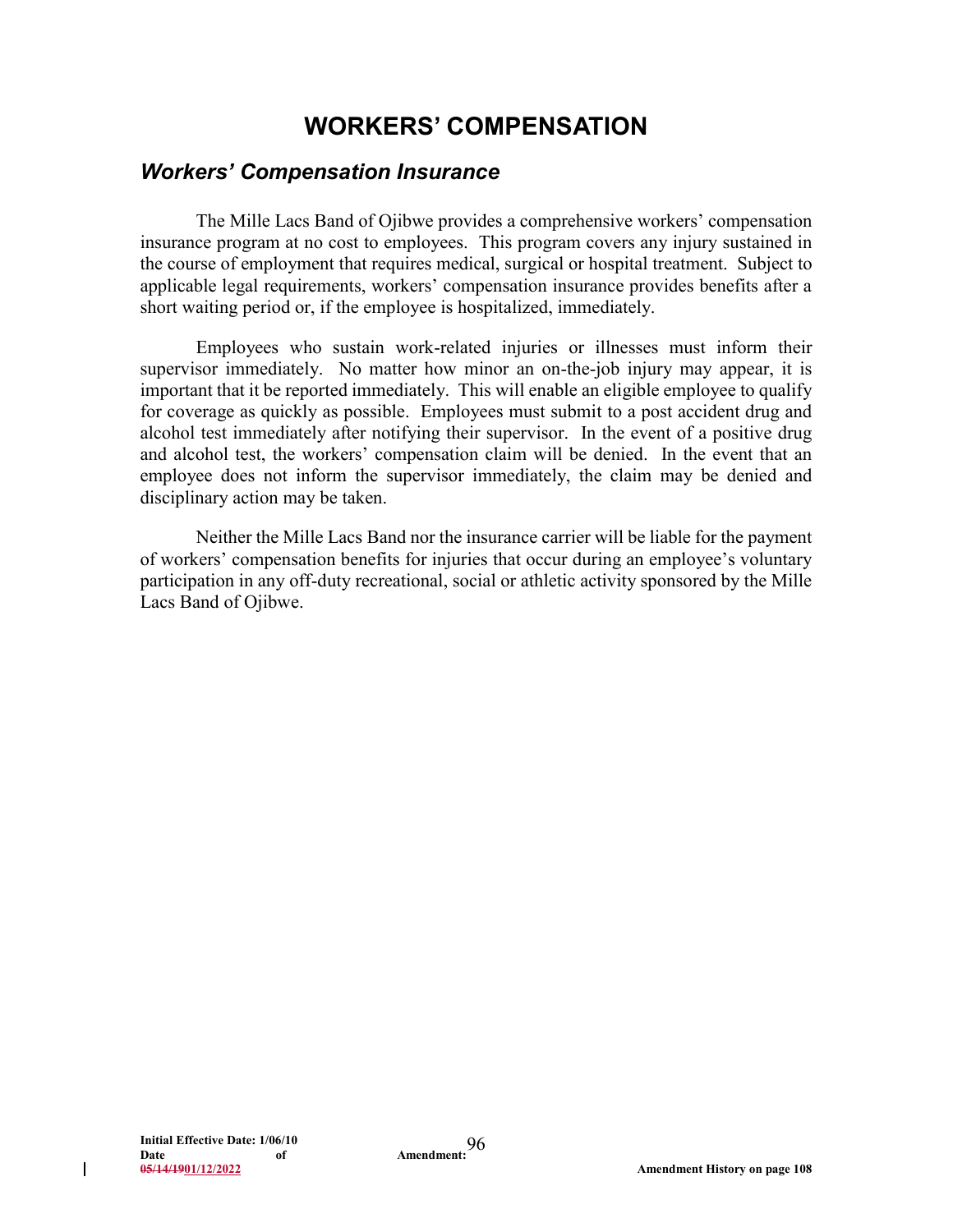# WORKERS' COMPENSATION

## *Workers' Compensation Insurance*

The Mille Lacs Band of Ojibwe provides a comprehensive workers' compensation insurance program at no cost to employees. This program covers any injury sustained in the course of employment that requires medical, surgical or hospital treatment. Subject to applicable legal requirements, workers' compensation insurance provides benefits after a short waiting period or, if the employee is hospitalized, immediately.

Employees who sustain work-related injuries or illnesses must inform their supervisor immediately. No matter how minor an on-the-job injury may appear, it is important that it be reported immediately. This will enable an eligible employee to qualify for coverage as quickly as possible. Employees must submit to a post accident drug and alcohol test immediately after notifying their supervisor. In the event of a positive drug and alcohol test, the workers' compensation claim will be denied. In the event that an employee does not inform the supervisor immediately, the claim may be denied and disciplinary action may be taken.

Neither the Mille Lacs Band nor the insurance carrier will be liable for the payment of workers' compensation benefits for injuries that occur during an employee's voluntary participation in any off-duty recreational, social or athletic activity sponsored by the Mille Lacs Band of Ojibwe.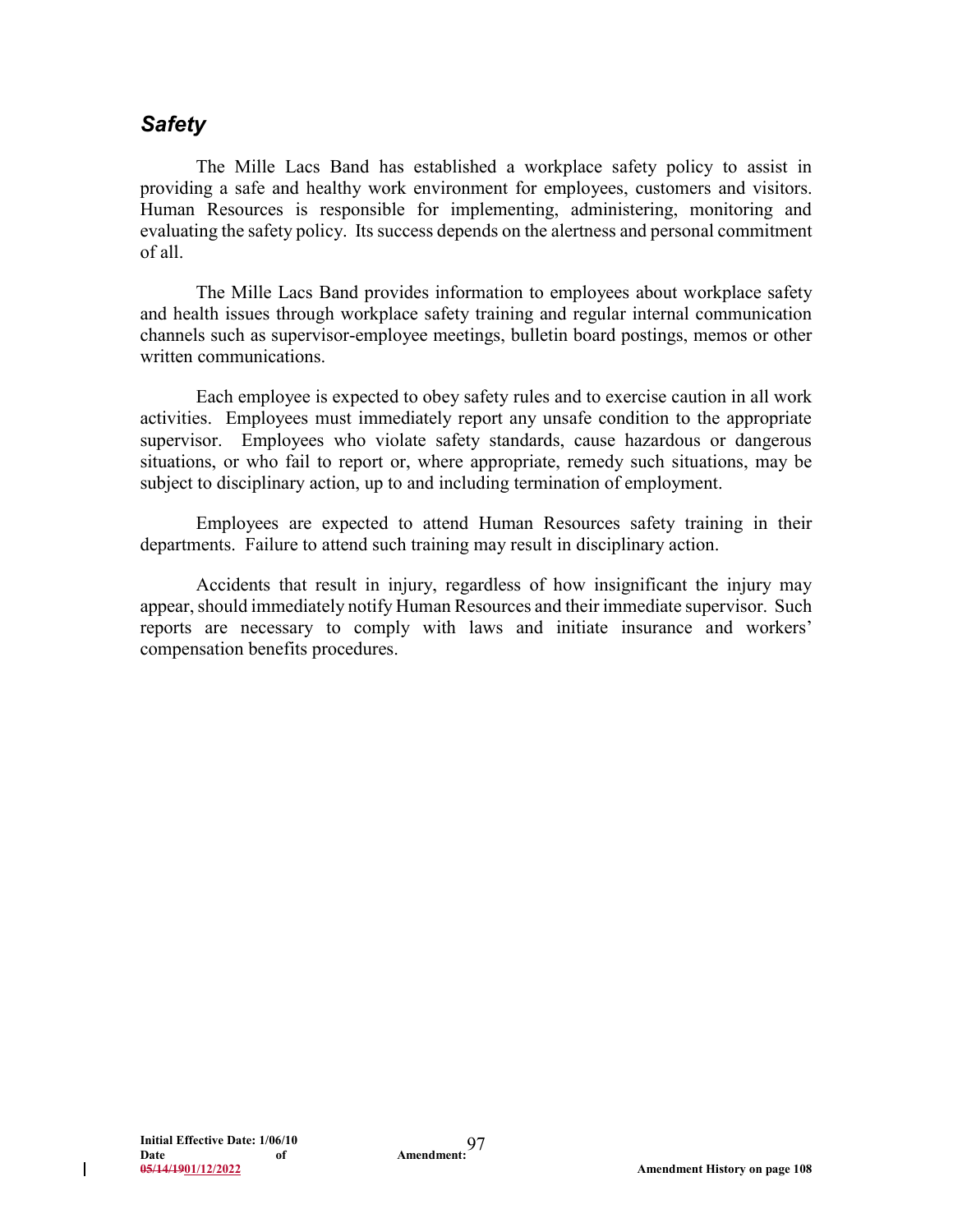## *Safety*

The Mille Lacs Band has established a workplace safety policy to assist in providing a safe and healthy work environment for employees, customers and visitors. Human Resources is responsible for implementing, administering, monitoring and evaluating the safety policy. Its success depends on the alertness and personal commitment of all.

The Mille Lacs Band provides information to employees about workplace safety and health issues through workplace safety training and regular internal communication channels such as supervisor-employee meetings, bulletin board postings, memos or other written communications.

Each employee is expected to obey safety rules and to exercise caution in all work activities. Employees must immediately report any unsafe condition to the appropriate supervisor. Employees who violate safety standards, cause hazardous or dangerous situations, or who fail to report or, where appropriate, remedy such situations, may be subject to disciplinary action, up to and including termination of employment.

Employees are expected to attend Human Resources safety training in their departments. Failure to attend such training may result in disciplinary action.

Accidents that result in injury, regardless of how insignificant the injury may appear, should immediately notify Human Resources and their immediate supervisor. Such reports are necessary to comply with laws and initiate insurance and workers' compensation benefits procedures.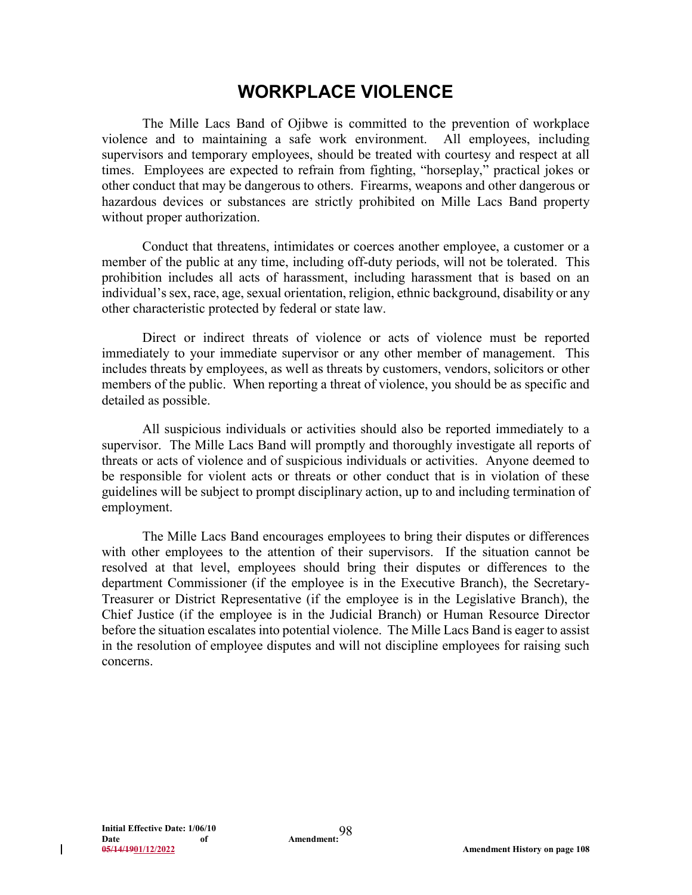# WORKPLACE VIOLENCE

The Mille Lacs Band of Ojibwe is committed to the prevention of workplace violence and to maintaining a safe work environment. All employees, including supervisors and temporary employees, should be treated with courtesy and respect at all times. Employees are expected to refrain from fighting, "horseplay," practical jokes or other conduct that may be dangerous to others. Firearms, weapons and other dangerous or hazardous devices or substances are strictly prohibited on Mille Lacs Band property without proper authorization.

Conduct that threatens, intimidates or coerces another employee, a customer or a member of the public at any time, including off-duty periods, will not be tolerated. This prohibition includes all acts of harassment, including harassment that is based on an individual's sex, race, age, sexual orientation, religion, ethnic background, disability or any other characteristic protected by federal or state law.

Direct or indirect threats of violence or acts of violence must be reported immediately to your immediate supervisor or any other member of management. This includes threats by employees, as well as threats by customers, vendors, solicitors or other members of the public. When reporting a threat of violence, you should be as specific and detailed as possible.

All suspicious individuals or activities should also be reported immediately to a supervisor. The Mille Lacs Band will promptly and thoroughly investigate all reports of threats or acts of violence and of suspicious individuals or activities. Anyone deemed to be responsible for violent acts or threats or other conduct that is in violation of these guidelines will be subject to prompt disciplinary action, up to and including termination of employment.

The Mille Lacs Band encourages employees to bring their disputes or differences with other employees to the attention of their supervisors. If the situation cannot be resolved at that level, employees should bring their disputes or differences to the department Commissioner (if the employee is in the Executive Branch), the Secretary-Treasurer or District Representative (if the employee is in the Legislative Branch), the Chief Justice (if the employee is in the Judicial Branch) or Human Resource Director before the situation escalates into potential violence. The Mille Lacs Band is eager to assist in the resolution of employee disputes and will not discipline employees for raising such concerns.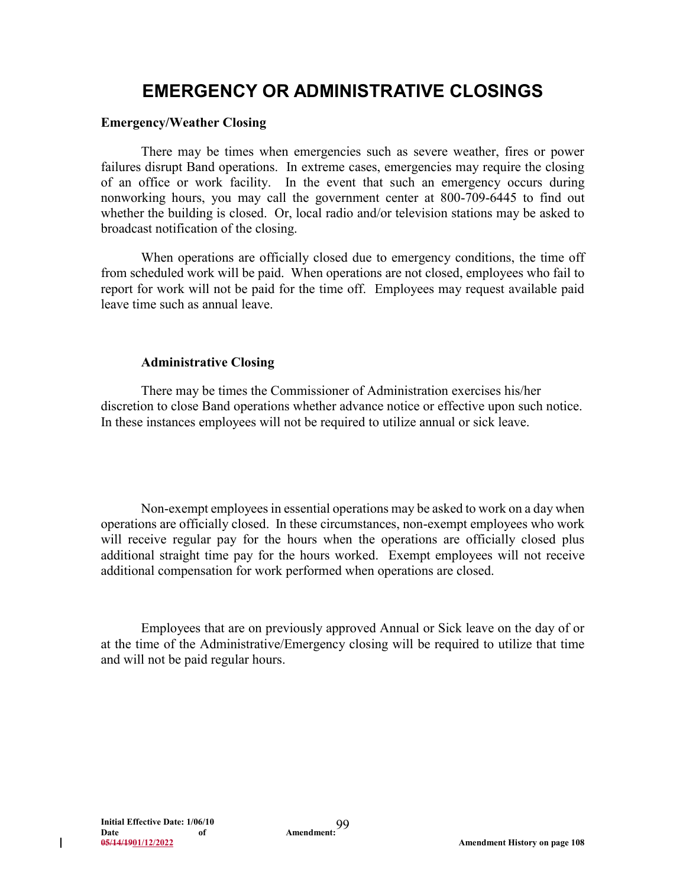# EMERGENCY OR ADMINISTRATIVE CLOSINGS

**Emergency/Weather Closing**

There may be times when emergencies such as severe weather, fires or power failures disrupt Band operations. In extreme cases, emergencies may require the closing of an office or work facility. In the event that such an emergency occurs during nonworking hours, you may call the government center at 800-709-6445 to find out whether the building is closed. Or, local radio and/or television stations may be asked to broadcast notification of the closing.

When operations are officially closed due to emergency conditions, the time off from scheduled work will be paid. When operations are not closed, employees who fail to report for work will not be paid for the time off. Employees may request available paid leave time such as annual leave.

**Administrative Closing**

There may be times the Commissioner of Administration exercises his/her discretion to close Band operations whether advance notice or effective upon such notice. In these instances employees will not be required to utilize annual or sick leave.

Non-exempt employees in essential operations may be asked to work on a day when operations are officially closed. In these circumstances, non-exempt employees who work will receive regular pay for the hours when the operations are officially closed plus additional straight time pay for the hours worked. Exempt employees will not receive additional compensation for work performed when operations are closed.

Employees that are on previously approved Annual or Sick leave on the day of or at the time of the Administrative/Emergency closing will be required to utilize that time and will not be paid regular hours.

Initial Effective Date: 1/06/10
Date of Amendment: ~~05/14/19~~01/12/2022

Amendment History on page 108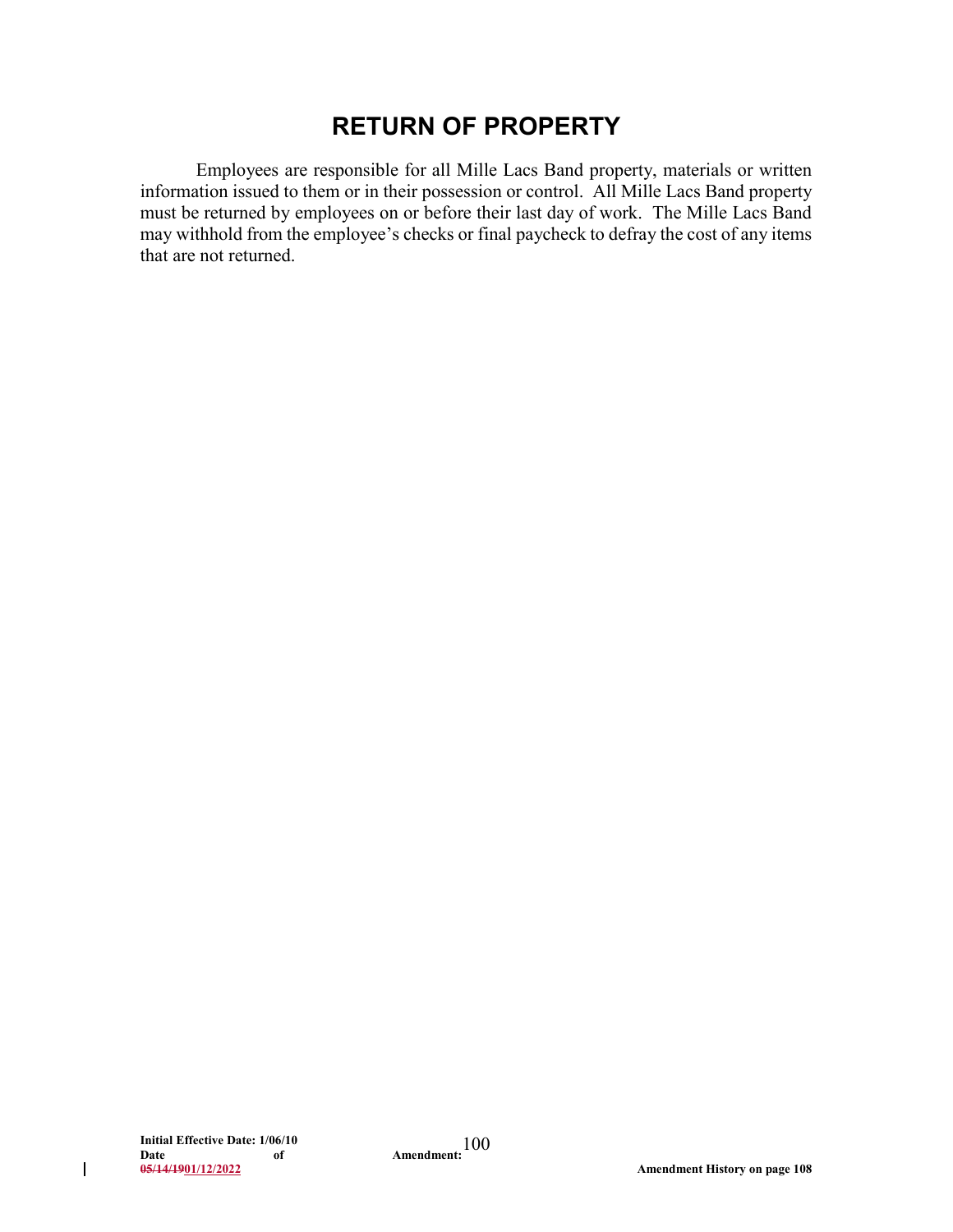# RETURN OF PROPERTY

Employees are responsible for all Mille Lacs Band property, materials or written information issued to them or in their possession or control. All Mille Lacs Band property must be returned by employees on or before their last day of work. The Mille Lacs Band may withhold from the employee's checks or final paycheck to defray the cost of any items that are not returned.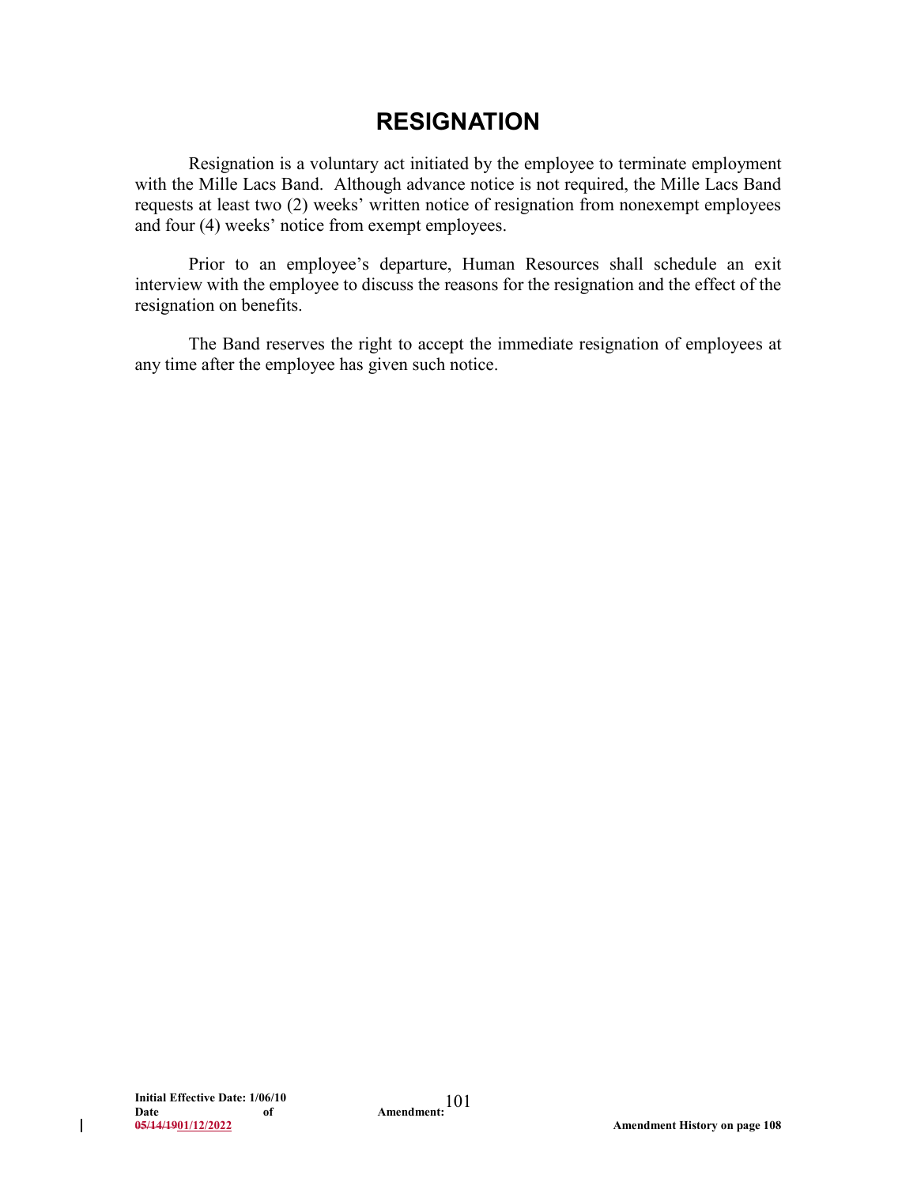# RESIGNATION

Resignation is a voluntary act initiated by the employee to terminate employment with the Mille Lacs Band. Although advance notice is not required, the Mille Lacs Band requests at least two (2) weeks' written notice of resignation from nonexempt employees and four (4) weeks' notice from exempt employees.

Prior to an employee's departure, Human Resources shall schedule an exit interview with the employee to discuss the reasons for the resignation and the effect of the resignation on benefits.

The Band reserves the right to accept the immediate resignation of employees at any time after the employee has given such notice.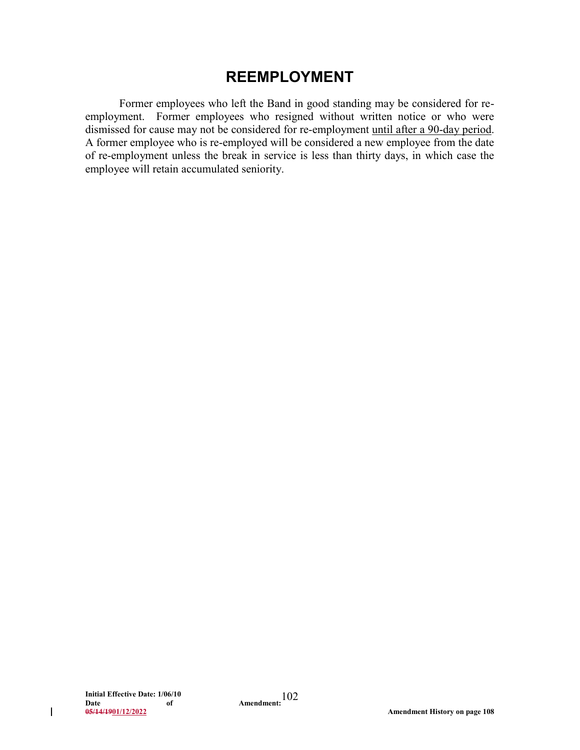# REEMPLOYMENT

Former employees who left the Band in good standing may be considered for re-employment. Former employees who resigned without written notice or who were dismissed for cause may not be considered for re-employment until after a 90-day period. A former employee who is re-employed will be considered a new employee from the date of re-employment unless the break in service is less than thirty days, in which case the employee will retain accumulated seniority.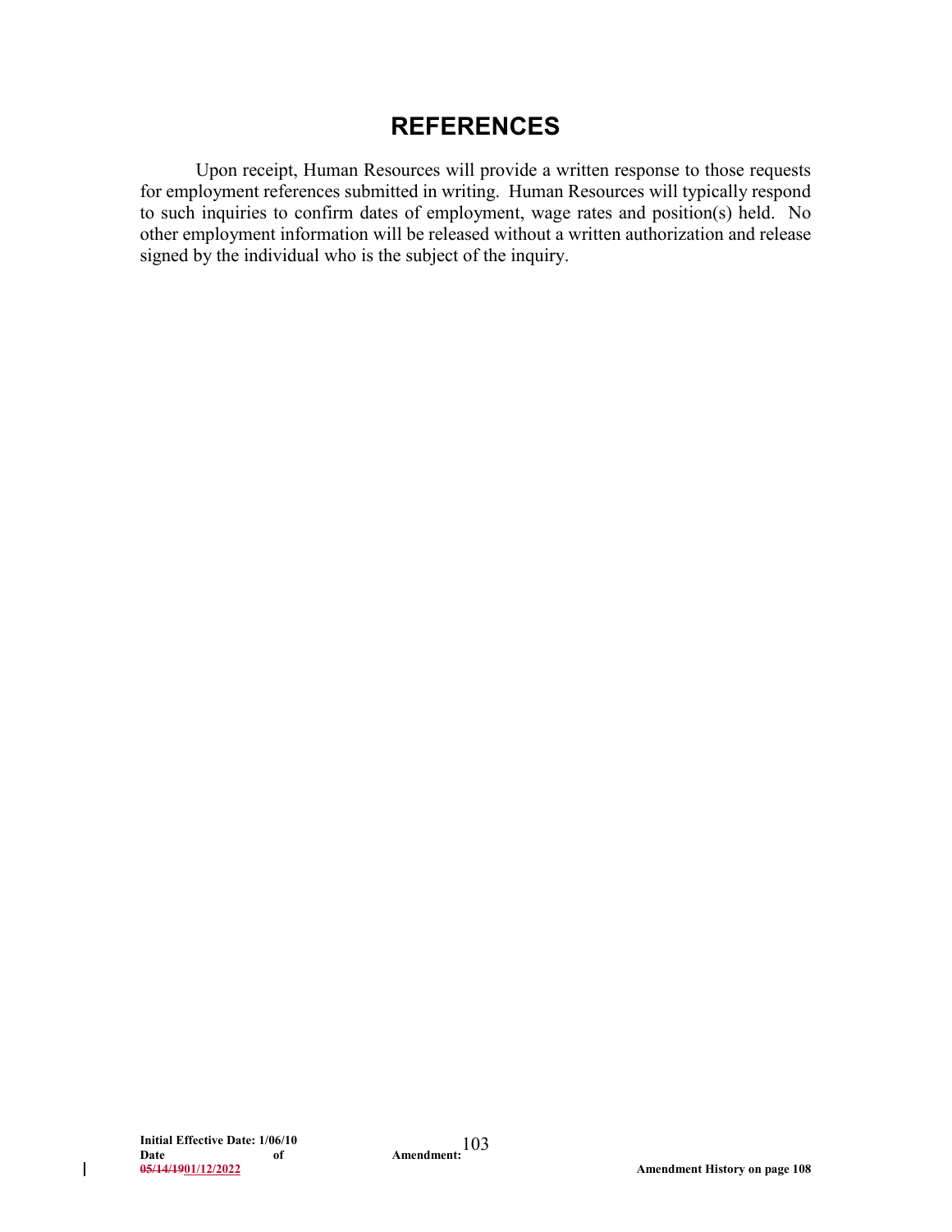# REFERENCES

Upon receipt, Human Resources will provide a written response to those requests for employment references submitted in writing. Human Resources will typically respond to such inquiries to confirm dates of employment, wage rates and position(s) held. No other employment information will be released without a written authorization and release signed by the individual who is the subject of the inquiry.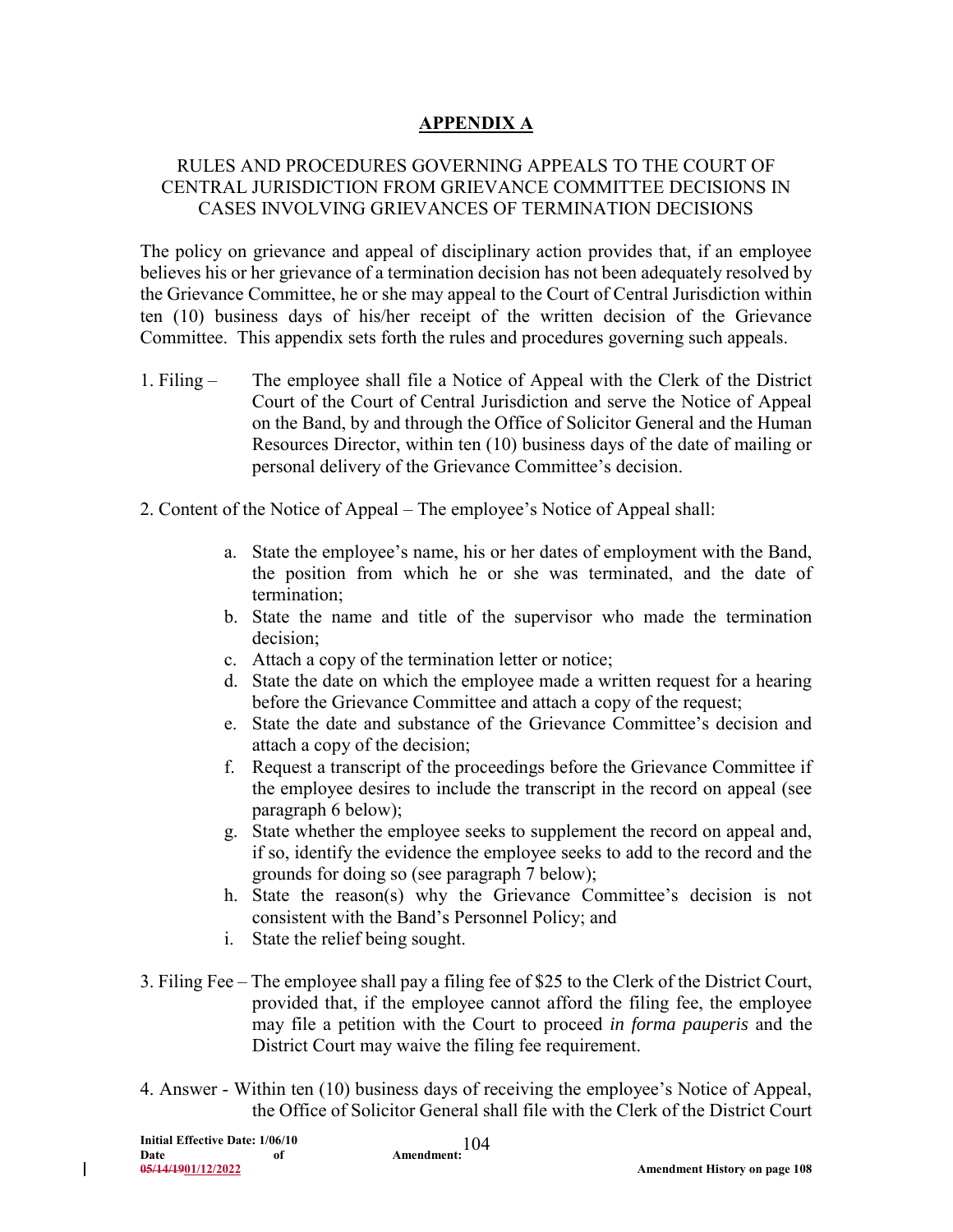## APPENDIX A

RULES AND PROCEDURES GOVERNING APPEALS TO THE COURT OF CENTRAL JURISDICTION FROM GRIEVANCE COMMITTEE DECISIONS IN CASES INVOLVING GRIEVANCES OF TERMINATION DECISIONS

The policy on grievance and appeal of disciplinary action provides that, if an employee believes his or her grievance of a termination decision has not been adequately resolved by the Grievance Committee, he or she may appeal to the Court of Central Jurisdiction within ten (10) business days of his/her receipt of the written decision of the Grievance Committee. This appendix sets forth the rules and procedures governing such appeals.

1. Filing – The employee shall file a Notice of Appeal with the Clerk of the District Court of the Court of Central Jurisdiction and serve the Notice of Appeal on the Band, by and through the Office of Solicitor General and the Human Resources Director, within ten (10) business days of the date of mailing or personal delivery of the Grievance Committee's decision.

2. Content of the Notice of Appeal – The employee's Notice of Appeal shall:

   a. State the employee's name, his or her dates of employment with the Band, the position from which he or she was terminated, and the date of termination;
   b. State the name and title of the supervisor who made the termination decision;
   c. Attach a copy of the termination letter or notice;
   d. State the date on which the employee made a written request for a hearing before the Grievance Committee and attach a copy of the request;
   e. State the date and substance of the Grievance Committee's decision and attach a copy of the decision;
   f. Request a transcript of the proceedings before the Grievance Committee if the employee desires to include the transcript in the record on appeal (see paragraph 6 below);
   g. State whether the employee seeks to supplement the record on appeal and, if so, identify the evidence the employee seeks to add to the record and the grounds for doing so (see paragraph 7 below);
   h. State the reason(s) why the Grievance Committee's decision is not consistent with the Band's Personnel Policy; and
   i. State the relief being sought.

3. Filing Fee – The employee shall pay a filing fee of $25 to the Clerk of the District Court, provided that, if the employee cannot afford the filing fee, the employee may file a petition with the Court to proceed *in forma pauperis* and the District Court may waive the filing fee requirement.

4. Answer - Within ten (10) business days of receiving the employee's Notice of Appeal, the Office of Solicitor General shall file with the Clerk of the District Court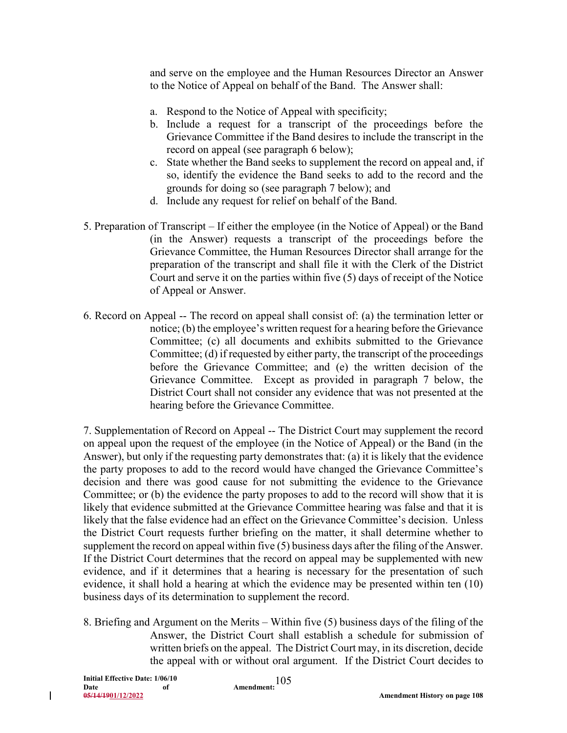and serve on the employee and the Human Resources Director an Answer to the Notice of Appeal on behalf of the Band. The Answer shall:

a. Respond to the Notice of Appeal with specificity;
b. Include a request for a transcript of the proceedings before the Grievance Committee if the Band desires to include the transcript in the record on appeal (see paragraph 6 below);
c. State whether the Band seeks to supplement the record on appeal and, if so, identify the evidence the Band seeks to add to the record and the grounds for doing so (see paragraph 7 below); and
d. Include any request for relief on behalf of the Band.

5. Preparation of Transcript – If either the employee (in the Notice of Appeal) or the Band (in the Answer) requests a transcript of the proceedings before the Grievance Committee, the Human Resources Director shall arrange for the preparation of the transcript and shall file it with the Clerk of the District Court and serve it on the parties within five (5) days of receipt of the Notice of Appeal or Answer.

6. Record on Appeal -- The record on appeal shall consist of: (a) the termination letter or notice; (b) the employee's written request for a hearing before the Grievance Committee; (c) all documents and exhibits submitted to the Grievance Committee; (d) if requested by either party, the transcript of the proceedings before the Grievance Committee; and (e) the written decision of the Grievance Committee. Except as provided in paragraph 7 below, the District Court shall not consider any evidence that was not presented at the hearing before the Grievance Committee.

7. Supplementation of Record on Appeal -- The District Court may supplement the record on appeal upon the request of the employee (in the Notice of Appeal) or the Band (in the Answer), but only if the requesting party demonstrates that: (a) it is likely that the evidence the party proposes to add to the record would have changed the Grievance Committee's decision and there was good cause for not submitting the evidence to the Grievance Committee; or (b) the evidence the party proposes to add to the record will show that it is likely that evidence submitted at the Grievance Committee hearing was false and that it is likely that the false evidence had an effect on the Grievance Committee's decision. Unless the District Court requests further briefing on the matter, it shall determine whether to supplement the record on appeal within five (5) business days after the filing of the Answer. If the District Court determines that the record on appeal may be supplemented with new evidence, and if it determines that a hearing is necessary for the presentation of such evidence, it shall hold a hearing at which the evidence may be presented within ten (10) business days of its determination to supplement the record.

8. Briefing and Argument on the Merits – Within five (5) business days of the filing of the Answer, the District Court shall establish a schedule for submission of written briefs on the appeal. The District Court may, in its discretion, decide the appeal with or without oral argument. If the District Court decides to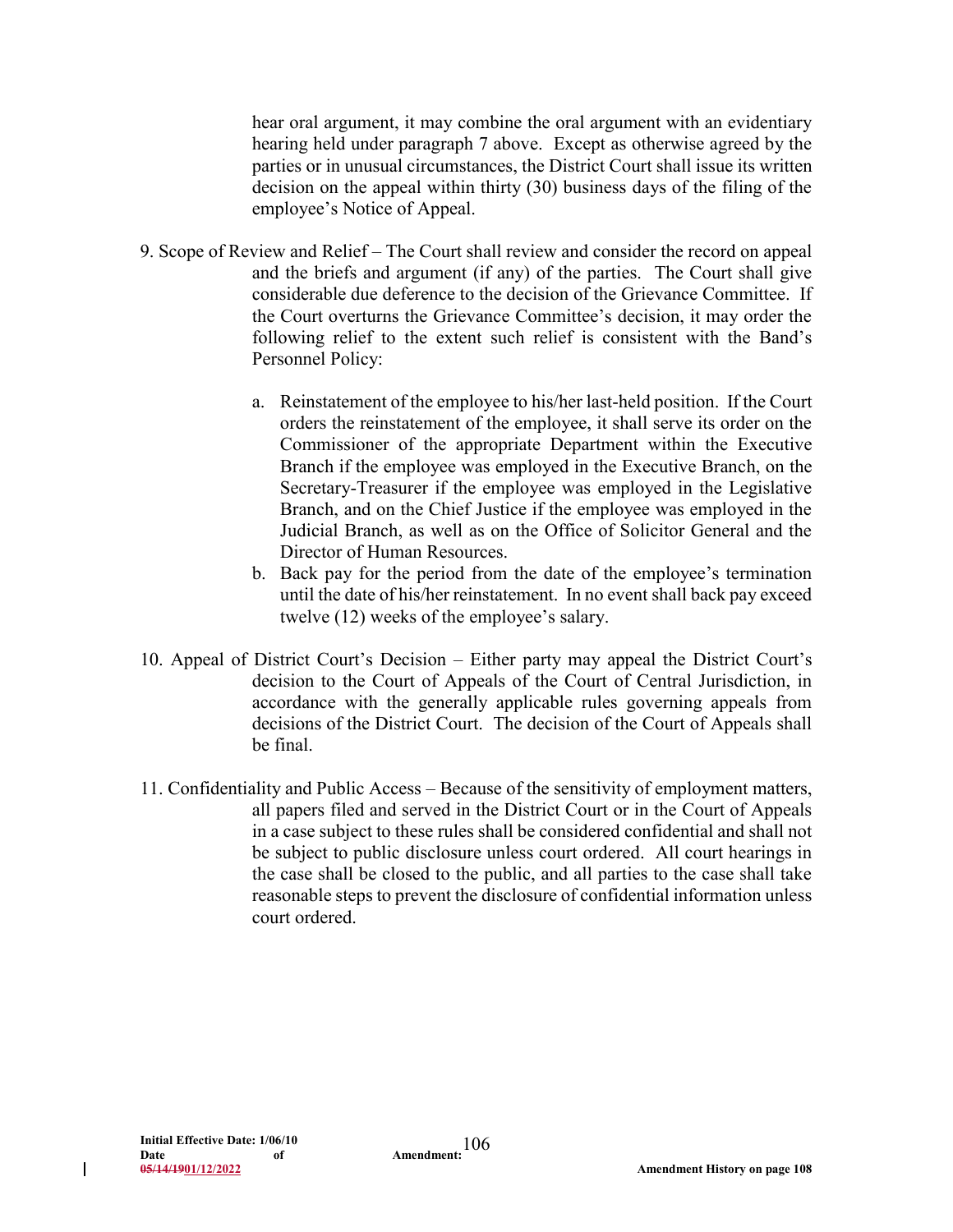hear oral argument, it may combine the oral argument with an evidentiary hearing held under paragraph 7 above. Except as otherwise agreed by the parties or in unusual circumstances, the District Court shall issue its written decision on the appeal within thirty (30) business days of the filing of the employee's Notice of Appeal.

9. Scope of Review and Relief – The Court shall review and consider the record on appeal and the briefs and argument (if any) of the parties. The Court shall give considerable due deference to the decision of the Grievance Committee. If the Court overturns the Grievance Committee's decision, it may order the following relief to the extent such relief is consistent with the Band's Personnel Policy:

   a. Reinstatement of the employee to his/her last-held position. If the Court orders the reinstatement of the employee, it shall serve its order on the Commissioner of the appropriate Department within the Executive Branch if the employee was employed in the Executive Branch, on the Secretary-Treasurer if the employee was employed in the Legislative Branch, and on the Chief Justice if the employee was employed in the Judicial Branch, as well as on the Office of Solicitor General and the Director of Human Resources.
   b. Back pay for the period from the date of the employee's termination until the date of his/her reinstatement. In no event shall back pay exceed twelve (12) weeks of the employee's salary.

10. Appeal of District Court's Decision – Either party may appeal the District Court's decision to the Court of Appeals of the Court of Central Jurisdiction, in accordance with the generally applicable rules governing appeals from decisions of the District Court. The decision of the Court of Appeals shall be final.

11. Confidentiality and Public Access – Because of the sensitivity of employment matters, all papers filed and served in the District Court or in the Court of Appeals in a case subject to these rules shall be considered confidential and shall not be subject to public disclosure unless court ordered. All court hearings in the case shall be closed to the public, and all parties to the case shall take reasonable steps to prevent the disclosure of confidential information unless court ordered.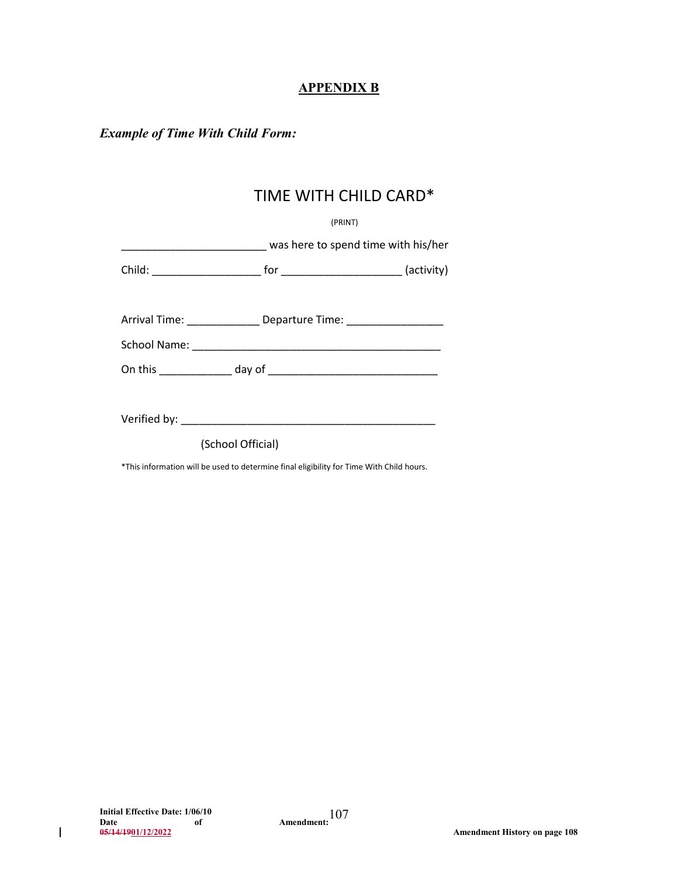# APPENDIX B

*Example of Time With Child Form:*

## TIME WITH CHILD CARD*

(PRINT)

________________________ was here to spend time with his/her

Child: __________________ for ____________________ (activity)

Arrival Time: ____________ Departure Time: ________________

School Name: _________________________________________

On this ____________ day of ____________________________

Verified by: __________________________________________

(School Official)

*This information will be used to determine final eligibility for Time With Child hours.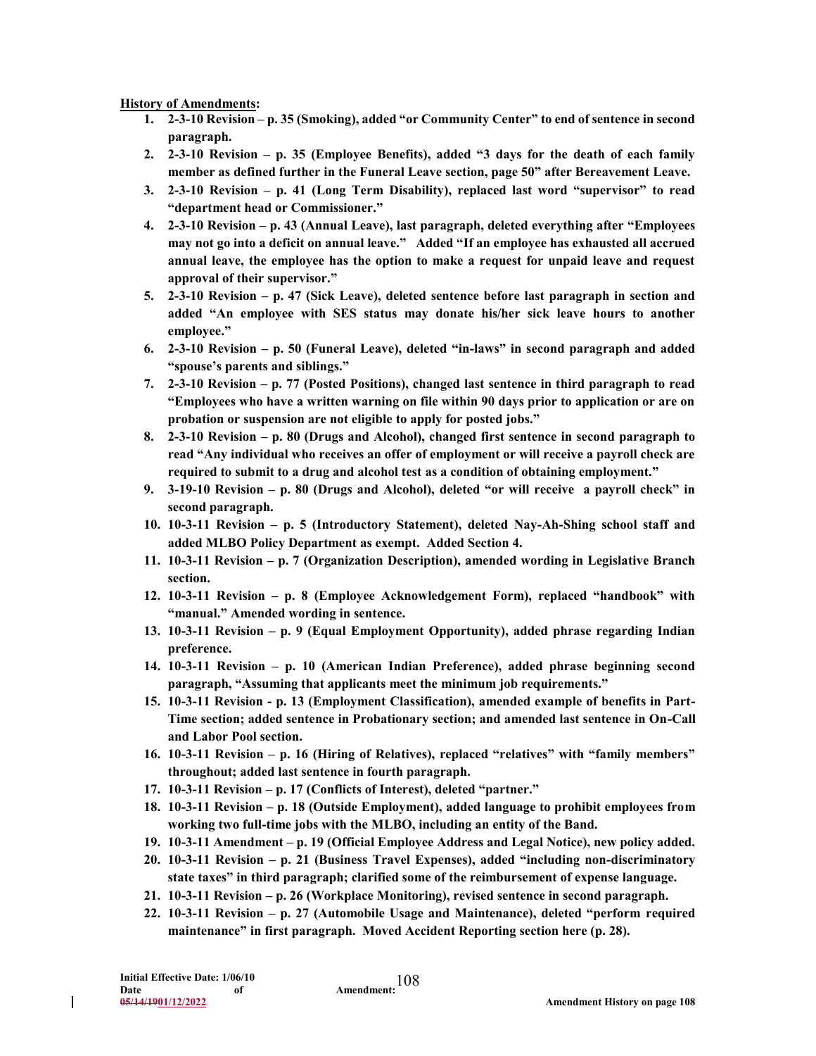**History of Amendments:**

1. **2-3-10 Revision – p. 35 (Smoking), added "or Community Center" to end of sentence in second paragraph.**
2. **2-3-10 Revision – p. 35 (Employee Benefits), added "3 days for the death of each family member as defined further in the Funeral Leave section, page 50" after Bereavement Leave.**
3. **2-3-10 Revision – p. 41 (Long Term Disability), replaced last word "supervisor" to read "department head or Commissioner."**
4. **2-3-10 Revision – p. 43 (Annual Leave), last paragraph, deleted everything after "Employees may not go into a deficit on annual leave." Added "If an employee has exhausted all accrued annual leave, the employee has the option to make a request for unpaid leave and request approval of their supervisor."**
5. **2-3-10 Revision – p. 47 (Sick Leave), deleted sentence before last paragraph in section and added "An employee with SES status may donate his/her sick leave hours to another employee."**
6. **2-3-10 Revision – p. 50 (Funeral Leave), deleted "in-laws" in second paragraph and added "spouse's parents and siblings."**
7. **2-3-10 Revision – p. 77 (Posted Positions), changed last sentence in third paragraph to read "Employees who have a written warning on file within 90 days prior to application or are on probation or suspension are not eligible to apply for posted jobs."**
8. **2-3-10 Revision – p. 80 (Drugs and Alcohol), changed first sentence in second paragraph to read "Any individual who receives an offer of employment or will receive a payroll check are required to submit to a drug and alcohol test as a condition of obtaining employment."**
9. **3-19-10 Revision – p. 80 (Drugs and Alcohol), deleted "or will receive a payroll check" in second paragraph.**
10. **10-3-11 Revision – p. 5 (Introductory Statement), deleted Nay-Ah-Shing school staff and added MLBO Policy Department as exempt. Added Section 4.**
11. **10-3-11 Revision – p. 7 (Organization Description), amended wording in Legislative Branch section.**
12. **10-3-11 Revision – p. 8 (Employee Acknowledgement Form), replaced "handbook" with "manual." Amended wording in sentence.**
13. **10-3-11 Revision – p. 9 (Equal Employment Opportunity), added phrase regarding Indian preference.**
14. **10-3-11 Revision – p. 10 (American Indian Preference), added phrase beginning second paragraph, "Assuming that applicants meet the minimum job requirements."**
15. **10-3-11 Revision - p. 13 (Employment Classification), amended example of benefits in Part-Time section; added sentence in Probationary section; and amended last sentence in On-Call and Labor Pool section.**
16. **10-3-11 Revision – p. 16 (Hiring of Relatives), replaced "relatives" with "family members" throughout; added last sentence in fourth paragraph.**
17. **10-3-11 Revision – p. 17 (Conflicts of Interest), deleted "partner."**
18. **10-3-11 Revision – p. 18 (Outside Employment), added language to prohibit employees from working two full-time jobs with the MLBO, including an entity of the Band.**
19. **10-3-11 Amendment – p. 19 (Official Employee Address and Legal Notice), new policy added.**
20. **10-3-11 Revision – p. 21 (Business Travel Expenses), added "including non-discriminatory state taxes" in third paragraph; clarified some of the reimbursement of expense language.**
21. **10-3-11 Revision – p. 26 (Workplace Monitoring), revised sentence in second paragraph.**
22. **10-3-11 Revision – p. 27 (Automobile Usage and Maintenance), deleted "perform required maintenance" in first paragraph. Moved Accident Reporting section here (p. 28).**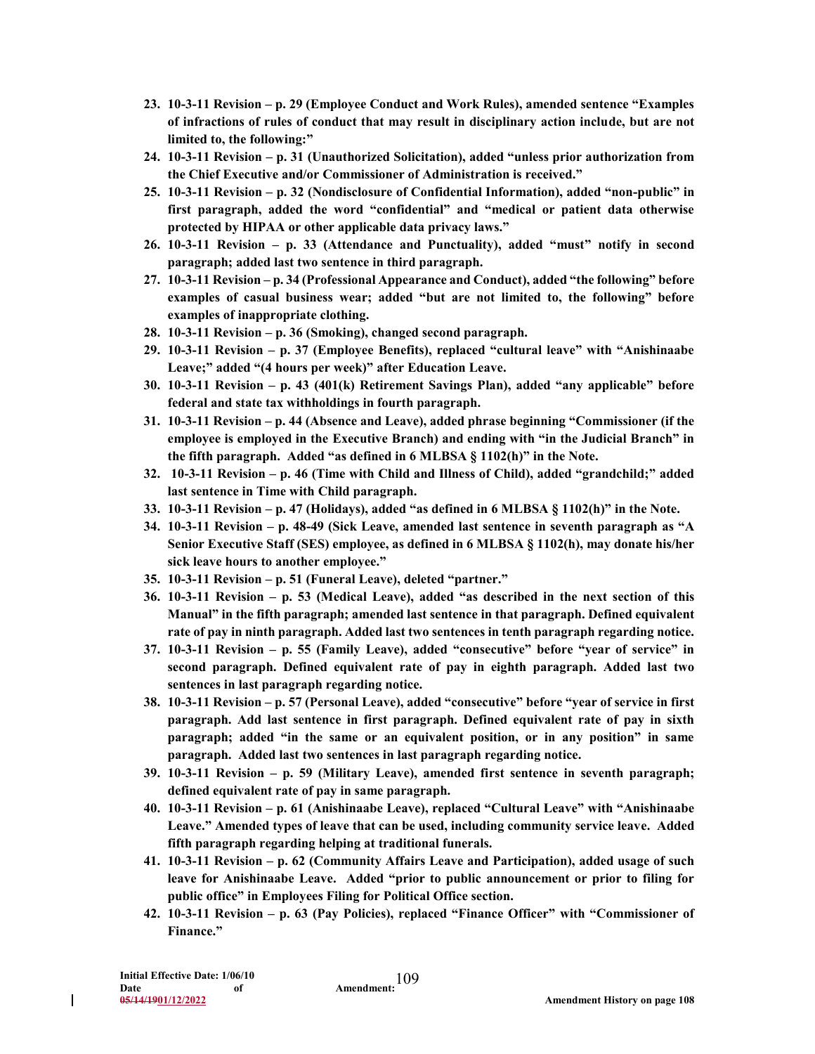23. **10-3-11 Revision – p. 29 (Employee Conduct and Work Rules), amended sentence "Examples of infractions of rules of conduct that may result in disciplinary action include, but are not limited to, the following:"**
24. **10-3-11 Revision – p. 31 (Unauthorized Solicitation), added "unless prior authorization from the Chief Executive and/or Commissioner of Administration is received."**
25. **10-3-11 Revision – p. 32 (Nondisclosure of Confidential Information), added "non-public" in first paragraph, added the word "confidential" and "medical or patient data otherwise protected by HIPAA or other applicable data privacy laws."**
26. **10-3-11 Revision – p. 33 (Attendance and Punctuality), added "must" notify in second paragraph; added last two sentence in third paragraph.**
27. **10-3-11 Revision – p. 34 (Professional Appearance and Conduct), added "the following" before examples of casual business wear; added "but are not limited to, the following" before examples of inappropriate clothing.**
28. **10-3-11 Revision – p. 36 (Smoking), changed second paragraph.**
29. **10-3-11 Revision – p. 37 (Employee Benefits), replaced "cultural leave" with "Anishinaabe Leave;" added "(4 hours per week)" after Education Leave.**
30. **10-3-11 Revision – p. 43 (401(k) Retirement Savings Plan), added "any applicable" before federal and state tax withholdings in fourth paragraph.**
31. **10-3-11 Revision – p. 44 (Absence and Leave), added phrase beginning "Commissioner (if the employee is employed in the Executive Branch) and ending with "in the Judicial Branch" in the fifth paragraph. Added "as defined in 6 MLBSA § 1102(h)" in the Note.**
32. **10-3-11 Revision – p. 46 (Time with Child and Illness of Child), added "grandchild;" added last sentence in Time with Child paragraph.**
33. **10-3-11 Revision – p. 47 (Holidays), added "as defined in 6 MLBSA § 1102(h)" in the Note.**
34. **10-3-11 Revision – p. 48-49 (Sick Leave, amended last sentence in seventh paragraph as "A Senior Executive Staff (SES) employee, as defined in 6 MLBSA § 1102(h), may donate his/her sick leave hours to another employee."**
35. **10-3-11 Revision – p. 51 (Funeral Leave), deleted "partner."**
36. **10-3-11 Revision – p. 53 (Medical Leave), added "as described in the next section of this Manual" in the fifth paragraph; amended last sentence in that paragraph. Defined equivalent rate of pay in ninth paragraph. Added last two sentences in tenth paragraph regarding notice.**
37. **10-3-11 Revision – p. 55 (Family Leave), added "consecutive" before "year of service" in second paragraph. Defined equivalent rate of pay in eighth paragraph. Added last two sentences in last paragraph regarding notice.**
38. **10-3-11 Revision – p. 57 (Personal Leave), added "consecutive" before "year of service in first paragraph. Add last sentence in first paragraph. Defined equivalent rate of pay in sixth paragraph; added "in the same or an equivalent position, or in any position" in same paragraph. Added last two sentences in last paragraph regarding notice.**
39. **10-3-11 Revision – p. 59 (Military Leave), amended first sentence in seventh paragraph; defined equivalent rate of pay in same paragraph.**
40. **10-3-11 Revision – p. 61 (Anishinaabe Leave), replaced "Cultural Leave" with "Anishinaabe Leave." Amended types of leave that can be used, including community service leave. Added fifth paragraph regarding helping at traditional funerals.**
41. **10-3-11 Revision – p. 62 (Community Affairs Leave and Participation), added usage of such leave for Anishinaabe Leave. Added "prior to public announcement or prior to filing for public office" in Employees Filing for Political Office section.**
42. **10-3-11 Revision – p. 63 (Pay Policies), replaced "Finance Officer" with "Commissioner of Finance."**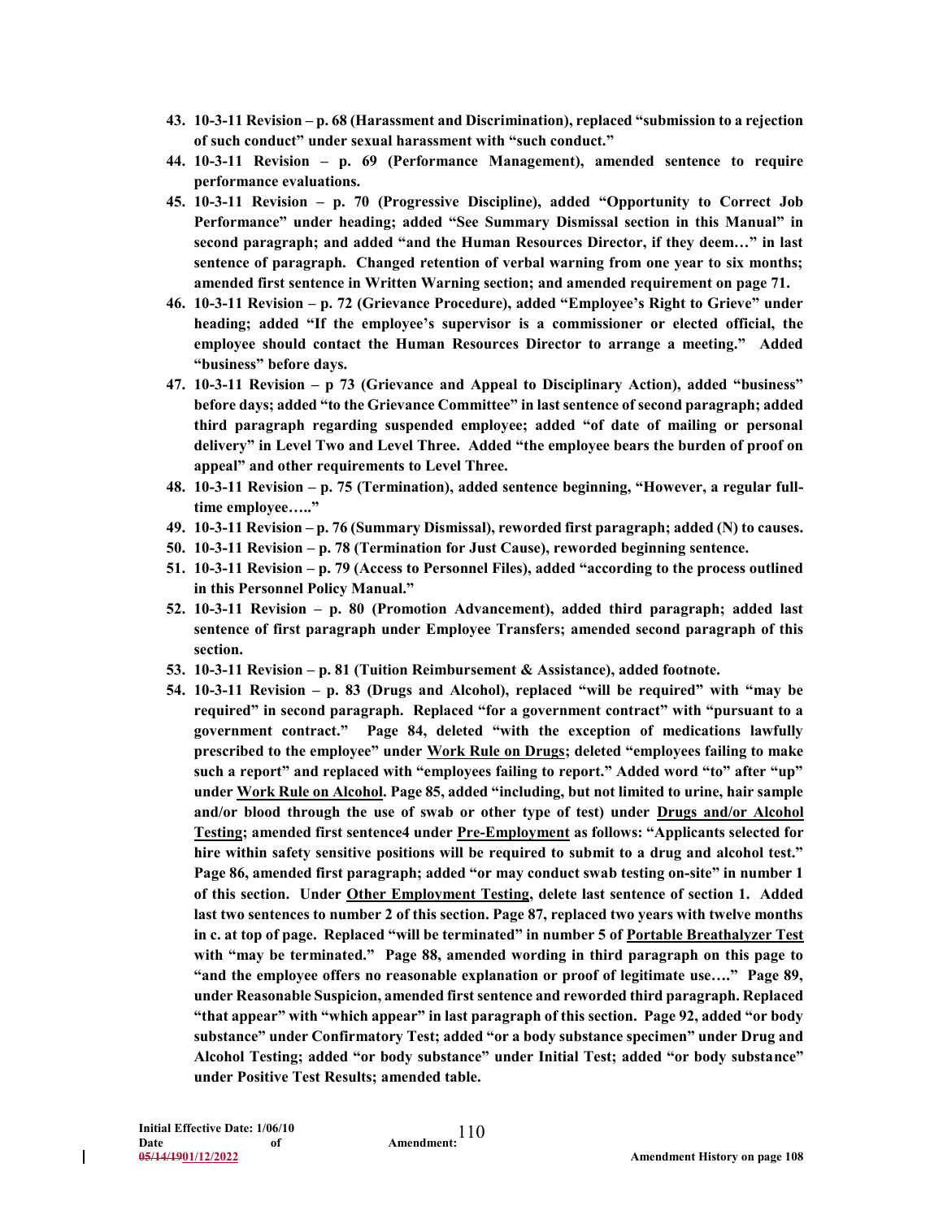43. **10-3-11 Revision – p. 68 (Harassment and Discrimination), replaced "submission to a rejection of such conduct" under sexual harassment with "such conduct."**
44. **10-3-11 Revision – p. 69 (Performance Management), amended sentence to require performance evaluations.**
45. **10-3-11 Revision – p. 70 (Progressive Discipline), added "Opportunity to Correct Job Performance" under heading; added "See Summary Dismissal section in this Manual" in second paragraph; and added "and the Human Resources Director, if they deem…" in last sentence of paragraph. Changed retention of verbal warning from one year to six months; amended first sentence in Written Warning section; and amended requirement on page 71.**
46. **10-3-11 Revision – p. 72 (Grievance Procedure), added "Employee's Right to Grieve" under heading; added "If the employee's supervisor is a commissioner or elected official, the employee should contact the Human Resources Director to arrange a meeting." Added "business" before days.**
47. **10-3-11 Revision – p 73 (Grievance and Appeal to Disciplinary Action), added "business" before days; added "to the Grievance Committee" in last sentence of second paragraph; added third paragraph regarding suspended employee; added "of date of mailing or personal delivery" in Level Two and Level Three. Added "the employee bears the burden of proof on appeal" and other requirements to Level Three.**
48. **10-3-11 Revision – p. 75 (Termination), added sentence beginning, "However, a regular full-time employee….."**
49. **10-3-11 Revision – p. 76 (Summary Dismissal), reworded first paragraph; added (N) to causes.**
50. **10-3-11 Revision – p. 78 (Termination for Just Cause), reworded beginning sentence.**
51. **10-3-11 Revision – p. 79 (Access to Personnel Files), added "according to the process outlined in this Personnel Policy Manual."**
52. **10-3-11 Revision – p. 80 (Promotion Advancement), added third paragraph; added last sentence of first paragraph under Employee Transfers; amended second paragraph of this section.**
53. **10-3-11 Revision – p. 81 (Tuition Reimbursement & Assistance), added footnote.**
54. **10-3-11 Revision – p. 83 (Drugs and Alcohol), replaced "will be required" with "may be required" in second paragraph. Replaced "for a government contract" with "pursuant to a government contract." Page 84, deleted "with the exception of medications lawfully prescribed to the employee" under <u>Work Rule on Drugs</u>; deleted "employees failing to make such a report" and replaced with "employees failing to report." Added word "to" after "up" under <u>Work Rule on Alcohol</u>. Page 85, added "including, but not limited to urine, hair sample and/or blood through the use of swab or other type of test) under <u>Drugs and/or Alcohol Testing</u>; amended first sentence4 under <u>Pre-Employment</u> as follows: "Applicants selected for hire within safety sensitive positions will be required to submit to a drug and alcohol test." Page 86, amended first paragraph; added "or may conduct swab testing on-site" in number 1 of this section. Under <u>Other Employment Testing</u>, delete last sentence of section 1. Added last two sentences to number 2 of this section. Page 87, replaced two years with twelve months in c. at top of page. Replaced "will be terminated" in number 5 of <u>Portable Breathalyzer Test</u> with "may be terminated." Page 88, amended wording in third paragraph on this page to "and the employee offers no reasonable explanation or proof of legitimate use…." Page 89, under Reasonable Suspicion, amended first sentence and reworded third paragraph. Replaced "that appear" with "which appear" in last paragraph of this section. Page 92, added "or body substance" under Confirmatory Test; added "or a body substance specimen" under Drug and Alcohol Testing; added "or body substance" under Initial Test; added "or body substance" under Positive Test Results; amended table.**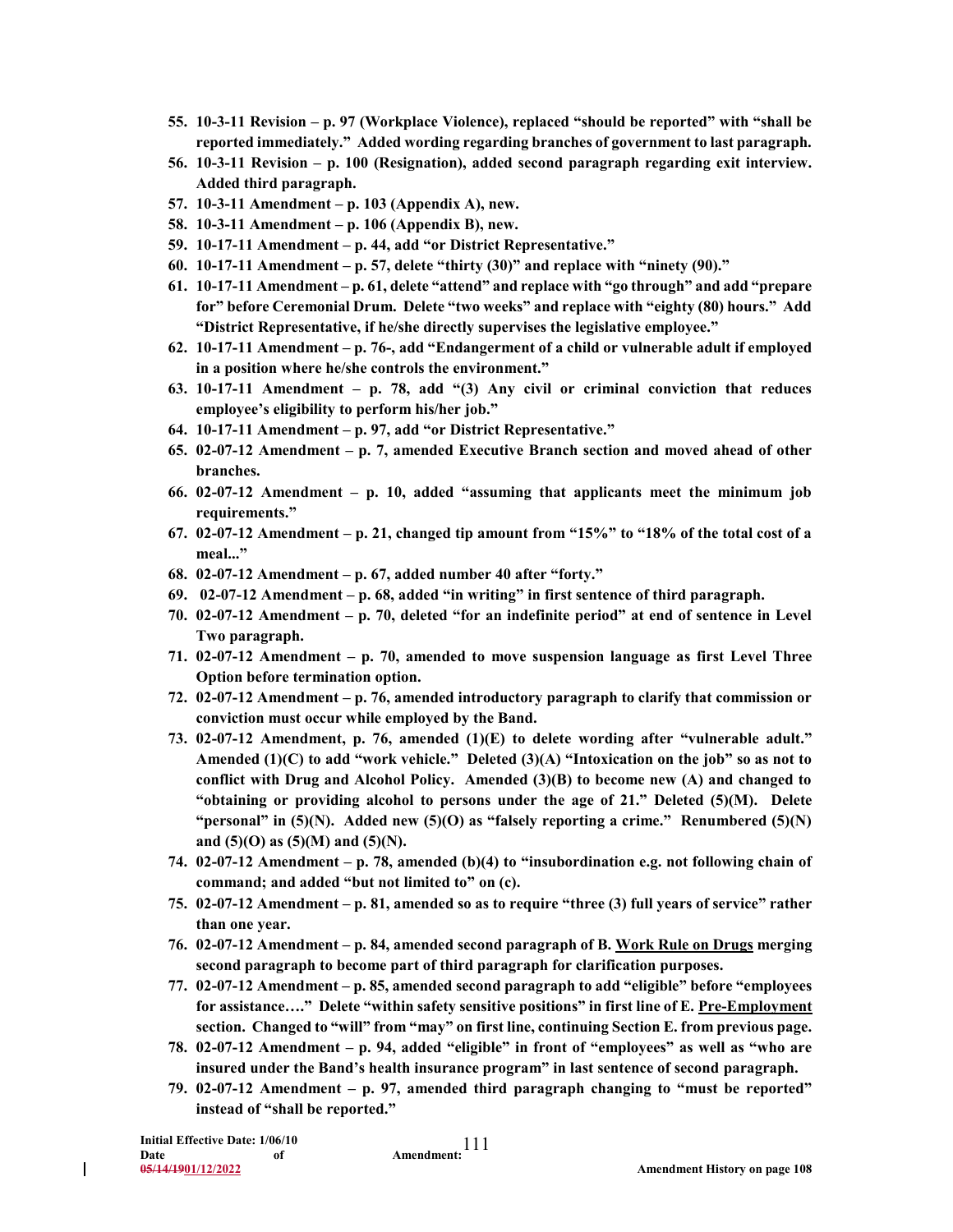55. **10-3-11 Revision – p. 97 (Workplace Violence), replaced "should be reported" with "shall be reported immediately." Added wording regarding branches of government to last paragraph.**
56. **10-3-11 Revision – p. 100 (Resignation), added second paragraph regarding exit interview. Added third paragraph.**
57. **10-3-11 Amendment – p. 103 (Appendix A), new.**
58. **10-3-11 Amendment – p. 106 (Appendix B), new.**
59. **10-17-11 Amendment – p. 44, add "or District Representative."**
60. **10-17-11 Amendment – p. 57, delete "thirty (30)" and replace with "ninety (90)."**
61. **10-17-11 Amendment – p. 61, delete "attend" and replace with "go through" and add "prepare for" before Ceremonial Drum. Delete "two weeks" and replace with "eighty (80) hours." Add "District Representative, if he/she directly supervises the legislative employee."**
62. **10-17-11 Amendment – p. 76-, add "Endangerment of a child or vulnerable adult if employed in a position where he/she controls the environment."**
63. **10-17-11 Amendment – p. 78, add "(3) Any civil or criminal conviction that reduces employee's eligibility to perform his/her job."**
64. **10-17-11 Amendment – p. 97, add "or District Representative."**
65. **02-07-12 Amendment – p. 7, amended Executive Branch section and moved ahead of other branches.**
66. **02-07-12 Amendment – p. 10, added "assuming that applicants meet the minimum job requirements."**
67. **02-07-12 Amendment – p. 21, changed tip amount from "15%" to "18% of the total cost of a meal..."**
68. **02-07-12 Amendment – p. 67, added number 40 after "forty."**
69. **02-07-12 Amendment – p. 68, added "in writing" in first sentence of third paragraph.**
70. **02-07-12 Amendment – p. 70, deleted "for an indefinite period" at end of sentence in Level Two paragraph.**
71. **02-07-12 Amendment – p. 70, amended to move suspension language as first Level Three Option before termination option.**
72. **02-07-12 Amendment – p. 76, amended introductory paragraph to clarify that commission or conviction must occur while employed by the Band.**
73. **02-07-12 Amendment, p. 76, amended (1)(E) to delete wording after "vulnerable adult." Amended (1)(C) to add "work vehicle." Deleted (3)(A) "Intoxication on the job" so as not to conflict with Drug and Alcohol Policy. Amended (3)(B) to become new (A) and changed to "obtaining or providing alcohol to persons under the age of 21." Deleted (5)(M). Delete "personal" in (5)(N). Added new (5)(O) as "falsely reporting a crime." Renumbered (5)(N) and (5)(O) as (5)(M) and (5)(N).**
74. **02-07-12 Amendment – p. 78, amended (b)(4) to "insubordination e.g. not following chain of command; and added "but not limited to" on (c).**
75. **02-07-12 Amendment – p. 81, amended so as to require "three (3) full years of service" rather than one year.**
76. **02-07-12 Amendment – p. 84, amended second paragraph of B. <u>Work Rule on Drugs</u> merging second paragraph to become part of third paragraph for clarification purposes.**
77. **02-07-12 Amendment – p. 85, amended second paragraph to add "eligible" before "employees for assistance…." Delete "within safety sensitive positions" in first line of E. <u>Pre-Employment</u> section. Changed to "will" from "may" on first line, continuing Section E. from previous page.**
78. **02-07-12 Amendment – p. 94, added "eligible" in front of "employees" as well as "who are insured under the Band's health insurance program" in last sentence of second paragraph.**
79. **02-07-12 Amendment – p. 97, amended third paragraph changing to "must be reported" instead of "shall be reported."**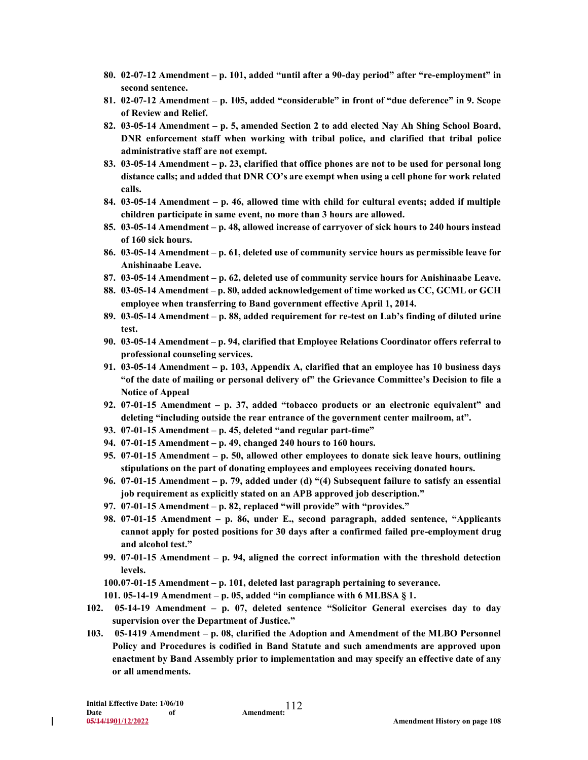80. **02-07-12 Amendment – p. 101, added "until after a 90-day period" after "re-employment" in second sentence.**
81. **02-07-12 Amendment – p. 105, added "considerable" in front of "due deference" in 9. Scope of Review and Relief.**
82. **03-05-14 Amendment – p. 5, amended Section 2 to add elected Nay Ah Shing School Board, DNR enforcement staff when working with tribal police, and clarified that tribal police administrative staff are not exempt.**
83. **03-05-14 Amendment – p. 23, clarified that office phones are not to be used for personal long distance calls; and added that DNR CO's are exempt when using a cell phone for work related calls.**
84. **03-05-14 Amendment – p. 46, allowed time with child for cultural events; added if multiple children participate in same event, no more than 3 hours are allowed.**
85. **03-05-14 Amendment – p. 48, allowed increase of carryover of sick hours to 240 hours instead of 160 sick hours.**
86. **03-05-14 Amendment – p. 61, deleted use of community service hours as permissible leave for Anishinaabe Leave.**
87. **03-05-14 Amendment – p. 62, deleted use of community service hours for Anishinaabe Leave.**
88. **03-05-14 Amendment – p. 80, added acknowledgement of time worked as CC, GCML or GCH employee when transferring to Band government effective April 1, 2014.**
89. **03-05-14 Amendment – p. 88, added requirement for re-test on Lab's finding of diluted urine test.**
90. **03-05-14 Amendment – p. 94, clarified that Employee Relations Coordinator offers referral to professional counseling services.**
91. **03-05-14 Amendment – p. 103, Appendix A, clarified that an employee has 10 business days "of the date of mailing or personal delivery of" the Grievance Committee's Decision to file a Notice of Appeal**
92. **07-01-15 Amendment – p. 37, added "tobacco products or an electronic equivalent" and deleting "including outside the rear entrance of the government center mailroom, at".**
93. **07-01-15 Amendment – p. 45, deleted "and regular part-time"**
94. **07-01-15 Amendment – p. 49, changed 240 hours to 160 hours.**
95. **07-01-15 Amendment – p. 50, allowed other employees to donate sick leave hours, outlining stipulations on the part of donating employees and employees receiving donated hours.**
96. **07-01-15 Amendment – p. 79, added under (d) "(4) Subsequent failure to satisfy an essential job requirement as explicitly stated on an APB approved job description."**
97. **07-01-15 Amendment – p. 82, replaced "will provide" with "provides."**
98. **07-01-15 Amendment – p. 86, under E., second paragraph, added sentence, "Applicants cannot apply for posted positions for 30 days after a confirmed failed pre-employment drug and alcohol test."**
99. **07-01-15 Amendment – p. 94, aligned the correct information with the threshold detection levels.**
100. **07-01-15 Amendment – p. 101, deleted last paragraph pertaining to severance.**
101. **05-14-19 Amendment – p. 05, added "in compliance with 6 MLBSA § 1.**
102. **05-14-19 Amendment – p. 07, deleted sentence "Solicitor General exercises day to day supervision over the Department of Justice."**
103. **05-1419 Amendment – p. 08, clarified the Adoption and Amendment of the MLBO Personnel Policy and Procedures is codified in Band Statute and such amendments are approved upon enactment by Band Assembly prior to implementation and may specify an effective date of any or all amendments.**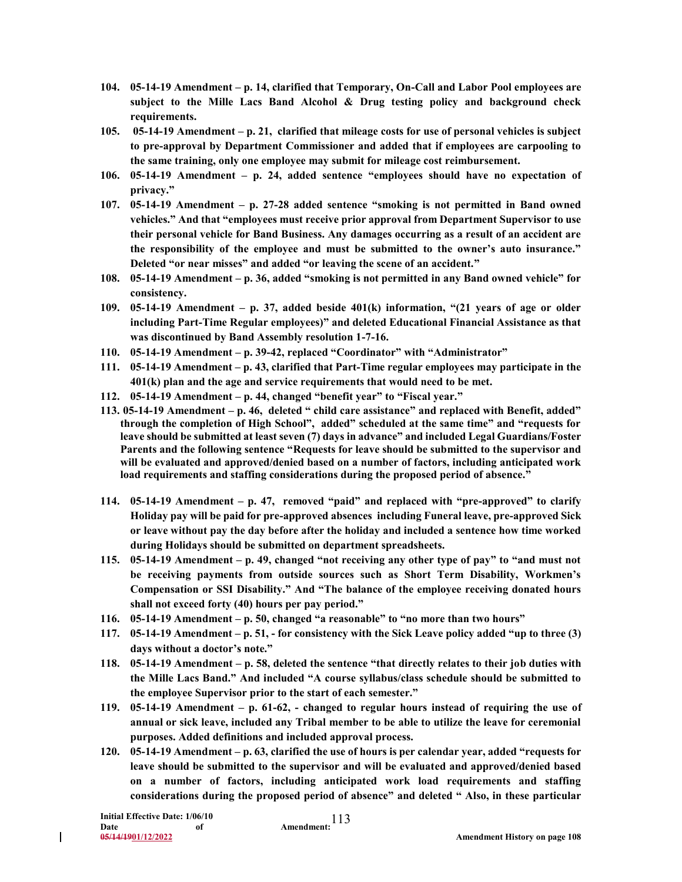**104. 05-14-19 Amendment – p. 14, clarified that Temporary, On-Call and Labor Pool employees are subject to the Mille Lacs Band Alcohol & Drug testing policy and background check requirements.**

**105. 05-14-19 Amendment – p. 21, clarified that mileage costs for use of personal vehicles is subject to pre-approval by Department Commissioner and added that if employees are carpooling to the same training, only one employee may submit for mileage cost reimbursement.**

**106. 05-14-19 Amendment – p. 24, added sentence "employees should have no expectation of privacy."**

**107. 05-14-19 Amendment – p. 27-28 added sentence "smoking is not permitted in Band owned vehicles." And that "employees must receive prior approval from Department Supervisor to use their personal vehicle for Band Business. Any damages occurring as a result of an accident are the responsibility of the employee and must be submitted to the owner's auto insurance." Deleted "or near misses" and added "or leaving the scene of an accident."**

**108. 05-14-19 Amendment – p. 36, added "smoking is not permitted in any Band owned vehicle" for consistency.**

**109. 05-14-19 Amendment – p. 37, added beside 401(k) information, "(21 years of age or older including Part-Time Regular employees)" and deleted Educational Financial Assistance as that was discontinued by Band Assembly resolution 1-7-16.**

**110. 05-14-19 Amendment – p. 39-42, replaced "Coordinator" with "Administrator"**

**111. 05-14-19 Amendment – p. 43, clarified that Part-Time regular employees may participate in the 401(k) plan and the age and service requirements that would need to be met.**

**112. 05-14-19 Amendment – p. 44, changed "benefit year" to "Fiscal year."**

**113. 05-14-19 Amendment – p. 46, deleted " child care assistance" and replaced with Benefit, added" through the completion of High School", added" scheduled at the same time" and "requests for leave should be submitted at least seven (7) days in advance" and included Legal Guardians/Foster Parents and the following sentence "Requests for leave should be submitted to the supervisor and will be evaluated and approved/denied based on a number of factors, including anticipated work load requirements and staffing considerations during the proposed period of absence."**

**114. 05-14-19 Amendment – p. 47, removed "paid" and replaced with "pre-approved" to clarify Holiday pay will be paid for pre-approved absences including Funeral leave, pre-approved Sick or leave without pay the day before after the holiday and included a sentence how time worked during Holidays should be submitted on department spreadsheets.**

**115. 05-14-19 Amendment – p. 49, changed "not receiving any other type of pay" to "and must not be receiving payments from outside sources such as Short Term Disability, Workmen's Compensation or SSI Disability." And "The balance of the employee receiving donated hours shall not exceed forty (40) hours per pay period."**

**116. 05-14-19 Amendment – p. 50, changed "a reasonable" to "no more than two hours"**

**117. 05-14-19 Amendment – p. 51, - for consistency with the Sick Leave policy added "up to three (3) days without a doctor's note."**

**118. 05-14-19 Amendment – p. 58, deleted the sentence "that directly relates to their job duties with the Mille Lacs Band." And included "A course syllabus/class schedule should be submitted to the employee Supervisor prior to the start of each semester."**

**119. 05-14-19 Amendment – p. 61-62, - changed to regular hours instead of requiring the use of annual or sick leave, included any Tribal member to be able to utilize the leave for ceremonial purposes. Added definitions and included approval process.**

**120. 05-14-19 Amendment – p. 63, clarified the use of hours is per calendar year, added "requests for leave should be submitted to the supervisor and will be evaluated and approved/denied based on a number of factors, including anticipated work load requirements and staffing considerations during the proposed period of absence" and deleted " Also, in these particular**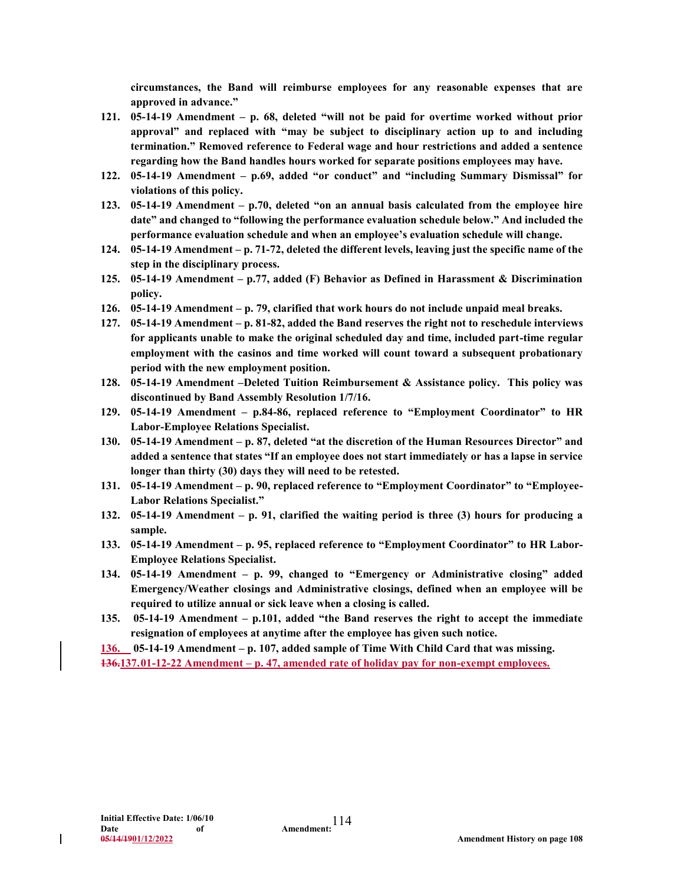**circumstances, the Band will reimburse employees for any reasonable expenses that are approved in advance."**

121. **05-14-19 Amendment – p. 68, deleted "will not be paid for overtime worked without prior approval" and replaced with "may be subject to disciplinary action up to and including termination." Removed reference to Federal wage and hour restrictions and added a sentence regarding how the Band handles hours worked for separate positions employees may have.**
122. **05-14-19 Amendment – p.69, added "or conduct" and "including Summary Dismissal" for violations of this policy.**
123. **05-14-19 Amendment – p.70, deleted "on an annual basis calculated from the employee hire date" and changed to "following the performance evaluation schedule below." And included the performance evaluation schedule and when an employee's evaluation schedule will change.**
124. **05-14-19 Amendment – p. 71-72, deleted the different levels, leaving just the specific name of the step in the disciplinary process.**
125. **05-14-19 Amendment – p.77, added (F) Behavior as Defined in Harassment & Discrimination policy.**
126. **05-14-19 Amendment – p. 79, clarified that work hours do not include unpaid meal breaks.**
127. **05-14-19 Amendment – p. 81-82, added the Band reserves the right not to reschedule interviews for applicants unable to make the original scheduled day and time, included part-time regular employment with the casinos and time worked will count toward a subsequent probationary period with the new employment position.**
128. **05-14-19 Amendment –Deleted Tuition Reimbursement & Assistance policy. This policy was discontinued by Band Assembly Resolution 1/7/16.**
129. **05-14-19 Amendment – p.84-86, replaced reference to "Employment Coordinator" to HR Labor-Employee Relations Specialist.**
130. **05-14-19 Amendment – p. 87, deleted "at the discretion of the Human Resources Director" and added a sentence that states "If an employee does not start immediately or has a lapse in service longer than thirty (30) days they will need to be retested.**
131. **05-14-19 Amendment – p. 90, replaced reference to "Employment Coordinator" to "Employee-Labor Relations Specialist."**
132. **05-14-19 Amendment – p. 91, clarified the waiting period is three (3) hours for producing a sample.**
133. **05-14-19 Amendment – p. 95, replaced reference to "Employment Coordinator" to HR Labor-Employee Relations Specialist.**
134. **05-14-19 Amendment – p. 99, changed to "Emergency or Administrative closing" added Emergency/Weather closings and Administrative closings, defined when an employee will be required to utilize annual or sick leave when a closing is called.**
135. **05-14-19 Amendment – p.101, added "the Band reserves the right to accept the immediate resignation of employees at anytime after the employee has given such notice.**
136. **05-14-19 Amendment – p. 107, added sample of Time With Child Card that was missing.**
137. **01-12-22 Amendment – p. 47, amended rate of holiday pay for non-exempt employees.**

**Initial Effective Date: 1/06/10**
**Date of Amendment: ~~05/14/19~~01/12/2022**
**Amendment History on page 108**